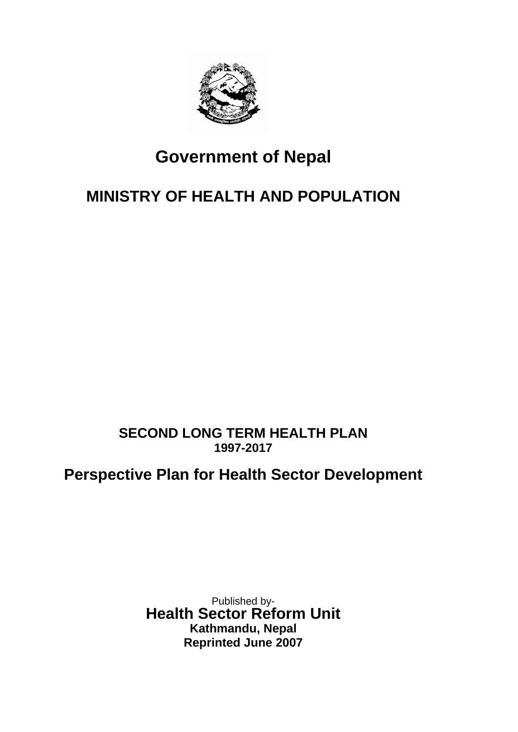# Government of Nepal

## MINISTRY OF HEALTH AND POPULATION

**SECOND LONG TERM HEALTH PLAN**
**1997-2017**

## Perspective Plan for Health Sector Development

Published by-
**Health Sector Reform Unit**
**Kathmandu, Nepal**
**Reprinted June 2007**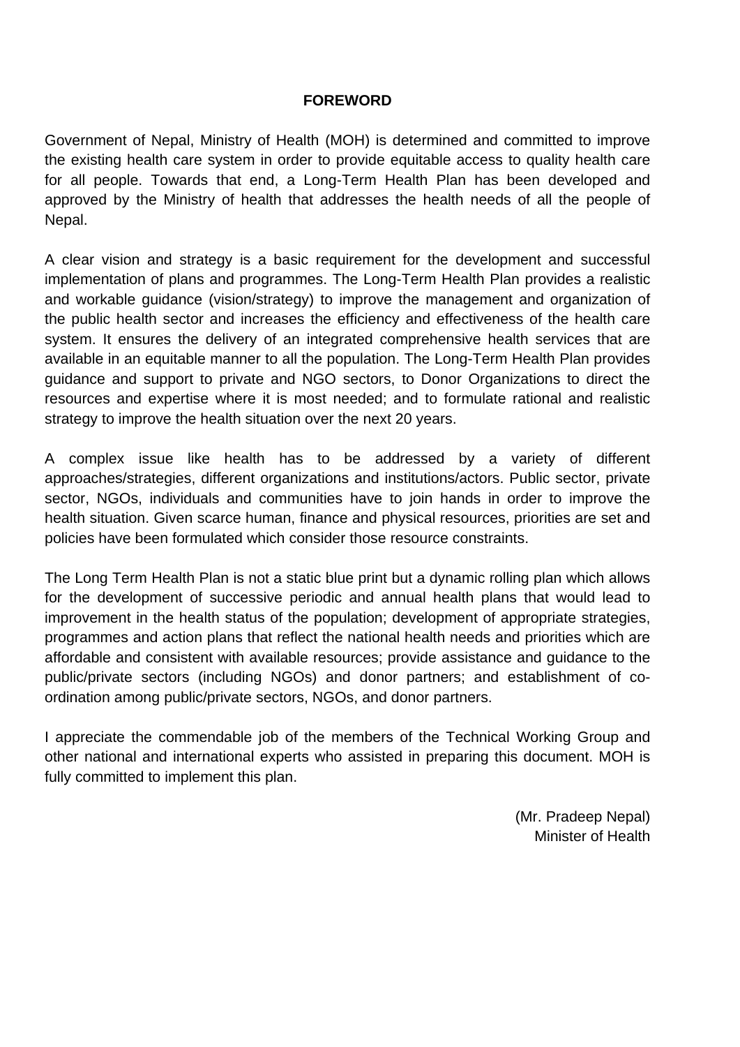# FOREWORD

Government of Nepal, Ministry of Health (MOH) is determined and committed to improve the existing health care system in order to provide equitable access to quality health care for all people. Towards that end, a Long-Term Health Plan has been developed and approved by the Ministry of health that addresses the health needs of all the people of Nepal.

A clear vision and strategy is a basic requirement for the development and successful implementation of plans and programmes. The Long-Term Health Plan provides a realistic and workable guidance (vision/strategy) to improve the management and organization of the public health sector and increases the efficiency and effectiveness of the health care system. It ensures the delivery of an integrated comprehensive health services that are available in an equitable manner to all the population. The Long-Term Health Plan provides guidance and support to private and NGO sectors, to Donor Organizations to direct the resources and expertise where it is most needed; and to formulate rational and realistic strategy to improve the health situation over the next 20 years.

A complex issue like health has to be addressed by a variety of different approaches/strategies, different organizations and institutions/actors. Public sector, private sector, NGOs, individuals and communities have to join hands in order to improve the health situation. Given scarce human, finance and physical resources, priorities are set and policies have been formulated which consider those resource constraints.

The Long Term Health Plan is not a static blue print but a dynamic rolling plan which allows for the development of successive periodic and annual health plans that would lead to improvement in the health status of the population; development of appropriate strategies, programmes and action plans that reflect the national health needs and priorities which are affordable and consistent with available resources; provide assistance and guidance to the public/private sectors (including NGOs) and donor partners; and establishment of co-ordination among public/private sectors, NGOs, and donor partners.

I appreciate the commendable job of the members of the Technical Working Group and other national and international experts who assisted in preparing this document. MOH is fully committed to implement this plan.

(Mr. Pradeep Nepal)
Minister of Health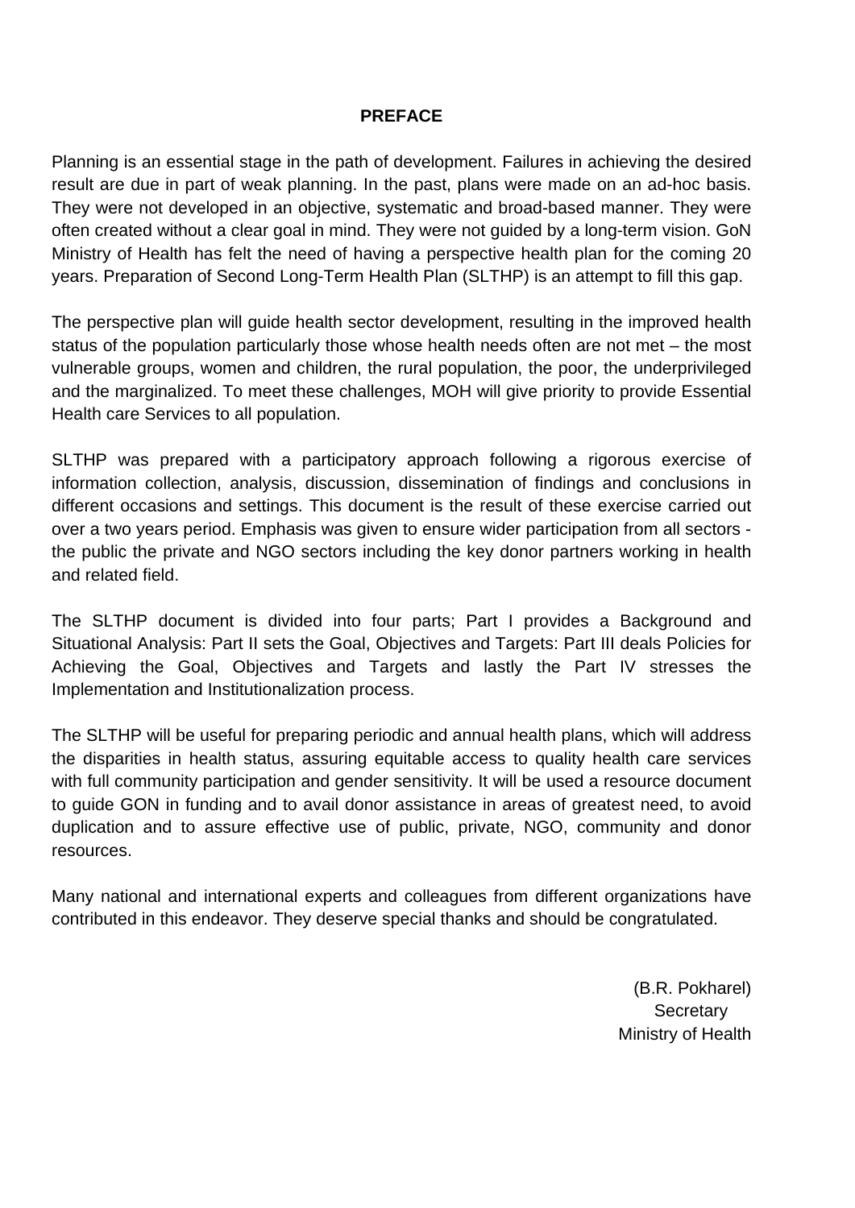# PREFACE

Planning is an essential stage in the path of development. Failures in achieving the desired result are due in part of weak planning. In the past, plans were made on an ad-hoc basis. They were not developed in an objective, systematic and broad-based manner. They were often created without a clear goal in mind. They were not guided by a long-term vision. GoN Ministry of Health has felt the need of having a perspective health plan for the coming 20 years. Preparation of Second Long-Term Health Plan (SLTHP) is an attempt to fill this gap.

The perspective plan will guide health sector development, resulting in the improved health status of the population particularly those whose health needs often are not met – the most vulnerable groups, women and children, the rural population, the poor, the underprivileged and the marginalized. To meet these challenges, MOH will give priority to provide Essential Health care Services to all population.

SLTHP was prepared with a participatory approach following a rigorous exercise of information collection, analysis, discussion, dissemination of findings and conclusions in different occasions and settings. This document is the result of these exercise carried out over a two years period. Emphasis was given to ensure wider participation from all sectors - the public the private and NGO sectors including the key donor partners working in health and related field.

The SLTHP document is divided into four parts; Part I provides a Background and Situational Analysis: Part II sets the Goal, Objectives and Targets: Part III deals Policies for Achieving the Goal, Objectives and Targets and lastly the Part IV stresses the Implementation and Institutionalization process.

The SLTHP will be useful for preparing periodic and annual health plans, which will address the disparities in health status, assuring equitable access to quality health care services with full community participation and gender sensitivity. It will be used a resource document to guide GON in funding and to avail donor assistance in areas of greatest need, to avoid duplication and to assure effective use of public, private, NGO, community and donor resources.

Many national and international experts and colleagues from different organizations have contributed in this endeavor. They deserve special thanks and should be congratulated.

(B.R. Pokharel)
Secretary
Ministry of Health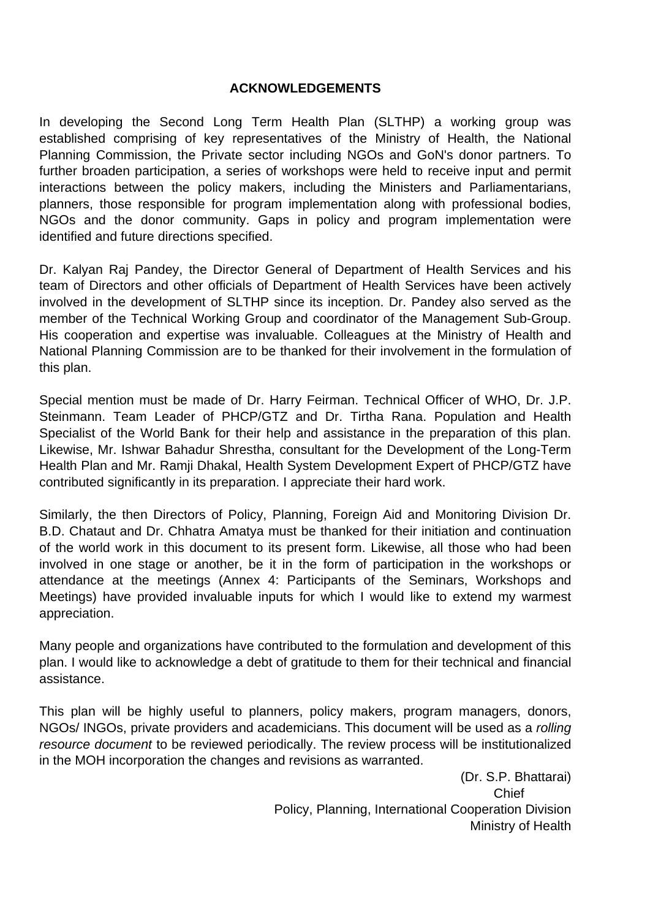## ACKNOWLEDGEMENTS

In developing the Second Long Term Health Plan (SLTHP) a working group was established comprising of key representatives of the Ministry of Health, the National Planning Commission, the Private sector including NGOs and GoN's donor partners. To further broaden participation, a series of workshops were held to receive input and permit interactions between the policy makers, including the Ministers and Parliamentarians, planners, those responsible for program implementation along with professional bodies, NGOs and the donor community. Gaps in policy and program implementation were identified and future directions specified.

Dr. Kalyan Raj Pandey, the Director General of Department of Health Services and his team of Directors and other officials of Department of Health Services have been actively involved in the development of SLTHP since its inception. Dr. Pandey also served as the member of the Technical Working Group and coordinator of the Management Sub-Group. His cooperation and expertise was invaluable. Colleagues at the Ministry of Health and National Planning Commission are to be thanked for their involvement in the formulation of this plan.

Special mention must be made of Dr. Harry Feirman. Technical Officer of WHO, Dr. J.P. Steinmann. Team Leader of PHCP/GTZ and Dr. Tirtha Rana. Population and Health Specialist of the World Bank for their help and assistance in the preparation of this plan. Likewise, Mr. Ishwar Bahadur Shrestha, consultant for the Development of the Long-Term Health Plan and Mr. Ramji Dhakal, Health System Development Expert of PHCP/GTZ have contributed significantly in its preparation. I appreciate their hard work.

Similarly, the then Directors of Policy, Planning, Foreign Aid and Monitoring Division Dr. B.D. Chataut and Dr. Chhatra Amatya must be thanked for their initiation and continuation of the world work in this document to its present form. Likewise, all those who had been involved in one stage or another, be it in the form of participation in the workshops or attendance at the meetings (Annex 4: Participants of the Seminars, Workshops and Meetings) have provided invaluable inputs for which I would like to extend my warmest appreciation.

Many people and organizations have contributed to the formulation and development of this plan. I would like to acknowledge a debt of gratitude to them for their technical and financial assistance.

This plan will be highly useful to planners, policy makers, program managers, donors, NGOs/ INGOs, private providers and academicians. This document will be used as a *rolling resource document* to be reviewed periodically. The review process will be institutionalized in the MOH incorporation the changes and revisions as warranted.

(Dr. S.P. Bhattarai)
Chief
Policy, Planning, International Cooperation Division
Ministry of Health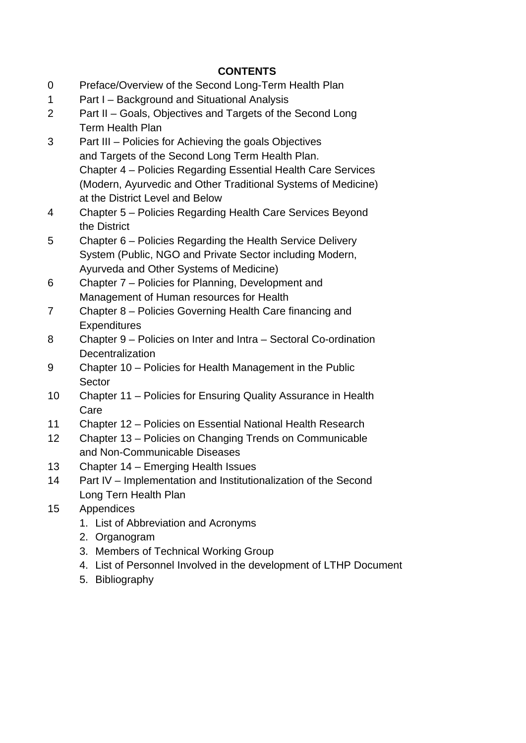# CONTENTS

0 Preface/Overview of the Second Long-Term Health Plan

1 Part I – Background and Situational Analysis

2 Part II – Goals, Objectives and Targets of the Second Long Term Health Plan

3 Part III – Policies for Achieving the goals Objectives and Targets of the Second Long Term Health Plan.
Chapter 4 – Policies Regarding Essential Health Care Services (Modern, Ayurvedic and Other Traditional Systems of Medicine) at the District Level and Below

4 Chapter 5 – Policies Regarding Health Care Services Beyond the District

5 Chapter 6 – Policies Regarding the Health Service Delivery System (Public, NGO and Private Sector including Modern, Ayurveda and Other Systems of Medicine)

6 Chapter 7 – Policies for Planning, Development and Management of Human resources for Health

7 Chapter 8 – Policies Governing Health Care financing and Expenditures

8 Chapter 9 – Policies on Inter and Intra – Sectoral Co-ordination Decentralization

9 Chapter 10 – Policies for Health Management in the Public Sector

10 Chapter 11 – Policies for Ensuring Quality Assurance in Health Care

11 Chapter 12 – Policies on Essential National Health Research

12 Chapter 13 – Policies on Changing Trends on Communicable and Non-Communicable Diseases

13 Chapter 14 – Emerging Health Issues

14 Part IV – Implementation and Institutionalization of the Second Long Tern Health Plan

15 Appendices

1. List of Abbreviation and Acronyms
2. Organogram
3. Members of Technical Working Group
4. List of Personnel Involved in the development of LTHP Document
5. Bibliography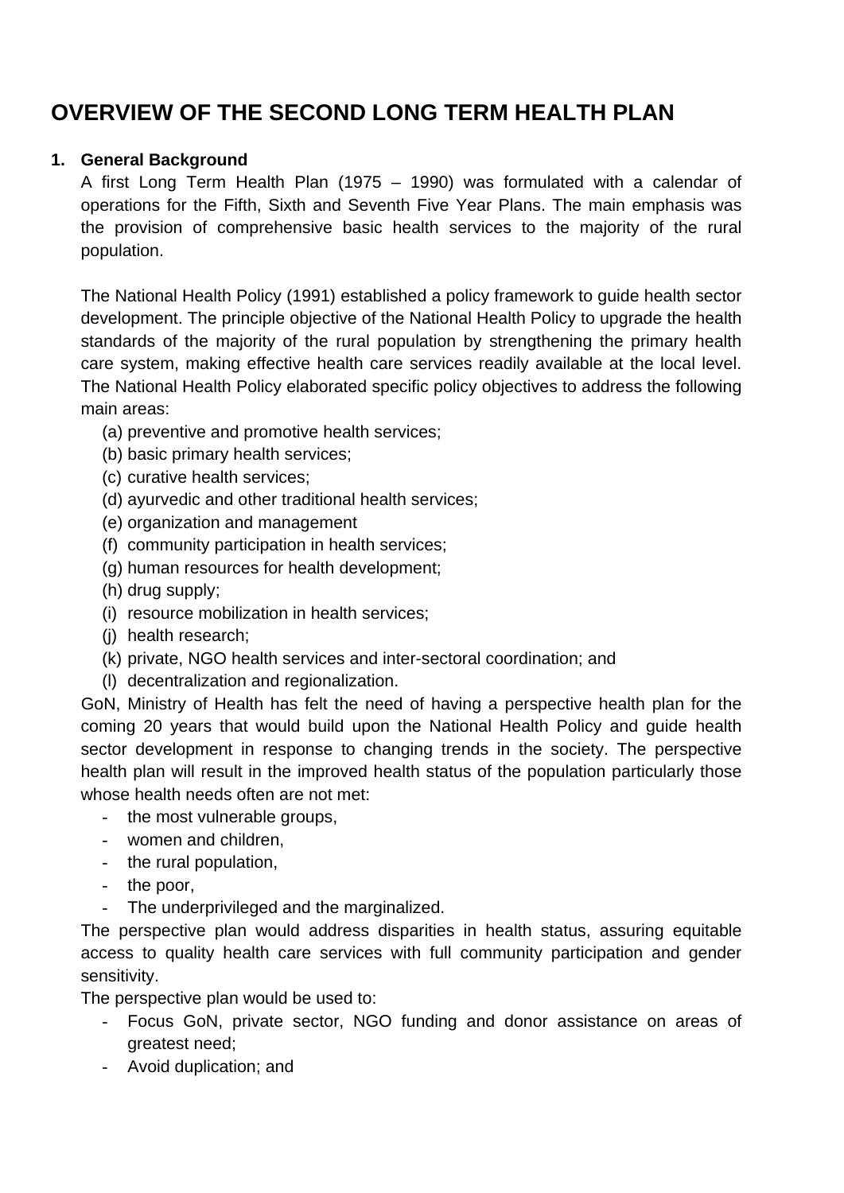# OVERVIEW OF THE SECOND LONG TERM HEALTH PLAN

**1. General Background**

A first Long Term Health Plan (1975 – 1990) was formulated with a calendar of operations for the Fifth, Sixth and Seventh Five Year Plans. The main emphasis was the provision of comprehensive basic health services to the majority of the rural population.

The National Health Policy (1991) established a policy framework to guide health sector development. The principle objective of the National Health Policy to upgrade the health standards of the majority of the rural population by strengthening the primary health care system, making effective health care services readily available at the local level. The National Health Policy elaborated specific policy objectives to address the following main areas:

(a) preventive and promotive health services;
(b) basic primary health services;
(c) curative health services;
(d) ayurvedic and other traditional health services;
(e) organization and management
(f) community participation in health services;
(g) human resources for health development;
(h) drug supply;
(i) resource mobilization in health services;
(j) health research;
(k) private, NGO health services and inter-sectoral coordination; and
(l) decentralization and regionalization.

GoN, Ministry of Health has felt the need of having a perspective health plan for the coming 20 years that would build upon the National Health Policy and guide health sector development in response to changing trends in the society. The perspective health plan will result in the improved health status of the population particularly those whose health needs often are not met:

- the most vulnerable groups,
- women and children,
- the rural population,
- the poor,
- The underprivileged and the marginalized.

The perspective plan would address disparities in health status, assuring equitable access to quality health care services with full community participation and gender sensitivity.

The perspective plan would be used to:

- Focus GoN, private sector, NGO funding and donor assistance on areas of greatest need;
- Avoid duplication; and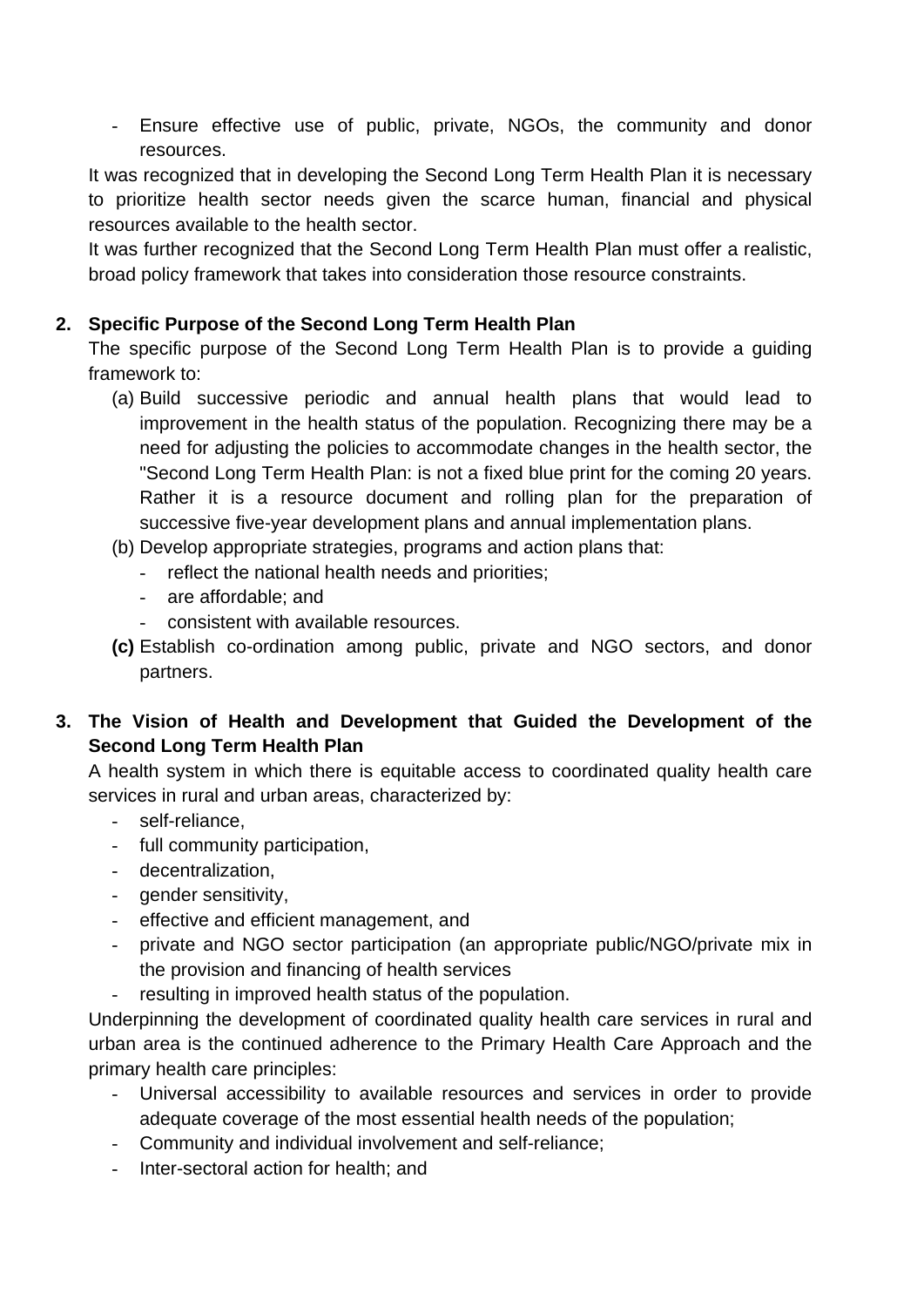- Ensure effective use of public, private, NGOs, the community and donor resources.

It was recognized that in developing the Second Long Term Health Plan it is necessary to prioritize health sector needs given the scarce human, financial and physical resources available to the health sector.

It was further recognized that the Second Long Term Health Plan must offer a realistic, broad policy framework that takes into consideration those resource constraints.

**2. Specific Purpose of the Second Long Term Health Plan**

The specific purpose of the Second Long Term Health Plan is to provide a guiding framework to:

(a) Build successive periodic and annual health plans that would lead to improvement in the health status of the population. Recognizing there may be a need for adjusting the policies to accommodate changes in the health sector, the "Second Long Term Health Plan: is not a fixed blue print for the coming 20 years. Rather it is a resource document and rolling plan for the preparation of successive five-year development plans and annual implementation plans.

(b) Develop appropriate strategies, programs and action plans that:
- reflect the national health needs and priorities;
- are affordable; and
- consistent with available resources.

**(c)** Establish co-ordination among public, private and NGO sectors, and donor partners.

**3. The Vision of Health and Development that Guided the Development of the Second Long Term Health Plan**

A health system in which there is equitable access to coordinated quality health care services in rural and urban areas, characterized by:
- self-reliance,
- full community participation,
- decentralization,
- gender sensitivity,
- effective and efficient management, and
- private and NGO sector participation (an appropriate public/NGO/private mix in the provision and financing of health services
- resulting in improved health status of the population.

Underpinning the development of coordinated quality health care services in rural and urban area is the continued adherence to the Primary Health Care Approach and the primary health care principles:
- Universal accessibility to available resources and services in order to provide adequate coverage of the most essential health needs of the population;
- Community and individual involvement and self-reliance;
- Inter-sectoral action for health; and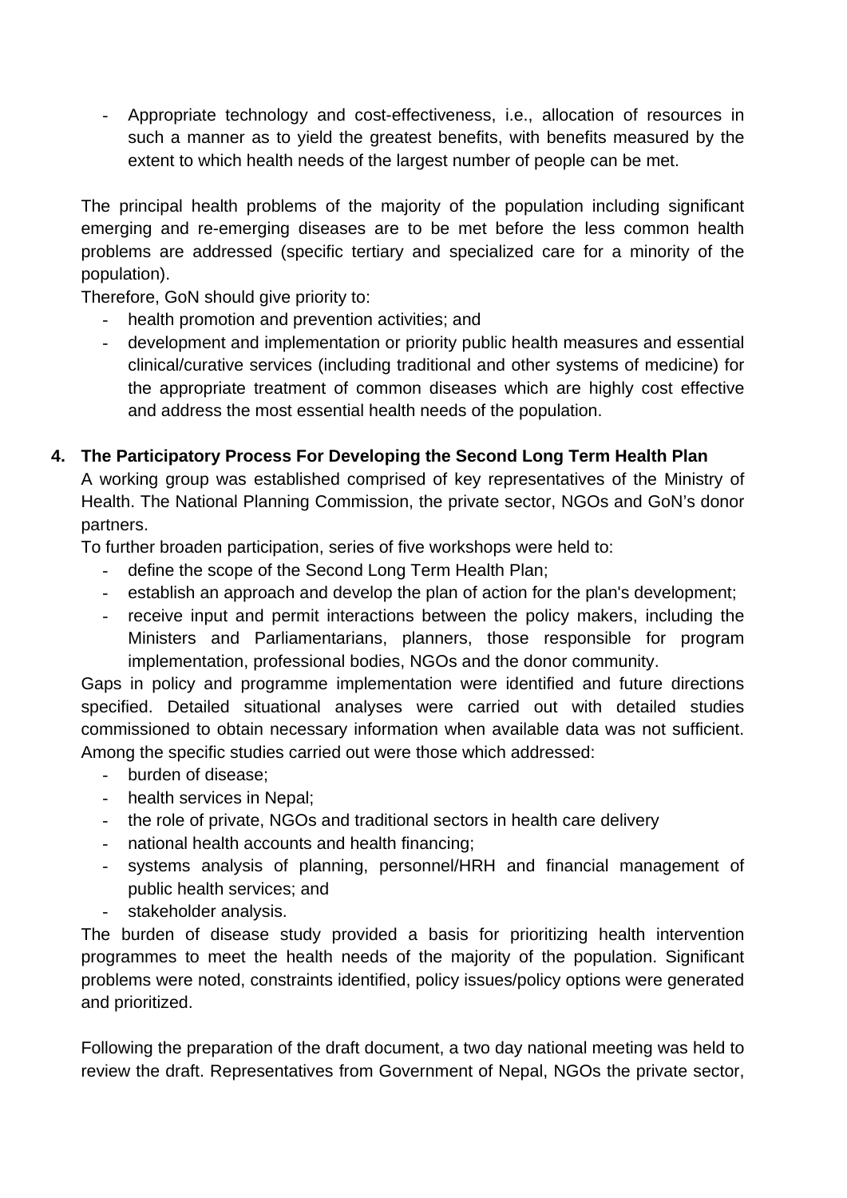- Appropriate technology and cost-effectiveness, i.e., allocation of resources in such a manner as to yield the greatest benefits, with benefits measured by the extent to which health needs of the largest number of people can be met.

The principal health problems of the majority of the population including significant emerging and re-emerging diseases are to be met before the less common health problems are addressed (specific tertiary and specialized care for a minority of the population).

Therefore, GoN should give priority to:

- health promotion and prevention activities; and
- development and implementation or priority public health measures and essential clinical/curative services (including traditional and other systems of medicine) for the appropriate treatment of common diseases which are highly cost effective and address the most essential health needs of the population.

## 4. The Participatory Process For Developing the Second Long Term Health Plan

A working group was established comprised of key representatives of the Ministry of Health. The National Planning Commission, the private sector, NGOs and GoN's donor partners.

To further broaden participation, series of five workshops were held to:

- define the scope of the Second Long Term Health Plan;
- establish an approach and develop the plan of action for the plan's development;
- receive input and permit interactions between the policy makers, including the Ministers and Parliamentarians, planners, those responsible for program implementation, professional bodies, NGOs and the donor community.

Gaps in policy and programme implementation were identified and future directions specified. Detailed situational analyses were carried out with detailed studies commissioned to obtain necessary information when available data was not sufficient. Among the specific studies carried out were those which addressed:

- burden of disease;
- health services in Nepal;
- the role of private, NGOs and traditional sectors in health care delivery
- national health accounts and health financing;
- systems analysis of planning, personnel/HRH and financial management of public health services; and
- stakeholder analysis.

The burden of disease study provided a basis for prioritizing health intervention programmes to meet the health needs of the majority of the population. Significant problems were noted, constraints identified, policy issues/policy options were generated and prioritized.

Following the preparation of the draft document, a two day national meeting was held to review the draft. Representatives from Government of Nepal, NGOs the private sector,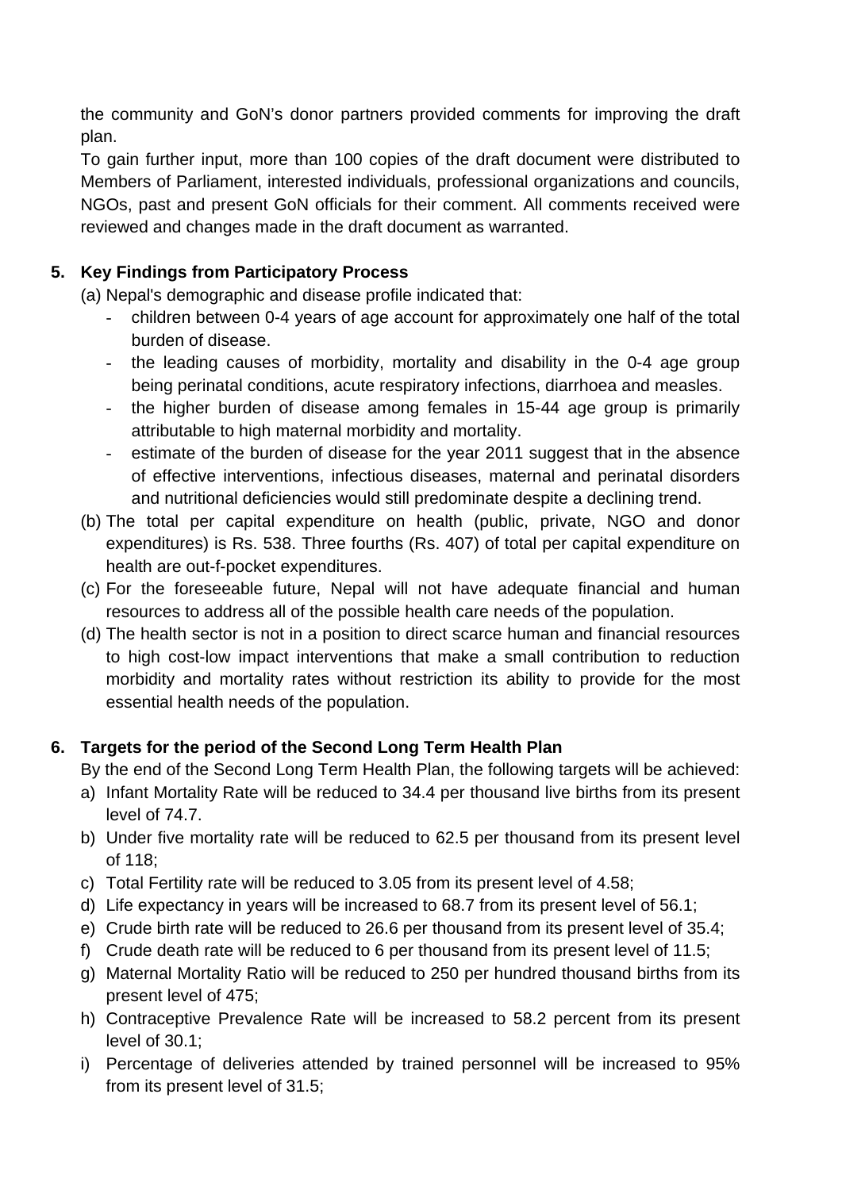the community and GoN's donor partners provided comments for improving the draft plan.

To gain further input, more than 100 copies of the draft document were distributed to Members of Parliament, interested individuals, professional organizations and councils, NGOs, past and present GoN officials for their comment. All comments received were reviewed and changes made in the draft document as warranted.

## 5. Key Findings from Participatory Process

(a) Nepal's demographic and disease profile indicated that:

- children between 0-4 years of age account for approximately one half of the total burden of disease.
- the leading causes of morbidity, mortality and disability in the 0-4 age group being perinatal conditions, acute respiratory infections, diarrhoea and measles.
- the higher burden of disease among females in 15-44 age group is primarily attributable to high maternal morbidity and mortality.
- estimate of the burden of disease for the year 2011 suggest that in the absence of effective interventions, infectious diseases, maternal and perinatal disorders and nutritional deficiencies would still predominate despite a declining trend.

(b) The total per capital expenditure on health (public, private, NGO and donor expenditures) is Rs. 538. Three fourths (Rs. 407) of total per capital expenditure on health are out-f-pocket expenditures.

(c) For the foreseeable future, Nepal will not have adequate financial and human resources to address all of the possible health care needs of the population.

(d) The health sector is not in a position to direct scarce human and financial resources to high cost-low impact interventions that make a small contribution to reduction morbidity and mortality rates without restriction its ability to provide for the most essential health needs of the population.

## 6. Targets for the period of the Second Long Term Health Plan

By the end of the Second Long Term Health Plan, the following targets will be achieved:

a) Infant Mortality Rate will be reduced to 34.4 per thousand live births from its present level of 74.7.
b) Under five mortality rate will be reduced to 62.5 per thousand from its present level of 118;
c) Total Fertility rate will be reduced to 3.05 from its present level of 4.58;
d) Life expectancy in years will be increased to 68.7 from its present level of 56.1;
e) Crude birth rate will be reduced to 26.6 per thousand from its present level of 35.4;
f) Crude death rate will be reduced to 6 per thousand from its present level of 11.5;
g) Maternal Mortality Ratio will be reduced to 250 per hundred thousand births from its present level of 475;
h) Contraceptive Prevalence Rate will be increased to 58.2 percent from its present level of 30.1;
i) Percentage of deliveries attended by trained personnel will be increased to 95% from its present level of 31.5;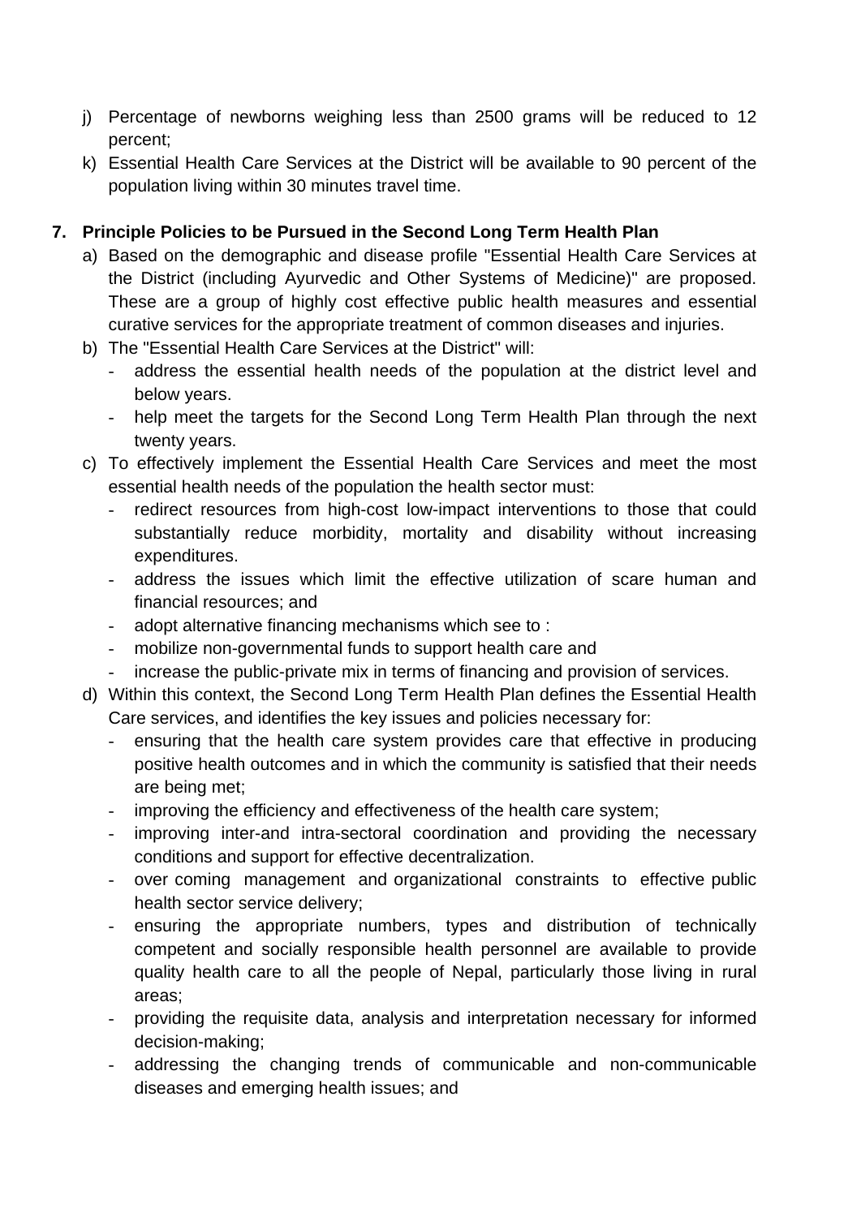j) Percentage of newborns weighing less than 2500 grams will be reduced to 12 percent;
k) Essential Health Care Services at the District will be available to 90 percent of the population living within 30 minutes travel time.

## 7. Principle Policies to be Pursued in the Second Long Term Health Plan

a) Based on the demographic and disease profile "Essential Health Care Services at the District (including Ayurvedic and Other Systems of Medicine)" are proposed. These are a group of highly cost effective public health measures and essential curative services for the appropriate treatment of common diseases and injuries.
b) The "Essential Health Care Services at the District" will:
   - address the essential health needs of the population at the district level and below years.
   - help meet the targets for the Second Long Term Health Plan through the next twenty years.
c) To effectively implement the Essential Health Care Services and meet the most essential health needs of the population the health sector must:
   - redirect resources from high-cost low-impact interventions to those that could substantially reduce morbidity, mortality and disability without increasing expenditures.
   - address the issues which limit the effective utilization of scare human and financial resources; and
   - adopt alternative financing mechanisms which see to :
   - mobilize non-governmental funds to support health care and
   - increase the public-private mix in terms of financing and provision of services.
d) Within this context, the Second Long Term Health Plan defines the Essential Health Care services, and identifies the key issues and policies necessary for:
   - ensuring that the health care system provides care that effective in producing positive health outcomes and in which the community is satisfied that their needs are being met;
   - improving the efficiency and effectiveness of the health care system;
   - improving inter-and intra-sectoral coordination and providing the necessary conditions and support for effective decentralization.
   - over coming management and organizational constraints to effective public health sector service delivery;
   - ensuring the appropriate numbers, types and distribution of technically competent and socially responsible health personnel are available to provide quality health care to all the people of Nepal, particularly those living in rural areas;
   - providing the requisite data, analysis and interpretation necessary for informed decision-making;
   - addressing the changing trends of communicable and non-communicable diseases and emerging health issues; and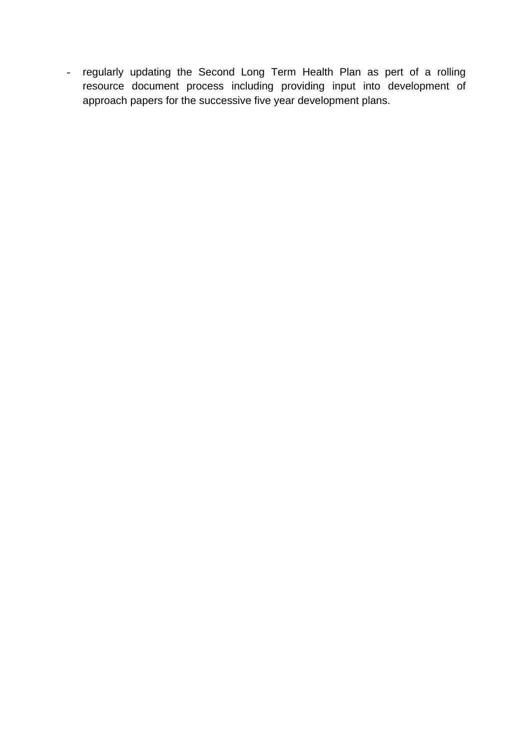- regularly updating the Second Long Term Health Plan as pert of a rolling resource document process including providing input into development of approach papers for the successive five year development plans.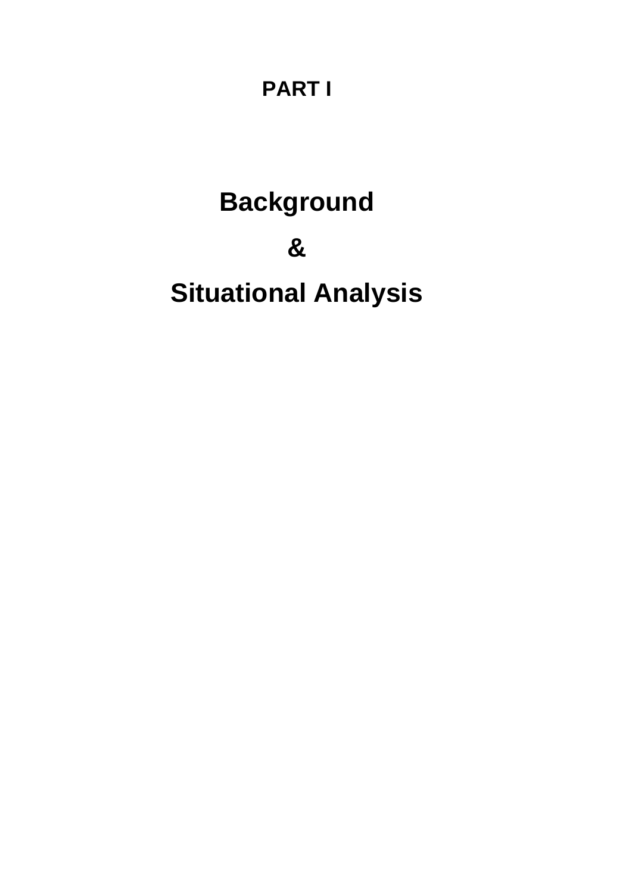# PART I

# Background

# &

# Situational Analysis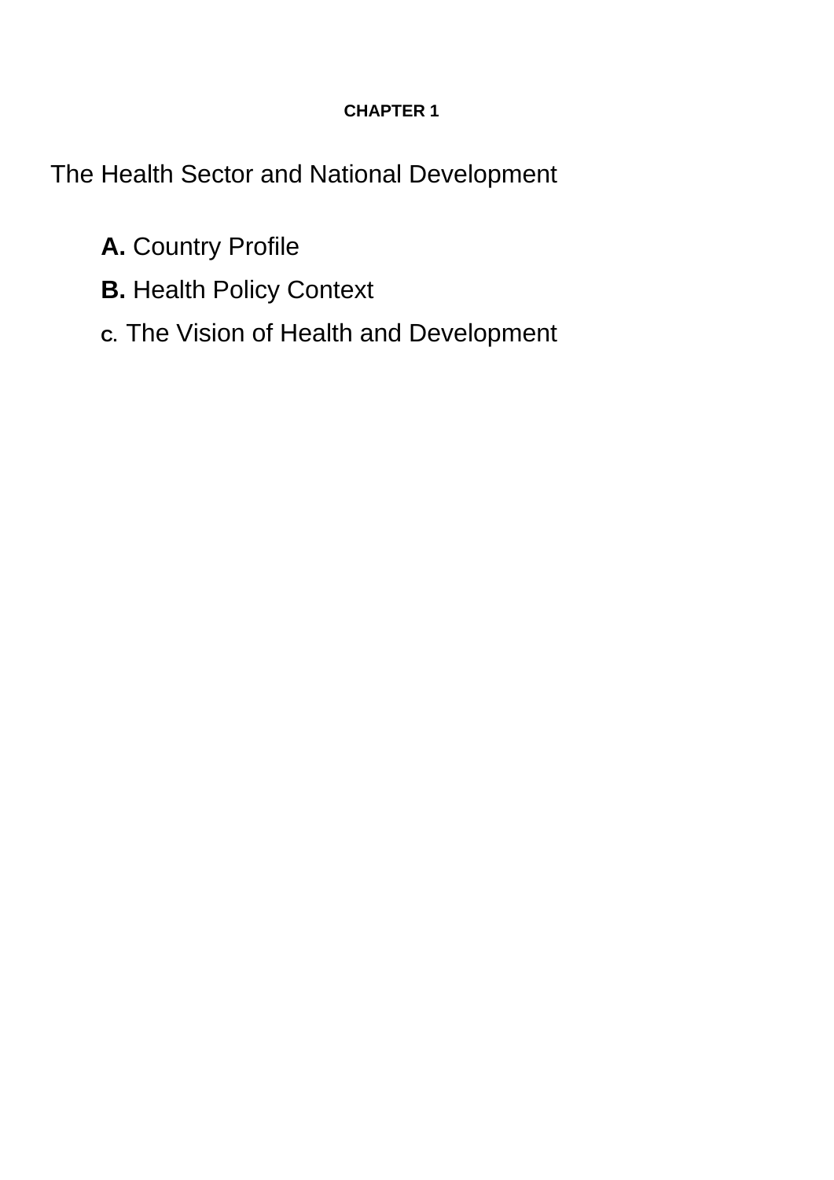**CHAPTER 1**

# The Health Sector and National Development

- **A.** Country Profile
- **B.** Health Policy Context
- **C**. The Vision of Health and Development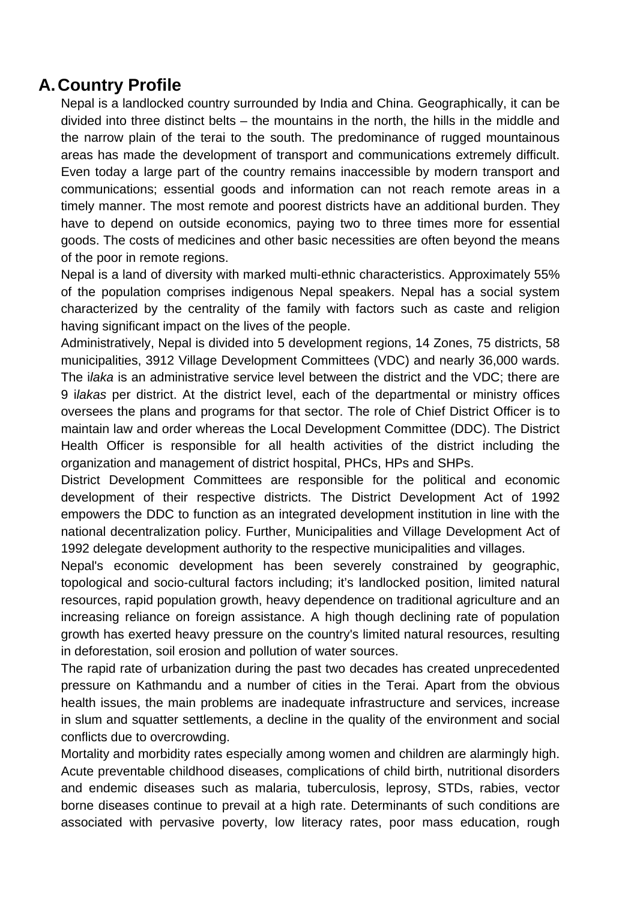## A. Country Profile

Nepal is a landlocked country surrounded by India and China. Geographically, it can be divided into three distinct belts – the mountains in the north, the hills in the middle and the narrow plain of the terai to the south. The predominance of rugged mountainous areas has made the development of transport and communications extremely difficult. Even today a large part of the country remains inaccessible by modern transport and communications; essential goods and information can not reach remote areas in a timely manner. The most remote and poorest districts have an additional burden. They have to depend on outside economics, paying two to three times more for essential goods. The costs of medicines and other basic necessities are often beyond the means of the poor in remote regions.

Nepal is a land of diversity with marked multi-ethnic characteristics. Approximately 55% of the population comprises indigenous Nepal speakers. Nepal has a social system characterized by the centrality of the family with factors such as caste and religion having significant impact on the lives of the people.

Administratively, Nepal is divided into 5 development regions, 14 Zones, 75 districts, 58 municipalities, 3912 Village Development Committees (VDC) and nearly 36,000 wards. The i*laka* is an administrative service level between the district and the VDC; there are 9 i*lakas* per district. At the district level, each of the departmental or ministry offices oversees the plans and programs for that sector. The role of Chief District Officer is to maintain law and order whereas the Local Development Committee (DDC). The District Health Officer is responsible for all health activities of the district including the organization and management of district hospital, PHCs, HPs and SHPs.

District Development Committees are responsible for the political and economic development of their respective districts. The District Development Act of 1992 empowers the DDC to function as an integrated development institution in line with the national decentralization policy. Further, Municipalities and Village Development Act of 1992 delegate development authority to the respective municipalities and villages.

Nepal's economic development has been severely constrained by geographic, topological and socio-cultural factors including; it's landlocked position, limited natural resources, rapid population growth, heavy dependence on traditional agriculture and an increasing reliance on foreign assistance. A high though declining rate of population growth has exerted heavy pressure on the country's limited natural resources, resulting in deforestation, soil erosion and pollution of water sources.

The rapid rate of urbanization during the past two decades has created unprecedented pressure on Kathmandu and a number of cities in the Terai. Apart from the obvious health issues, the main problems are inadequate infrastructure and services, increase in slum and squatter settlements, a decline in the quality of the environment and social conflicts due to overcrowding.

Mortality and morbidity rates especially among women and children are alarmingly high. Acute preventable childhood diseases, complications of child birth, nutritional disorders and endemic diseases such as malaria, tuberculosis, leprosy, STDs, rabies, vector borne diseases continue to prevail at a high rate. Determinants of such conditions are associated with pervasive poverty, low literacy rates, poor mass education, rough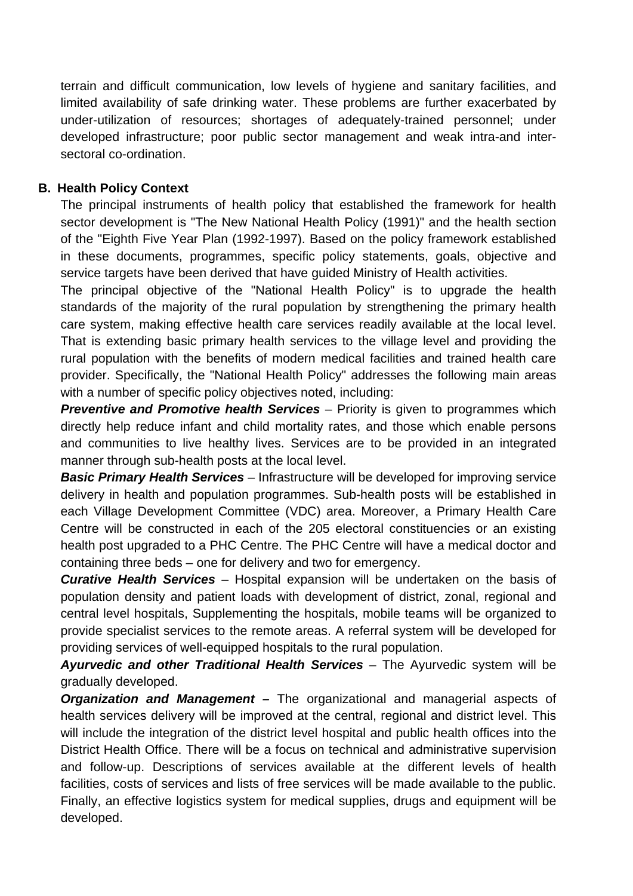terrain and difficult communication, low levels of hygiene and sanitary facilities, and limited availability of safe drinking water. These problems are further exacerbated by under-utilization of resources; shortages of adequately-trained personnel; under developed infrastructure; poor public sector management and weak intra-and inter-sectoral co-ordination.

## B. Health Policy Context

The principal instruments of health policy that established the framework for health sector development is "The New National Health Policy (1991)" and the health section of the "Eighth Five Year Plan (1992-1997). Based on the policy framework established in these documents, programmes, specific policy statements, goals, objective and service targets have been derived that have guided Ministry of Health activities.

The principal objective of the "National Health Policy" is to upgrade the health standards of the majority of the rural population by strengthening the primary health care system, making effective health care services readily available at the local level. That is extending basic primary health services to the village level and providing the rural population with the benefits of modern medical facilities and trained health care provider. Specifically, the "National Health Policy" addresses the following main areas with a number of specific policy objectives noted, including:

***Preventive and Promotive health Services*** – Priority is given to programmes which directly help reduce infant and child mortality rates, and those which enable persons and communities to live healthy lives. Services are to be provided in an integrated manner through sub-health posts at the local level.

***Basic Primary Health Services*** – Infrastructure will be developed for improving service delivery in health and population programmes. Sub-health posts will be established in each Village Development Committee (VDC) area. Moreover, a Primary Health Care Centre will be constructed in each of the 205 electoral constituencies or an existing health post upgraded to a PHC Centre. The PHC Centre will have a medical doctor and containing three beds – one for delivery and two for emergency.

***Curative Health Services*** – Hospital expansion will be undertaken on the basis of population density and patient loads with development of district, zonal, regional and central level hospitals, Supplementing the hospitals, mobile teams will be organized to provide specialist services to the remote areas. A referral system will be developed for providing services of well-equipped hospitals to the rural population.

***Ayurvedic and other Traditional Health Services*** – The Ayurvedic system will be gradually developed.

***Organization and Management –*** The organizational and managerial aspects of health services delivery will be improved at the central, regional and district level. This will include the integration of the district level hospital and public health offices into the District Health Office. There will be a focus on technical and administrative supervision and follow-up. Descriptions of services available at the different levels of health facilities, costs of services and lists of free services will be made available to the public. Finally, an effective logistics system for medical supplies, drugs and equipment will be developed.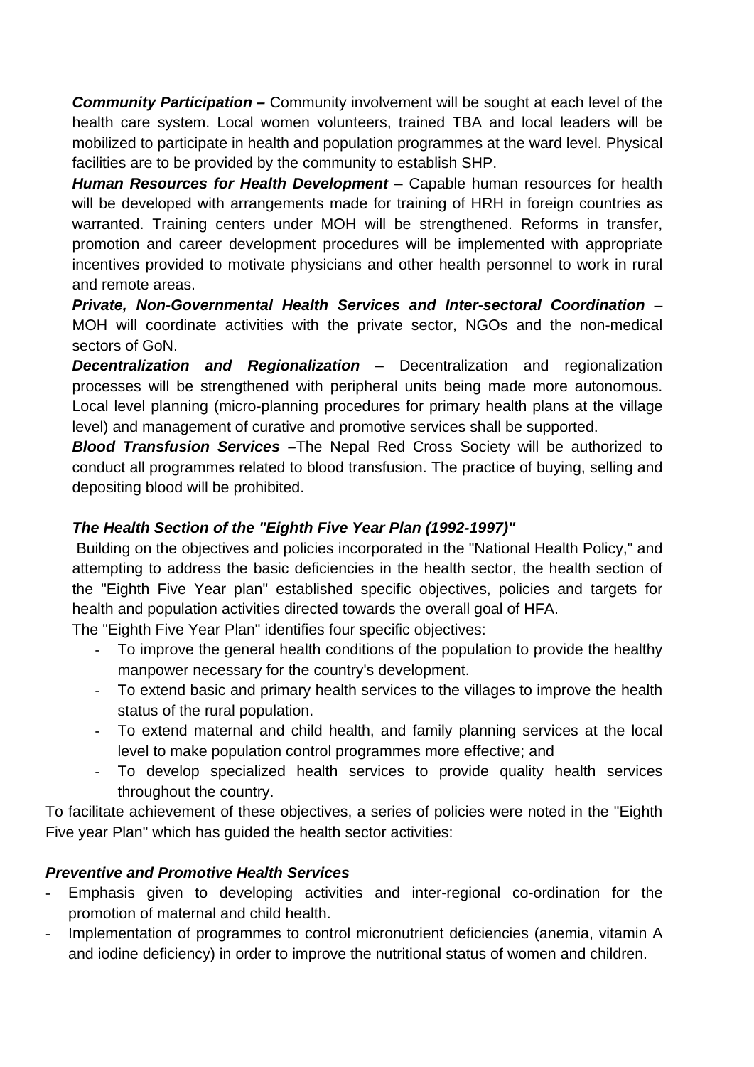***Community Participation –*** Community involvement will be sought at each level of the health care system. Local women volunteers, trained TBA and local leaders will be mobilized to participate in health and population programmes at the ward level. Physical facilities are to be provided by the community to establish SHP.

***Human Resources for Health Development*** – Capable human resources for health will be developed with arrangements made for training of HRH in foreign countries as warranted. Training centers under MOH will be strengthened. Reforms in transfer, promotion and career development procedures will be implemented with appropriate incentives provided to motivate physicians and other health personnel to work in rural and remote areas.

***Private, Non-Governmental Health Services and Inter-sectoral Coordination*** – MOH will coordinate activities with the private sector, NGOs and the non-medical sectors of GoN.

***Decentralization and Regionalization*** – Decentralization and regionalization processes will be strengthened with peripheral units being made more autonomous. Local level planning (micro-planning procedures for primary health plans at the village level) and management of curative and promotive services shall be supported.

***Blood Transfusion Services –***The Nepal Red Cross Society will be authorized to conduct all programmes related to blood transfusion. The practice of buying, selling and depositing blood will be prohibited.

***The Health Section of the "Eighth Five Year Plan (1992-1997)"***

Building on the objectives and policies incorporated in the "National Health Policy," and attempting to address the basic deficiencies in the health sector, the health section of the "Eighth Five Year plan" established specific objectives, policies and targets for health and population activities directed towards the overall goal of HFA.

The "Eighth Five Year Plan" identifies four specific objectives:

- To improve the general health conditions of the population to provide the healthy manpower necessary for the country's development.
- To extend basic and primary health services to the villages to improve the health status of the rural population.
- To extend maternal and child health, and family planning services at the local level to make population control programmes more effective; and
- To develop specialized health services to provide quality health services throughout the country.

To facilitate achievement of these objectives, a series of policies were noted in the "Eighth Five year Plan" which has guided the health sector activities:

***Preventive and Promotive Health Services***

- Emphasis given to developing activities and inter-regional co-ordination for the promotion of maternal and child health.
- Implementation of programmes to control micronutrient deficiencies (anemia, vitamin A and iodine deficiency) in order to improve the nutritional status of women and children.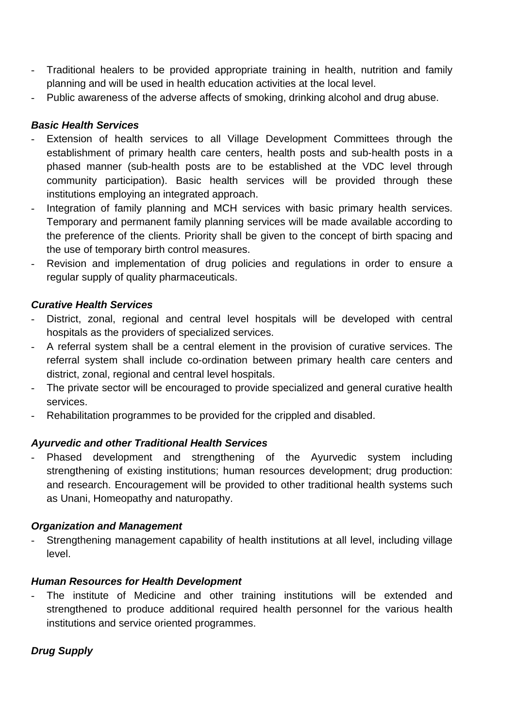- Traditional healers to be provided appropriate training in health, nutrition and family planning and will be used in health education activities at the local level.
- Public awareness of the adverse affects of smoking, drinking alcohol and drug abuse.

***Basic Health Services***

- Extension of health services to all Village Development Committees through the establishment of primary health care centers, health posts and sub-health posts in a phased manner (sub-health posts are to be established at the VDC level through community participation). Basic health services will be provided through these institutions employing an integrated approach.
- Integration of family planning and MCH services with basic primary health services. Temporary and permanent family planning services will be made available according to the preference of the clients. Priority shall be given to the concept of birth spacing and the use of temporary birth control measures.
- Revision and implementation of drug policies and regulations in order to ensure a regular supply of quality pharmaceuticals.

***Curative Health Services***

- District, zonal, regional and central level hospitals will be developed with central hospitals as the providers of specialized services.
- A referral system shall be a central element in the provision of curative services. The referral system shall include co-ordination between primary health care centers and district, zonal, regional and central level hospitals.
- The private sector will be encouraged to provide specialized and general curative health services.
- Rehabilitation programmes to be provided for the crippled and disabled.

***Ayurvedic and other Traditional Health Services***

- Phased development and strengthening of the Ayurvedic system including strengthening of existing institutions; human resources development; drug production: and research. Encouragement will be provided to other traditional health systems such as Unani, Homeopathy and naturopathy.

***Organization and Management***

- Strengthening management capability of health institutions at all level, including village level.

***Human Resources for Health Development***

- The institute of Medicine and other training institutions will be extended and strengthened to produce additional required health personnel for the various health institutions and service oriented programmes.

***Drug Supply***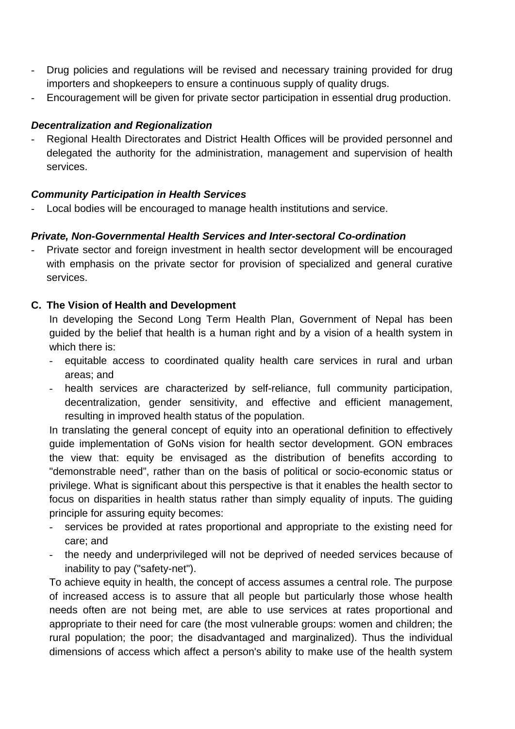- Drug policies and regulations will be revised and necessary training provided for drug importers and shopkeepers to ensure a continuous supply of quality drugs.
- Encouragement will be given for private sector participation in essential drug production.

***Decentralization and Regionalization***

- Regional Health Directorates and District Health Offices will be provided personnel and delegated the authority for the administration, management and supervision of health services.

***Community Participation in Health Services***

- Local bodies will be encouraged to manage health institutions and service.

***Private, Non-Governmental Health Services and Inter-sectoral Co-ordination***

- Private sector and foreign investment in health sector development will be encouraged with emphasis on the private sector for provision of specialized and general curative services.

**C. The Vision of Health and Development**

In developing the Second Long Term Health Plan, Government of Nepal has been guided by the belief that health is a human right and by a vision of a health system in which there is:

- equitable access to coordinated quality health care services in rural and urban areas; and
- health services are characterized by self-reliance, full community participation, decentralization, gender sensitivity, and effective and efficient management, resulting in improved health status of the population.

In translating the general concept of equity into an operational definition to effectively guide implementation of GoNs vision for health sector development. GON embraces the view that: equity be envisaged as the distribution of benefits according to "demonstrable need", rather than on the basis of political or socio-economic status or privilege. What is significant about this perspective is that it enables the health sector to focus on disparities in health status rather than simply equality of inputs. The guiding principle for assuring equity becomes:

- services be provided at rates proportional and appropriate to the existing need for care; and
- the needy and underprivileged will not be deprived of needed services because of inability to pay ("safety-net").

To achieve equity in health, the concept of access assumes a central role. The purpose of increased access is to assure that all people but particularly those whose health needs often are not being met, are able to use services at rates proportional and appropriate to their need for care (the most vulnerable groups: women and children; the rural population; the poor; the disadvantaged and marginalized). Thus the individual dimensions of access which affect a person's ability to make use of the health system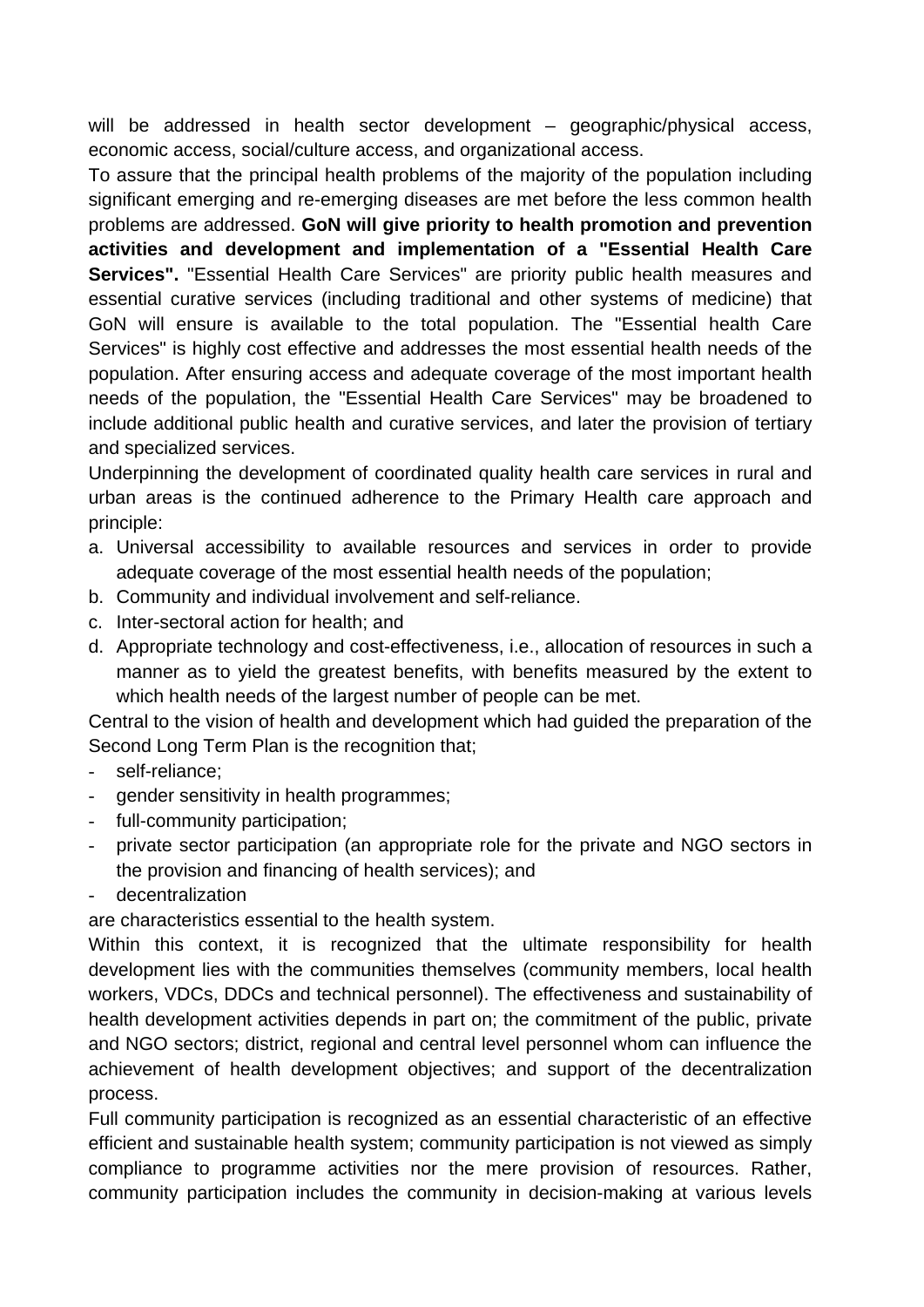will be addressed in health sector development – geographic/physical access, economic access, social/culture access, and organizational access.

To assure that the principal health problems of the majority of the population including significant emerging and re-emerging diseases are met before the less common health problems are addressed. **GoN will give priority to health promotion and prevention activities and development and implementation of a "Essential Health Care Services".** "Essential Health Care Services" are priority public health measures and essential curative services (including traditional and other systems of medicine) that GoN will ensure is available to the total population. The "Essential health Care Services" is highly cost effective and addresses the most essential health needs of the population. After ensuring access and adequate coverage of the most important health needs of the population, the "Essential Health Care Services" may be broadened to include additional public health and curative services, and later the provision of tertiary and specialized services.

Underpinning the development of coordinated quality health care services in rural and urban areas is the continued adherence to the Primary Health care approach and principle:

a. Universal accessibility to available resources and services in order to provide adequate coverage of the most essential health needs of the population;
b. Community and individual involvement and self-reliance.
c. Inter-sectoral action for health; and
d. Appropriate technology and cost-effectiveness, i.e., allocation of resources in such a manner as to yield the greatest benefits, with benefits measured by the extent to which health needs of the largest number of people can be met.

Central to the vision of health and development which had guided the preparation of the Second Long Term Plan is the recognition that;

- self-reliance;
- gender sensitivity in health programmes;
- full-community participation;
- private sector participation (an appropriate role for the private and NGO sectors in the provision and financing of health services); and
- decentralization

are characteristics essential to the health system.

Within this context, it is recognized that the ultimate responsibility for health development lies with the communities themselves (community members, local health workers, VDCs, DDCs and technical personnel). The effectiveness and sustainability of health development activities depends in part on; the commitment of the public, private and NGO sectors; district, regional and central level personnel whom can influence the achievement of health development objectives; and support of the decentralization process.

Full community participation is recognized as an essential characteristic of an effective efficient and sustainable health system; community participation is not viewed as simply compliance to programme activities nor the mere provision of resources. Rather, community participation includes the community in decision-making at various levels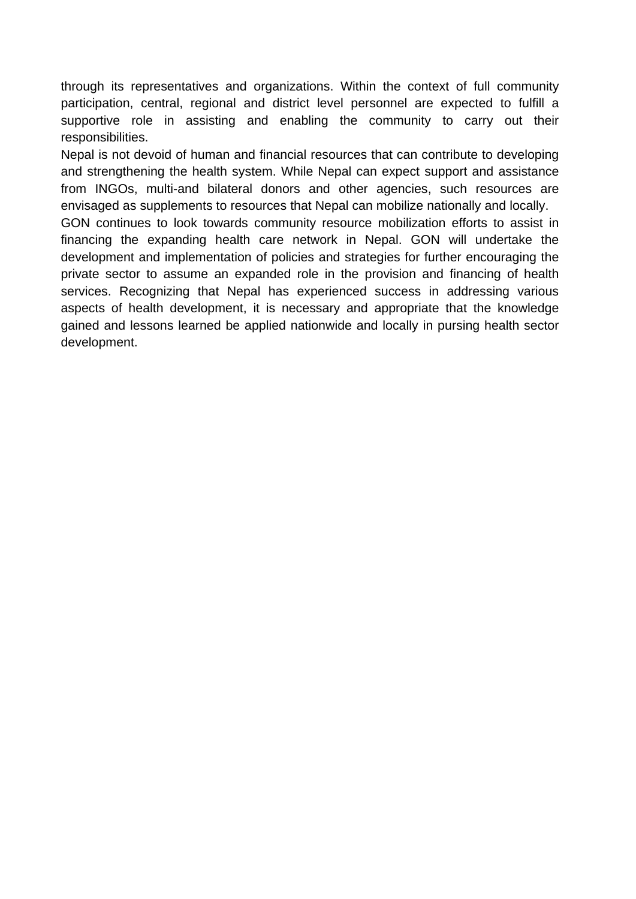through its representatives and organizations. Within the context of full community participation, central, regional and district level personnel are expected to fulfill a supportive role in assisting and enabling the community to carry out their responsibilities.

Nepal is not devoid of human and financial resources that can contribute to developing and strengthening the health system. While Nepal can expect support and assistance from INGOs, multi-and bilateral donors and other agencies, such resources are envisaged as supplements to resources that Nepal can mobilize nationally and locally.

GON continues to look towards community resource mobilization efforts to assist in financing the expanding health care network in Nepal. GON will undertake the development and implementation of policies and strategies for further encouraging the private sector to assume an expanded role in the provision and financing of health services. Recognizing that Nepal has experienced success in addressing various aspects of health development, it is necessary and appropriate that the knowledge gained and lessons learned be applied nationwide and locally in pursing health sector development.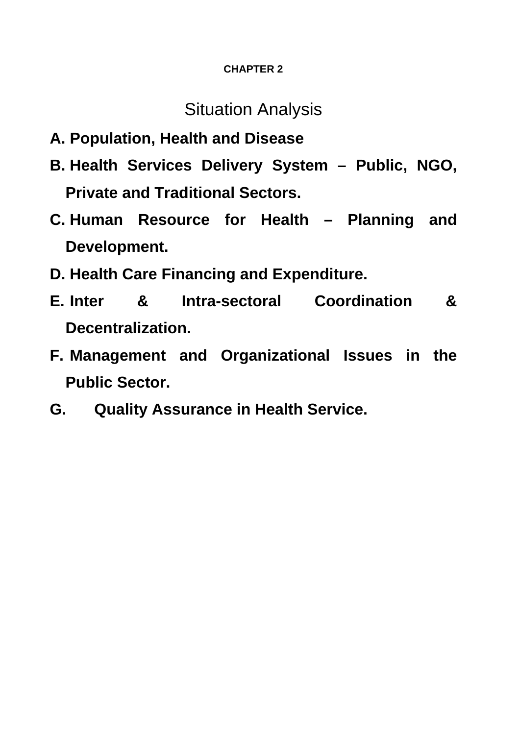## CHAPTER 2

# Situation Analysis

**A. Population, Health and Disease**

**B. Health Services Delivery System – Public, NGO, Private and Traditional Sectors.**

**C. Human Resource for Health – Planning and Development.**

**D. Health Care Financing and Expenditure.**

**E. Inter & Intra-sectoral Coordination & Decentralization.**

**F. Management and Organizational Issues in the Public Sector.**

**G. Quality Assurance in Health Service.**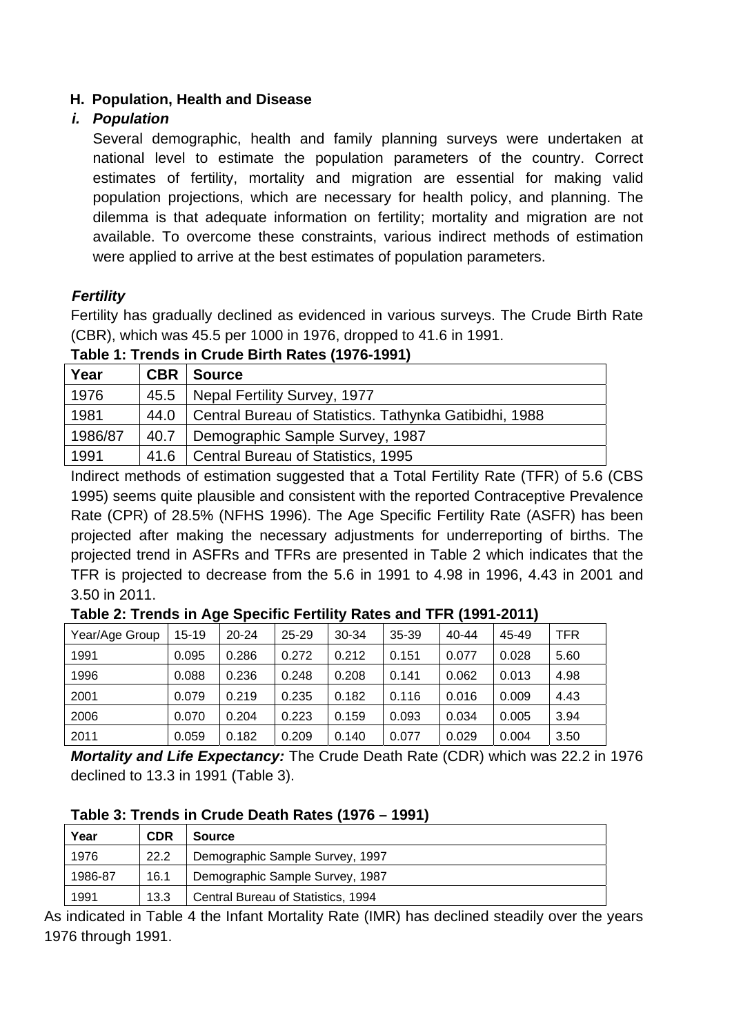## H. Population, Health and Disease

### *i. Population*

Several demographic, health and family planning surveys were undertaken at national level to estimate the population parameters of the country. Correct estimates of fertility, mortality and migration are essential for making valid population projections, which are necessary for health policy, and planning. The dilemma is that adequate information on fertility; mortality and migration are not available. To overcome these constraints, various indirect methods of estimation were applied to arrive at the best estimates of population parameters.

#### *Fertility*

Fertility has gradually declined as evidenced in various surveys. The Crude Birth Rate (CBR), which was 45.5 per 1000 in 1976, dropped to 41.6 in 1991.

**Table 1: Trends in Crude Birth Rates (1976-1991)**

| Year | CBR | Source |
|---|---|---|
| 1976 | 45.5 | Nepal Fertility Survey, 1977 |
| 1981 | 44.0 | Central Bureau of Statistics. Tathynka Gatibidhi, 1988 |
| 1986/87 | 40.7 | Demographic Sample Survey, 1987 |
| 1991 | 41.6 | Central Bureau of Statistics, 1995 |

Indirect methods of estimation suggested that a Total Fertility Rate (TFR) of 5.6 (CBS 1995) seems quite plausible and consistent with the reported Contraceptive Prevalence Rate (CPR) of 28.5% (NFHS 1996). The Age Specific Fertility Rate (ASFR) has been projected after making the necessary adjustments for underreporting of births. The projected trend in ASFRs and TFRs are presented in Table 2 which indicates that the TFR is projected to decrease from the 5.6 in 1991 to 4.98 in 1996, 4.43 in 2001 and 3.50 in 2011.

**Table 2: Trends in Age Specific Fertility Rates and TFR (1991-2011)**

| Year/Age Group | 15-19 | 20-24 | 25-29 | 30-34 | 35-39 | 40-44 | 45-49 | TFR |
|---|---|---|---|---|---|---|---|---|
| 1991 | 0.095 | 0.286 | 0.272 | 0.212 | 0.151 | 0.077 | 0.028 | 5.60 |
| 1996 | 0.088 | 0.236 | 0.248 | 0.208 | 0.141 | 0.062 | 0.013 | 4.98 |
| 2001 | 0.079 | 0.219 | 0.235 | 0.182 | 0.116 | 0.016 | 0.009 | 4.43 |
| 2006 | 0.070 | 0.204 | 0.223 | 0.159 | 0.093 | 0.034 | 0.005 | 3.94 |
| 2011 | 0.059 | 0.182 | 0.209 | 0.140 | 0.077 | 0.029 | 0.004 | 3.50 |

***Mortality and Life Expectancy:*** The Crude Death Rate (CDR) which was 22.2 in 1976 declined to 13.3 in 1991 (Table 3).

**Table 3: Trends in Crude Death Rates (1976 – 1991)**

| Year | CDR | Source |
|---|---|---|
| 1976 | 22.2 | Demographic Sample Survey, 1997 |
| 1986-87 | 16.1 | Demographic Sample Survey, 1987 |
| 1991 | 13.3 | Central Bureau of Statistics, 1994 |

As indicated in Table 4 the Infant Mortality Rate (IMR) has declined steadily over the years 1976 through 1991.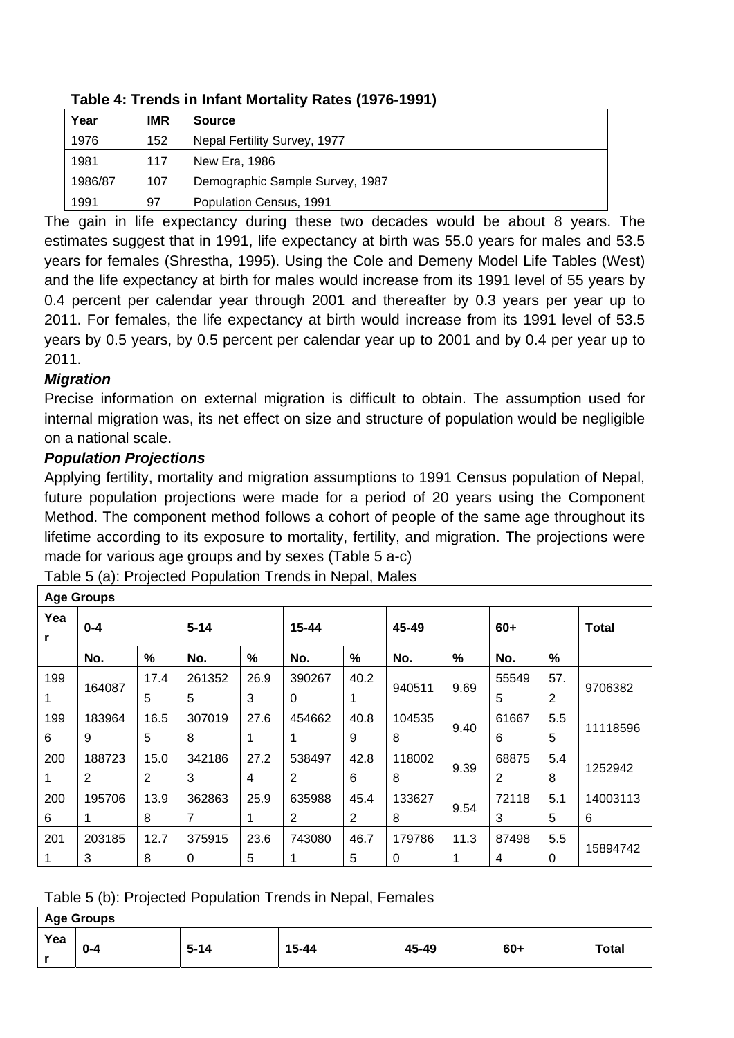**Table 4: Trends in Infant Mortality Rates (1976-1991)**

| Year | IMR | Source |
|---|---|---|
| 1976 | 152 | Nepal Fertility Survey, 1977 |
| 1981 | 117 | New Era, 1986 |
| 1986/87 | 107 | Demographic Sample Survey, 1987 |
| 1991 | 97 | Population Census, 1991 |

The gain in life expectancy during these two decades would be about 8 years. The estimates suggest that in 1991, life expectancy at birth was 55.0 years for males and 53.5 years for females (Shrestha, 1995). Using the Cole and Demeny Model Life Tables (West) and the life expectancy at birth for males would increase from its 1991 level of 55 years by 0.4 percent per calendar year through 2001 and thereafter by 0.3 years per year up to 2011. For females, the life expectancy at birth would increase from its 1991 level of 53.5 years by 0.5 years, by 0.5 percent per calendar year up to 2001 and by 0.4 per year up to 2011.

***Migration***

Precise information on external migration is difficult to obtain. The assumption used for internal migration was, its net effect on size and structure of population would be negligible on a national scale.

***Population Projections***

Applying fertility, mortality and migration assumptions to 1991 Census population of Nepal, future population projections were made for a period of 20 years using the Component Method. The component method follows a cohort of people of the same age throughout its lifetime according to its exposure to mortality, fertility, and migration. The projections were made for various age groups and by sexes (Table 5 a-c)

Table 5 (a): Projected Population Trends in Nepal, Males

| Age Groups | | | | | | | | | | | |
|---|---|---|---|---|---|---|---|---|---|---|---|
| Year | 0-4 | | 5-14 | | 15-44 | | 45-49 | | 60+ | | Total |
| | No. | % | No. | % | No. | % | No. | % | No. | % | |
| 1991 | 164087 | 17.45 | 2613525 | 26.93 | 3902670 | 40.21 | 940511 | 9.69 | 555495 | 57.2 | 9706382 |
| 1996 | 1839649 | 16.55 | 3070198 | 27.61 | 4546621 | 40.89 | 1045358 | 9.40 | 616676 | 5.55 | 11118596 |
| 2001 | 1887232 | 15.02 | 3421863 | 27.24 | 5384972 | 42.86 | 1180028 | 9.39 | 688752 | 5.48 | 1252942 |
| 2006 | 1957061 | 13.98 | 3628637 | 25.91 | 6359882 | 45.42 | 1336278 | 9.54 | 721183 | 5.15 | 140031136 |
| 2011 | 2031853 | 12.78 | 3759150 | 23.65 | 7430801 | 46.75 | 1797860 | 11.31 | 874984 | 5.50 | 15894742 |

Table 5 (b): Projected Population Trends in Nepal, Females

| Age Groups | | | | | | |
|---|---|---|---|---|---|---|
| Year | 0-4 | 5-14 | 15-44 | 45-49 | 60+ | Total |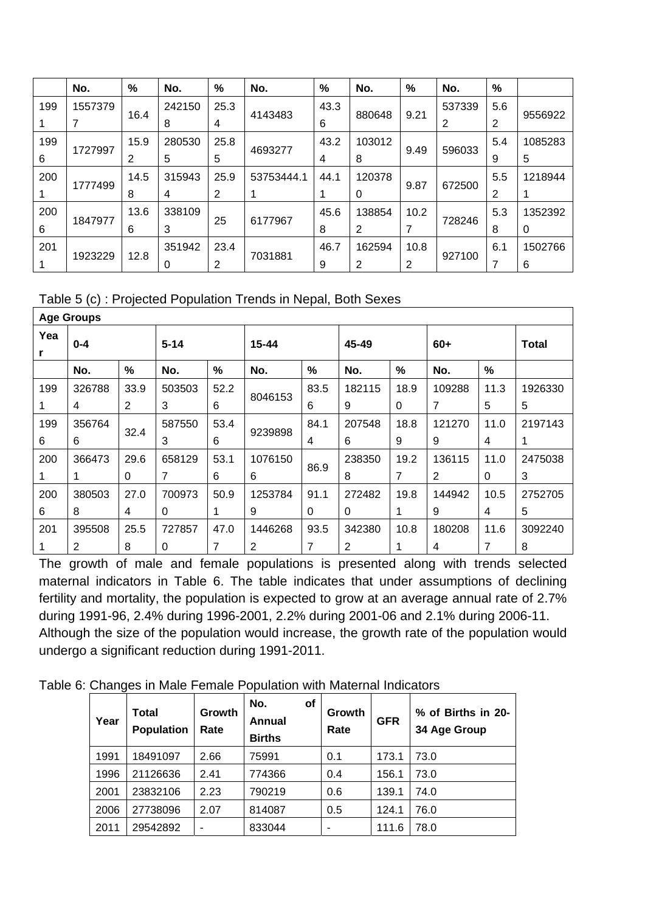| | No. | % | No. | % | No. | % | No. | % | No. | % | |
|---|---|---|---|---|---|---|---|---|---|---|---|
| 1991 | 15573797 | 16.4 | 2421508 | 25.34 | 4143483 | 43.36 | 880648 | 9.21 | 5373392 | 5.62 | 9556922 |
| 1996 | 1727997 | 15.92 | 2805305 | 25.85 | 4693277 | 43.24 | 1030128 | 9.49 | 596033 | 5.49 | 10852835 |
| 2001 | 1777499 | 14.58 | 3159434 | 25.92 | 53753444.11 | 44.11 | 1203780 | 9.87 | 672500 | 5.52 | 12189441 |
| 2006 | 1847977 | 13.66 | 3381093 | 25 | 6177967 | 45.68 | 1388542 | 10.27 | 728246 | 5.38 | 13523920 |
| 2011 | 1923229 | 12.8 | 3519420 | 23.42 | 7031881 | 46.79 | 1625942 | 10.82 | 927100 | 6.17 | 15027666 |

Table 5 (c) : Projected Population Trends in Nepal, Both Sexes

| Age Groups | | | | | | | | | | | |
|---|---|---|---|---|---|---|---|---|---|---|---|
| Year | 0-4 | | 5-14 | | 15-44 | | 45-49 | | 60+ | | Total |
| | No. | % | No. | % | No. | % | No. | % | No. | % | |
| 1991 | 3267884 | 33.92 | 5035033 | 52.26 | 8046153 | 83.56 | 1821159 | 18.90 | 1092887 | 11.35 | 19263305 |
| 1996 | 3567646 | 32.4 | 5875503 | 53.46 | 9239898 | 84.14 | 2075486 | 18.89 | 1212709 | 11.04 | 21971431 |
| 2001 | 3664731 | 29.60 | 6581297 | 53.16 | 10761506 | 86.9 | 2383508 | 19.27 | 1361152 | 11.00 | 24750383 |
| 2006 | 3805038 | 27.04 | 7009730 | 50.91 | 12537849 | 91.10 | 2724820 | 19.81 | 1449429 | 10.54 | 27527055 |
| 2011 | 3955082 | 25.58 | 7278570 | 47.07 | 14462682 | 93.57 | 3423802 | 10.81 | 1802084 | 11.67 | 30922408 |

The growth of male and female populations is presented along with trends selected maternal indicators in Table 6. The table indicates that under assumptions of declining fertility and mortality, the population is expected to grow at an average annual rate of 2.7% during 1991-96, 2.4% during 1996-2001, 2.2% during 2001-06 and 2.1% during 2006-11. Although the size of the population would increase, the growth rate of the population would undergo a significant reduction during 1991-2011.

Table 6: Changes in Male Female Population with Maternal Indicators

| Year | Total Population | Growth Rate | No. of Annual Births | Growth Rate | GFR | % of Births in 20-34 Age Group |
|---|---|---|---|---|---|---|
| 1991 | 18491097 | 2.66 | 75991 | 0.1 | 173.1 | 73.0 |
| 1996 | 21126636 | 2.41 | 774366 | 0.4 | 156.1 | 73.0 |
| 2001 | 23832106 | 2.23 | 790219 | 0.6 | 139.1 | 74.0 |
| 2006 | 27738096 | 2.07 | 814087 | 0.5 | 124.1 | 76.0 |
| 2011 | 29542892 | - | 833044 | - | 111.6 | 78.0 |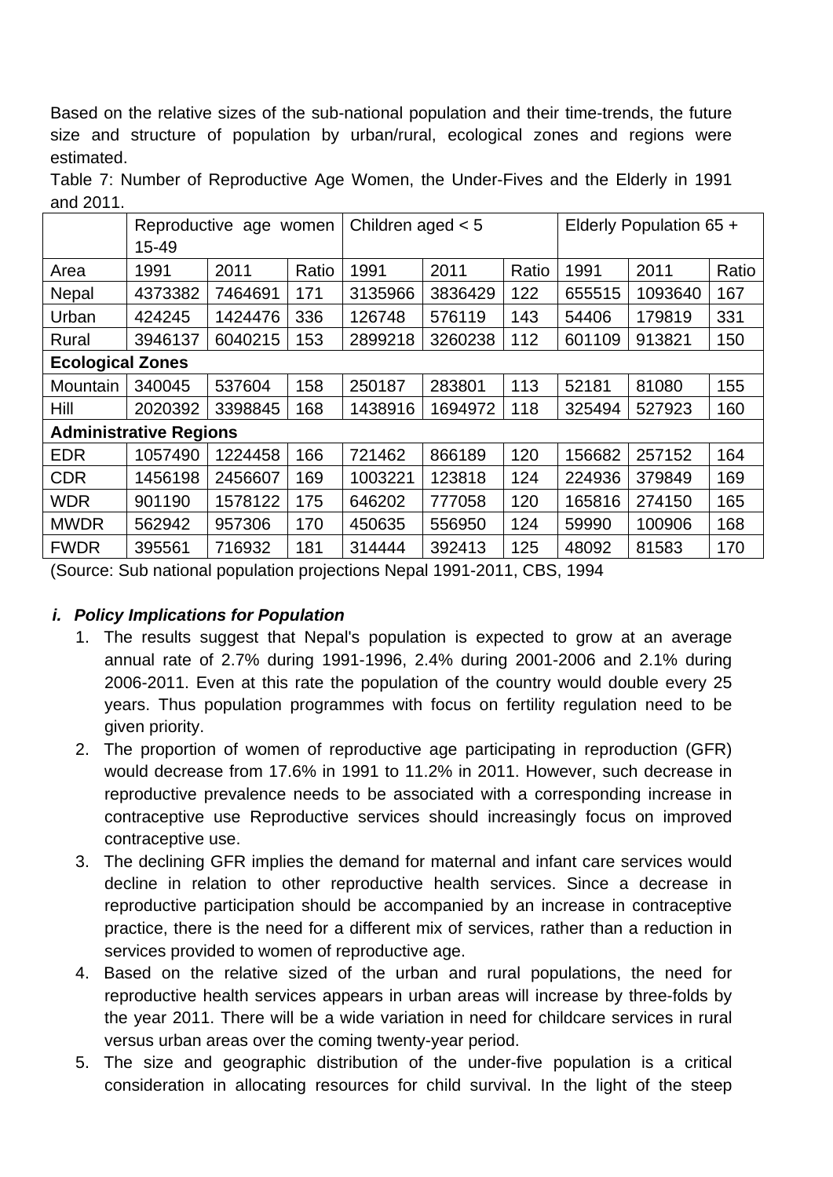Based on the relative sizes of the sub-national population and their time-trends, the future size and structure of population by urban/rural, ecological zones and regions were estimated.

Table 7: Number of Reproductive Age Women, the Under-Fives and the Elderly in 1991 and 2011.

| | Reproductive age women 15-49 | | | Children aged < 5 | | | Elderly Population 65 + | | |
|---|---|---|---|---|---|---|---|---|---|
| Area | 1991 | 2011 | Ratio | 1991 | 2011 | Ratio | 1991 | 2011 | Ratio |
| Nepal | 4373382 | 7464691 | 171 | 3135966 | 3836429 | 122 | 655515 | 1093640 | 167 |
| Urban | 424245 | 1424476 | 336 | 126748 | 576119 | 143 | 54406 | 179819 | 331 |
| Rural | 3946137 | 6040215 | 153 | 2899218 | 3260238 | 112 | 601109 | 913821 | 150 |
| **Ecological Zones** | | | | | | | | | |
| Mountain | 340045 | 537604 | 158 | 250187 | 283801 | 113 | 52181 | 81080 | 155 |
| Hill | 2020392 | 3398845 | 168 | 1438916 | 1694972 | 118 | 325494 | 527923 | 160 |
| **Administrative Regions** | | | | | | | | | |
| EDR | 1057490 | 1224458 | 166 | 721462 | 866189 | 120 | 156682 | 257152 | 164 |
| CDR | 1456198 | 2456607 | 169 | 1003221 | 123818 | 124 | 224936 | 379849 | 169 |
| WDR | 901190 | 1578122 | 175 | 646202 | 777058 | 120 | 165816 | 274150 | 165 |
| MWDR | 562942 | 957306 | 170 | 450635 | 556950 | 124 | 59990 | 100906 | 168 |
| FWDR | 395561 | 716932 | 181 | 314444 | 392413 | 125 | 48092 | 81583 | 170 |

(Source: Sub national population projections Nepal 1991-2011, CBS, 1994

***i. Policy Implications for Population***

1. The results suggest that Nepal's population is expected to grow at an average annual rate of 2.7% during 1991-1996, 2.4% during 2001-2006 and 2.1% during 2006-2011. Even at this rate the population of the country would double every 25 years. Thus population programmes with focus on fertility regulation need to be given priority.
2. The proportion of women of reproductive age participating in reproduction (GFR) would decrease from 17.6% in 1991 to 11.2% in 2011. However, such decrease in reproductive prevalence needs to be associated with a corresponding increase in contraceptive use Reproductive services should increasingly focus on improved contraceptive use.
3. The declining GFR implies the demand for maternal and infant care services would decline in relation to other reproductive health services. Since a decrease in reproductive participation should be accompanied by an increase in contraceptive practice, there is the need for a different mix of services, rather than a reduction in services provided to women of reproductive age.
4. Based on the relative sized of the urban and rural populations, the need for reproductive health services appears in urban areas will increase by three-folds by the year 2011. There will be a wide variation in need for childcare services in rural versus urban areas over the coming twenty-year period.
5. The size and geographic distribution of the under-five population is a critical consideration in allocating resources for child survival. In the light of the steep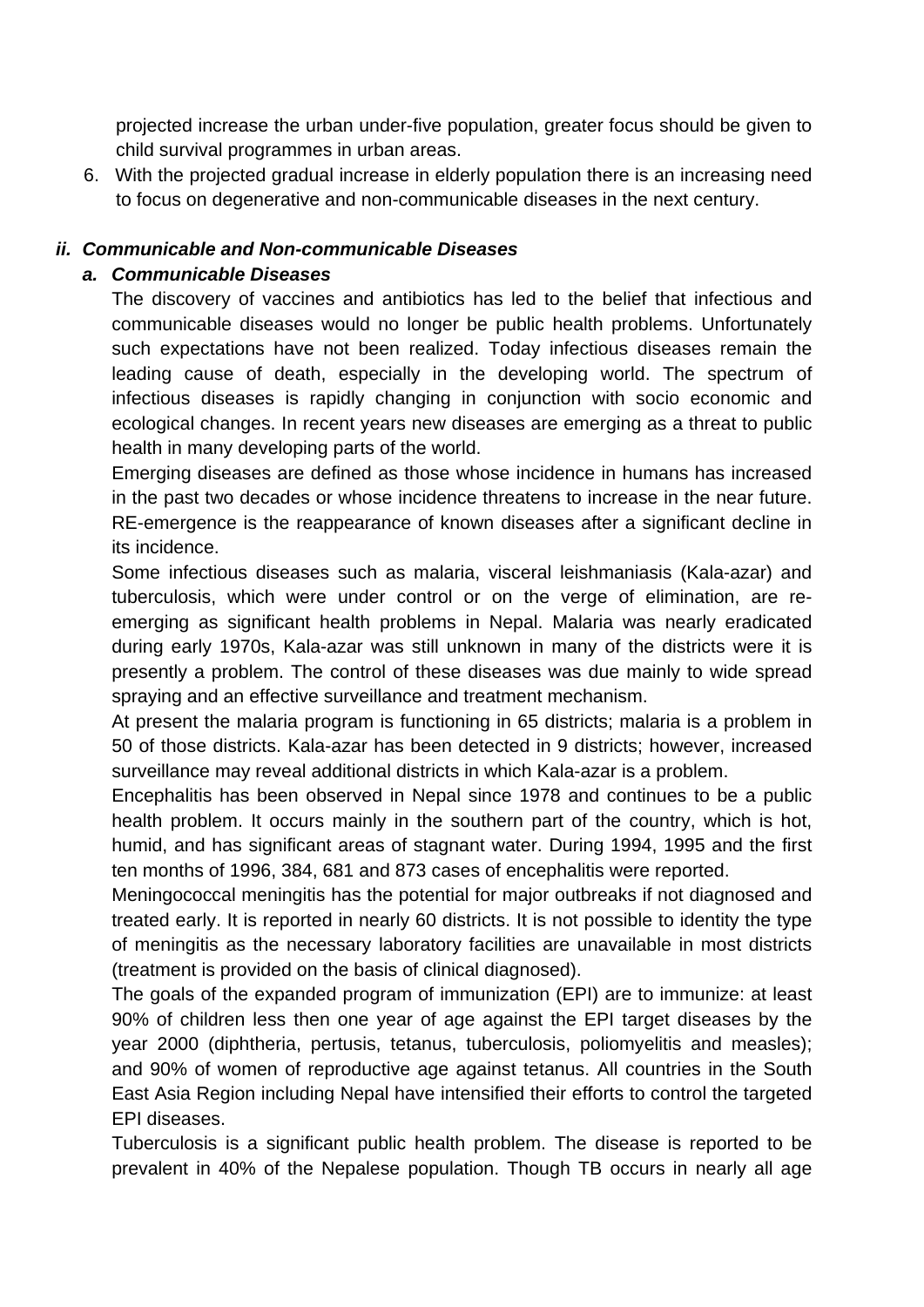projected increase the urban under-five population, greater focus should be given to child survival programmes in urban areas.

6. With the projected gradual increase in elderly population there is an increasing need to focus on degenerative and non-communicable diseases in the next century.

### *ii. Communicable and Non-communicable Diseases*

#### *a. Communicable Diseases*

The discovery of vaccines and antibiotics has led to the belief that infectious and communicable diseases would no longer be public health problems. Unfortunately such expectations have not been realized. Today infectious diseases remain the leading cause of death, especially in the developing world. The spectrum of infectious diseases is rapidly changing in conjunction with socio economic and ecological changes. In recent years new diseases are emerging as a threat to public health in many developing parts of the world.

Emerging diseases are defined as those whose incidence in humans has increased in the past two decades or whose incidence threatens to increase in the near future. RE-emergence is the reappearance of known diseases after a significant decline in its incidence.

Some infectious diseases such as malaria, visceral leishmaniasis (Kala-azar) and tuberculosis, which were under control or on the verge of elimination, are re-emerging as significant health problems in Nepal. Malaria was nearly eradicated during early 1970s, Kala-azar was still unknown in many of the districts were it is presently a problem. The control of these diseases was due mainly to wide spread spraying and an effective surveillance and treatment mechanism.

At present the malaria program is functioning in 65 districts; malaria is a problem in 50 of those districts. Kala-azar has been detected in 9 districts; however, increased surveillance may reveal additional districts in which Kala-azar is a problem.

Encephalitis has been observed in Nepal since 1978 and continues to be a public health problem. It occurs mainly in the southern part of the country, which is hot, humid, and has significant areas of stagnant water. During 1994, 1995 and the first ten months of 1996, 384, 681 and 873 cases of encephalitis were reported.

Meningococcal meningitis has the potential for major outbreaks if not diagnosed and treated early. It is reported in nearly 60 districts. It is not possible to identity the type of meningitis as the necessary laboratory facilities are unavailable in most districts (treatment is provided on the basis of clinical diagnosed).

The goals of the expanded program of immunization (EPI) are to immunize: at least 90% of children less then one year of age against the EPI target diseases by the year 2000 (diphtheria, pertusis, tetanus, tuberculosis, poliomyelitis and measles); and 90% of women of reproductive age against tetanus. All countries in the South East Asia Region including Nepal have intensified their efforts to control the targeted EPI diseases.

Tuberculosis is a significant public health problem. The disease is reported to be prevalent in 40% of the Nepalese population. Though TB occurs in nearly all age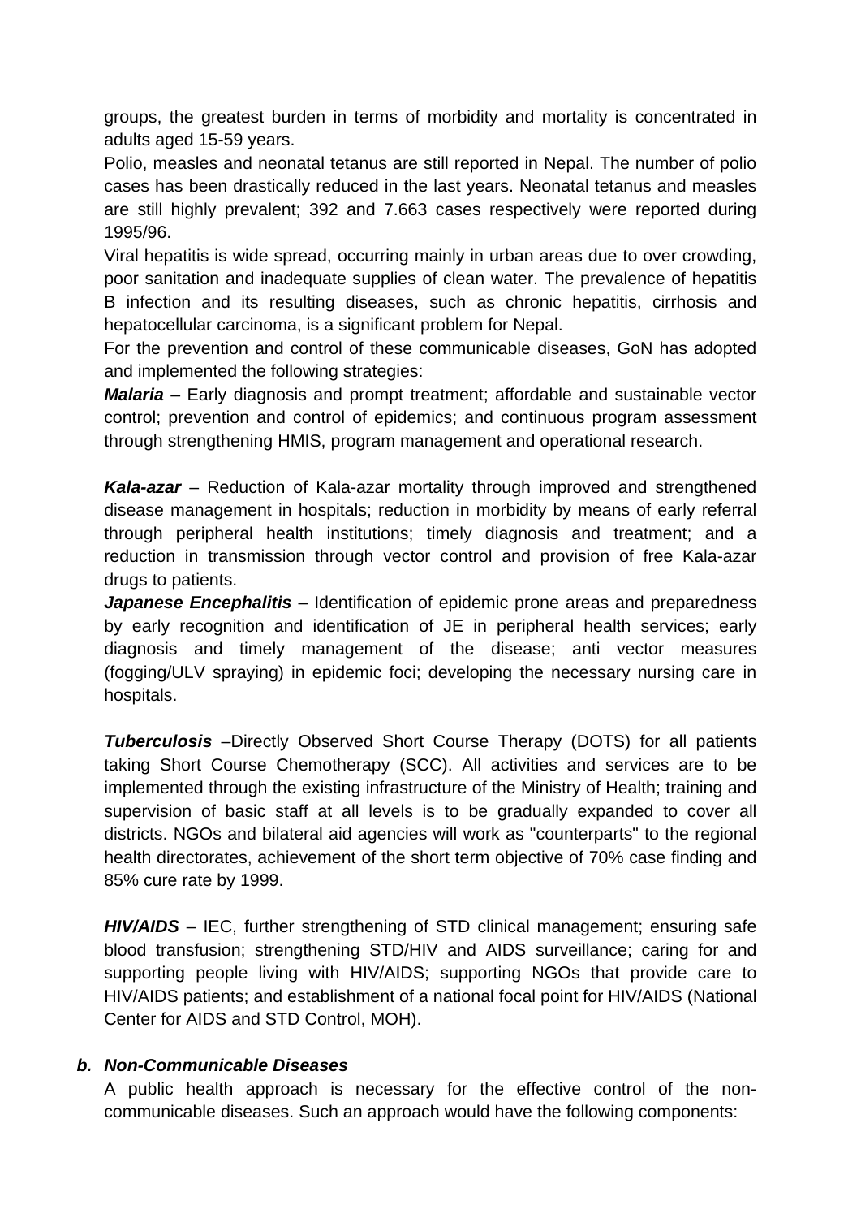groups, the greatest burden in terms of morbidity and mortality is concentrated in adults aged 15-59 years.

Polio, measles and neonatal tetanus are still reported in Nepal. The number of polio cases has been drastically reduced in the last years. Neonatal tetanus and measles are still highly prevalent; 392 and 7.663 cases respectively were reported during 1995/96.

Viral hepatitis is wide spread, occurring mainly in urban areas due to over crowding, poor sanitation and inadequate supplies of clean water. The prevalence of hepatitis B infection and its resulting diseases, such as chronic hepatitis, cirrhosis and hepatocellular carcinoma, is a significant problem for Nepal.

For the prevention and control of these communicable diseases, GoN has adopted and implemented the following strategies:

***Malaria*** – Early diagnosis and prompt treatment; affordable and sustainable vector control; prevention and control of epidemics; and continuous program assessment through strengthening HMIS, program management and operational research.

***Kala-azar*** – Reduction of Kala-azar mortality through improved and strengthened disease management in hospitals; reduction in morbidity by means of early referral through peripheral health institutions; timely diagnosis and treatment; and a reduction in transmission through vector control and provision of free Kala-azar drugs to patients.

***Japanese Encephalitis*** – Identification of epidemic prone areas and preparedness by early recognition and identification of JE in peripheral health services; early diagnosis and timely management of the disease; anti vector measures (fogging/ULV spraying) in epidemic foci; developing the necessary nursing care in hospitals.

***Tuberculosis*** –Directly Observed Short Course Therapy (DOTS) for all patients taking Short Course Chemotherapy (SCC). All activities and services are to be implemented through the existing infrastructure of the Ministry of Health; training and supervision of basic staff at all levels is to be gradually expanded to cover all districts. NGOs and bilateral aid agencies will work as "counterparts" to the regional health directorates, achievement of the short term objective of 70% case finding and 85% cure rate by 1999.

***HIV/AIDS*** – IEC, further strengthening of STD clinical management; ensuring safe blood transfusion; strengthening STD/HIV and AIDS surveillance; caring for and supporting people living with HIV/AIDS; supporting NGOs that provide care to HIV/AIDS patients; and establishment of a national focal point for HIV/AIDS (National Center for AIDS and STD Control, MOH).

### *b. Non-Communicable Diseases*

A public health approach is necessary for the effective control of the non-communicable diseases. Such an approach would have the following components: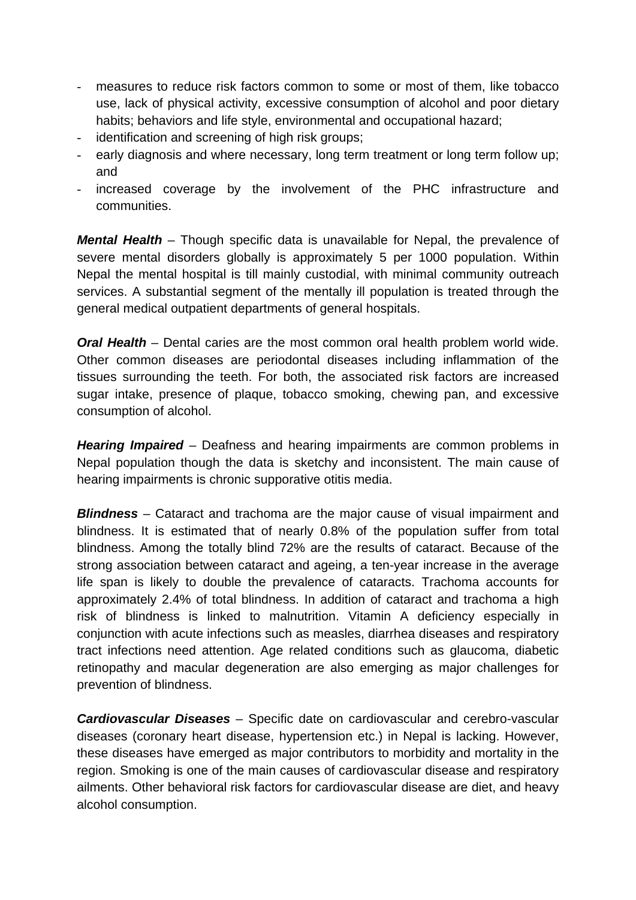- measures to reduce risk factors common to some or most of them, like tobacco use, lack of physical activity, excessive consumption of alcohol and poor dietary habits; behaviors and life style, environmental and occupational hazard;
- identification and screening of high risk groups;
- early diagnosis and where necessary, long term treatment or long term follow up; and
- increased coverage by the involvement of the PHC infrastructure and communities.

***Mental Health*** – Though specific data is unavailable for Nepal, the prevalence of severe mental disorders globally is approximately 5 per 1000 population. Within Nepal the mental hospital is till mainly custodial, with minimal community outreach services. A substantial segment of the mentally ill population is treated through the general medical outpatient departments of general hospitals.

***Oral Health*** – Dental caries are the most common oral health problem world wide. Other common diseases are periodontal diseases including inflammation of the tissues surrounding the teeth. For both, the associated risk factors are increased sugar intake, presence of plaque, tobacco smoking, chewing pan, and excessive consumption of alcohol.

***Hearing Impaired*** – Deafness and hearing impairments are common problems in Nepal population though the data is sketchy and inconsistent. The main cause of hearing impairments is chronic supporative otitis media.

***Blindness*** – Cataract and trachoma are the major cause of visual impairment and blindness. It is estimated that of nearly 0.8% of the population suffer from total blindness. Among the totally blind 72% are the results of cataract. Because of the strong association between cataract and ageing, a ten-year increase in the average life span is likely to double the prevalence of cataracts. Trachoma accounts for approximately 2.4% of total blindness. In addition of cataract and trachoma a high risk of blindness is linked to malnutrition. Vitamin A deficiency especially in conjunction with acute infections such as measles, diarrhea diseases and respiratory tract infections need attention. Age related conditions such as glaucoma, diabetic retinopathy and macular degeneration are also emerging as major challenges for prevention of blindness.

***Cardiovascular Diseases*** – Specific date on cardiovascular and cerebro-vascular diseases (coronary heart disease, hypertension etc.) in Nepal is lacking. However, these diseases have emerged as major contributors to morbidity and mortality in the region. Smoking is one of the main causes of cardiovascular disease and respiratory ailments. Other behavioral risk factors for cardiovascular disease are diet, and heavy alcohol consumption.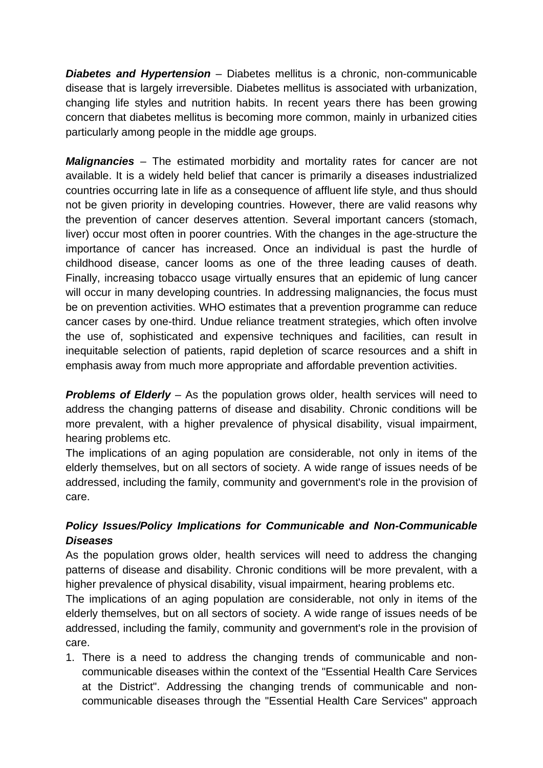***Diabetes and Hypertension*** – Diabetes mellitus is a chronic, non-communicable disease that is largely irreversible. Diabetes mellitus is associated with urbanization, changing life styles and nutrition habits. In recent years there has been growing concern that diabetes mellitus is becoming more common, mainly in urbanized cities particularly among people in the middle age groups.

***Malignancies*** – The estimated morbidity and mortality rates for cancer are not available. It is a widely held belief that cancer is primarily a diseases industrialized countries occurring late in life as a consequence of affluent life style, and thus should not be given priority in developing countries. However, there are valid reasons why the prevention of cancer deserves attention. Several important cancers (stomach, liver) occur most often in poorer countries. With the changes in the age-structure the importance of cancer has increased. Once an individual is past the hurdle of childhood disease, cancer looms as one of the three leading causes of death. Finally, increasing tobacco usage virtually ensures that an epidemic of lung cancer will occur in many developing countries. In addressing malignancies, the focus must be on prevention activities. WHO estimates that a prevention programme can reduce cancer cases by one-third. Undue reliance treatment strategies, which often involve the use of, sophisticated and expensive techniques and facilities, can result in inequitable selection of patients, rapid depletion of scarce resources and a shift in emphasis away from much more appropriate and affordable prevention activities.

***Problems of Elderly*** – As the population grows older, health services will need to address the changing patterns of disease and disability. Chronic conditions will be more prevalent, with a higher prevalence of physical disability, visual impairment, hearing problems etc.

The implications of an aging population are considerable, not only in items of the elderly themselves, but on all sectors of society. A wide range of issues needs of be addressed, including the family, community and government's role in the provision of care.

### *Policy Issues/Policy Implications for Communicable and Non-Communicable Diseases*

As the population grows older, health services will need to address the changing patterns of disease and disability. Chronic conditions will be more prevalent, with a higher prevalence of physical disability, visual impairment, hearing problems etc.

The implications of an aging population are considerable, not only in items of the elderly themselves, but on all sectors of society. A wide range of issues needs of be addressed, including the family, community and government's role in the provision of care.

1. There is a need to address the changing trends of communicable and non-communicable diseases within the context of the "Essential Health Care Services at the District". Addressing the changing trends of communicable and non-communicable diseases through the "Essential Health Care Services" approach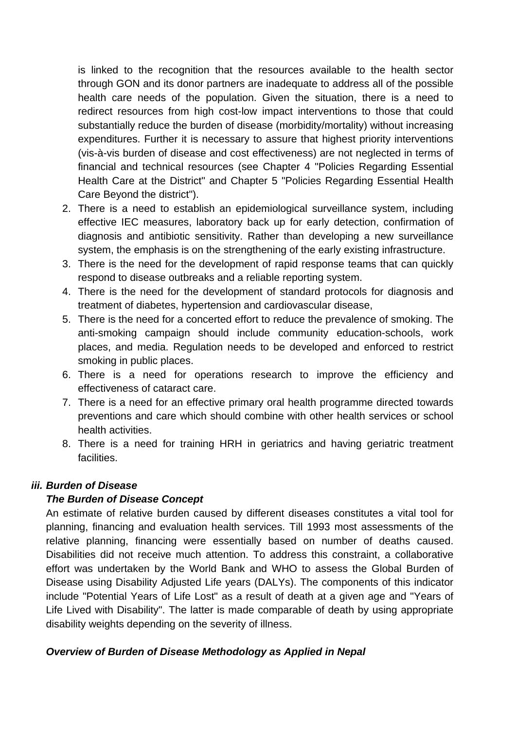is linked to the recognition that the resources available to the health sector through GON and its donor partners are inadequate to address all of the possible health care needs of the population. Given the situation, there is a need to redirect resources from high cost-low impact interventions to those that could substantially reduce the burden of disease (morbidity/mortality) without increasing expenditures. Further it is necessary to assure that highest priority interventions (vis-à-vis burden of disease and cost effectiveness) are not neglected in terms of financial and technical resources (see Chapter 4 "Policies Regarding Essential Health Care at the District" and Chapter 5 "Policies Regarding Essential Health Care Beyond the district").

2. There is a need to establish an epidemiological surveillance system, including effective IEC measures, laboratory back up for early detection, confirmation of diagnosis and antibiotic sensitivity. Rather than developing a new surveillance system, the emphasis is on the strengthening of the early existing infrastructure.
3. There is the need for the development of rapid response teams that can quickly respond to disease outbreaks and a reliable reporting system.
4. There is the need for the development of standard protocols for diagnosis and treatment of diabetes, hypertension and cardiovascular disease,
5. There is the need for a concerted effort to reduce the prevalence of smoking. The anti-smoking campaign should include community education-schools, work places, and media. Regulation needs to be developed and enforced to restrict smoking in public places.
6. There is a need for operations research to improve the efficiency and effectiveness of cataract care.
7. There is a need for an effective primary oral health programme directed towards preventions and care which should combine with other health services or school health activities.
8. There is a need for training HRH in geriatrics and having geriatric treatment facilities.

### *iii. Burden of Disease*

#### *The Burden of Disease Concept*

An estimate of relative burden caused by different diseases constitutes a vital tool for planning, financing and evaluation health services. Till 1993 most assessments of the relative planning, financing were essentially based on number of deaths caused. Disabilities did not receive much attention. To address this constraint, a collaborative effort was undertaken by the World Bank and WHO to assess the Global Burden of Disease using Disability Adjusted Life years (DALYs). The components of this indicator include "Potential Years of Life Lost" as a result of death at a given age and "Years of Life Lived with Disability". The latter is made comparable of death by using appropriate disability weights depending on the severity of illness.

#### *Overview of Burden of Disease Methodology as Applied in Nepal*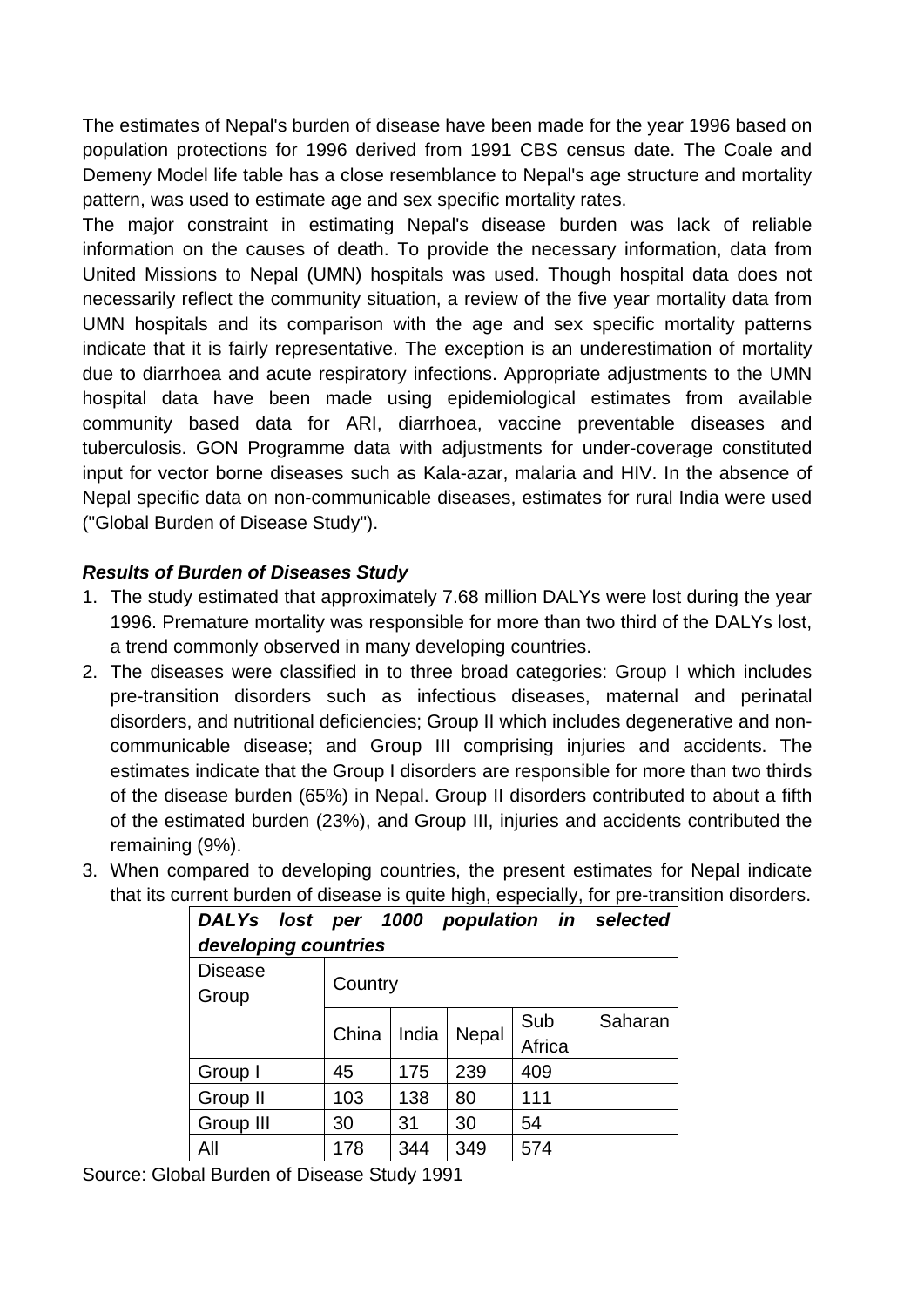The estimates of Nepal's burden of disease have been made for the year 1996 based on population protections for 1996 derived from 1991 CBS census date. The Coale and Demeny Model life table has a close resemblance to Nepal's age structure and mortality pattern, was used to estimate age and sex specific mortality rates.

The major constraint in estimating Nepal's disease burden was lack of reliable information on the causes of death. To provide the necessary information, data from United Missions to Nepal (UMN) hospitals was used. Though hospital data does not necessarily reflect the community situation, a review of the five year mortality data from UMN hospitals and its comparison with the age and sex specific mortality patterns indicate that it is fairly representative. The exception is an underestimation of mortality due to diarrhoea and acute respiratory infections. Appropriate adjustments to the UMN hospital data have been made using epidemiological estimates from available community based data for ARI, diarrhoea, vaccine preventable diseases and tuberculosis. GON Programme data with adjustments for under-coverage constituted input for vector borne diseases such as Kala-azar, malaria and HIV. In the absence of Nepal specific data on non-communicable diseases, estimates for rural India were used ("Global Burden of Disease Study").

***Results of Burden of Diseases Study***

1. The study estimated that approximately 7.68 million DALYs were lost during the year 1996. Premature mortality was responsible for more than two third of the DALYs lost, a trend commonly observed in many developing countries.
2. The diseases were classified in to three broad categories: Group I which includes pre-transition disorders such as infectious diseases, maternal and perinatal disorders, and nutritional deficiencies; Group II which includes degenerative and non-communicable disease; and Group III comprising injuries and accidents. The estimates indicate that the Group I disorders are responsible for more than two thirds of the disease burden (65%) in Nepal. Group II disorders contributed to about a fifth of the estimated burden (23%), and Group III, injuries and accidents contributed the remaining (9%).
3. When compared to developing countries, the present estimates for Nepal indicate that its current burden of disease is quite high, especially, for pre-transition disorders.

| ***DALYs lost per 1000 population in selected developing countries*** | | | | |
|---|---|---|---|---|
| Disease Group | Country | | | |
| | China | India | Nepal | Sub Saharan Africa |
| Group I | 45 | 175 | 239 | 409 |
| Group II | 103 | 138 | 80 | 111 |
| Group III | 30 | 31 | 30 | 54 |
| All | 178 | 344 | 349 | 574 |

Source: Global Burden of Disease Study 1991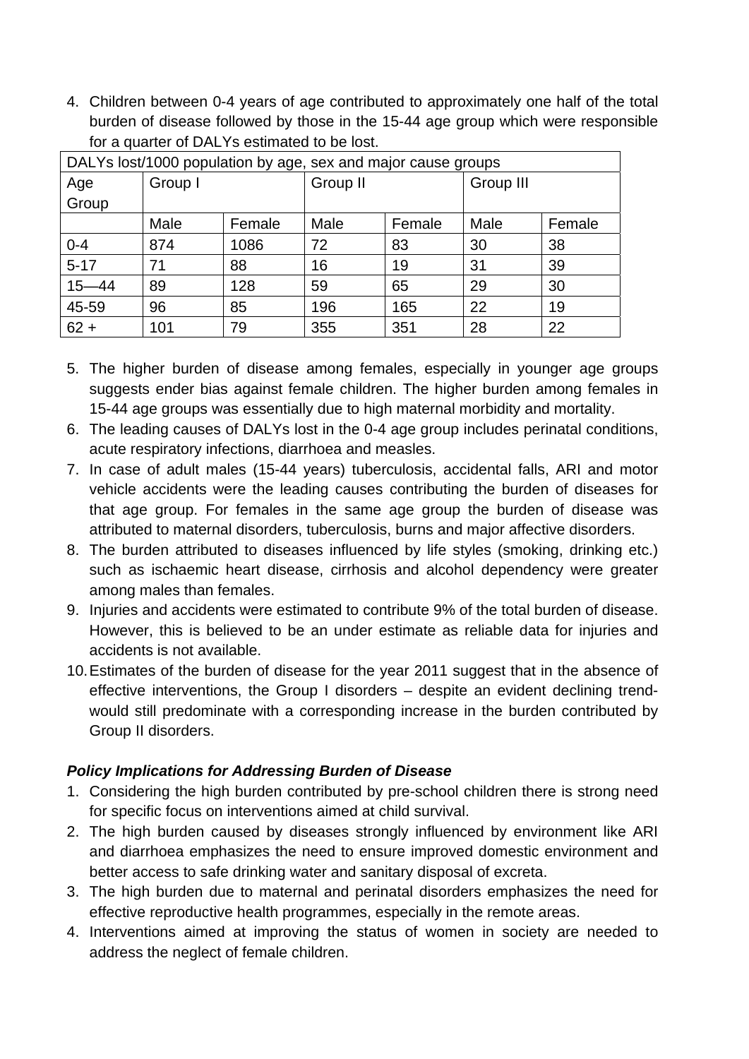4. Children between 0-4 years of age contributed to approximately one half of the total burden of disease followed by those in the 15-44 age group which were responsible for a quarter of DALYs estimated to be lost.

| DALYs lost/1000 population by age, sex and major cause groups | | | | | | |
|---|---|---|---|---|---|---|
| Age Group | Group I | | Group II | | Group III | |
| | Male | Female | Male | Female | Male | Female |
| 0-4 | 874 | 1086 | 72 | 83 | 30 | 38 |
| 5-17 | 71 | 88 | 16 | 19 | 31 | 39 |
| 15—44 | 89 | 128 | 59 | 65 | 29 | 30 |
| 45-59 | 96 | 85 | 196 | 165 | 22 | 19 |
| 62 + | 101 | 79 | 355 | 351 | 28 | 22 |

5. The higher burden of disease among females, especially in younger age groups suggests ender bias against female children. The higher burden among females in 15-44 age groups was essentially due to high maternal morbidity and mortality.
6. The leading causes of DALYs lost in the 0-4 age group includes perinatal conditions, acute respiratory infections, diarrhoea and measles.
7. In case of adult males (15-44 years) tuberculosis, accidental falls, ARI and motor vehicle accidents were the leading causes contributing the burden of diseases for that age group. For females in the same age group the burden of disease was attributed to maternal disorders, tuberculosis, burns and major affective disorders.
8. The burden attributed to diseases influenced by life styles (smoking, drinking etc.) such as ischaemic heart disease, cirrhosis and alcohol dependency were greater among males than females.
9. Injuries and accidents were estimated to contribute 9% of the total burden of disease. However, this is believed to be an under estimate as reliable data for injuries and accidents is not available.
10. Estimates of the burden of disease for the year 2011 suggest that in the absence of effective interventions, the Group I disorders – despite an evident declining trend- would still predominate with a corresponding increase in the burden contributed by Group II disorders.

***Policy Implications for Addressing Burden of Disease***

1. Considering the high burden contributed by pre-school children there is strong need for specific focus on interventions aimed at child survival.
2. The high burden caused by diseases strongly influenced by environment like ARI and diarrhoea emphasizes the need to ensure improved domestic environment and better access to safe drinking water and sanitary disposal of excreta.
3. The high burden due to maternal and perinatal disorders emphasizes the need for effective reproductive health programmes, especially in the remote areas.
4. Interventions aimed at improving the status of women in society are needed to address the neglect of female children.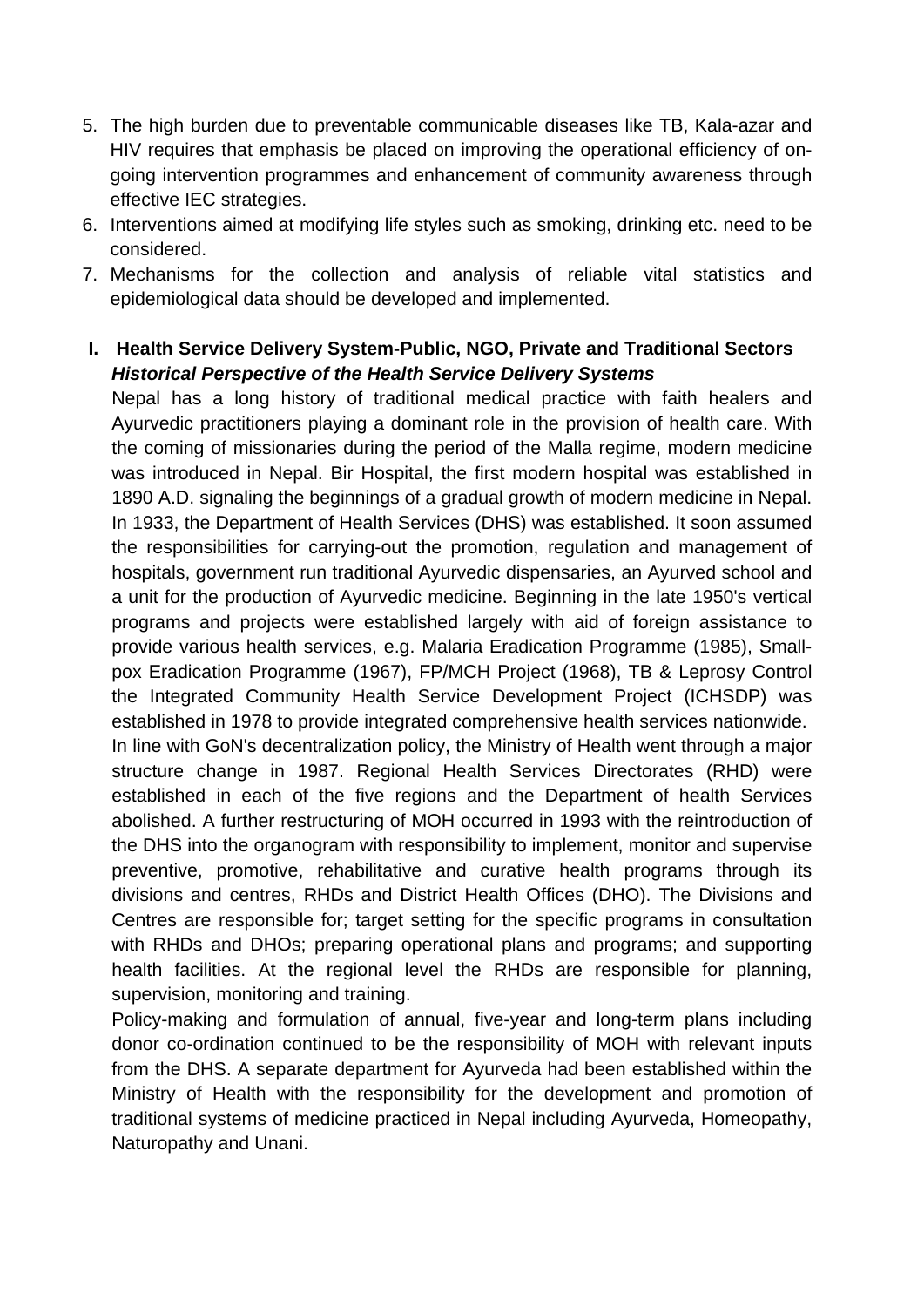5. The high burden due to preventable communicable diseases like TB, Kala-azar and HIV requires that emphasis be placed on improving the operational efficiency of on-going intervention programmes and enhancement of community awareness through effective IEC strategies.
6. Interventions aimed at modifying life styles such as smoking, drinking etc. need to be considered.
7. Mechanisms for the collection and analysis of reliable vital statistics and epidemiological data should be developed and implemented.

## I. Health Service Delivery System-Public, NGO, Private and Traditional Sectors

***Historical Perspective of the Health Service Delivery Systems***

Nepal has a long history of traditional medical practice with faith healers and Ayurvedic practitioners playing a dominant role in the provision of health care. With the coming of missionaries during the period of the Malla regime, modern medicine was introduced in Nepal. Bir Hospital, the first modern hospital was established in 1890 A.D. signaling the beginnings of a gradual growth of modern medicine in Nepal. In 1933, the Department of Health Services (DHS) was established. It soon assumed the responsibilities for carrying-out the promotion, regulation and management of hospitals, government run traditional Ayurvedic dispensaries, an Ayurved school and a unit for the production of Ayurvedic medicine. Beginning in the late 1950's vertical programs and projects were established largely with aid of foreign assistance to provide various health services, e.g. Malaria Eradication Programme (1985), Small-pox Eradication Programme (1967), FP/MCH Project (1968), TB & Leprosy Control the Integrated Community Health Service Development Project (ICHSDP) was established in 1978 to provide integrated comprehensive health services nationwide.

In line with GoN's decentralization policy, the Ministry of Health went through a major structure change in 1987. Regional Health Services Directorates (RHD) were established in each of the five regions and the Department of health Services abolished. A further restructuring of MOH occurred in 1993 with the reintroduction of the DHS into the organogram with responsibility to implement, monitor and supervise preventive, promotive, rehabilitative and curative health programs through its divisions and centres, RHDs and District Health Offices (DHO). The Divisions and Centres are responsible for; target setting for the specific programs in consultation with RHDs and DHOs; preparing operational plans and programs; and supporting health facilities. At the regional level the RHDs are responsible for planning, supervision, monitoring and training.

Policy-making and formulation of annual, five-year and long-term plans including donor co-ordination continued to be the responsibility of MOH with relevant inputs from the DHS. A separate department for Ayurveda had been established within the Ministry of Health with the responsibility for the development and promotion of traditional systems of medicine practiced in Nepal including Ayurveda, Homeopathy, Naturopathy and Unani.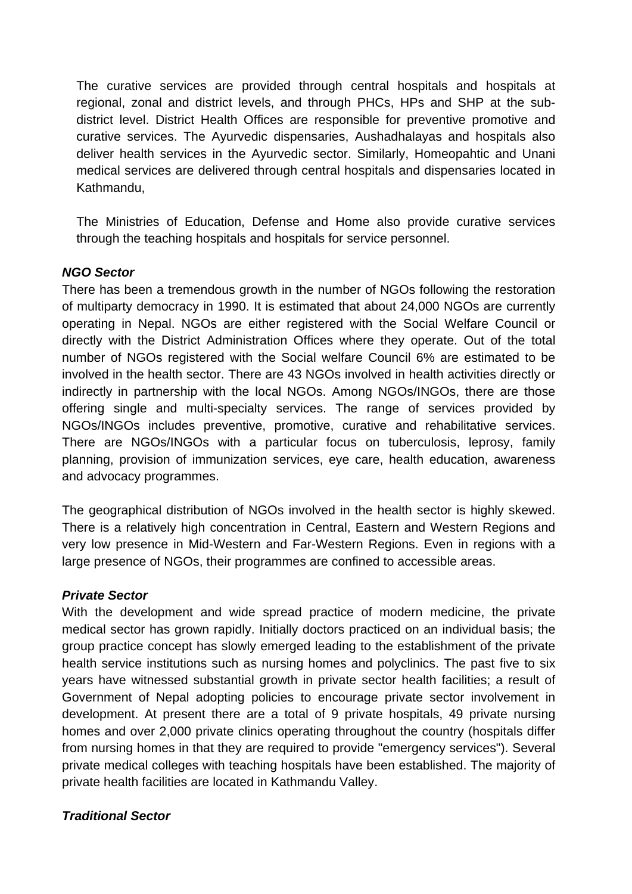The curative services are provided through central hospitals and hospitals at regional, zonal and district levels, and through PHCs, HPs and SHP at the sub-district level. District Health Offices are responsible for preventive promotive and curative services. The Ayurvedic dispensaries, Aushadhalayas and hospitals also deliver health services in the Ayurvedic sector. Similarly, Homeopahtic and Unani medical services are delivered through central hospitals and dispensaries located in Kathmandu,

The Ministries of Education, Defense and Home also provide curative services through the teaching hospitals and hospitals for service personnel.

***NGO Sector***

There has been a tremendous growth in the number of NGOs following the restoration of multiparty democracy in 1990. It is estimated that about 24,000 NGOs are currently operating in Nepal. NGOs are either registered with the Social Welfare Council or directly with the District Administration Offices where they operate. Out of the total number of NGOs registered with the Social welfare Council 6% are estimated to be involved in the health sector. There are 43 NGOs involved in health activities directly or indirectly in partnership with the local NGOs. Among NGOs/INGOs, there are those offering single and multi-specialty services. The range of services provided by NGOs/INGOs includes preventive, promotive, curative and rehabilitative services. There are NGOs/INGOs with a particular focus on tuberculosis, leprosy, family planning, provision of immunization services, eye care, health education, awareness and advocacy programmes.

The geographical distribution of NGOs involved in the health sector is highly skewed. There is a relatively high concentration in Central, Eastern and Western Regions and very low presence in Mid-Western and Far-Western Regions. Even in regions with a large presence of NGOs, their programmes are confined to accessible areas.

***Private Sector***

With the development and wide spread practice of modern medicine, the private medical sector has grown rapidly. Initially doctors practiced on an individual basis; the group practice concept has slowly emerged leading to the establishment of the private health service institutions such as nursing homes and polyclinics. The past five to six years have witnessed substantial growth in private sector health facilities; a result of Government of Nepal adopting policies to encourage private sector involvement in development. At present there are a total of 9 private hospitals, 49 private nursing homes and over 2,000 private clinics operating throughout the country (hospitals differ from nursing homes in that they are required to provide "emergency services"). Several private medical colleges with teaching hospitals have been established. The majority of private health facilities are located in Kathmandu Valley.

***Traditional Sector***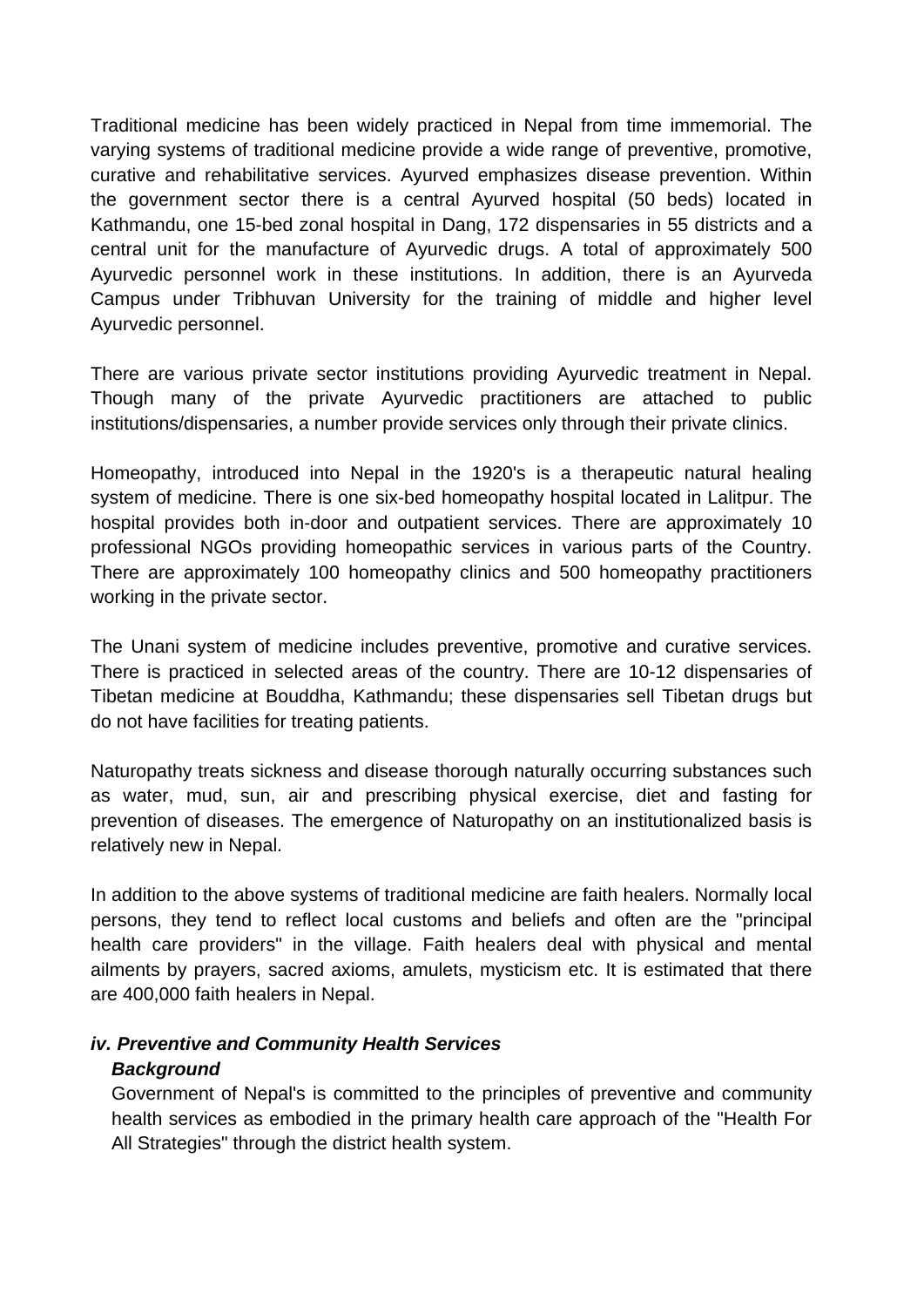Traditional medicine has been widely practiced in Nepal from time immemorial. The varying systems of traditional medicine provide a wide range of preventive, promotive, curative and rehabilitative services. Ayurved emphasizes disease prevention. Within the government sector there is a central Ayurved hospital (50 beds) located in Kathmandu, one 15-bed zonal hospital in Dang, 172 dispensaries in 55 districts and a central unit for the manufacture of Ayurvedic drugs. A total of approximately 500 Ayurvedic personnel work in these institutions. In addition, there is an Ayurveda Campus under Tribhuvan University for the training of middle and higher level Ayurvedic personnel.

There are various private sector institutions providing Ayurvedic treatment in Nepal. Though many of the private Ayurvedic practitioners are attached to public institutions/dispensaries, a number provide services only through their private clinics.

Homeopathy, introduced into Nepal in the 1920's is a therapeutic natural healing system of medicine. There is one six-bed homeopathy hospital located in Lalitpur. The hospital provides both in-door and outpatient services. There are approximately 10 professional NGOs providing homeopathic services in various parts of the Country. There are approximately 100 homeopathy clinics and 500 homeopathy practitioners working in the private sector.

The Unani system of medicine includes preventive, promotive and curative services. There is practiced in selected areas of the country. There are 10-12 dispensaries of Tibetan medicine at Bouddha, Kathmandu; these dispensaries sell Tibetan drugs but do not have facilities for treating patients.

Naturopathy treats sickness and disease thorough naturally occurring substances such as water, mud, sun, air and prescribing physical exercise, diet and fasting for prevention of diseases. The emergence of Naturopathy on an institutionalized basis is relatively new in Nepal.

In addition to the above systems of traditional medicine are faith healers. Normally local persons, they tend to reflect local customs and beliefs and often are the "principal health care providers" in the village. Faith healers deal with physical and mental ailments by prayers, sacred axioms, amulets, mysticism etc. It is estimated that there are 400,000 faith healers in Nepal.

### *iv. Preventive and Community Health Services*

***Background***

Government of Nepal's is committed to the principles of preventive and community health services as embodied in the primary health care approach of the "Health For All Strategies" through the district health system.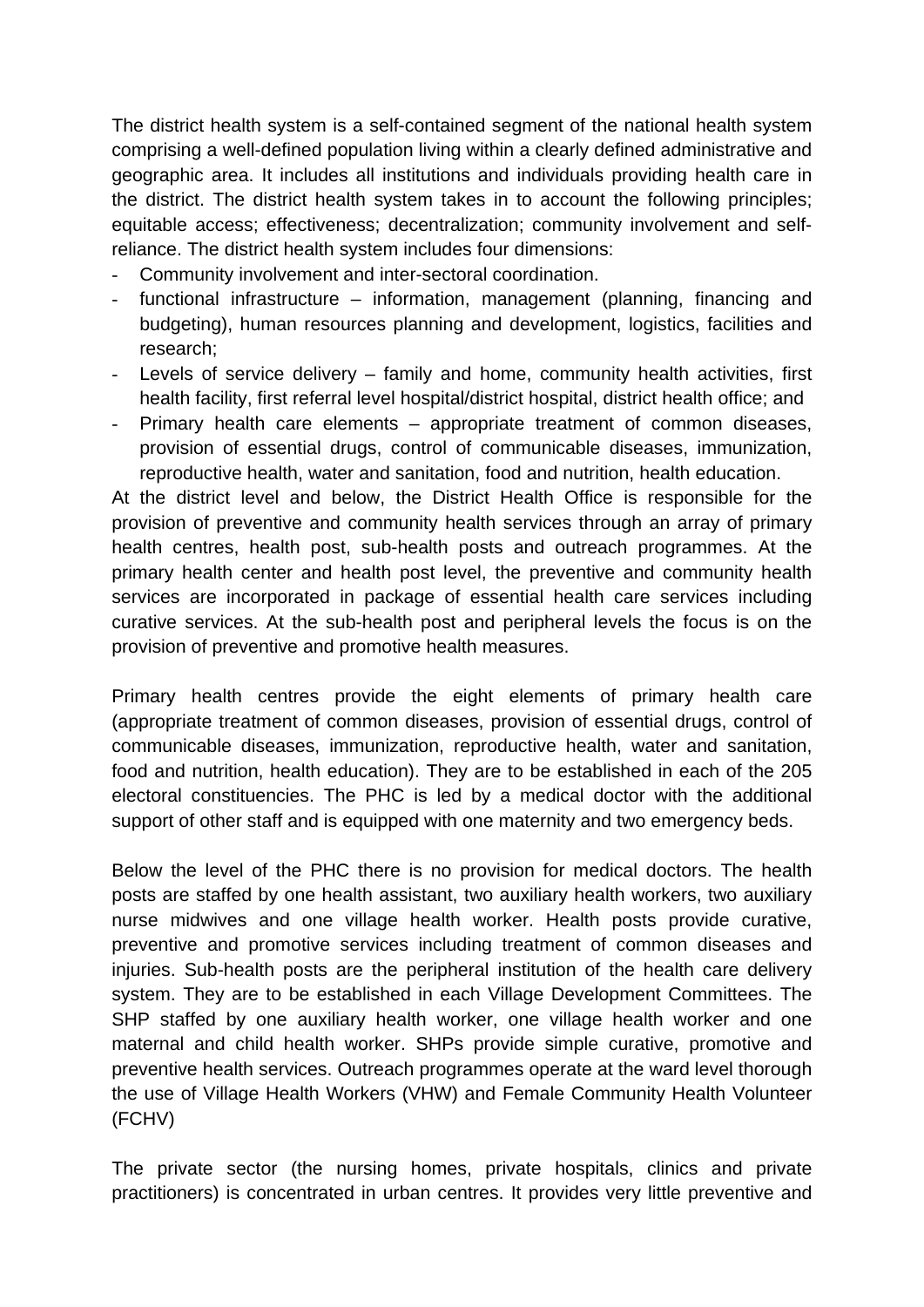The district health system is a self-contained segment of the national health system comprising a well-defined population living within a clearly defined administrative and geographic area. It includes all institutions and individuals providing health care in the district. The district health system takes in to account the following principles; equitable access; effectiveness; decentralization; community involvement and self-reliance. The district health system includes four dimensions:

- Community involvement and inter-sectoral coordination.
- functional infrastructure – information, management (planning, financing and budgeting), human resources planning and development, logistics, facilities and research;
- Levels of service delivery – family and home, community health activities, first health facility, first referral level hospital/district hospital, district health office; and
- Primary health care elements – appropriate treatment of common diseases, provision of essential drugs, control of communicable diseases, immunization, reproductive health, water and sanitation, food and nutrition, health education.

At the district level and below, the District Health Office is responsible for the provision of preventive and community health services through an array of primary health centres, health post, sub-health posts and outreach programmes. At the primary health center and health post level, the preventive and community health services are incorporated in package of essential health care services including curative services. At the sub-health post and peripheral levels the focus is on the provision of preventive and promotive health measures.

Primary health centres provide the eight elements of primary health care (appropriate treatment of common diseases, provision of essential drugs, control of communicable diseases, immunization, reproductive health, water and sanitation, food and nutrition, health education). They are to be established in each of the 205 electoral constituencies. The PHC is led by a medical doctor with the additional support of other staff and is equipped with one maternity and two emergency beds.

Below the level of the PHC there is no provision for medical doctors. The health posts are staffed by one health assistant, two auxiliary health workers, two auxiliary nurse midwives and one village health worker. Health posts provide curative, preventive and promotive services including treatment of common diseases and injuries. Sub-health posts are the peripheral institution of the health care delivery system. They are to be established in each Village Development Committees. The SHP staffed by one auxiliary health worker, one village health worker and one maternal and child health worker. SHPs provide simple curative, promotive and preventive health services. Outreach programmes operate at the ward level thorough the use of Village Health Workers (VHW) and Female Community Health Volunteer (FCHV)

The private sector (the nursing homes, private hospitals, clinics and private practitioners) is concentrated in urban centres. It provides very little preventive and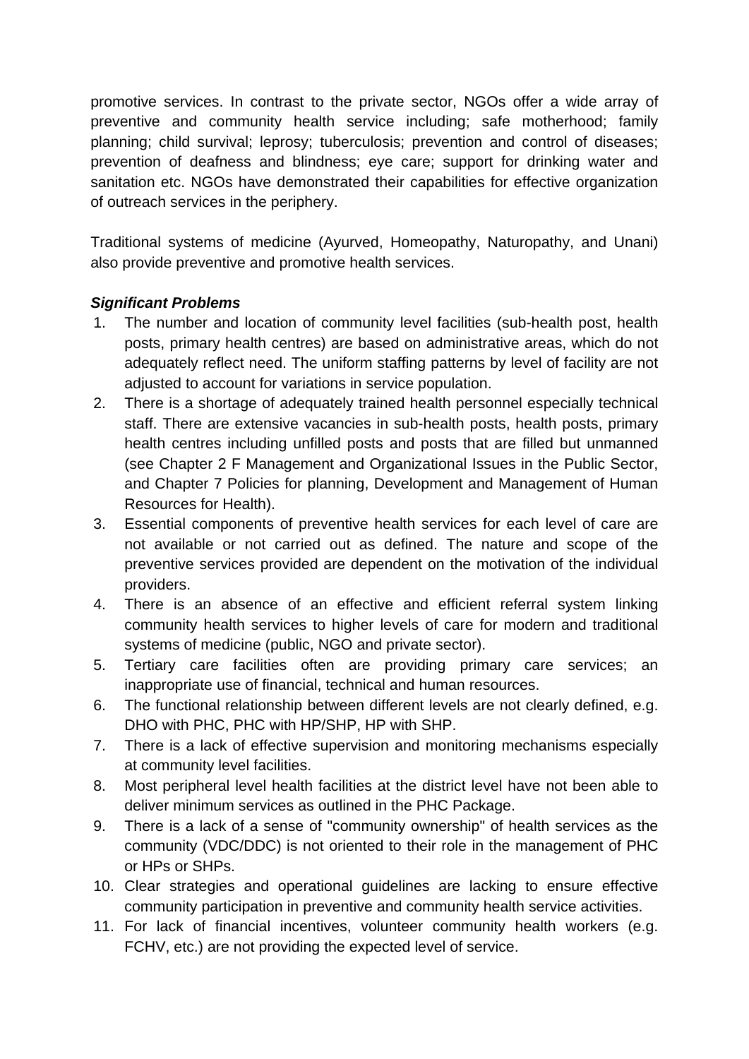promotive services. In contrast to the private sector, NGOs offer a wide array of preventive and community health service including; safe motherhood; family planning; child survival; leprosy; tuberculosis; prevention and control of diseases; prevention of deafness and blindness; eye care; support for drinking water and sanitation etc. NGOs have demonstrated their capabilities for effective organization of outreach services in the periphery.

Traditional systems of medicine (Ayurved, Homeopathy, Naturopathy, and Unani) also provide preventive and promotive health services.

***Significant Problems***

1. The number and location of community level facilities (sub-health post, health posts, primary health centres) are based on administrative areas, which do not adequately reflect need. The uniform staffing patterns by level of facility are not adjusted to account for variations in service population.
2. There is a shortage of adequately trained health personnel especially technical staff. There are extensive vacancies in sub-health posts, health posts, primary health centres including unfilled posts and posts that are filled but unmanned (see Chapter 2 F Management and Organizational Issues in the Public Sector, and Chapter 7 Policies for planning, Development and Management of Human Resources for Health).
3. Essential components of preventive health services for each level of care are not available or not carried out as defined. The nature and scope of the preventive services provided are dependent on the motivation of the individual providers.
4. There is an absence of an effective and efficient referral system linking community health services to higher levels of care for modern and traditional systems of medicine (public, NGO and private sector).
5. Tertiary care facilities often are providing primary care services; an inappropriate use of financial, technical and human resources.
6. The functional relationship between different levels are not clearly defined, e.g. DHO with PHC, PHC with HP/SHP, HP with SHP.
7. There is a lack of effective supervision and monitoring mechanisms especially at community level facilities.
8. Most peripheral level health facilities at the district level have not been able to deliver minimum services as outlined in the PHC Package.
9. There is a lack of a sense of "community ownership" of health services as the community (VDC/DDC) is not oriented to their role in the management of PHC or HPs or SHPs.
10. Clear strategies and operational guidelines are lacking to ensure effective community participation in preventive and community health service activities.
11. For lack of financial incentives, volunteer community health workers (e.g. FCHV, etc.) are not providing the expected level of service.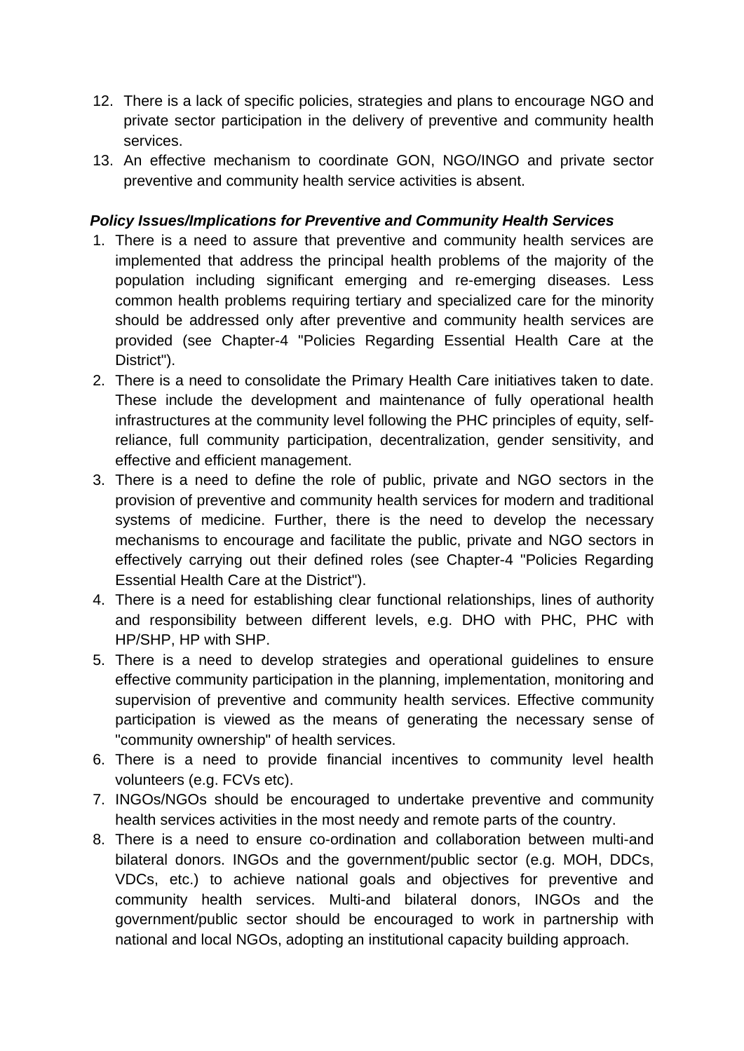12. There is a lack of specific policies, strategies and plans to encourage NGO and private sector participation in the delivery of preventive and community health services.
13. An effective mechanism to coordinate GON, NGO/INGO and private sector preventive and community health service activities is absent.

***Policy Issues/Implications for Preventive and Community Health Services***

1. There is a need to assure that preventive and community health services are implemented that address the principal health problems of the majority of the population including significant emerging and re-emerging diseases. Less common health problems requiring tertiary and specialized care for the minority should be addressed only after preventive and community health services are provided (see Chapter-4 "Policies Regarding Essential Health Care at the District").
2. There is a need to consolidate the Primary Health Care initiatives taken to date. These include the development and maintenance of fully operational health infrastructures at the community level following the PHC principles of equity, self-reliance, full community participation, decentralization, gender sensitivity, and effective and efficient management.
3. There is a need to define the role of public, private and NGO sectors in the provision of preventive and community health services for modern and traditional systems of medicine. Further, there is the need to develop the necessary mechanisms to encourage and facilitate the public, private and NGO sectors in effectively carrying out their defined roles (see Chapter-4 "Policies Regarding Essential Health Care at the District").
4. There is a need for establishing clear functional relationships, lines of authority and responsibility between different levels, e.g. DHO with PHC, PHC with HP/SHP, HP with SHP.
5. There is a need to develop strategies and operational guidelines to ensure effective community participation in the planning, implementation, monitoring and supervision of preventive and community health services. Effective community participation is viewed as the means of generating the necessary sense of "community ownership" of health services.
6. There is a need to provide financial incentives to community level health volunteers (e.g. FCVs etc).
7. INGOs/NGOs should be encouraged to undertake preventive and community health services activities in the most needy and remote parts of the country.
8. There is a need to ensure co-ordination and collaboration between multi-and bilateral donors. INGOs and the government/public sector (e.g. MOH, DDCs, VDCs, etc.) to achieve national goals and objectives for preventive and community health services. Multi-and bilateral donors, INGOs and the government/public sector should be encouraged to work in partnership with national and local NGOs, adopting an institutional capacity building approach.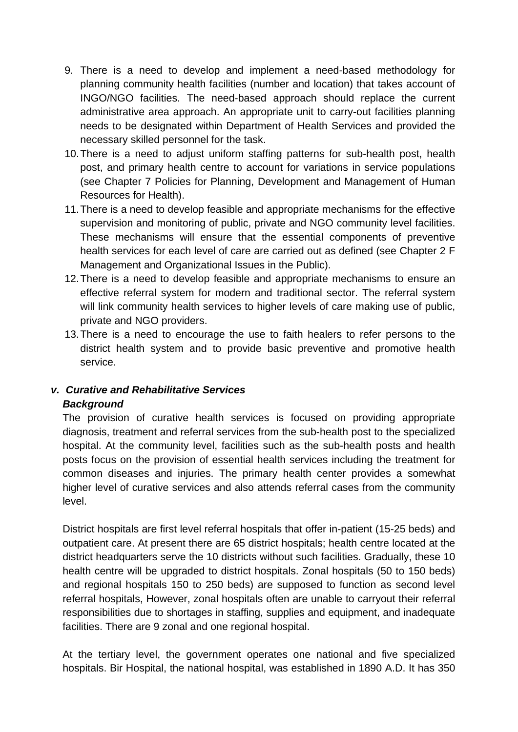9. There is a need to develop and implement a need-based methodology for planning community health facilities (number and location) that takes account of INGO/NGO facilities. The need-based approach should replace the current administrative area approach. An appropriate unit to carry-out facilities planning needs to be designated within Department of Health Services and provided the necessary skilled personnel for the task.
10. There is a need to adjust uniform staffing patterns for sub-health post, health post, and primary health centre to account for variations in service populations (see Chapter 7 Policies for Planning, Development and Management of Human Resources for Health).
11. There is a need to develop feasible and appropriate mechanisms for the effective supervision and monitoring of public, private and NGO community level facilities. These mechanisms will ensure that the essential components of preventive health services for each level of care are carried out as defined (see Chapter 2 F Management and Organizational Issues in the Public).
12. There is a need to develop feasible and appropriate mechanisms to ensure an effective referral system for modern and traditional sector. The referral system will link community health services to higher levels of care making use of public, private and NGO providers.
13. There is a need to encourage the use to faith healers to refer persons to the district health system and to provide basic preventive and promotive health service.

### *v. Curative and Rehabilitative Services*

***Background***

The provision of curative health services is focused on providing appropriate diagnosis, treatment and referral services from the sub-health post to the specialized hospital. At the community level, facilities such as the sub-health posts and health posts focus on the provision of essential health services including the treatment for common diseases and injuries. The primary health center provides a somewhat higher level of curative services and also attends referral cases from the community level.

District hospitals are first level referral hospitals that offer in-patient (15-25 beds) and outpatient care. At present there are 65 district hospitals; health centre located at the district headquarters serve the 10 districts without such facilities. Gradually, these 10 health centre will be upgraded to district hospitals. Zonal hospitals (50 to 150 beds) and regional hospitals 150 to 250 beds) are supposed to function as second level referral hospitals, However, zonal hospitals often are unable to carryout their referral responsibilities due to shortages in staffing, supplies and equipment, and inadequate facilities. There are 9 zonal and one regional hospital.

At the tertiary level, the government operates one national and five specialized hospitals. Bir Hospital, the national hospital, was established in 1890 A.D. It has 350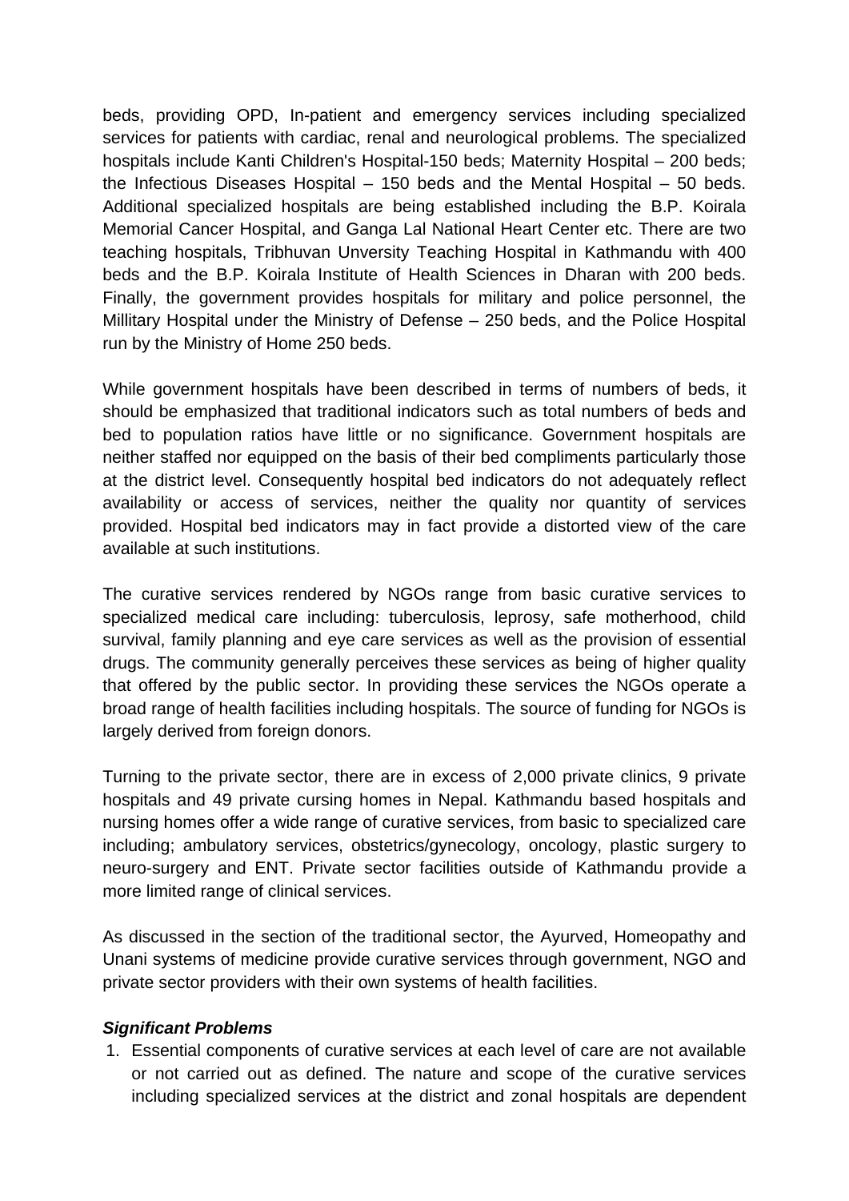beds, providing OPD, In-patient and emergency services including specialized services for patients with cardiac, renal and neurological problems. The specialized hospitals include Kanti Children's Hospital-150 beds; Maternity Hospital – 200 beds; the Infectious Diseases Hospital – 150 beds and the Mental Hospital – 50 beds. Additional specialized hospitals are being established including the B.P. Koirala Memorial Cancer Hospital, and Ganga Lal National Heart Center etc. There are two teaching hospitals, Tribhuvan Unversity Teaching Hospital in Kathmandu with 400 beds and the B.P. Koirala Institute of Health Sciences in Dharan with 200 beds. Finally, the government provides hospitals for military and police personnel, the Millitary Hospital under the Ministry of Defense – 250 beds, and the Police Hospital run by the Ministry of Home 250 beds.

While government hospitals have been described in terms of numbers of beds, it should be emphasized that traditional indicators such as total numbers of beds and bed to population ratios have little or no significance. Government hospitals are neither staffed nor equipped on the basis of their bed compliments particularly those at the district level. Consequently hospital bed indicators do not adequately reflect availability or access of services, neither the quality nor quantity of services provided. Hospital bed indicators may in fact provide a distorted view of the care available at such institutions.

The curative services rendered by NGOs range from basic curative services to specialized medical care including: tuberculosis, leprosy, safe motherhood, child survival, family planning and eye care services as well as the provision of essential drugs. The community generally perceives these services as being of higher quality that offered by the public sector. In providing these services the NGOs operate a broad range of health facilities including hospitals. The source of funding for NGOs is largely derived from foreign donors.

Turning to the private sector, there are in excess of 2,000 private clinics, 9 private hospitals and 49 private cursing homes in Nepal. Kathmandu based hospitals and nursing homes offer a wide range of curative services, from basic to specialized care including; ambulatory services, obstetrics/gynecology, oncology, plastic surgery to neuro-surgery and ENT. Private sector facilities outside of Kathmandu provide a more limited range of clinical services.

As discussed in the section of the traditional sector, the Ayurved, Homeopathy and Unani systems of medicine provide curative services through government, NGO and private sector providers with their own systems of health facilities.

***Significant Problems***

1. Essential components of curative services at each level of care are not available or not carried out as defined. The nature and scope of the curative services including specialized services at the district and zonal hospitals are dependent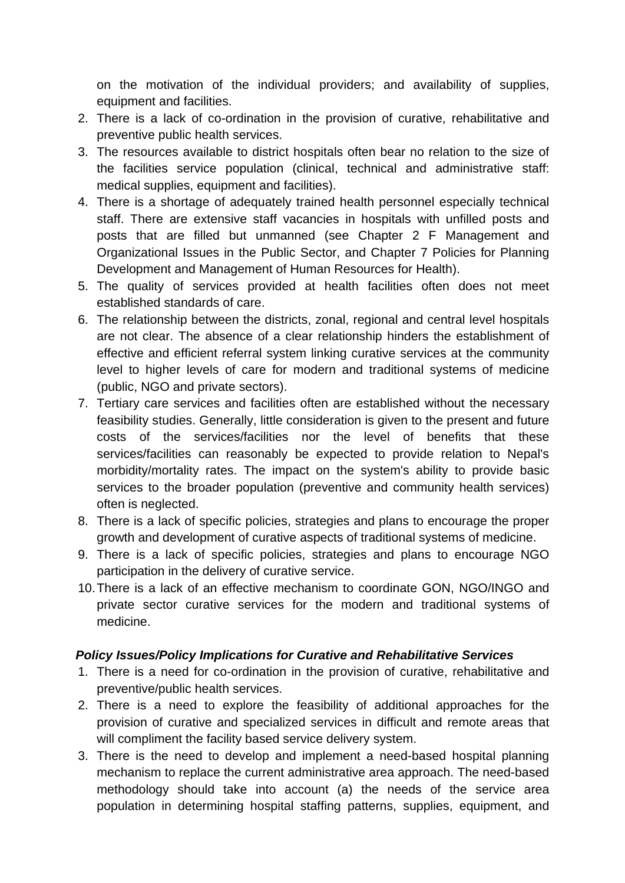on the motivation of the individual providers; and availability of supplies, equipment and facilities.

2. There is a lack of co-ordination in the provision of curative, rehabilitative and preventive public health services.
3. The resources available to district hospitals often bear no relation to the size of the facilities service population (clinical, technical and administrative staff: medical supplies, equipment and facilities).
4. There is a shortage of adequately trained health personnel especially technical staff. There are extensive staff vacancies in hospitals with unfilled posts and posts that are filled but unmanned (see Chapter 2 F Management and Organizational Issues in the Public Sector, and Chapter 7 Policies for Planning Development and Management of Human Resources for Health).
5. The quality of services provided at health facilities often does not meet established standards of care.
6. The relationship between the districts, zonal, regional and central level hospitals are not clear. The absence of a clear relationship hinders the establishment of effective and efficient referral system linking curative services at the community level to higher levels of care for modern and traditional systems of medicine (public, NGO and private sectors).
7. Tertiary care services and facilities often are established without the necessary feasibility studies. Generally, little consideration is given to the present and future costs of the services/facilities nor the level of benefits that these services/facilities can reasonably be expected to provide relation to Nepal's morbidity/mortality rates. The impact on the system's ability to provide basic services to the broader population (preventive and community health services) often is neglected.
8. There is a lack of specific policies, strategies and plans to encourage the proper growth and development of curative aspects of traditional systems of medicine.
9. There is a lack of specific policies, strategies and plans to encourage NGO participation in the delivery of curative service.
10. There is a lack of an effective mechanism to coordinate GON, NGO/INGO and private sector curative services for the modern and traditional systems of medicine.

***Policy Issues/Policy Implications for Curative and Rehabilitative Services***

1. There is a need for co-ordination in the provision of curative, rehabilitative and preventive/public health services.
2. There is a need to explore the feasibility of additional approaches for the provision of curative and specialized services in difficult and remote areas that will compliment the facility based service delivery system.
3. There is the need to develop and implement a need-based hospital planning mechanism to replace the current administrative area approach. The need-based methodology should take into account (a) the needs of the service area population in determining hospital staffing patterns, supplies, equipment, and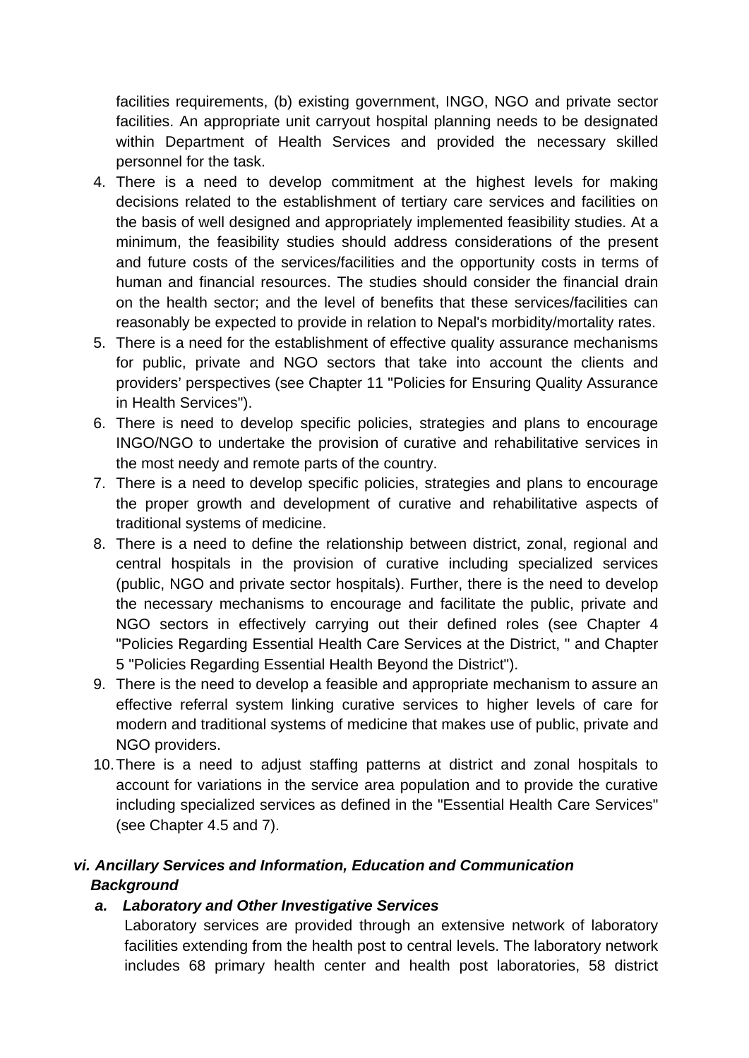facilities requirements, (b) existing government, INGO, NGO and private sector facilities. An appropriate unit carryout hospital planning needs to be designated within Department of Health Services and provided the necessary skilled personnel for the task.

4. There is a need to develop commitment at the highest levels for making decisions related to the establishment of tertiary care services and facilities on the basis of well designed and appropriately implemented feasibility studies. At a minimum, the feasibility studies should address considerations of the present and future costs of the services/facilities and the opportunity costs in terms of human and financial resources. The studies should consider the financial drain on the health sector; and the level of benefits that these services/facilities can reasonably be expected to provide in relation to Nepal's morbidity/mortality rates.
5. There is a need for the establishment of effective quality assurance mechanisms for public, private and NGO sectors that take into account the clients and providers' perspectives (see Chapter 11 "Policies for Ensuring Quality Assurance in Health Services").
6. There is need to develop specific policies, strategies and plans to encourage INGO/NGO to undertake the provision of curative and rehabilitative services in the most needy and remote parts of the country.
7. There is a need to develop specific policies, strategies and plans to encourage the proper growth and development of curative and rehabilitative aspects of traditional systems of medicine.
8. There is a need to define the relationship between district, zonal, regional and central hospitals in the provision of curative including specialized services (public, NGO and private sector hospitals). Further, there is the need to develop the necessary mechanisms to encourage and facilitate the public, private and NGO sectors in effectively carrying out their defined roles (see Chapter 4 "Policies Regarding Essential Health Care Services at the District, " and Chapter 5 "Policies Regarding Essential Health Beyond the District").
9. There is the need to develop a feasible and appropriate mechanism to assure an effective referral system linking curative services to higher levels of care for modern and traditional systems of medicine that makes use of public, private and NGO providers.
10. There is a need to adjust staffing patterns at district and zonal hospitals to account for variations in the service area population and to provide the curative including specialized services as defined in the "Essential Health Care Services" (see Chapter 4.5 and 7).

***vi. Ancillary Services and Information, Education and Communication Background***

***a. Laboratory and Other Investigative Services***

Laboratory services are provided through an extensive network of laboratory facilities extending from the health post to central levels. The laboratory network includes 68 primary health center and health post laboratories, 58 district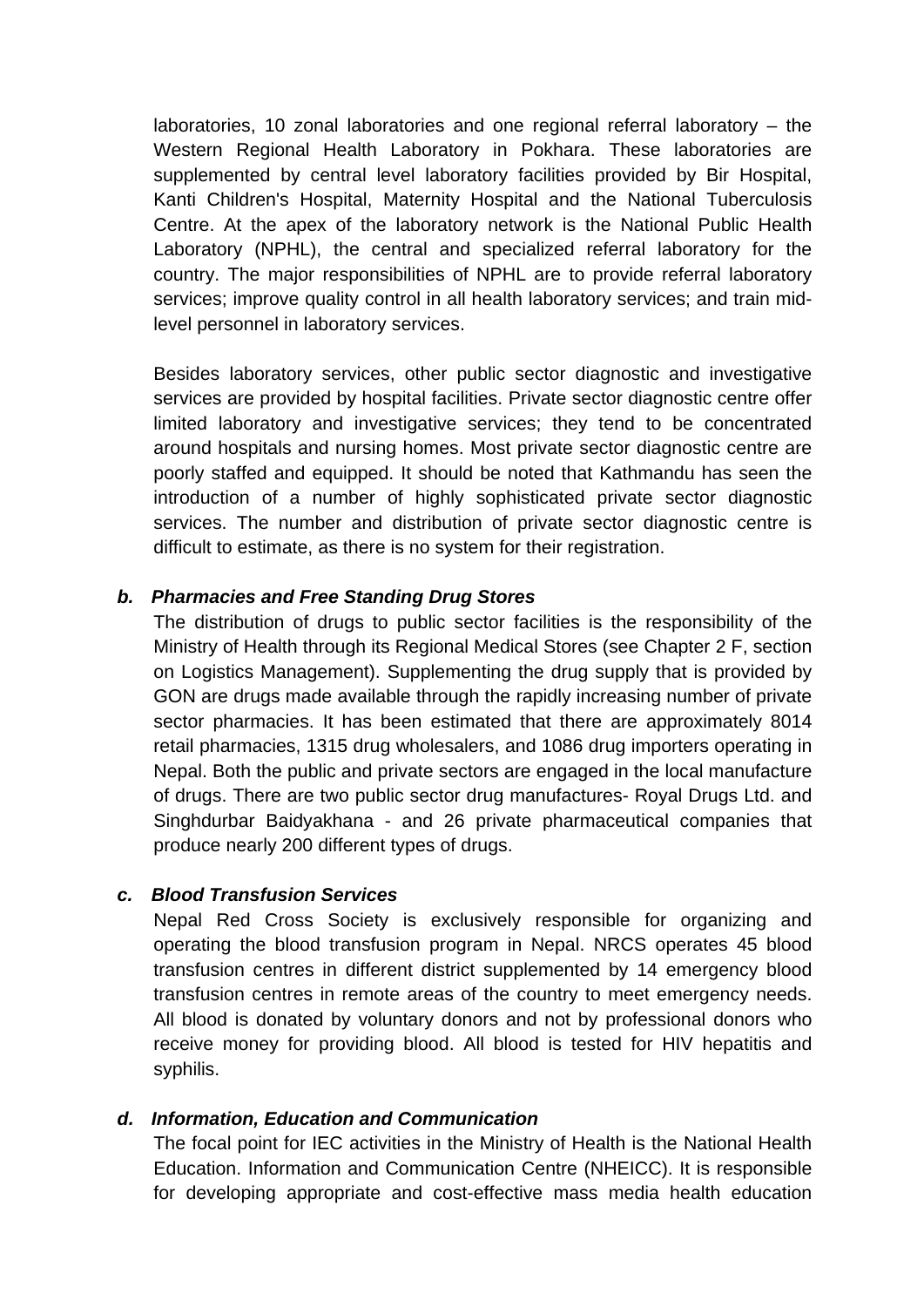laboratories, 10 zonal laboratories and one regional referral laboratory – the Western Regional Health Laboratory in Pokhara. These laboratories are supplemented by central level laboratory facilities provided by Bir Hospital, Kanti Children's Hospital, Maternity Hospital and the National Tuberculosis Centre. At the apex of the laboratory network is the National Public Health Laboratory (NPHL), the central and specialized referral laboratory for the country. The major responsibilities of NPHL are to provide referral laboratory services; improve quality control in all health laboratory services; and train mid-level personnel in laboratory services.

Besides laboratory services, other public sector diagnostic and investigative services are provided by hospital facilities. Private sector diagnostic centre offer limited laboratory and investigative services; they tend to be concentrated around hospitals and nursing homes. Most private sector diagnostic centre are poorly staffed and equipped. It should be noted that Kathmandu has seen the introduction of a number of highly sophisticated private sector diagnostic services. The number and distribution of private sector diagnostic centre is difficult to estimate, as there is no system for their registration.

***b. Pharmacies and Free Standing Drug Stores***

The distribution of drugs to public sector facilities is the responsibility of the Ministry of Health through its Regional Medical Stores (see Chapter 2 F, section on Logistics Management). Supplementing the drug supply that is provided by GON are drugs made available through the rapidly increasing number of private sector pharmacies. It has been estimated that there are approximately 8014 retail pharmacies, 1315 drug wholesalers, and 1086 drug importers operating in Nepal. Both the public and private sectors are engaged in the local manufacture of drugs. There are two public sector drug manufactures- Royal Drugs Ltd. and Singhdurbar Baidyakhana - and 26 private pharmaceutical companies that produce nearly 200 different types of drugs.

***c. Blood Transfusion Services***

Nepal Red Cross Society is exclusively responsible for organizing and operating the blood transfusion program in Nepal. NRCS operates 45 blood transfusion centres in different district supplemented by 14 emergency blood transfusion centres in remote areas of the country to meet emergency needs. All blood is donated by voluntary donors and not by professional donors who receive money for providing blood. All blood is tested for HIV hepatitis and syphilis.

***d. Information, Education and Communication***

The focal point for IEC activities in the Ministry of Health is the National Health Education. Information and Communication Centre (NHEICC). It is responsible for developing appropriate and cost-effective mass media health education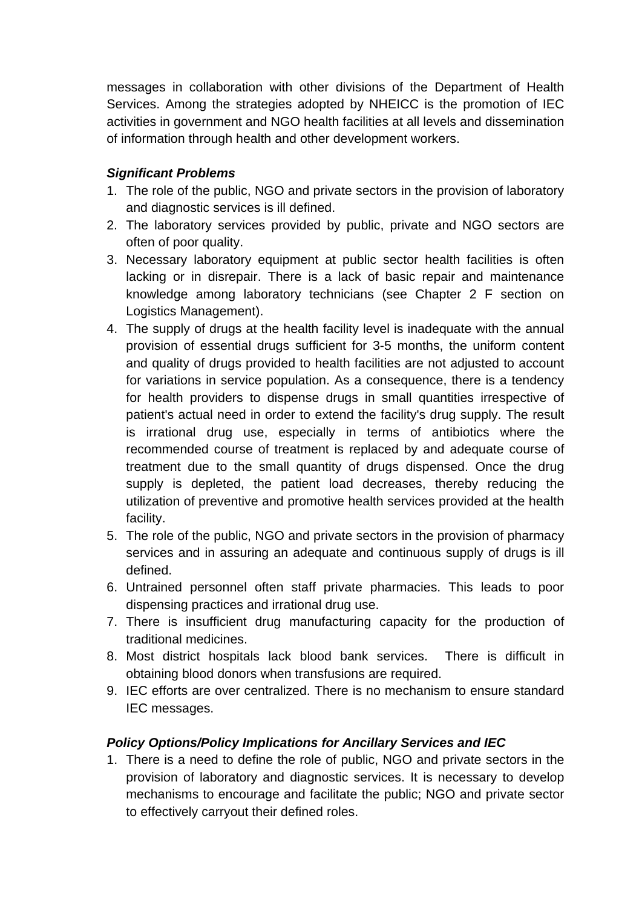messages in collaboration with other divisions of the Department of Health Services. Among the strategies adopted by NHEICC is the promotion of IEC activities in government and NGO health facilities at all levels and dissemination of information through health and other development workers.

***Significant Problems***

1. The role of the public, NGO and private sectors in the provision of laboratory and diagnostic services is ill defined.
2. The laboratory services provided by public, private and NGO sectors are often of poor quality.
3. Necessary laboratory equipment at public sector health facilities is often lacking or in disrepair. There is a lack of basic repair and maintenance knowledge among laboratory technicians (see Chapter 2 F section on Logistics Management).
4. The supply of drugs at the health facility level is inadequate with the annual provision of essential drugs sufficient for 3-5 months, the uniform content and quality of drugs provided to health facilities are not adjusted to account for variations in service population. As a consequence, there is a tendency for health providers to dispense drugs in small quantities irrespective of patient's actual need in order to extend the facility's drug supply. The result is irrational drug use, especially in terms of antibiotics where the recommended course of treatment is replaced by and adequate course of treatment due to the small quantity of drugs dispensed. Once the drug supply is depleted, the patient load decreases, thereby reducing the utilization of preventive and promotive health services provided at the health facility.
5. The role of the public, NGO and private sectors in the provision of pharmacy services and in assuring an adequate and continuous supply of drugs is ill defined.
6. Untrained personnel often staff private pharmacies. This leads to poor dispensing practices and irrational drug use.
7. There is insufficient drug manufacturing capacity for the production of traditional medicines.
8. Most district hospitals lack blood bank services. There is difficult in obtaining blood donors when transfusions are required.
9. IEC efforts are over centralized. There is no mechanism to ensure standard IEC messages.

***Policy Options/Policy Implications for Ancillary Services and IEC***

1. There is a need to define the role of public, NGO and private sectors in the provision of laboratory and diagnostic services. It is necessary to develop mechanisms to encourage and facilitate the public; NGO and private sector to effectively carryout their defined roles.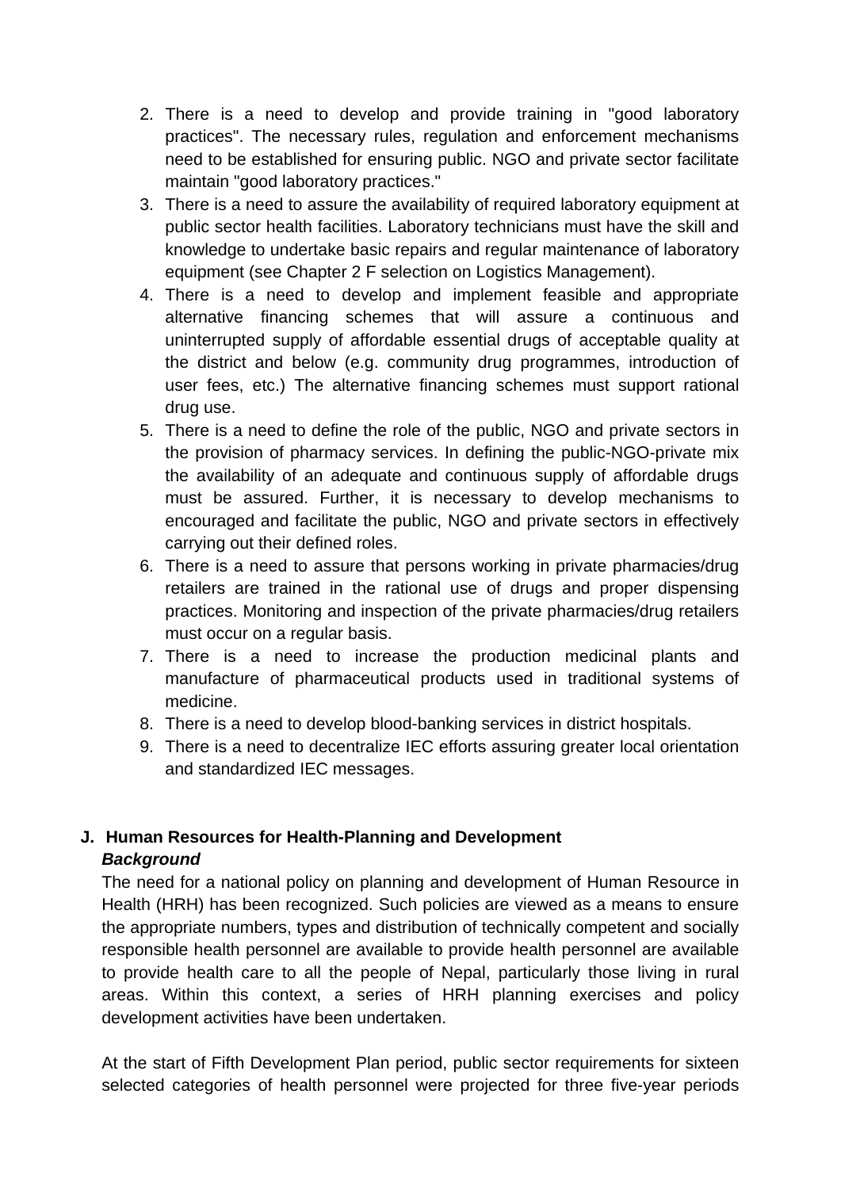2. There is a need to develop and provide training in "good laboratory practices". The necessary rules, regulation and enforcement mechanisms need to be established for ensuring public. NGO and private sector facilitate maintain "good laboratory practices."
3. There is a need to assure the availability of required laboratory equipment at public sector health facilities. Laboratory technicians must have the skill and knowledge to undertake basic repairs and regular maintenance of laboratory equipment (see Chapter 2 F selection on Logistics Management).
4. There is a need to develop and implement feasible and appropriate alternative financing schemes that will assure a continuous and uninterrupted supply of affordable essential drugs of acceptable quality at the district and below (e.g. community drug programmes, introduction of user fees, etc.) The alternative financing schemes must support rational drug use.
5. There is a need to define the role of the public, NGO and private sectors in the provision of pharmacy services. In defining the public-NGO-private mix the availability of an adequate and continuous supply of affordable drugs must be assured. Further, it is necessary to develop mechanisms to encouraged and facilitate the public, NGO and private sectors in effectively carrying out their defined roles.
6. There is a need to assure that persons working in private pharmacies/drug retailers are trained in the rational use of drugs and proper dispensing practices. Monitoring and inspection of the private pharmacies/drug retailers must occur on a regular basis.
7. There is a need to increase the production medicinal plants and manufacture of pharmaceutical products used in traditional systems of medicine.
8. There is a need to develop blood-banking services in district hospitals.
9. There is a need to decentralize IEC efforts assuring greater local orientation and standardized IEC messages.

## J. Human Resources for Health-Planning and Development

***Background***

The need for a national policy on planning and development of Human Resource in Health (HRH) has been recognized. Such policies are viewed as a means to ensure the appropriate numbers, types and distribution of technically competent and socially responsible health personnel are available to provide health personnel are available to provide health care to all the people of Nepal, particularly those living in rural areas. Within this context, a series of HRH planning exercises and policy development activities have been undertaken.

At the start of Fifth Development Plan period, public sector requirements for sixteen selected categories of health personnel were projected for three five-year periods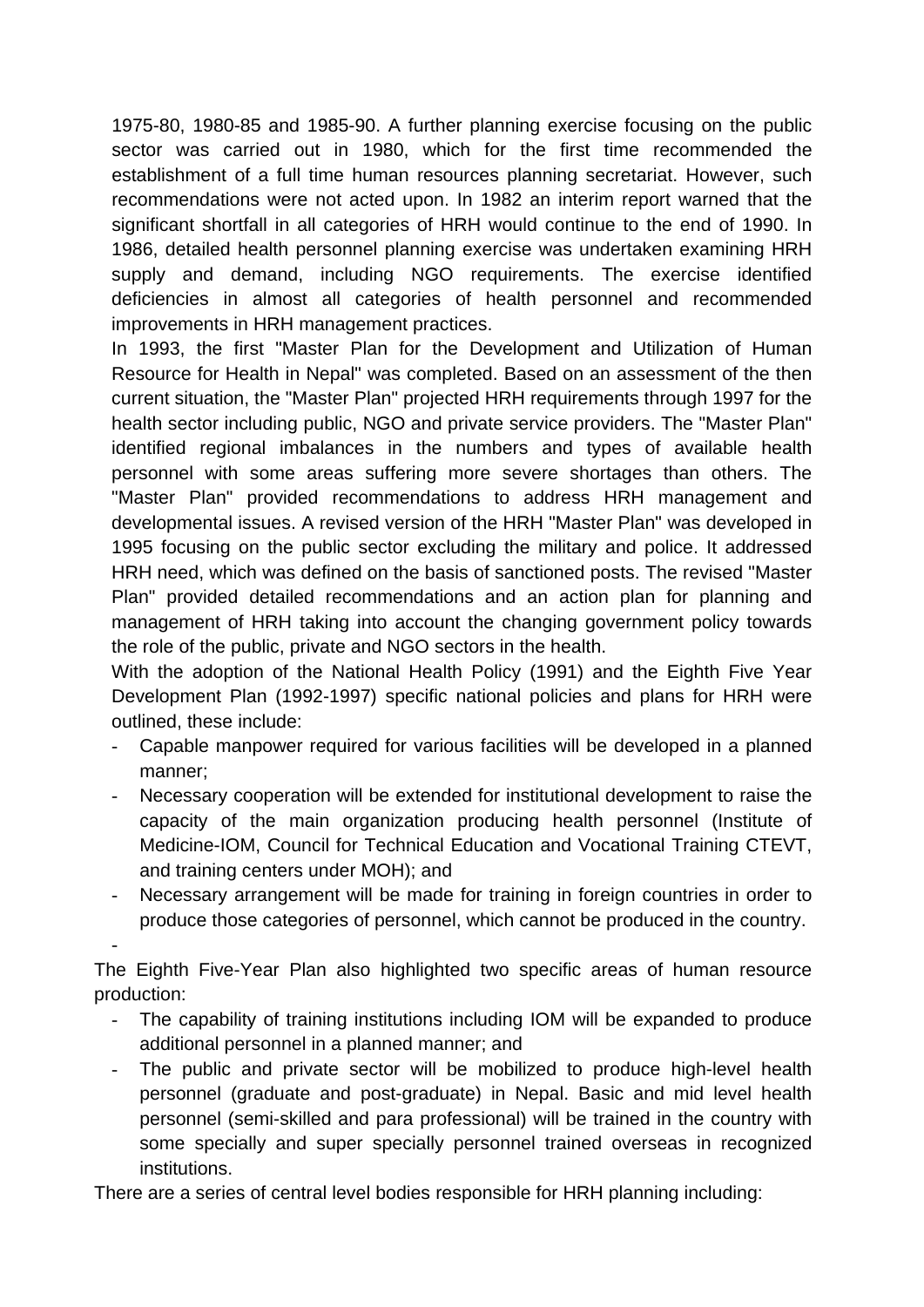1975-80, 1980-85 and 1985-90. A further planning exercise focusing on the public sector was carried out in 1980, which for the first time recommended the establishment of a full time human resources planning secretariat. However, such recommendations were not acted upon. In 1982 an interim report warned that the significant shortfall in all categories of HRH would continue to the end of 1990. In 1986, detailed health personnel planning exercise was undertaken examining HRH supply and demand, including NGO requirements. The exercise identified deficiencies in almost all categories of health personnel and recommended improvements in HRH management practices.

In 1993, the first "Master Plan for the Development and Utilization of Human Resource for Health in Nepal" was completed. Based on an assessment of the then current situation, the "Master Plan" projected HRH requirements through 1997 for the health sector including public, NGO and private service providers. The "Master Plan" identified regional imbalances in the numbers and types of available health personnel with some areas suffering more severe shortages than others. The "Master Plan" provided recommendations to address HRH management and developmental issues. A revised version of the HRH "Master Plan" was developed in 1995 focusing on the public sector excluding the military and police. It addressed HRH need, which was defined on the basis of sanctioned posts. The revised "Master Plan" provided detailed recommendations and an action plan for planning and management of HRH taking into account the changing government policy towards the role of the public, private and NGO sectors in the health.

With the adoption of the National Health Policy (1991) and the Eighth Five Year Development Plan (1992-1997) specific national policies and plans for HRH were outlined, these include:

- Capable manpower required for various facilities will be developed in a planned manner;
- Necessary cooperation will be extended for institutional development to raise the capacity of the main organization producing health personnel (Institute of Medicine-IOM, Council for Technical Education and Vocational Training CTEVT, and training centers under MOH); and
- Necessary arrangement will be made for training in foreign countries in order to produce those categories of personnel, which cannot be produced in the country.
-

The Eighth Five-Year Plan also highlighted two specific areas of human resource production:

- The capability of training institutions including IOM will be expanded to produce additional personnel in a planned manner; and
- The public and private sector will be mobilized to produce high-level health personnel (graduate and post-graduate) in Nepal. Basic and mid level health personnel (semi-skilled and para professional) will be trained in the country with some specially and super specially personnel trained overseas in recognized institutions.

There are a series of central level bodies responsible for HRH planning including: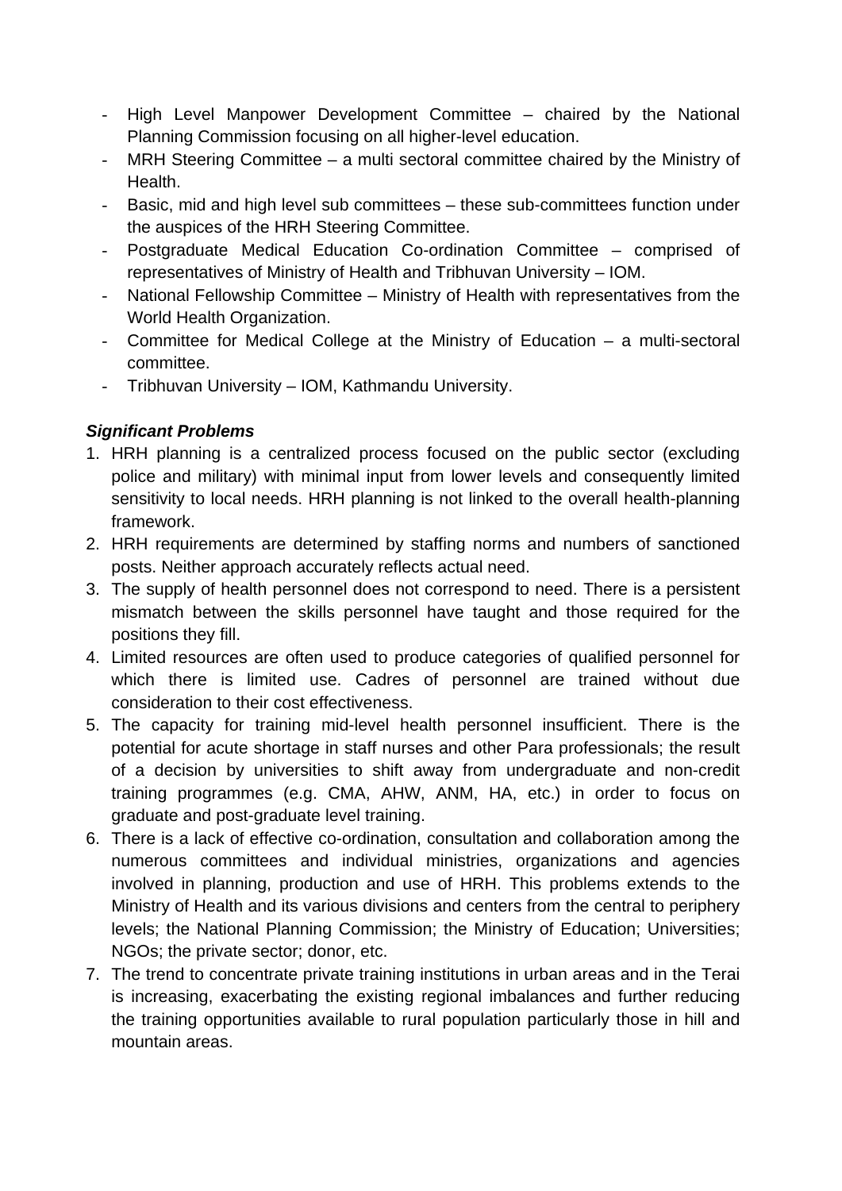- High Level Manpower Development Committee – chaired by the National Planning Commission focusing on all higher-level education.
- MRH Steering Committee – a multi sectoral committee chaired by the Ministry of Health.
- Basic, mid and high level sub committees – these sub-committees function under the auspices of the HRH Steering Committee.
- Postgraduate Medical Education Co-ordination Committee – comprised of representatives of Ministry of Health and Tribhuvan University – IOM.
- National Fellowship Committee – Ministry of Health with representatives from the World Health Organization.
- Committee for Medical College at the Ministry of Education – a multi-sectoral committee.
- Tribhuvan University – IOM, Kathmandu University.

***Significant Problems***

1. HRH planning is a centralized process focused on the public sector (excluding police and military) with minimal input from lower levels and consequently limited sensitivity to local needs. HRH planning is not linked to the overall health-planning framework.
2. HRH requirements are determined by staffing norms and numbers of sanctioned posts. Neither approach accurately reflects actual need.
3. The supply of health personnel does not correspond to need. There is a persistent mismatch between the skills personnel have taught and those required for the positions they fill.
4. Limited resources are often used to produce categories of qualified personnel for which there is limited use. Cadres of personnel are trained without due consideration to their cost effectiveness.
5. The capacity for training mid-level health personnel insufficient. There is the potential for acute shortage in staff nurses and other Para professionals; the result of a decision by universities to shift away from undergraduate and non-credit training programmes (e.g. CMA, AHW, ANM, HA, etc.) in order to focus on graduate and post-graduate level training.
6. There is a lack of effective co-ordination, consultation and collaboration among the numerous committees and individual ministries, organizations and agencies involved in planning, production and use of HRH. This problems extends to the Ministry of Health and its various divisions and centers from the central to periphery levels; the National Planning Commission; the Ministry of Education; Universities; NGOs; the private sector; donor, etc.
7. The trend to concentrate private training institutions in urban areas and in the Terai is increasing, exacerbating the existing regional imbalances and further reducing the training opportunities available to rural population particularly those in hill and mountain areas.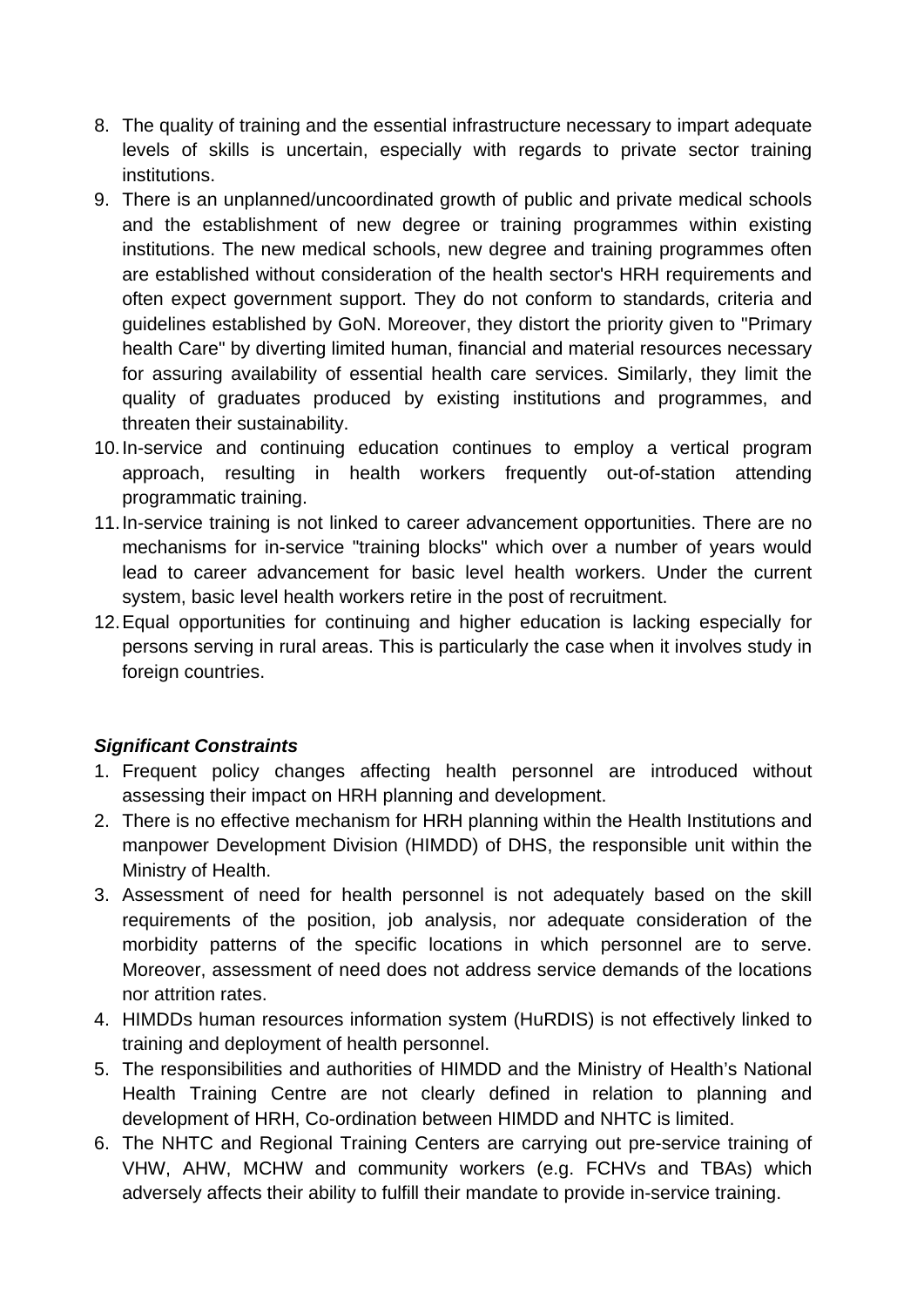8. The quality of training and the essential infrastructure necessary to impart adequate levels of skills is uncertain, especially with regards to private sector training institutions.
9. There is an unplanned/uncoordinated growth of public and private medical schools and the establishment of new degree or training programmes within existing institutions. The new medical schools, new degree and training programmes often are established without consideration of the health sector's HRH requirements and often expect government support. They do not conform to standards, criteria and guidelines established by GoN. Moreover, they distort the priority given to "Primary health Care" by diverting limited human, financial and material resources necessary for assuring availability of essential health care services. Similarly, they limit the quality of graduates produced by existing institutions and programmes, and threaten their sustainability.
10. In-service and continuing education continues to employ a vertical program approach, resulting in health workers frequently out-of-station attending programmatic training.
11. In-service training is not linked to career advancement opportunities. There are no mechanisms for in-service "training blocks" which over a number of years would lead to career advancement for basic level health workers. Under the current system, basic level health workers retire in the post of recruitment.
12. Equal opportunities for continuing and higher education is lacking especially for persons serving in rural areas. This is particularly the case when it involves study in foreign countries.

***Significant Constraints***

1. Frequent policy changes affecting health personnel are introduced without assessing their impact on HRH planning and development.
2. There is no effective mechanism for HRH planning within the Health Institutions and manpower Development Division (HIMDD) of DHS, the responsible unit within the Ministry of Health.
3. Assessment of need for health personnel is not adequately based on the skill requirements of the position, job analysis, nor adequate consideration of the morbidity patterns of the specific locations in which personnel are to serve. Moreover, assessment of need does not address service demands of the locations nor attrition rates.
4. HIMDDs human resources information system (HuRDIS) is not effectively linked to training and deployment of health personnel.
5. The responsibilities and authorities of HIMDD and the Ministry of Health's National Health Training Centre are not clearly defined in relation to planning and development of HRH, Co-ordination between HIMDD and NHTC is limited.
6. The NHTC and Regional Training Centers are carrying out pre-service training of VHW, AHW, MCHW and community workers (e.g. FCHVs and TBAs) which adversely affects their ability to fulfill their mandate to provide in-service training.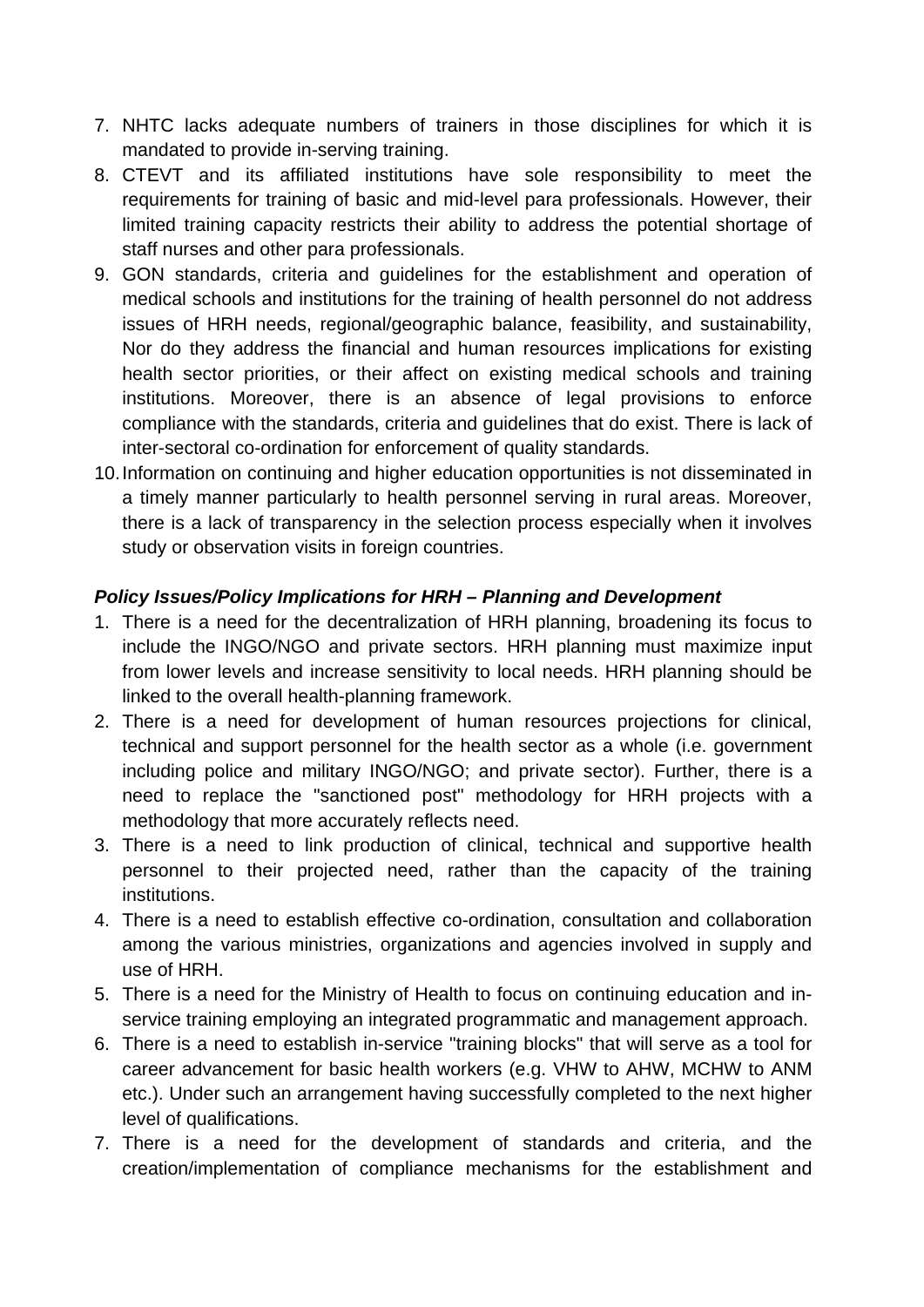7. NHTC lacks adequate numbers of trainers in those disciplines for which it is mandated to provide in-serving training.
8. CTEVT and its affiliated institutions have sole responsibility to meet the requirements for training of basic and mid-level para professionals. However, their limited training capacity restricts their ability to address the potential shortage of staff nurses and other para professionals.
9. GON standards, criteria and guidelines for the establishment and operation of medical schools and institutions for the training of health personnel do not address issues of HRH needs, regional/geographic balance, feasibility, and sustainability, Nor do they address the financial and human resources implications for existing health sector priorities, or their affect on existing medical schools and training institutions. Moreover, there is an absence of legal provisions to enforce compliance with the standards, criteria and guidelines that do exist. There is lack of inter-sectoral co-ordination for enforcement of quality standards.
10. Information on continuing and higher education opportunities is not disseminated in a timely manner particularly to health personnel serving in rural areas. Moreover, there is a lack of transparency in the selection process especially when it involves study or observation visits in foreign countries.

***Policy Issues/Policy Implications for HRH – Planning and Development***

1. There is a need for the decentralization of HRH planning, broadening its focus to include the INGO/NGO and private sectors. HRH planning must maximize input from lower levels and increase sensitivity to local needs. HRH planning should be linked to the overall health-planning framework.
2. There is a need for development of human resources projections for clinical, technical and support personnel for the health sector as a whole (i.e. government including police and military INGO/NGO; and private sector). Further, there is a need to replace the "sanctioned post" methodology for HRH projects with a methodology that more accurately reflects need.
3. There is a need to link production of clinical, technical and supportive health personnel to their projected need, rather than the capacity of the training institutions.
4. There is a need to establish effective co-ordination, consultation and collaboration among the various ministries, organizations and agencies involved in supply and use of HRH.
5. There is a need for the Ministry of Health to focus on continuing education and in-service training employing an integrated programmatic and management approach.
6. There is a need to establish in-service "training blocks" that will serve as a tool for career advancement for basic health workers (e.g. VHW to AHW, MCHW to ANM etc.). Under such an arrangement having successfully completed to the next higher level of qualifications.
7. There is a need for the development of standards and criteria, and the creation/implementation of compliance mechanisms for the establishment and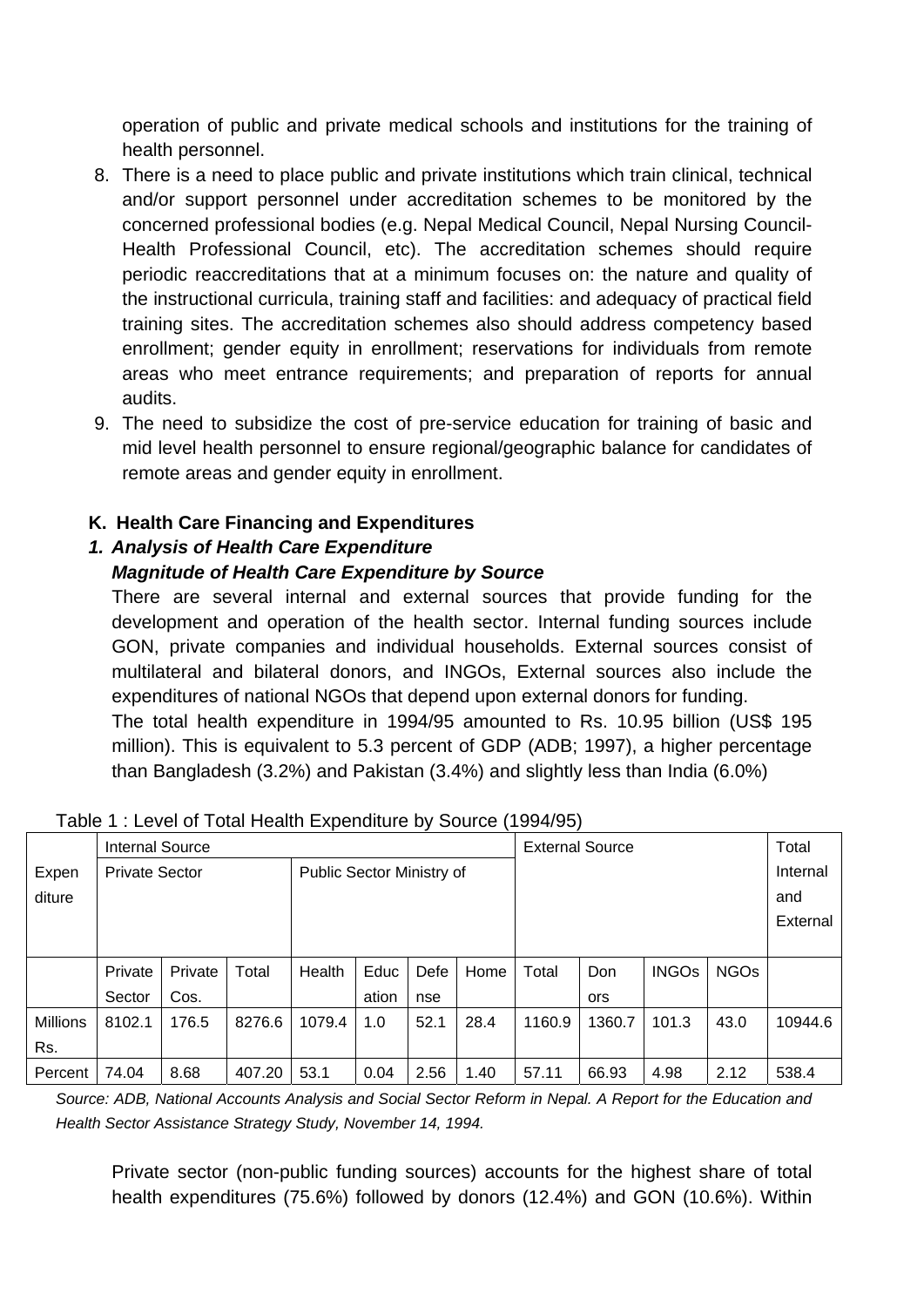operation of public and private medical schools and institutions for the training of health personnel.

8. There is a need to place public and private institutions which train clinical, technical and/or support personnel under accreditation schemes to be monitored by the concerned professional bodies (e.g. Nepal Medical Council, Nepal Nursing Council-Health Professional Council, etc). The accreditation schemes should require periodic reaccreditations that at a minimum focuses on: the nature and quality of the instructional curricula, training staff and facilities: and adequacy of practical field training sites. The accreditation schemes also should address competency based enrollment; gender equity in enrollment; reservations for individuals from remote areas who meet entrance requirements; and preparation of reports for annual audits.
9. The need to subsidize the cost of pre-service education for training of basic and mid level health personnel to ensure regional/geographic balance for candidates of remote areas and gender equity in enrollment.

## K. Health Care Financing and Expenditures

### *1. Analysis of Health Care Expenditure*

***Magnitude of Health Care Expenditure by Source***

There are several internal and external sources that provide funding for the development and operation of the health sector. Internal funding sources include GON, private companies and individual households. External sources consist of multilateral and bilateral donors, and INGOs, External sources also include the expenditures of national NGOs that depend upon external donors for funding.

The total health expenditure in 1994/95 amounted to Rs. 10.95 billion (US$ 195 million). This is equivalent to 5.3 percent of GDP (ADB; 1997), a higher percentage than Bangladesh (3.2%) and Pakistan (3.4%) and slightly less than India (6.0%)

Table 1 : Level of Total Health Expenditure by Source (1994/95)

| Expenditure | Internal Source | | | | | | | External Source | | | | Total Internal and External |
|---|---|---|---|---|---|---|---|---|---|---|---|---|
| | Private Sector | | | Public Sector Ministry of | | | | | | | | |
| | Private Sector | Private Cos. | Total | Health | Education | Defense | Home | Total | Donors | INGOs | NGOs | |
| Millions Rs. | 8102.1 | 176.5 | 8276.6 | 1079.4 | 1.0 | 52.1 | 28.4 | 1160.9 | 1360.7 | 101.3 | 43.0 | 10944.6 |
| Percent | 74.04 | 8.68 | 407.20 | 53.1 | 0.04 | 2.56 | 1.40 | 57.11 | 66.93 | 4.98 | 2.12 | 538.4 |

*Source: ADB, National Accounts Analysis and Social Sector Reform in Nepal. A Report for the Education and Health Sector Assistance Strategy Study, November 14, 1994.*

Private sector (non-public funding sources) accounts for the highest share of total health expenditures (75.6%) followed by donors (12.4%) and GON (10.6%). Within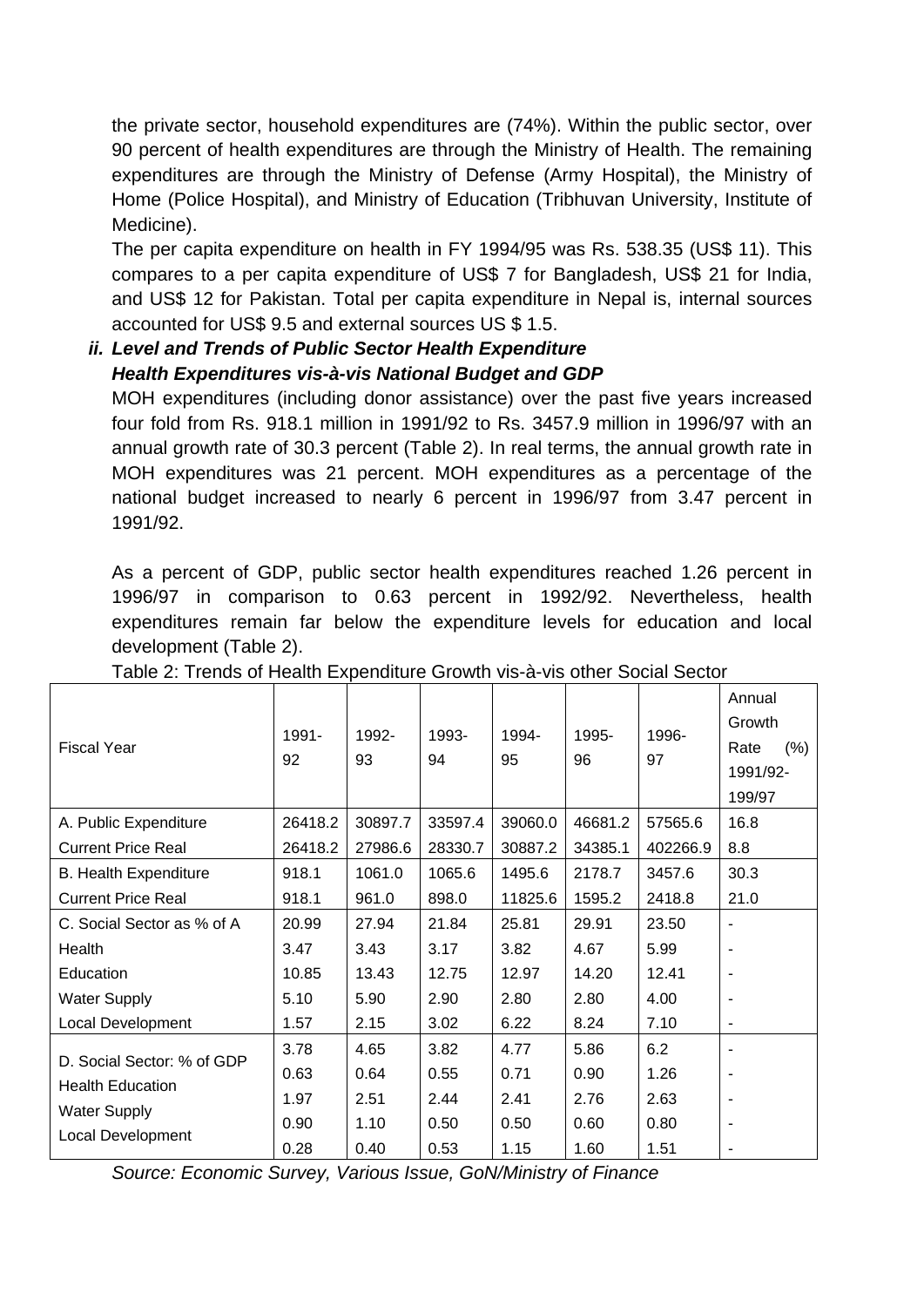the private sector, household expenditures are (74%). Within the public sector, over 90 percent of health expenditures are through the Ministry of Health. The remaining expenditures are through the Ministry of Defense (Army Hospital), the Ministry of Home (Police Hospital), and Ministry of Education (Tribhuvan University, Institute of Medicine).

The per capita expenditure on health in FY 1994/95 was Rs. 538.35 (US$ 11). This compares to a per capita expenditure of US$ 7 for Bangladesh, US$ 21 for India, and US$ 12 for Pakistan. Total per capita expenditure in Nepal is, internal sources accounted for US$ 9.5 and external sources US $ 1.5.

***ii. Level and Trends of Public Sector Health Expenditure***

***Health Expenditures vis-à-vis National Budget and GDP***

MOH expenditures (including donor assistance) over the past five years increased four fold from Rs. 918.1 million in 1991/92 to Rs. 3457.9 million in 1996/97 with an annual growth rate of 30.3 percent (Table 2). In real terms, the annual growth rate in MOH expenditures was 21 percent. MOH expenditures as a percentage of the national budget increased to nearly 6 percent in 1996/97 from 3.47 percent in 1991/92.

As a percent of GDP, public sector health expenditures reached 1.26 percent in 1996/97 in comparison to 0.63 percent in 1992/92. Nevertheless, health expenditures remain far below the expenditure levels for education and local development (Table 2).

Table 2: Trends of Health Expenditure Growth vis-à-vis other Social Sector

| Fiscal Year | 1991-92 | 1992-93 | 1993-94 | 1994-95 | 1995-96 | 1996-97 | Annual Growth Rate (%) 1991/92-199/97 |
|---|---|---|---|---|---|---|---|
| A. Public Expenditure | 26418.2 | 30897.7 | 33597.4 | 39060.0 | 46681.2 | 57565.6 | 16.8 |
| Current Price Real | 26418.2 | 27986.6 | 28330.7 | 30887.2 | 34385.1 | 402266.9 | 8.8 |
| B. Health Expenditure | 918.1 | 1061.0 | 1065.6 | 1495.6 | 2178.7 | 3457.6 | 30.3 |
| Current Price Real | 918.1 | 961.0 | 898.0 | 11825.6 | 1595.2 | 2418.8 | 21.0 |
| C. Social Sector as % of A | 20.99 | 27.94 | 21.84 | 25.81 | 29.91 | 23.50 | - |
| Health | 3.47 | 3.43 | 3.17 | 3.82 | 4.67 | 5.99 | - |
| Education | 10.85 | 13.43 | 12.75 | 12.97 | 14.20 | 12.41 | - |
| Water Supply | 5.10 | 5.90 | 2.90 | 2.80 | 2.80 | 4.00 | - |
| Local Development | 1.57 | 2.15 | 3.02 | 6.22 | 8.24 | 7.10 | - |
| D. Social Sector: % of GDP | 3.78 | 4.65 | 3.82 | 4.77 | 5.86 | 6.2 | - |
| Health Education | 0.63 | 0.64 | 0.55 | 0.71 | 0.90 | 1.26 | - |
| | 1.97 | 2.51 | 2.44 | 2.41 | 2.76 | 2.63 | - |
| Water Supply | 0.90 | 1.10 | 0.50 | 0.50 | 0.60 | 0.80 | - |
| Local Development | 0.28 | 0.40 | 0.53 | 1.15 | 1.60 | 1.51 | - |

*Source: Economic Survey, Various Issue, GoN/Ministry of Finance*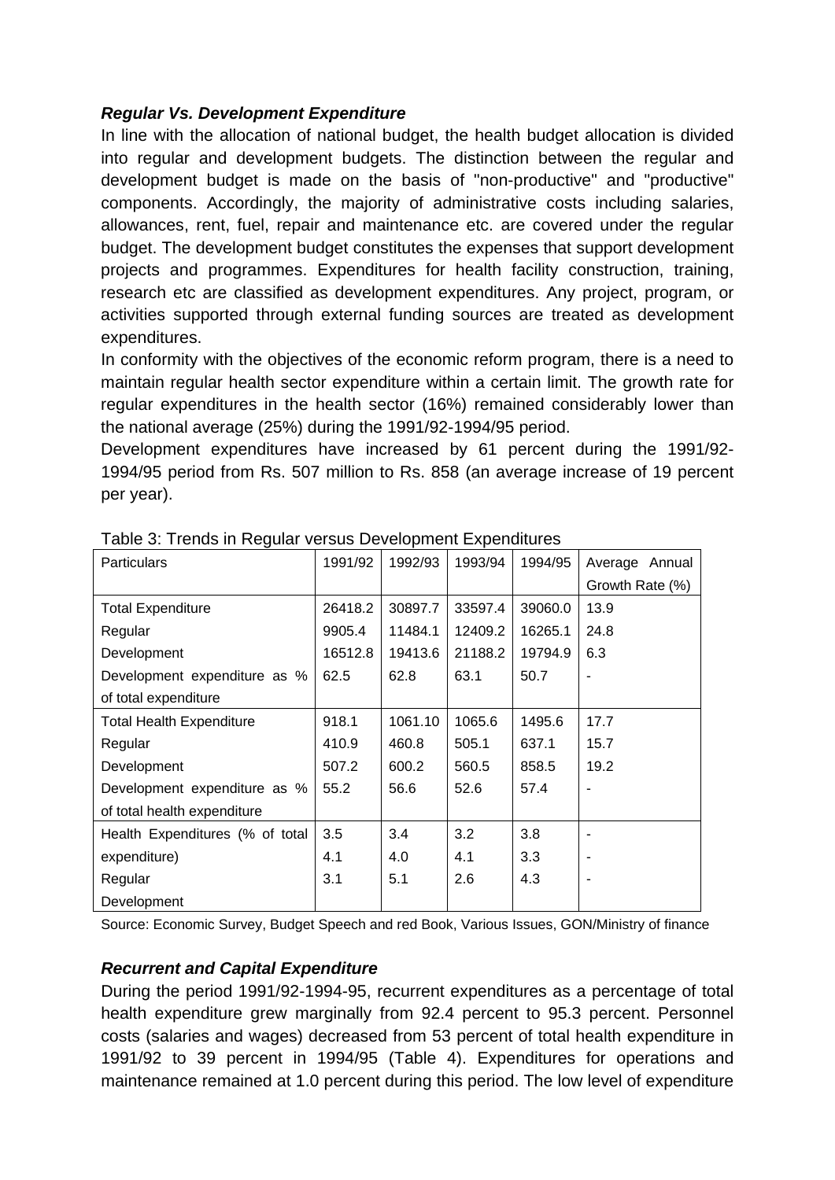***Regular Vs. Development Expenditure***

In line with the allocation of national budget, the health budget allocation is divided into regular and development budgets. The distinction between the regular and development budget is made on the basis of "non-productive" and "productive" components. Accordingly, the majority of administrative costs including salaries, allowances, rent, fuel, repair and maintenance etc. are covered under the regular budget. The development budget constitutes the expenses that support development projects and programmes. Expenditures for health facility construction, training, research etc are classified as development expenditures. Any project, program, or activities supported through external funding sources are treated as development expenditures.

In conformity with the objectives of the economic reform program, there is a need to maintain regular health sector expenditure within a certain limit. The growth rate for regular expenditures in the health sector (16%) remained considerably lower than the national average (25%) during the 1991/92-1994/95 period.

Development expenditures have increased by 61 percent during the 1991/92-1994/95 period from Rs. 507 million to Rs. 858 (an average increase of 19 percent per year).

Table 3: Trends in Regular versus Development Expenditures

| Particulars | 1991/92 | 1992/93 | 1993/94 | 1994/95 | Average Annual Growth Rate (%) |
|---|---|---|---|---|---|
| Total Expenditure | 26418.2 | 30897.7 | 33597.4 | 39060.0 | 13.9 |
| Regular | 9905.4 | 11484.1 | 12409.2 | 16265.1 | 24.8 |
| Development | 16512.8 | 19413.6 | 21188.2 | 19794.9 | 6.3 |
| Development expenditure as % of total expenditure | 62.5 | 62.8 | 63.1 | 50.7 | - |
| Total Health Expenditure | 918.1 | 1061.10 | 1065.6 | 1495.6 | 17.7 |
| Regular | 410.9 | 460.8 | 505.1 | 637.1 | 15.7 |
| Development | 507.2 | 600.2 | 560.5 | 858.5 | 19.2 |
| Development expenditure as % of total health expenditure | 55.2 | 56.6 | 52.6 | 57.4 | - |
| Health Expenditures (% of total expenditure) | 3.5 | 3.4 | 3.2 | 3.8 | - |
| Regular | 4.1 | 4.0 | 4.1 | 3.3 | - |
| Development | 3.1 | 5.1 | 2.6 | 4.3 | - |

Source: Economic Survey, Budget Speech and red Book, Various Issues, GON/Ministry of finance

***Recurrent and Capital Expenditure***

During the period 1991/92-1994-95, recurrent expenditures as a percentage of total health expenditure grew marginally from 92.4 percent to 95.3 percent. Personnel costs (salaries and wages) decreased from 53 percent of total health expenditure in 1991/92 to 39 percent in 1994/95 (Table 4). Expenditures for operations and maintenance remained at 1.0 percent during this period. The low level of expenditure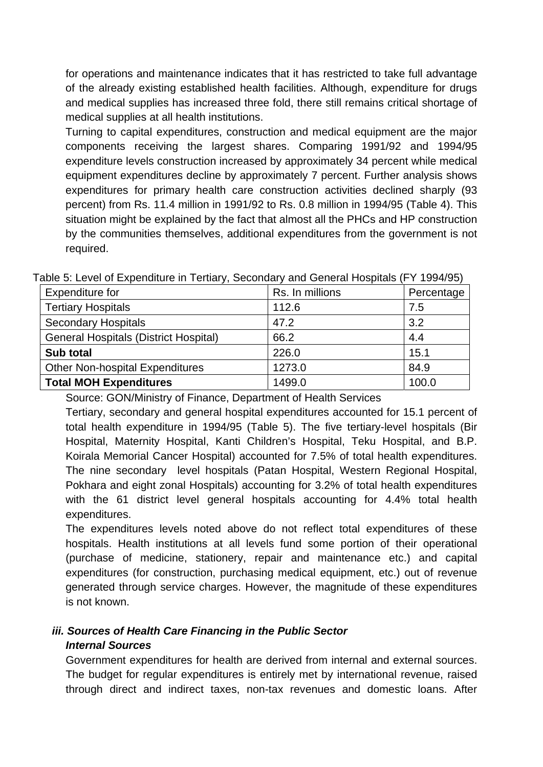for operations and maintenance indicates that it has restricted to take full advantage of the already existing established health facilities. Although, expenditure for drugs and medical supplies has increased three fold, there still remains critical shortage of medical supplies at all health institutions.

Turning to capital expenditures, construction and medical equipment are the major components receiving the largest shares. Comparing 1991/92 and 1994/95 expenditure levels construction increased by approximately 34 percent while medical equipment expenditures decline by approximately 7 percent. Further analysis shows expenditures for primary health care construction activities declined sharply (93 percent) from Rs. 11.4 million in 1991/92 to Rs. 0.8 million in 1994/95 (Table 4). This situation might be explained by the fact that almost all the PHCs and HP construction by the communities themselves, additional expenditures from the government is not required.

Table 5: Level of Expenditure in Tertiary, Secondary and General Hospitals (FY 1994/95)

| Expenditure for | Rs. In millions | Percentage |
|---|---|---|
| Tertiary Hospitals | 112.6 | 7.5 |
| Secondary Hospitals | 47.2 | 3.2 |
| General Hospitals (District Hospital) | 66.2 | 4.4 |
| **Sub total** | 226.0 | 15.1 |
| Other Non-hospital Expenditures | 1273.0 | 84.9 |
| **Total MOH Expenditures** | 1499.0 | 100.0 |

Source: GON/Ministry of Finance, Department of Health Services

Tertiary, secondary and general hospital expenditures accounted for 15.1 percent of total health expenditure in 1994/95 (Table 5). The five tertiary-level hospitals (Bir Hospital, Maternity Hospital, Kanti Children's Hospital, Teku Hospital, and B.P. Koirala Memorial Cancer Hospital) accounted for 7.5% of total health expenditures. The nine secondary level hospitals (Patan Hospital, Western Regional Hospital, Pokhara and eight zonal Hospitals) accounting for 3.2% of total health expenditures with the 61 district level general hospitals accounting for 4.4% total health expenditures.

The expenditures levels noted above do not reflect total expenditures of these hospitals. Health institutions at all levels fund some portion of their operational (purchase of medicine, stationery, repair and maintenance etc.) and capital expenditures (for construction, purchasing medical equipment, etc.) out of revenue generated through service charges. However, the magnitude of these expenditures is not known.

### *iii. Sources of Health Care Financing in the Public Sector*

#### *Internal Sources*

Government expenditures for health are derived from internal and external sources. The budget for regular expenditures is entirely met by international revenue, raised through direct and indirect taxes, non-tax revenues and domestic loans. After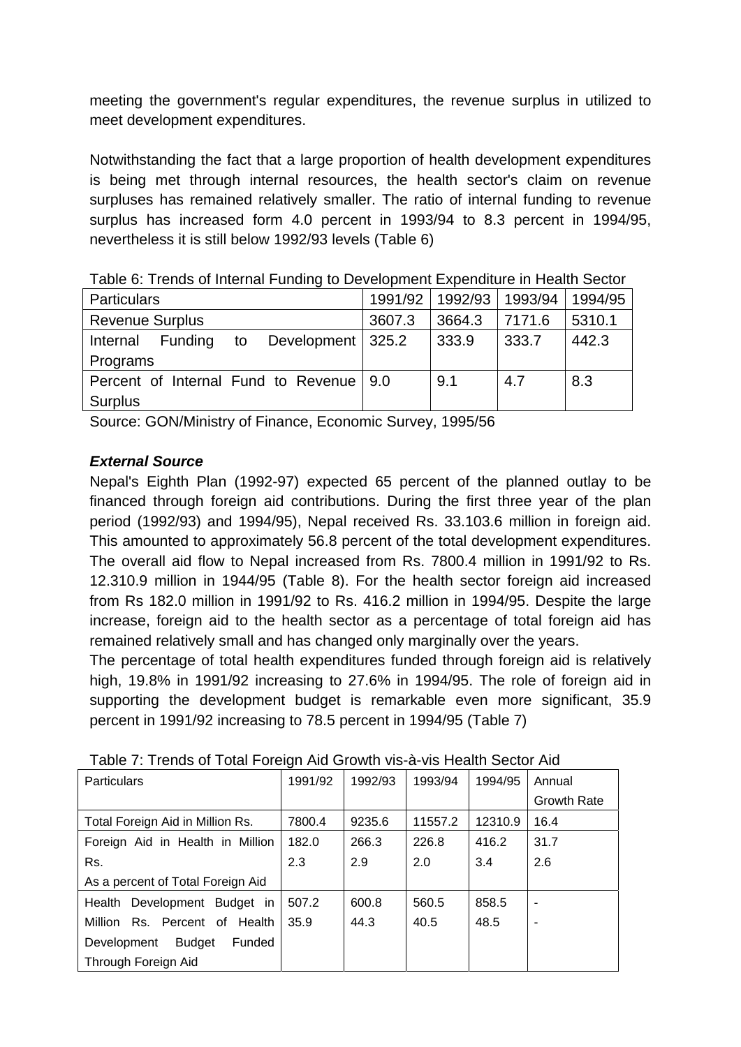meeting the government's regular expenditures, the revenue surplus in utilized to meet development expenditures.

Notwithstanding the fact that a large proportion of health development expenditures is being met through internal resources, the health sector's claim on revenue surpluses has remained relatively smaller. The ratio of internal funding to revenue surplus has increased form 4.0 percent in 1993/94 to 8.3 percent in 1994/95, nevertheless it is still below 1992/93 levels (Table 6)

Table 6: Trends of Internal Funding to Development Expenditure in Health Sector

| Particulars | 1991/92 | 1992/93 | 1993/94 | 1994/95 |
|---|---|---|---|---|
| Revenue Surplus | 3607.3 | 3664.3 | 7171.6 | 5310.1 |
| Internal Funding to Development Programs | 325.2 | 333.9 | 333.7 | 442.3 |
| Percent of Internal Fund to Revenue Surplus | 9.0 | 9.1 | 4.7 | 8.3 |

Source: GON/Ministry of Finance, Economic Survey, 1995/56

### *External Source*

Nepal's Eighth Plan (1992-97) expected 65 percent of the planned outlay to be financed through foreign aid contributions. During the first three year of the plan period (1992/93) and 1994/95), Nepal received Rs. 33.103.6 million in foreign aid. This amounted to approximately 56.8 percent of the total development expenditures. The overall aid flow to Nepal increased from Rs. 7800.4 million in 1991/92 to Rs. 12.310.9 million in 1944/95 (Table 8). For the health sector foreign aid increased from Rs 182.0 million in 1991/92 to Rs. 416.2 million in 1994/95. Despite the large increase, foreign aid to the health sector as a percentage of total foreign aid has remained relatively small and has changed only marginally over the years.

The percentage of total health expenditures funded through foreign aid is relatively high, 19.8% in 1991/92 increasing to 27.6% in 1994/95. The role of foreign aid in supporting the development budget is remarkable even more significant, 35.9 percent in 1991/92 increasing to 78.5 percent in 1994/95 (Table 7)

Table 7: Trends of Total Foreign Aid Growth vis-à-vis Health Sector Aid

| Particulars | 1991/92 | 1992/93 | 1993/94 | 1994/95 | Annual Growth Rate |
|---|---|---|---|---|---|
| Total Foreign Aid in Million Rs. | 7800.4 | 9235.6 | 11557.2 | 12310.9 | 16.4 |
| Foreign Aid in Health in Million Rs. | 182.0 | 266.3 | 226.8 | 416.2 | 31.7 |
| As a percent of Total Foreign Aid | 2.3 | 2.9 | 2.0 | 3.4 | 2.6 |
| Health Development Budget in Million Rs. | 507.2 | 600.8 | 560.5 | 858.5 | - |
| Percent of Health Development Budget Funded Through Foreign Aid | 35.9 | 44.3 | 40.5 | 48.5 | - |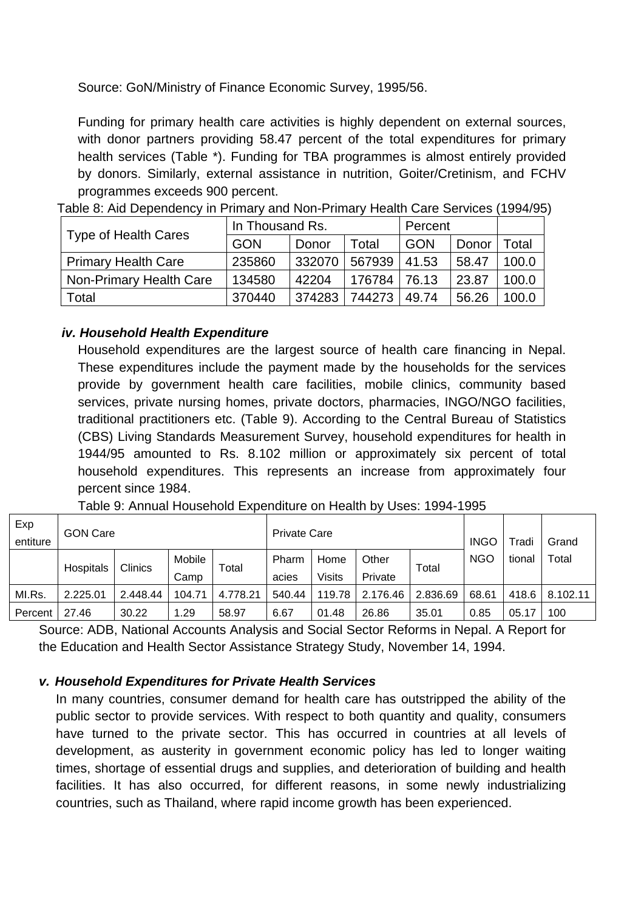Source: GoN/Ministry of Finance Economic Survey, 1995/56.

Funding for primary health care activities is highly dependent on external sources, with donor partners providing 58.47 percent of the total expenditures for primary health services (Table *). Funding for TBA programmes is almost entirely provided by donors. Similarly, external assistance in nutrition, Goiter/Cretinism, and FCHV programmes exceeds 900 percent.

Table 8: Aid Dependency in Primary and Non-Primary Health Care Services (1994/95)

| Type of Health Cares | In Thousand Rs. | | | Percent | | |
|---|---|---|---|---|---|---|
| | GON | Donor | Total | GON | Donor | Total |
| Primary Health Care | 235860 | 332070 | 567939 | 41.53 | 58.47 | 100.0 |
| Non-Primary Health Care | 134580 | 42204 | 176784 | 76.13 | 23.87 | 100.0 |
| Total | 370440 | 374283 | 744273 | 49.74 | 56.26 | 100.0 |

### *iv. Household Health Expenditure*

Household expenditures are the largest source of health care financing in Nepal. These expenditures include the payment made by the households for the services provide by government health care facilities, mobile clinics, community based services, private nursing homes, private doctors, pharmacies, INGO/NGO facilities, traditional practitioners etc. (Table 9). According to the Central Bureau of Statistics (CBS) Living Standards Measurement Survey, household expenditures for health in 1944/95 amounted to Rs. 8.102 million or approximately six percent of total household expenditures. This represents an increase from approximately four percent since 1984.

Table 9: Annual Household Expenditure on Health by Uses: 1994-1995

| Exp entiture | GON Care | | | | Private Care | | | | INGO NGO | Tradi tional | Grand Total |
|---|---|---|---|---|---|---|---|---|---|---|---|
| | Hospitals | Clinics | Mobile Camp | Total | Pharm acies | Home Visits | Other Private | Total | | | |
| MI.Rs. | 2.225.01 | 2.448.44 | 104.71 | 4.778.21 | 540.44 | 119.78 | 2.176.46 | 2.836.69 | 68.61 | 418.6 | 8.102.11 |
| Percent | 27.46 | 30.22 | 1.29 | 58.97 | 6.67 | 01.48 | 26.86 | 35.01 | 0.85 | 05.17 | 100 |

Source: ADB, National Accounts Analysis and Social Sector Reforms in Nepal. A Report for the Education and Health Sector Assistance Strategy Study, November 14, 1994.

### *v. Household Expenditures for Private Health Services*

In many countries, consumer demand for health care has outstripped the ability of the public sector to provide services. With respect to both quantity and quality, consumers have turned to the private sector. This has occurred in countries at all levels of development, as austerity in government economic policy has led to longer waiting times, shortage of essential drugs and supplies, and deterioration of building and health facilities. It has also occurred, for different reasons, in some newly industrializing countries, such as Thailand, where rapid income growth has been experienced.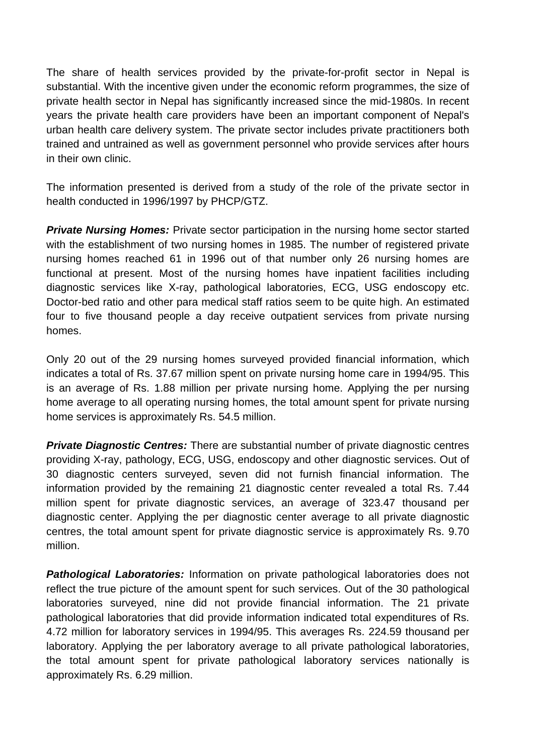The share of health services provided by the private-for-profit sector in Nepal is substantial. With the incentive given under the economic reform programmes, the size of private health sector in Nepal has significantly increased since the mid-1980s. In recent years the private health care providers have been an important component of Nepal's urban health care delivery system. The private sector includes private practitioners both trained and untrained as well as government personnel who provide services after hours in their own clinic.

The information presented is derived from a study of the role of the private sector in health conducted in 1996/1997 by PHCP/GTZ.

***Private Nursing Homes:*** Private sector participation in the nursing home sector started with the establishment of two nursing homes in 1985. The number of registered private nursing homes reached 61 in 1996 out of that number only 26 nursing homes are functional at present. Most of the nursing homes have inpatient facilities including diagnostic services like X-ray, pathological laboratories, ECG, USG endoscopy etc. Doctor-bed ratio and other para medical staff ratios seem to be quite high. An estimated four to five thousand people a day receive outpatient services from private nursing homes.

Only 20 out of the 29 nursing homes surveyed provided financial information, which indicates a total of Rs. 37.67 million spent on private nursing home care in 1994/95. This is an average of Rs. 1.88 million per private nursing home. Applying the per nursing home average to all operating nursing homes, the total amount spent for private nursing home services is approximately Rs. 54.5 million.

***Private Diagnostic Centres:*** There are substantial number of private diagnostic centres providing X-ray, pathology, ECG, USG, endoscopy and other diagnostic services. Out of 30 diagnostic centers surveyed, seven did not furnish financial information. The information provided by the remaining 21 diagnostic center revealed a total Rs. 7.44 million spent for private diagnostic services, an average of 323.47 thousand per diagnostic center. Applying the per diagnostic center average to all private diagnostic centres, the total amount spent for private diagnostic service is approximately Rs. 9.70 million.

***Pathological Laboratories:*** Information on private pathological laboratories does not reflect the true picture of the amount spent for such services. Out of the 30 pathological laboratories surveyed, nine did not provide financial information. The 21 private pathological laboratories that did provide information indicated total expenditures of Rs. 4.72 million for laboratory services in 1994/95. This averages Rs. 224.59 thousand per laboratory. Applying the per laboratory average to all private pathological laboratories, the total amount spent for private pathological laboratory services nationally is approximately Rs. 6.29 million.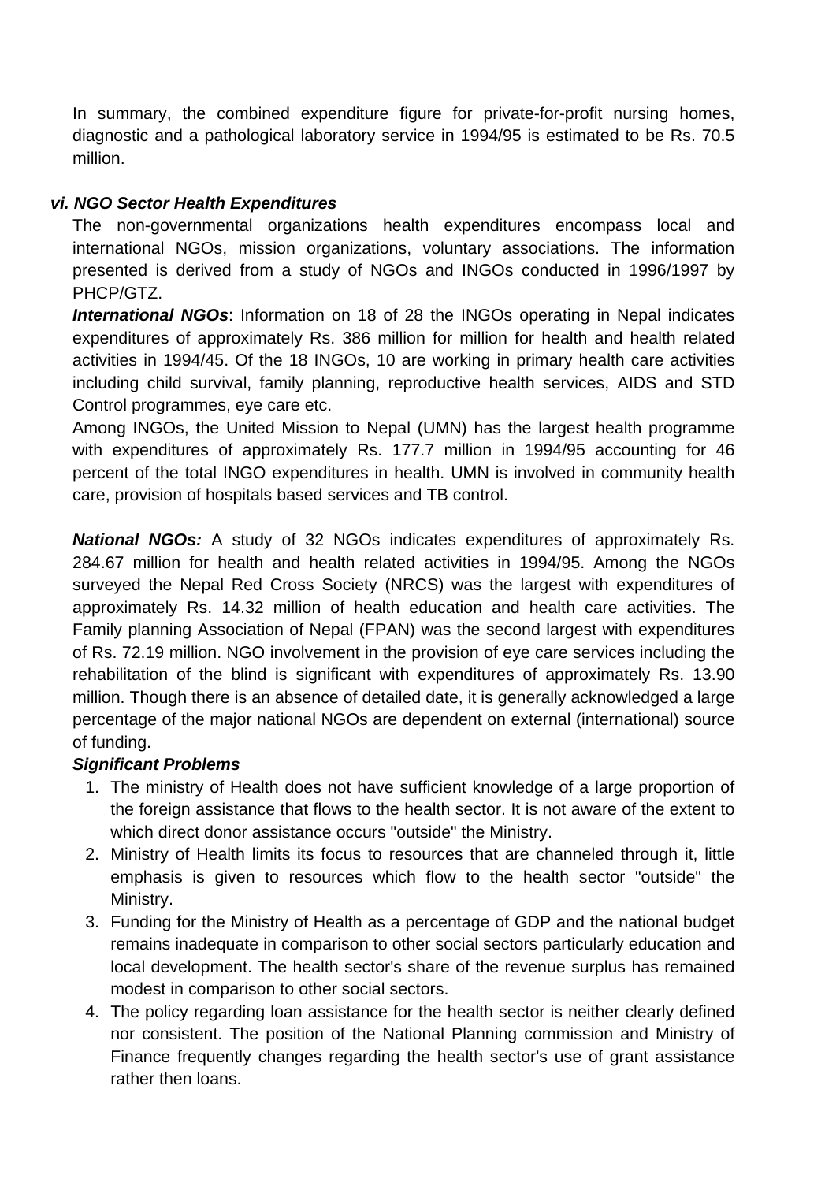In summary, the combined expenditure figure for private-for-profit nursing homes, diagnostic and a pathological laboratory service in 1994/95 is estimated to be Rs. 70.5 million.

### *vi. NGO Sector Health Expenditures*

The non-governmental organizations health expenditures encompass local and international NGOs, mission organizations, voluntary associations. The information presented is derived from a study of NGOs and INGOs conducted in 1996/1997 by PHCP/GTZ.

***International NGOs***: Information on 18 of 28 the INGOs operating in Nepal indicates expenditures of approximately Rs. 386 million for million for health and health related activities in 1994/45. Of the 18 INGOs, 10 are working in primary health care activities including child survival, family planning, reproductive health services, AIDS and STD Control programmes, eye care etc.

Among INGOs, the United Mission to Nepal (UMN) has the largest health programme with expenditures of approximately Rs. 177.7 million in 1994/95 accounting for 46 percent of the total INGO expenditures in health. UMN is involved in community health care, provision of hospitals based services and TB control.

***National NGOs:*** A study of 32 NGOs indicates expenditures of approximately Rs. 284.67 million for health and health related activities in 1994/95. Among the NGOs surveyed the Nepal Red Cross Society (NRCS) was the largest with expenditures of approximately Rs. 14.32 million of health education and health care activities. The Family planning Association of Nepal (FPAN) was the second largest with expenditures of Rs. 72.19 million. NGO involvement in the provision of eye care services including the rehabilitation of the blind is significant with expenditures of approximately Rs. 13.90 million. Though there is an absence of detailed date, it is generally acknowledged a large percentage of the major national NGOs are dependent on external (international) source of funding.

***Significant Problems***

1. The ministry of Health does not have sufficient knowledge of a large proportion of the foreign assistance that flows to the health sector. It is not aware of the extent to which direct donor assistance occurs "outside" the Ministry.
2. Ministry of Health limits its focus to resources that are channeled through it, little emphasis is given to resources which flow to the health sector "outside" the Ministry.
3. Funding for the Ministry of Health as a percentage of GDP and the national budget remains inadequate in comparison to other social sectors particularly education and local development. The health sector's share of the revenue surplus has remained modest in comparison to other social sectors.
4. The policy regarding loan assistance for the health sector is neither clearly defined nor consistent. The position of the National Planning commission and Ministry of Finance frequently changes regarding the health sector's use of grant assistance rather then loans.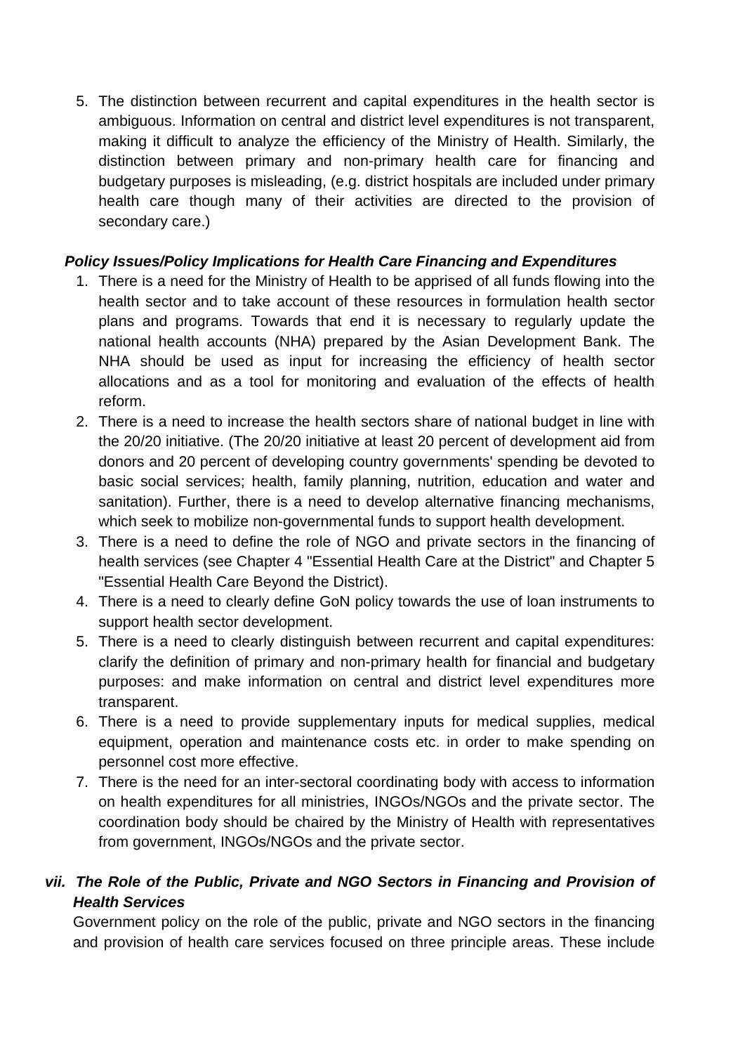5. The distinction between recurrent and capital expenditures in the health sector is ambiguous. Information on central and district level expenditures is not transparent, making it difficult to analyze the efficiency of the Ministry of Health. Similarly, the distinction between primary and non-primary health care for financing and budgetary purposes is misleading, (e.g. district hospitals are included under primary health care though many of their activities are directed to the provision of secondary care.)

***Policy Issues/Policy Implications for Health Care Financing and Expenditures***

1. There is a need for the Ministry of Health to be apprised of all funds flowing into the health sector and to take account of these resources in formulation health sector plans and programs. Towards that end it is necessary to regularly update the national health accounts (NHA) prepared by the Asian Development Bank. The NHA should be used as input for increasing the efficiency of health sector allocations and as a tool for monitoring and evaluation of the effects of health reform.
2. There is a need to increase the health sectors share of national budget in line with the 20/20 initiative. (The 20/20 initiative at least 20 percent of development aid from donors and 20 percent of developing country governments' spending be devoted to basic social services; health, family planning, nutrition, education and water and sanitation). Further, there is a need to develop alternative financing mechanisms, which seek to mobilize non-governmental funds to support health development.
3. There is a need to define the role of NGO and private sectors in the financing of health services (see Chapter 4 "Essential Health Care at the District" and Chapter 5 "Essential Health Care Beyond the District).
4. There is a need to clearly define GoN policy towards the use of loan instruments to support health sector development.
5. There is a need to clearly distinguish between recurrent and capital expenditures: clarify the definition of primary and non-primary health for financial and budgetary purposes: and make information on central and district level expenditures more transparent.
6. There is a need to provide supplementary inputs for medical supplies, medical equipment, operation and maintenance costs etc. in order to make spending on personnel cost more effective.
7. There is the need for an inter-sectoral coordinating body with access to information on health expenditures for all ministries, INGOs/NGOs and the private sector. The coordination body should be chaired by the Ministry of Health with representatives from government, INGOs/NGOs and the private sector.

### *vii. The Role of the Public, Private and NGO Sectors in Financing and Provision of Health Services*

Government policy on the role of the public, private and NGO sectors in the financing and provision of health care services focused on three principle areas. These include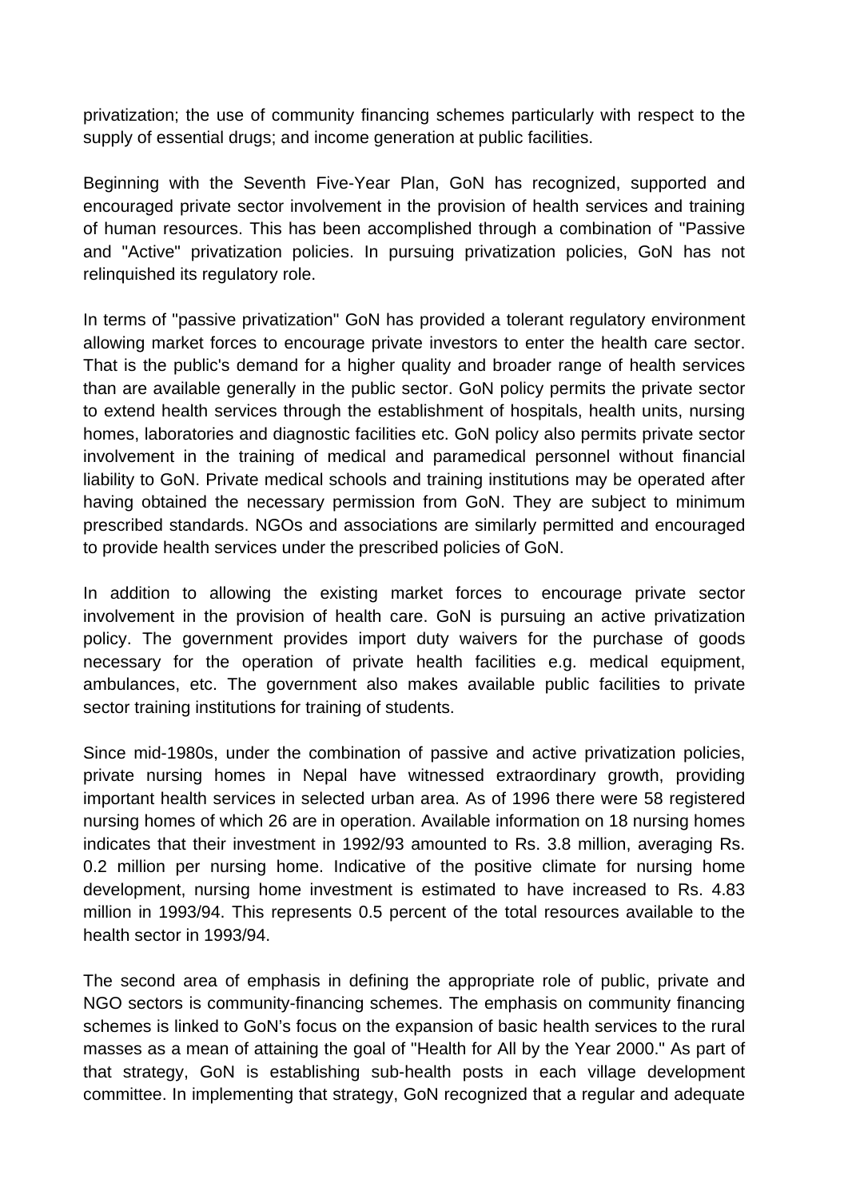privatization; the use of community financing schemes particularly with respect to the supply of essential drugs; and income generation at public facilities.

Beginning with the Seventh Five-Year Plan, GoN has recognized, supported and encouraged private sector involvement in the provision of health services and training of human resources. This has been accomplished through a combination of "Passive and "Active" privatization policies. In pursuing privatization policies, GoN has not relinquished its regulatory role.

In terms of "passive privatization" GoN has provided a tolerant regulatory environment allowing market forces to encourage private investors to enter the health care sector. That is the public's demand for a higher quality and broader range of health services than are available generally in the public sector. GoN policy permits the private sector to extend health services through the establishment of hospitals, health units, nursing homes, laboratories and diagnostic facilities etc. GoN policy also permits private sector involvement in the training of medical and paramedical personnel without financial liability to GoN. Private medical schools and training institutions may be operated after having obtained the necessary permission from GoN. They are subject to minimum prescribed standards. NGOs and associations are similarly permitted and encouraged to provide health services under the prescribed policies of GoN.

In addition to allowing the existing market forces to encourage private sector involvement in the provision of health care. GoN is pursuing an active privatization policy. The government provides import duty waivers for the purchase of goods necessary for the operation of private health facilities e.g. medical equipment, ambulances, etc. The government also makes available public facilities to private sector training institutions for training of students.

Since mid-1980s, under the combination of passive and active privatization policies, private nursing homes in Nepal have witnessed extraordinary growth, providing important health services in selected urban area. As of 1996 there were 58 registered nursing homes of which 26 are in operation. Available information on 18 nursing homes indicates that their investment in 1992/93 amounted to Rs. 3.8 million, averaging Rs. 0.2 million per nursing home. Indicative of the positive climate for nursing home development, nursing home investment is estimated to have increased to Rs. 4.83 million in 1993/94. This represents 0.5 percent of the total resources available to the health sector in 1993/94.

The second area of emphasis in defining the appropriate role of public, private and NGO sectors is community-financing schemes. The emphasis on community financing schemes is linked to GoN's focus on the expansion of basic health services to the rural masses as a mean of attaining the goal of "Health for All by the Year 2000." As part of that strategy, GoN is establishing sub-health posts in each village development committee. In implementing that strategy, GoN recognized that a regular and adequate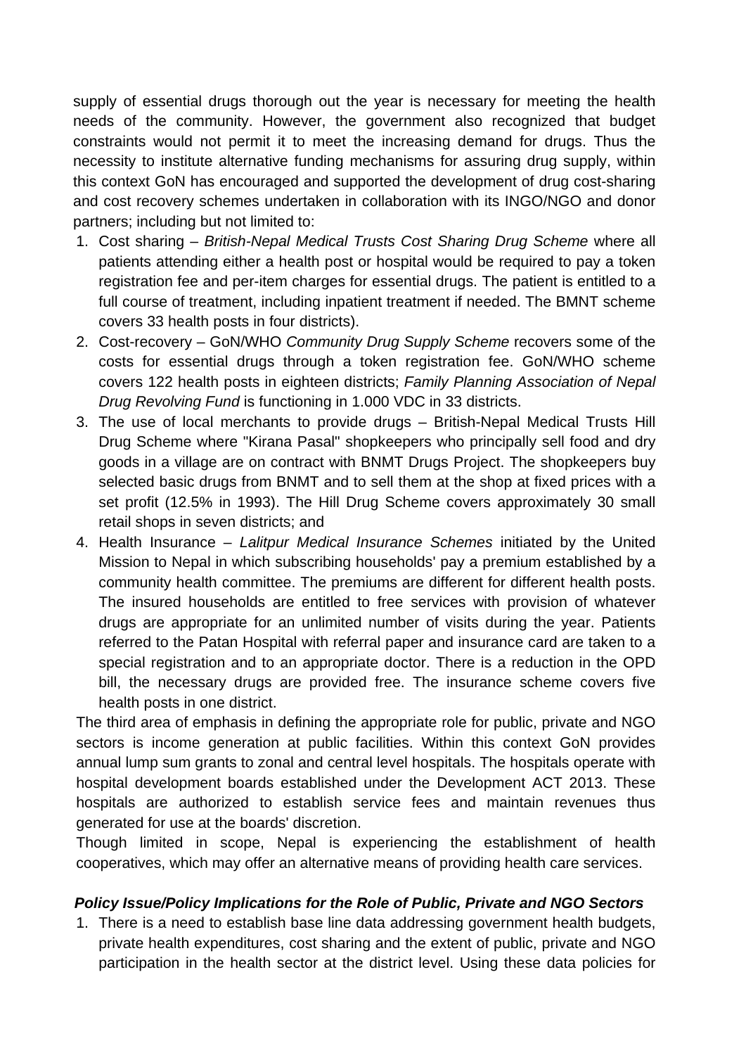supply of essential drugs thorough out the year is necessary for meeting the health needs of the community. However, the government also recognized that budget constraints would not permit it to meet the increasing demand for drugs. Thus the necessity to institute alternative funding mechanisms for assuring drug supply, within this context GoN has encouraged and supported the development of drug cost-sharing and cost recovery schemes undertaken in collaboration with its INGO/NGO and donor partners; including but not limited to:

1. Cost sharing – *British-Nepal Medical Trusts Cost Sharing Drug Scheme* where all patients attending either a health post or hospital would be required to pay a token registration fee and per-item charges for essential drugs. The patient is entitled to a full course of treatment, including inpatient treatment if needed. The BMNT scheme covers 33 health posts in four districts).
2. Cost-recovery – GoN/WHO *Community Drug Supply Scheme* recovers some of the costs for essential drugs through a token registration fee. GoN/WHO scheme covers 122 health posts in eighteen districts; *Family Planning Association of Nepal Drug Revolving Fund* is functioning in 1.000 VDC in 33 districts.
3. The use of local merchants to provide drugs – British-Nepal Medical Trusts Hill Drug Scheme where "Kirana Pasal" shopkeepers who principally sell food and dry goods in a village are on contract with BNMT Drugs Project. The shopkeepers buy selected basic drugs from BNMT and to sell them at the shop at fixed prices with a set profit (12.5% in 1993). The Hill Drug Scheme covers approximately 30 small retail shops in seven districts; and
4. Health Insurance – *Lalitpur Medical Insurance Schemes* initiated by the United Mission to Nepal in which subscribing households' pay a premium established by a community health committee. The premiums are different for different health posts. The insured households are entitled to free services with provision of whatever drugs are appropriate for an unlimited number of visits during the year. Patients referred to the Patan Hospital with referral paper and insurance card are taken to a special registration and to an appropriate doctor. There is a reduction in the OPD bill, the necessary drugs are provided free. The insurance scheme covers five health posts in one district.

The third area of emphasis in defining the appropriate role for public, private and NGO sectors is income generation at public facilities. Within this context GoN provides annual lump sum grants to zonal and central level hospitals. The hospitals operate with hospital development boards established under the Development ACT 2013. These hospitals are authorized to establish service fees and maintain revenues thus generated for use at the boards' discretion.

Though limited in scope, Nepal is experiencing the establishment of health cooperatives, which may offer an alternative means of providing health care services.

### *Policy Issue/Policy Implications for the Role of Public, Private and NGO Sectors*

1. There is a need to establish base line data addressing government health budgets, private health expenditures, cost sharing and the extent of public, private and NGO participation in the health sector at the district level. Using these data policies for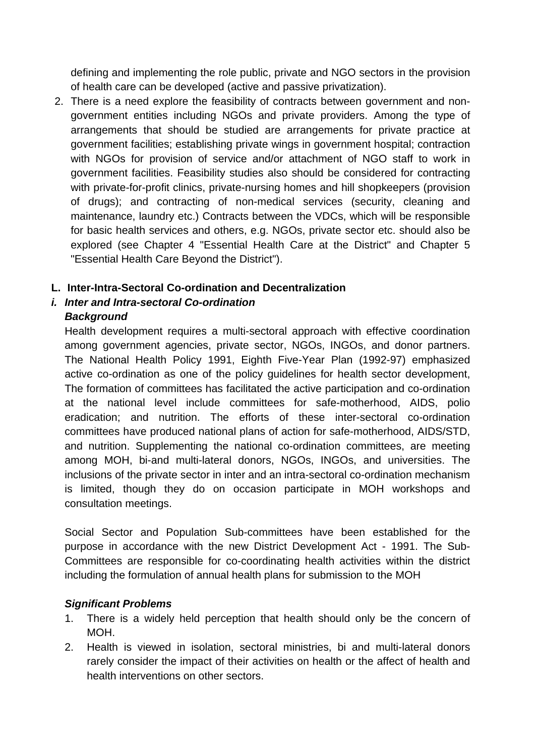defining and implementing the role public, private and NGO sectors in the provision of health care can be developed (active and passive privatization).

2. There is a need explore the feasibility of contracts between government and non-government entities including NGOs and private providers. Among the type of arrangements that should be studied are arrangements for private practice at government facilities; establishing private wings in government hospital; contraction with NGOs for provision of service and/or attachment of NGO staff to work in government facilities. Feasibility studies also should be considered for contracting with private-for-profit clinics, private-nursing homes and hill shopkeepers (provision of drugs); and contracting of non-medical services (security, cleaning and maintenance, laundry etc.) Contracts between the VDCs, which will be responsible for basic health services and others, e.g. NGOs, private sector etc. should also be explored (see Chapter 4 "Essential Health Care at the District" and Chapter 5 "Essential Health Care Beyond the District").

**L. Inter-Intra-Sectoral Co-ordination and Decentralization**

***i. Inter and Intra-sectoral Co-ordination***

***Background***

Health development requires a multi-sectoral approach with effective coordination among government agencies, private sector, NGOs, INGOs, and donor partners. The National Health Policy 1991, Eighth Five-Year Plan (1992-97) emphasized active co-ordination as one of the policy guidelines for health sector development, The formation of committees has facilitated the active participation and co-ordination at the national level include committees for safe-motherhood, AIDS, polio eradication; and nutrition. The efforts of these inter-sectoral co-ordination committees have produced national plans of action for safe-motherhood, AIDS/STD, and nutrition. Supplementing the national co-ordination committees, are meeting among MOH, bi-and multi-lateral donors, NGOs, INGOs, and universities. The inclusions of the private sector in inter and an intra-sectoral co-ordination mechanism is limited, though they do on occasion participate in MOH workshops and consultation meetings.

Social Sector and Population Sub-committees have been established for the purpose in accordance with the new District Development Act - 1991. The Sub-Committees are responsible for co-coordinating health activities within the district including the formulation of annual health plans for submission to the MOH

***Significant Problems***

1. There is a widely held perception that health should only be the concern of MOH.
2. Health is viewed in isolation, sectoral ministries, bi and multi-lateral donors rarely consider the impact of their activities on health or the affect of health and health interventions on other sectors.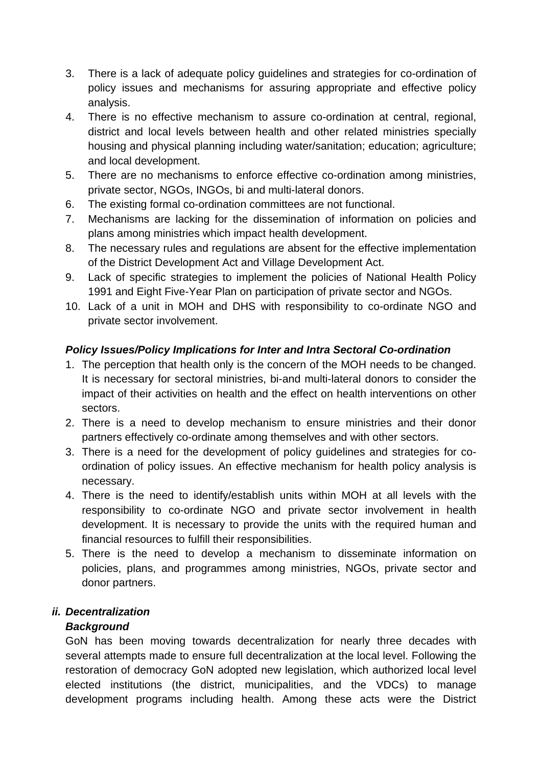3. There is a lack of adequate policy guidelines and strategies for co-ordination of policy issues and mechanisms for assuring appropriate and effective policy analysis.
4. There is no effective mechanism to assure co-ordination at central, regional, district and local levels between health and other related ministries specially housing and physical planning including water/sanitation; education; agriculture; and local development.
5. There are no mechanisms to enforce effective co-ordination among ministries, private sector, NGOs, INGOs, bi and multi-lateral donors.
6. The existing formal co-ordination committees are not functional.
7. Mechanisms are lacking for the dissemination of information on policies and plans among ministries which impact health development.
8. The necessary rules and regulations are absent for the effective implementation of the District Development Act and Village Development Act.
9. Lack of specific strategies to implement the policies of National Health Policy 1991 and Eight Five-Year Plan on participation of private sector and NGOs.
10. Lack of a unit in MOH and DHS with responsibility to co-ordinate NGO and private sector involvement.

***Policy Issues/Policy Implications for Inter and Intra Sectoral Co-ordination***

1. The perception that health only is the concern of the MOH needs to be changed. It is necessary for sectoral ministries, bi-and multi-lateral donors to consider the impact of their activities on health and the effect on health interventions on other sectors.
2. There is a need to develop mechanism to ensure ministries and their donor partners effectively co-ordinate among themselves and with other sectors.
3. There is a need for the development of policy guidelines and strategies for co-ordination of policy issues. An effective mechanism for health policy analysis is necessary.
4. There is the need to identify/establish units within MOH at all levels with the responsibility to co-ordinate NGO and private sector involvement in health development. It is necessary to provide the units with the required human and financial resources to fulfill their responsibilities.
5. There is the need to develop a mechanism to disseminate information on policies, plans, and programmes among ministries, NGOs, private sector and donor partners.

***ii. Decentralization***

***Background***

GoN has been moving towards decentralization for nearly three decades with several attempts made to ensure full decentralization at the local level. Following the restoration of democracy GoN adopted new legislation, which authorized local level elected institutions (the district, municipalities, and the VDCs) to manage development programs including health. Among these acts were the District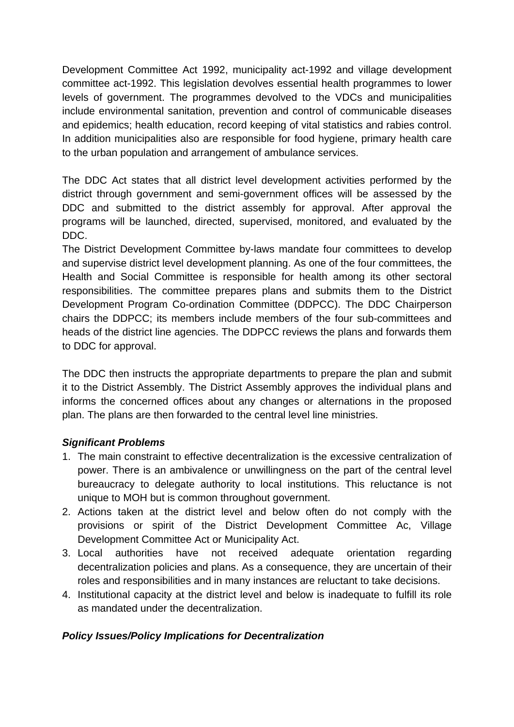Development Committee Act 1992, municipality act-1992 and village development committee act-1992. This legislation devolves essential health programmes to lower levels of government. The programmes devolved to the VDCs and municipalities include environmental sanitation, prevention and control of communicable diseases and epidemics; health education, record keeping of vital statistics and rabies control. In addition municipalities also are responsible for food hygiene, primary health care to the urban population and arrangement of ambulance services.

The DDC Act states that all district level development activities performed by the district through government and semi-government offices will be assessed by the DDC and submitted to the district assembly for approval. After approval the programs will be launched, directed, supervised, monitored, and evaluated by the DDC.

The District Development Committee by-laws mandate four committees to develop and supervise district level development planning. As one of the four committees, the Health and Social Committee is responsible for health among its other sectoral responsibilities. The committee prepares plans and submits them to the District Development Program Co-ordination Committee (DDPCC). The DDC Chairperson chairs the DDPCC; its members include members of the four sub-committees and heads of the district line agencies. The DDPCC reviews the plans and forwards them to DDC for approval.

The DDC then instructs the appropriate departments to prepare the plan and submit it to the District Assembly. The District Assembly approves the individual plans and informs the concerned offices about any changes or alternations in the proposed plan. The plans are then forwarded to the central level line ministries.

***Significant Problems***

1. The main constraint to effective decentralization is the excessive centralization of power. There is an ambivalence or unwillingness on the part of the central level bureaucracy to delegate authority to local institutions. This reluctance is not unique to MOH but is common throughout government.
2. Actions taken at the district level and below often do not comply with the provisions or spirit of the District Development Committee Ac, Village Development Committee Act or Municipality Act.
3. Local authorities have not received adequate orientation regarding decentralization policies and plans. As a consequence, they are uncertain of their roles and responsibilities and in many instances are reluctant to take decisions.
4. Institutional capacity at the district level and below is inadequate to fulfill its role as mandated under the decentralization.

***Policy Issues/Policy Implications for Decentralization***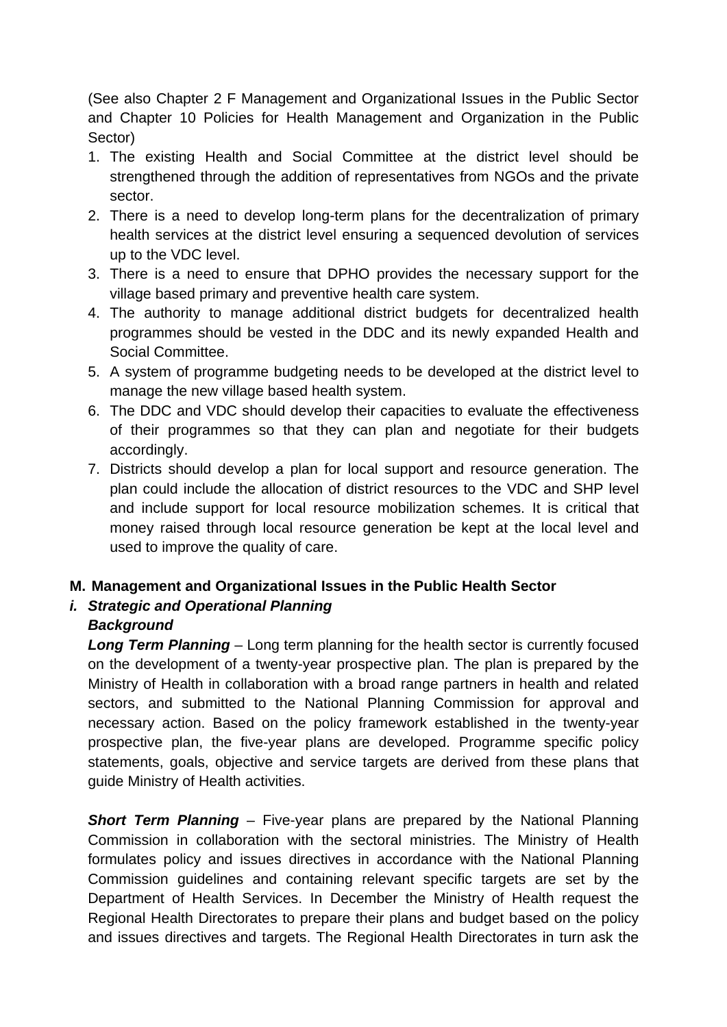(See also Chapter 2 F Management and Organizational Issues in the Public Sector and Chapter 10 Policies for Health Management and Organization in the Public Sector)

1. The existing Health and Social Committee at the district level should be strengthened through the addition of representatives from NGOs and the private sector.
2. There is a need to develop long-term plans for the decentralization of primary health services at the district level ensuring a sequenced devolution of services up to the VDC level.
3. There is a need to ensure that DPHO provides the necessary support for the village based primary and preventive health care system.
4. The authority to manage additional district budgets for decentralized health programmes should be vested in the DDC and its newly expanded Health and Social Committee.
5. A system of programme budgeting needs to be developed at the district level to manage the new village based health system.
6. The DDC and VDC should develop their capacities to evaluate the effectiveness of their programmes so that they can plan and negotiate for their budgets accordingly.
7. Districts should develop a plan for local support and resource generation. The plan could include the allocation of district resources to the VDC and SHP level and include support for local resource mobilization schemes. It is critical that money raised through local resource generation be kept at the local level and used to improve the quality of care.

## M. Management and Organizational Issues in the Public Health Sector

### *i. Strategic and Operational Planning*

***Background***

***Long Term Planning*** – Long term planning for the health sector is currently focused on the development of a twenty-year prospective plan. The plan is prepared by the Ministry of Health in collaboration with a broad range partners in health and related sectors, and submitted to the National Planning Commission for approval and necessary action. Based on the policy framework established in the twenty-year prospective plan, the five-year plans are developed. Programme specific policy statements, goals, objective and service targets are derived from these plans that guide Ministry of Health activities.

***Short Term Planning*** – Five-year plans are prepared by the National Planning Commission in collaboration with the sectoral ministries. The Ministry of Health formulates policy and issues directives in accordance with the National Planning Commission guidelines and containing relevant specific targets are set by the Department of Health Services. In December the Ministry of Health request the Regional Health Directorates to prepare their plans and budget based on the policy and issues directives and targets. The Regional Health Directorates in turn ask the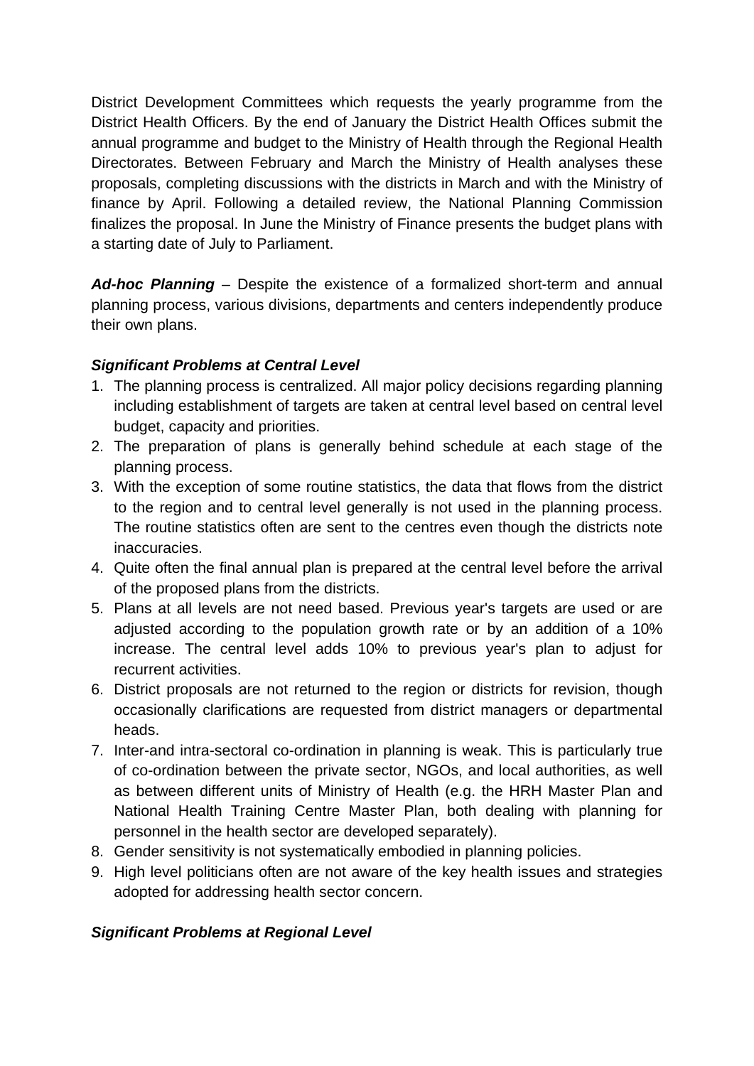District Development Committees which requests the yearly programme from the District Health Officers. By the end of January the District Health Offices submit the annual programme and budget to the Ministry of Health through the Regional Health Directorates. Between February and March the Ministry of Health analyses these proposals, completing discussions with the districts in March and with the Ministry of finance by April. Following a detailed review, the National Planning Commission finalizes the proposal. In June the Ministry of Finance presents the budget plans with a starting date of July to Parliament.

***Ad-hoc Planning*** – Despite the existence of a formalized short-term and annual planning process, various divisions, departments and centers independently produce their own plans.

***Significant Problems at Central Level***

1. The planning process is centralized. All major policy decisions regarding planning including establishment of targets are taken at central level based on central level budget, capacity and priorities.
2. The preparation of plans is generally behind schedule at each stage of the planning process.
3. With the exception of some routine statistics, the data that flows from the district to the region and to central level generally is not used in the planning process. The routine statistics often are sent to the centres even though the districts note inaccuracies.
4. Quite often the final annual plan is prepared at the central level before the arrival of the proposed plans from the districts.
5. Plans at all levels are not need based. Previous year's targets are used or are adjusted according to the population growth rate or by an addition of a 10% increase. The central level adds 10% to previous year's plan to adjust for recurrent activities.
6. District proposals are not returned to the region or districts for revision, though occasionally clarifications are requested from district managers or departmental heads.
7. Inter-and intra-sectoral co-ordination in planning is weak. This is particularly true of co-ordination between the private sector, NGOs, and local authorities, as well as between different units of Ministry of Health (e.g. the HRH Master Plan and National Health Training Centre Master Plan, both dealing with planning for personnel in the health sector are developed separately).
8. Gender sensitivity is not systematically embodied in planning policies.
9. High level politicians often are not aware of the key health issues and strategies adopted for addressing health sector concern.

***Significant Problems at Regional Level***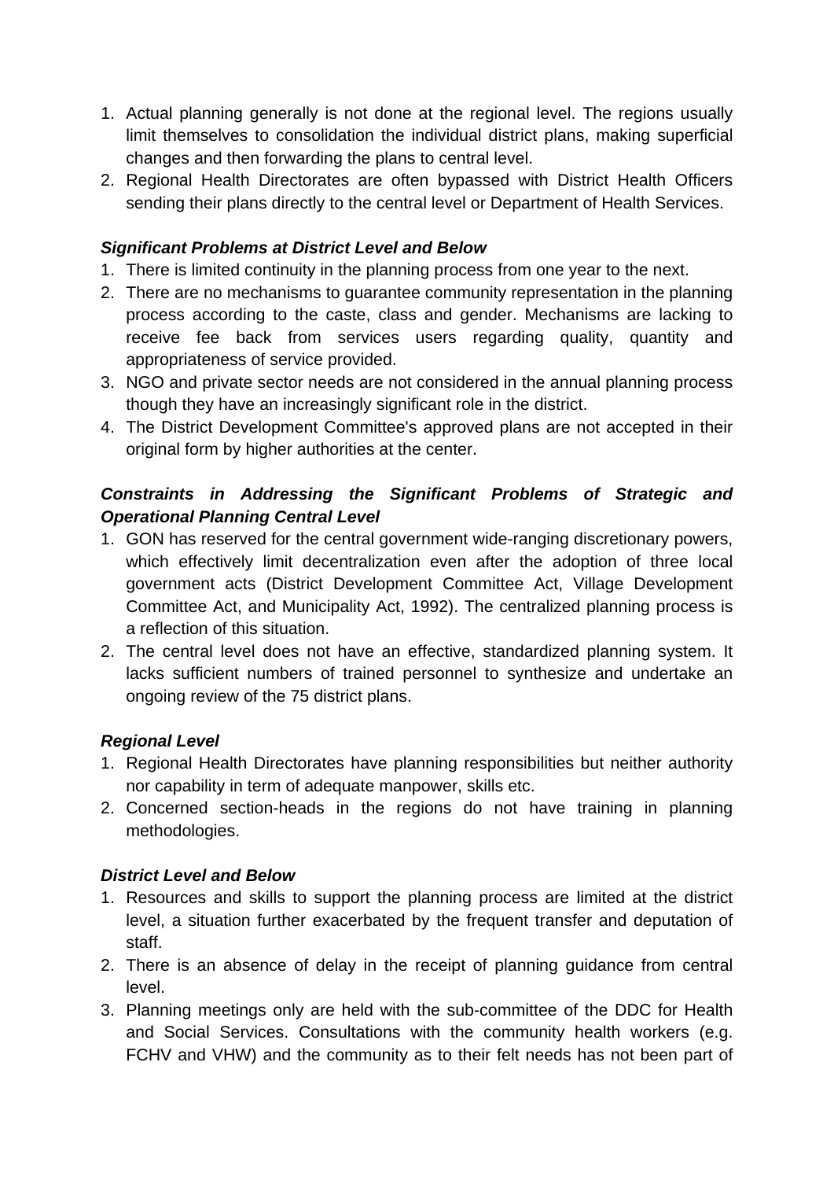1. Actual planning generally is not done at the regional level. The regions usually limit themselves to consolidation the individual district plans, making superficial changes and then forwarding the plans to central level.
2. Regional Health Directorates are often bypassed with District Health Officers sending their plans directly to the central level or Department of Health Services.

***Significant Problems at District Level and Below***

1. There is limited continuity in the planning process from one year to the next.
2. There are no mechanisms to guarantee community representation in the planning process according to the caste, class and gender. Mechanisms are lacking to receive fee back from services users regarding quality, quantity and appropriateness of service provided.
3. NGO and private sector needs are not considered in the annual planning process though they have an increasingly significant role in the district.
4. The District Development Committee's approved plans are not accepted in their original form by higher authorities at the center.

***Constraints in Addressing the Significant Problems of Strategic and Operational Planning Central Level***

1. GON has reserved for the central government wide-ranging discretionary powers, which effectively limit decentralization even after the adoption of three local government acts (District Development Committee Act, Village Development Committee Act, and Municipality Act, 1992). The centralized planning process is a reflection of this situation.
2. The central level does not have an effective, standardized planning system. It lacks sufficient numbers of trained personnel to synthesize and undertake an ongoing review of the 75 district plans.

***Regional Level***

1. Regional Health Directorates have planning responsibilities but neither authority nor capability in term of adequate manpower, skills etc.
2. Concerned section-heads in the regions do not have training in planning methodologies.

***District Level and Below***

1. Resources and skills to support the planning process are limited at the district level, a situation further exacerbated by the frequent transfer and deputation of staff.
2. There is an absence of delay in the receipt of planning guidance from central level.
3. Planning meetings only are held with the sub-committee of the DDC for Health and Social Services. Consultations with the community health workers (e.g. FCHV and VHW) and the community as to their felt needs has not been part of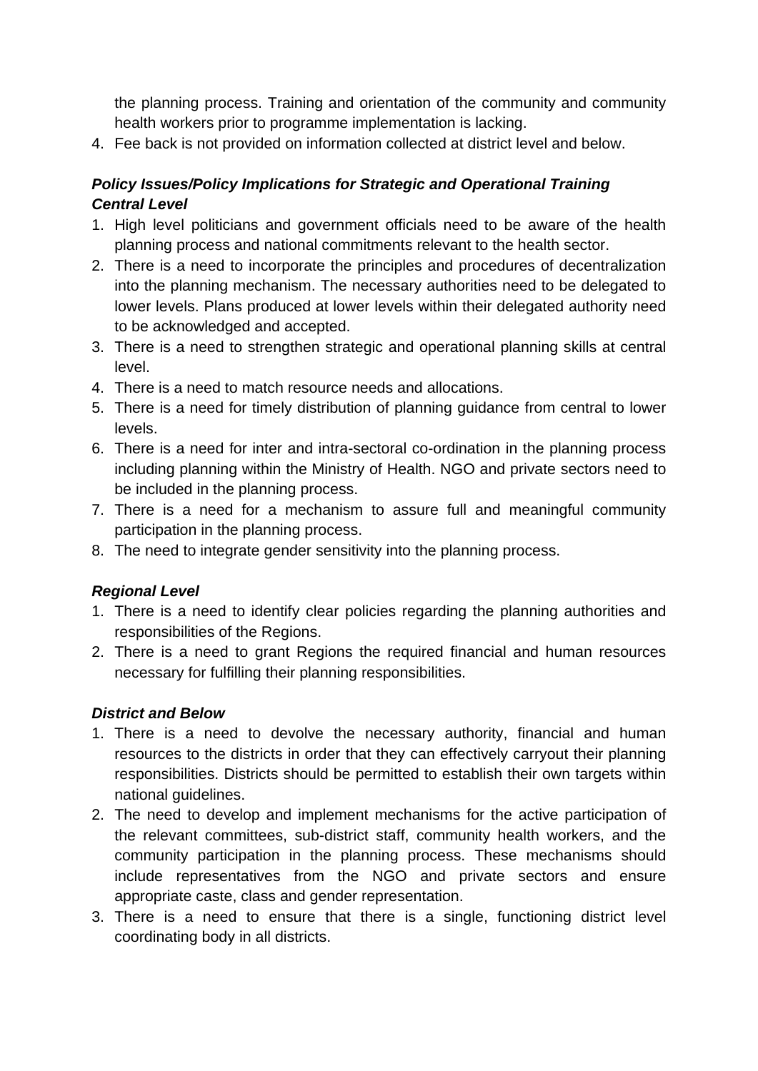the planning process. Training and orientation of the community and community health workers prior to programme implementation is lacking.

4. Fee back is not provided on information collected at district level and below.

***Policy Issues/Policy Implications for Strategic and Operational Training Central Level***

1. High level politicians and government officials need to be aware of the health planning process and national commitments relevant to the health sector.
2. There is a need to incorporate the principles and procedures of decentralization into the planning mechanism. The necessary authorities need to be delegated to lower levels. Plans produced at lower levels within their delegated authority need to be acknowledged and accepted.
3. There is a need to strengthen strategic and operational planning skills at central level.
4. There is a need to match resource needs and allocations.
5. There is a need for timely distribution of planning guidance from central to lower levels.
6. There is a need for inter and intra-sectoral co-ordination in the planning process including planning within the Ministry of Health. NGO and private sectors need to be included in the planning process.
7. There is a need for a mechanism to assure full and meaningful community participation in the planning process.
8. The need to integrate gender sensitivity into the planning process.

***Regional Level***

1. There is a need to identify clear policies regarding the planning authorities and responsibilities of the Regions.
2. There is a need to grant Regions the required financial and human resources necessary for fulfilling their planning responsibilities.

***District and Below***

1. There is a need to devolve the necessary authority, financial and human resources to the districts in order that they can effectively carryout their planning responsibilities. Districts should be permitted to establish their own targets within national guidelines.
2. The need to develop and implement mechanisms for the active participation of the relevant committees, sub-district staff, community health workers, and the community participation in the planning process. These mechanisms should include representatives from the NGO and private sectors and ensure appropriate caste, class and gender representation.
3. There is a need to ensure that there is a single, functioning district level coordinating body in all districts.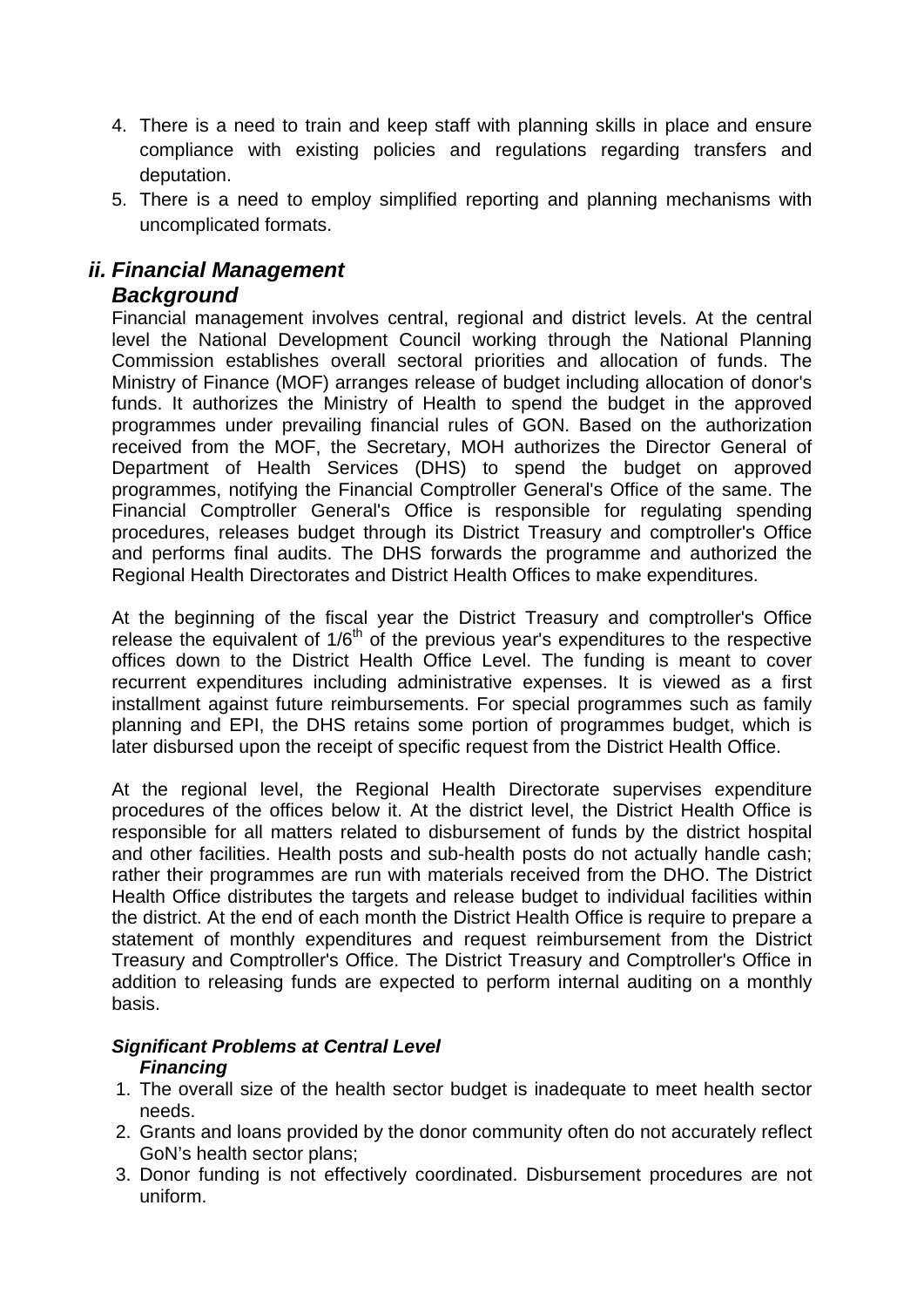4. There is a need to train and keep staff with planning skills in place and ensure compliance with existing policies and regulations regarding transfers and deputation.
5. There is a need to employ simplified reporting and planning mechanisms with uncomplicated formats.

### *ii. Financial Management*

### *Background*

Financial management involves central, regional and district levels. At the central level the National Development Council working through the National Planning Commission establishes overall sectoral priorities and allocation of funds. The Ministry of Finance (MOF) arranges release of budget including allocation of donor's funds. It authorizes the Ministry of Health to spend the budget in the approved programmes under prevailing financial rules of GON. Based on the authorization received from the MOF, the Secretary, MOH authorizes the Director General of Department of Health Services (DHS) to spend the budget on approved programmes, notifying the Financial Comptroller General's Office of the same. The Financial Comptroller General's Office is responsible for regulating spending procedures, releases budget through its District Treasury and comptroller's Office and performs final audits. The DHS forwards the programme and authorized the Regional Health Directorates and District Health Offices to make expenditures.

At the beginning of the fiscal year the District Treasury and comptroller's Office release the equivalent of 1/6$^{th}$ of the previous year's expenditures to the respective offices down to the District Health Office Level. The funding is meant to cover recurrent expenditures including administrative expenses. It is viewed as a first installment against future reimbursements. For special programmes such as family planning and EPI, the DHS retains some portion of programmes budget, which is later disbursed upon the receipt of specific request from the District Health Office.

At the regional level, the Regional Health Directorate supervises expenditure procedures of the offices below it. At the district level, the District Health Office is responsible for all matters related to disbursement of funds by the district hospital and other facilities. Health posts and sub-health posts do not actually handle cash; rather their programmes are run with materials received from the DHO. The District Health Office distributes the targets and release budget to individual facilities within the district. At the end of each month the District Health Office is require to prepare a statement of monthly expenditures and request reimbursement from the District Treasury and Comptroller's Office. The District Treasury and Comptroller's Office in addition to releasing funds are expected to perform internal auditing on a monthly basis.

#### ***Significant Problems at Central Level***

***Financing***

1. The overall size of the health sector budget is inadequate to meet health sector needs.
2. Grants and loans provided by the donor community often do not accurately reflect GoN's health sector plans;
3. Donor funding is not effectively coordinated. Disbursement procedures are not uniform.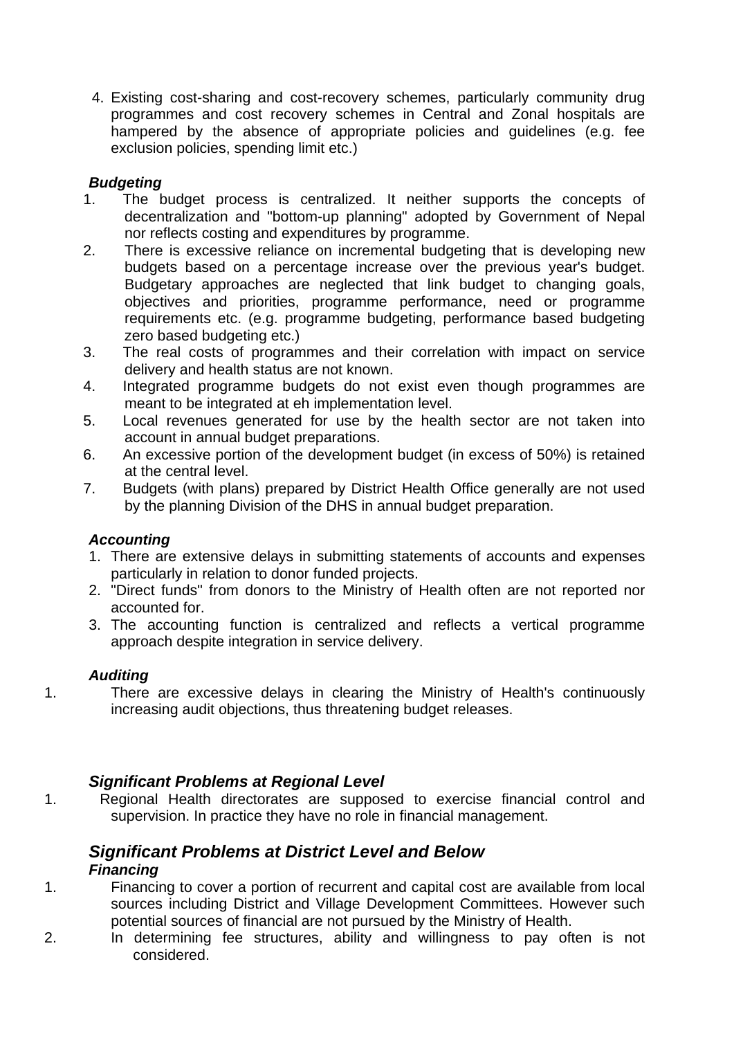4. Existing cost-sharing and cost-recovery schemes, particularly community drug programmes and cost recovery schemes in Central and Zonal hospitals are hampered by the absence of appropriate policies and guidelines (e.g. fee exclusion policies, spending limit etc.)

***Budgeting***

1. The budget process is centralized. It neither supports the concepts of decentralization and "bottom-up planning" adopted by Government of Nepal nor reflects costing and expenditures by programme.
2. There is excessive reliance on incremental budgeting that is developing new budgets based on a percentage increase over the previous year's budget. Budgetary approaches are neglected that link budget to changing goals, objectives and priorities, programme performance, need or programme requirements etc. (e.g. programme budgeting, performance based budgeting zero based budgeting etc.)
3. The real costs of programmes and their correlation with impact on service delivery and health status are not known.
4. Integrated programme budgets do not exist even though programmes are meant to be integrated at eh implementation level.
5. Local revenues generated for use by the health sector are not taken into account in annual budget preparations.
6. An excessive portion of the development budget (in excess of 50%) is retained at the central level.
7. Budgets (with plans) prepared by District Health Office generally are not used by the planning Division of the DHS in annual budget preparation.

***Accounting***

1. There are extensive delays in submitting statements of accounts and expenses particularly in relation to donor funded projects.
2. "Direct funds" from donors to the Ministry of Health often are not reported nor accounted for.
3. The accounting function is centralized and reflects a vertical programme approach despite integration in service delivery.

***Auditing***

1. There are excessive delays in clearing the Ministry of Health's continuously increasing audit objections, thus threatening budget releases.

### *Significant Problems at Regional Level*

1. Regional Health directorates are supposed to exercise financial control and supervision. In practice they have no role in financial management.

### *Significant Problems at District Level and Below*

***Financing***

1. Financing to cover a portion of recurrent and capital cost are available from local sources including District and Village Development Committees. However such potential sources of financial are not pursued by the Ministry of Health.
2. In determining fee structures, ability and willingness to pay often is not considered.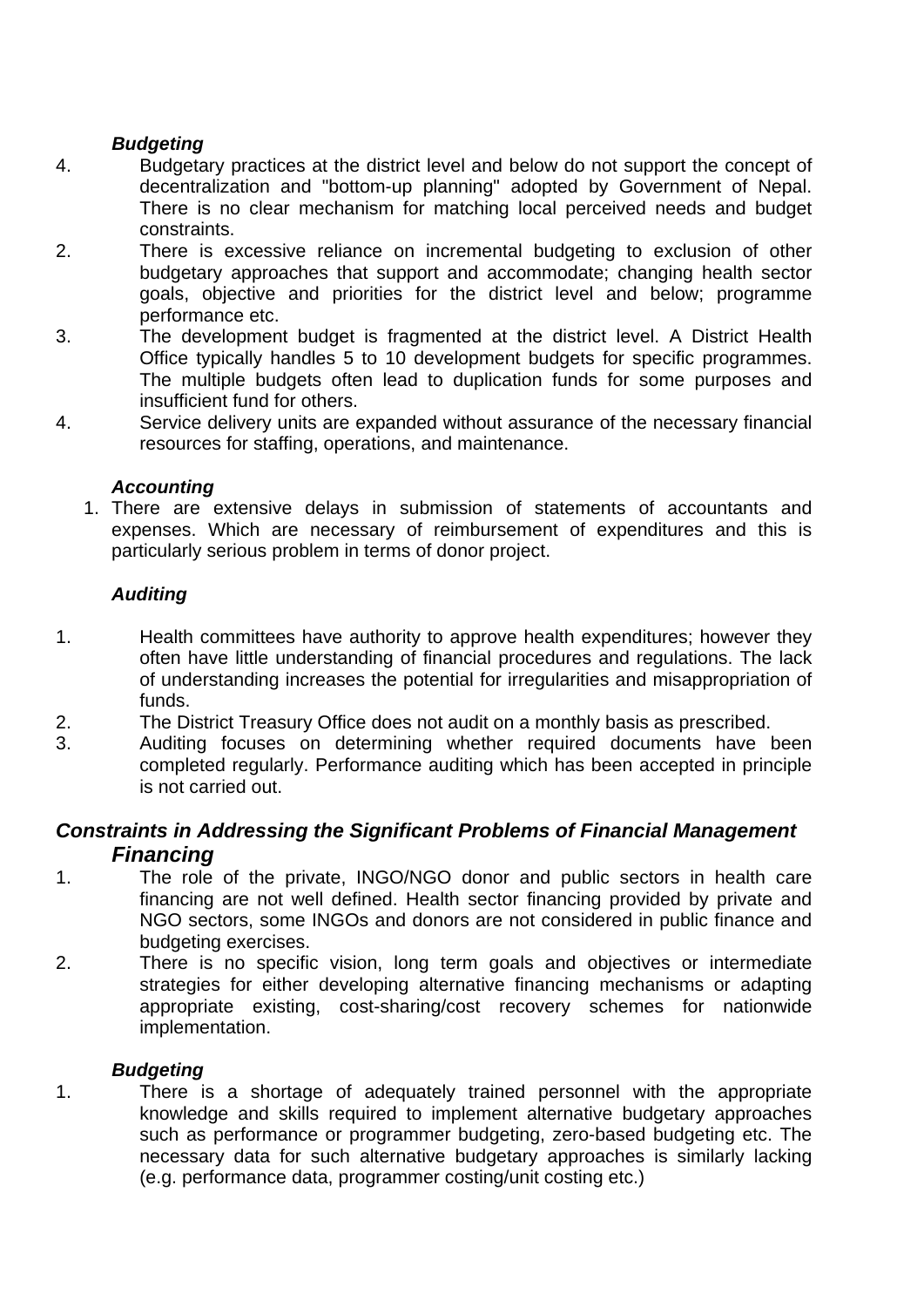***Budgeting***

4. Budgetary practices at the district level and below do not support the concept of decentralization and "bottom-up planning" adopted by Government of Nepal. There is no clear mechanism for matching local perceived needs and budget constraints.
2. There is excessive reliance on incremental budgeting to exclusion of other budgetary approaches that support and accommodate; changing health sector goals, objective and priorities for the district level and below; programme performance etc.
3. The development budget is fragmented at the district level. A District Health Office typically handles 5 to 10 development budgets for specific programmes. The multiple budgets often lead to duplication funds for some purposes and insufficient fund for others.
4. Service delivery units are expanded without assurance of the necessary financial resources for staffing, operations, and maintenance.

***Accounting***

1. There are extensive delays in submission of statements of accountants and expenses. Which are necessary of reimbursement of expenditures and this is particularly serious problem in terms of donor project.

***Auditing***

1. Health committees have authority to approve health expenditures; however they often have little understanding of financial procedures and regulations. The lack of understanding increases the potential for irregularities and misappropriation of funds.
2. The District Treasury Office does not audit on a monthly basis as prescribed.
3. Auditing focuses on determining whether required documents have been completed regularly. Performance auditing which has been accepted in principle is not carried out.

## *Constraints in Addressing the Significant Problems of Financial Management*

### *Financing*

1. The role of the private, INGO/NGO donor and public sectors in health care financing are not well defined. Health sector financing provided by private and NGO sectors, some INGOs and donors are not considered in public finance and budgeting exercises.
2. There is no specific vision, long term goals and objectives or intermediate strategies for either developing alternative financing mechanisms or adapting appropriate existing, cost-sharing/cost recovery schemes for nationwide implementation.

***Budgeting***

1. There is a shortage of adequately trained personnel with the appropriate knowledge and skills required to implement alternative budgetary approaches such as performance or programmer budgeting, zero-based budgeting etc. The necessary data for such alternative budgetary approaches is similarly lacking (e.g. performance data, programmer costing/unit costing etc.)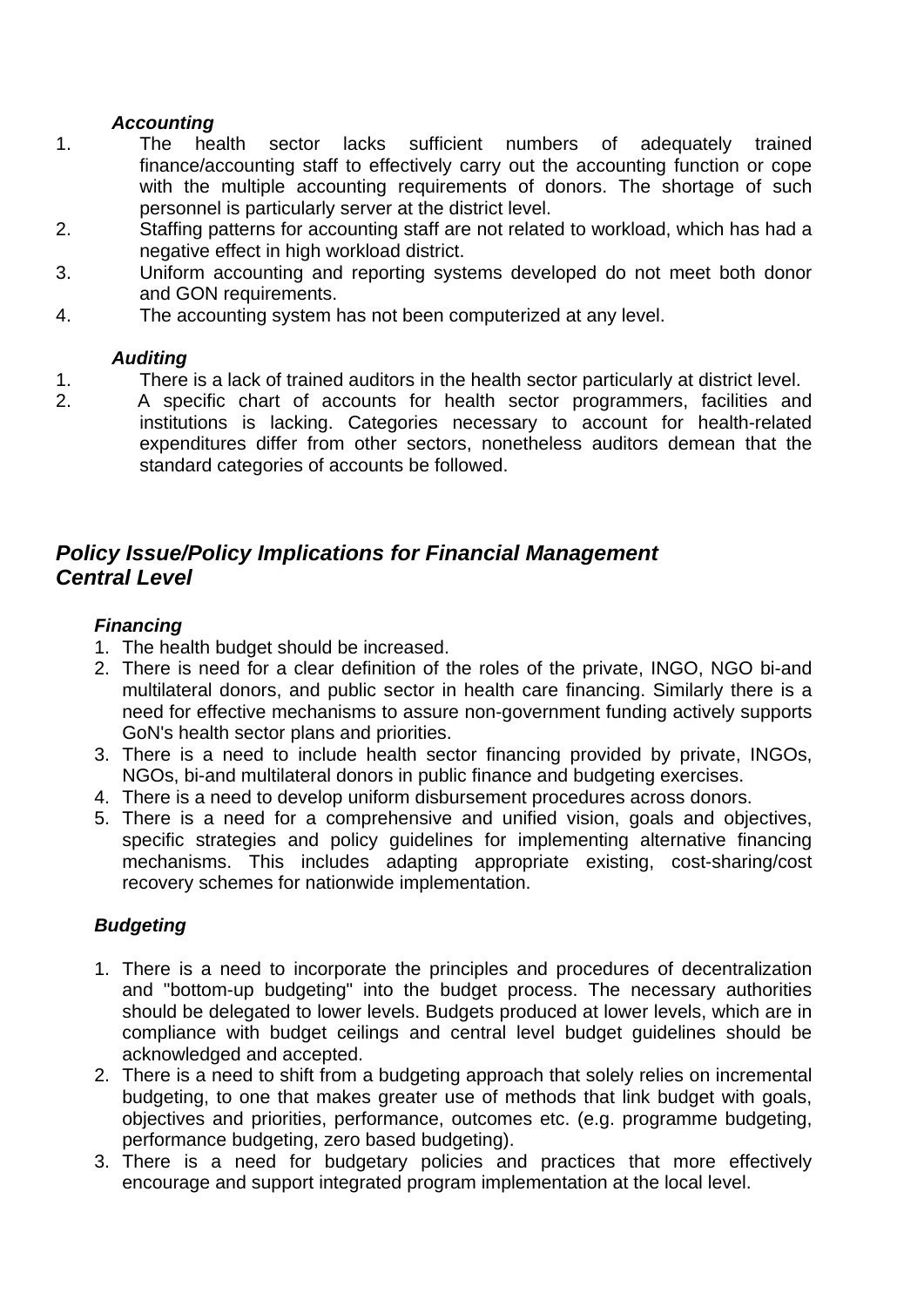***Accounting***

1. The health sector lacks sufficient numbers of adequately trained finance/accounting staff to effectively carry out the accounting function or cope with the multiple accounting requirements of donors. The shortage of such personnel is particularly server at the district level.
2. Staffing patterns for accounting staff are not related to workload, which has had a negative effect in high workload district.
3. Uniform accounting and reporting systems developed do not meet both donor and GON requirements.
4. The accounting system has not been computerized at any level.

***Auditing***

1. There is a lack of trained auditors in the health sector particularly at district level.
2. A specific chart of accounts for health sector programmers, facilities and institutions is lacking. Categories necessary to account for health-related expenditures differ from other sectors, nonetheless auditors demean that the standard categories of accounts be followed.

## *Policy Issue/Policy Implications for Financial Management Central Level*

***Financing***

1. The health budget should be increased.
2. There is need for a clear definition of the roles of the private, INGO, NGO bi-and multilateral donors, and public sector in health care financing. Similarly there is a need for effective mechanisms to assure non-government funding actively supports GoN's health sector plans and priorities.
3. There is a need to include health sector financing provided by private, INGOs, NGOs, bi-and multilateral donors in public finance and budgeting exercises.
4. There is a need to develop uniform disbursement procedures across donors.
5. There is a need for a comprehensive and unified vision, goals and objectives, specific strategies and policy guidelines for implementing alternative financing mechanisms. This includes adapting appropriate existing, cost-sharing/cost recovery schemes for nationwide implementation.

***Budgeting***

1. There is a need to incorporate the principles and procedures of decentralization and "bottom-up budgeting" into the budget process. The necessary authorities should be delegated to lower levels. Budgets produced at lower levels, which are in compliance with budget ceilings and central level budget guidelines should be acknowledged and accepted.
2. There is a need to shift from a budgeting approach that solely relies on incremental budgeting, to one that makes greater use of methods that link budget with goals, objectives and priorities, performance, outcomes etc. (e.g. programme budgeting, performance budgeting, zero based budgeting).
3. There is a need for budgetary policies and practices that more effectively encourage and support integrated program implementation at the local level.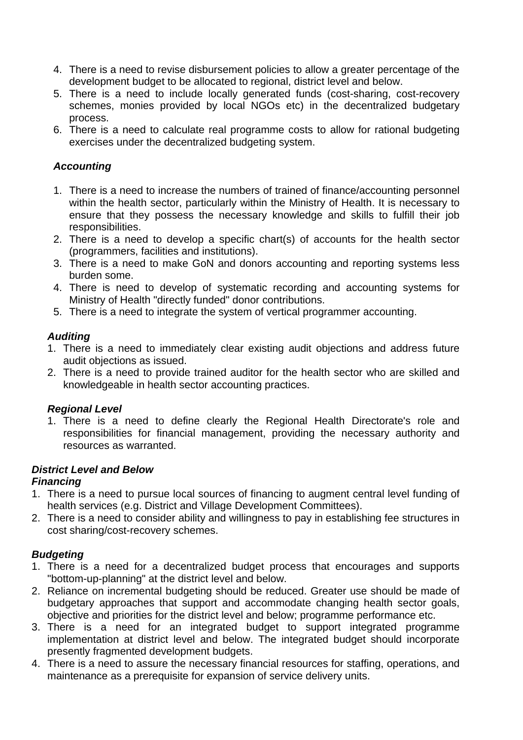4. There is a need to revise disbursement policies to allow a greater percentage of the development budget to be allocated to regional, district level and below.
5. There is a need to include locally generated funds (cost-sharing, cost-recovery schemes, monies provided by local NGOs etc) in the decentralized budgetary process.
6. There is a need to calculate real programme costs to allow for rational budgeting exercises under the decentralized budgeting system.

***Accounting***

1. There is a need to increase the numbers of trained of finance/accounting personnel within the health sector, particularly within the Ministry of Health. It is necessary to ensure that they possess the necessary knowledge and skills to fulfill their job responsibilities.
2. There is a need to develop a specific chart(s) of accounts for the health sector (programmers, facilities and institutions).
3. There is a need to make GoN and donors accounting and reporting systems less burden some.
4. There is need to develop of systematic recording and accounting systems for Ministry of Health "directly funded" donor contributions.
5. There is a need to integrate the system of vertical programmer accounting.

***Auditing***

1. There is a need to immediately clear existing audit objections and address future audit objections as issued.
2. There is a need to provide trained auditor for the health sector who are skilled and knowledgeable in health sector accounting practices.

***Regional Level***

1. There is a need to define clearly the Regional Health Directorate's role and responsibilities for financial management, providing the necessary authority and resources as warranted.

***District Level and Below***

***Financing***

1. There is a need to pursue local sources of financing to augment central level funding of health services (e.g. District and Village Development Committees).
2. There is a need to consider ability and willingness to pay in establishing fee structures in cost sharing/cost-recovery schemes.

***Budgeting***

1. There is a need for a decentralized budget process that encourages and supports "bottom-up-planning" at the district level and below.
2. Reliance on incremental budgeting should be reduced. Greater use should be made of budgetary approaches that support and accommodate changing health sector goals, objective and priorities for the district level and below; programme performance etc.
3. There is a need for an integrated budget to support integrated programme implementation at district level and below. The integrated budget should incorporate presently fragmented development budgets.
4. There is a need to assure the necessary financial resources for staffing, operations, and maintenance as a prerequisite for expansion of service delivery units.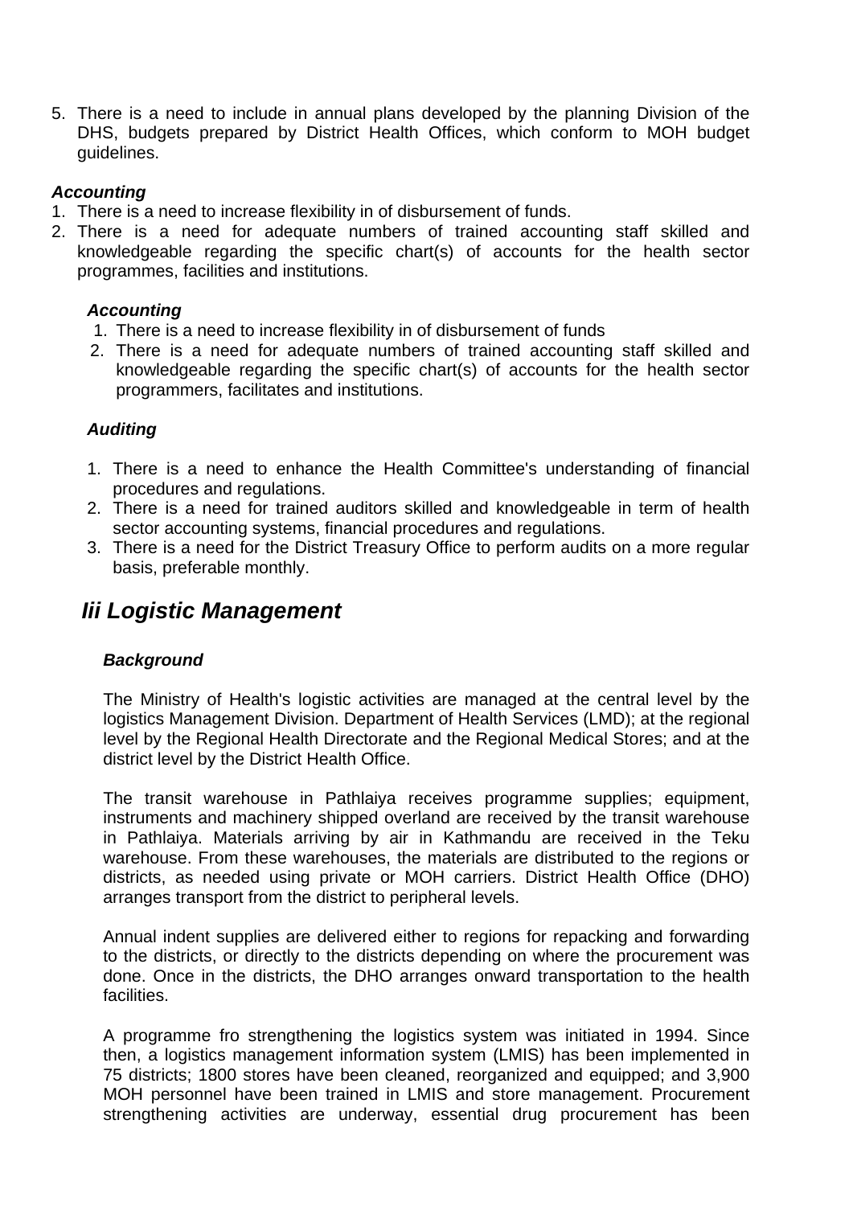5. There is a need to include in annual plans developed by the planning Division of the DHS, budgets prepared by District Health Offices, which conform to MOH budget guidelines.

***Accounting***

1. There is a need to increase flexibility in of disbursement of funds.
2. There is a need for adequate numbers of trained accounting staff skilled and knowledgeable regarding the specific chart(s) of accounts for the health sector programmes, facilities and institutions.

***Accounting***

1. There is a need to increase flexibility in of disbursement of funds
2. There is a need for adequate numbers of trained accounting staff skilled and knowledgeable regarding the specific chart(s) of accounts for the health sector programmers, facilitates and institutions.

***Auditing***

1. There is a need to enhance the Health Committee's understanding of financial procedures and regulations.
2. There is a need for trained auditors skilled and knowledgeable in term of health sector accounting systems, financial procedures and regulations.
3. There is a need for the District Treasury Office to perform audits on a more regular basis, preferable monthly.

## *Iii Logistic Management*

***Background***

The Ministry of Health's logistic activities are managed at the central level by the logistics Management Division. Department of Health Services (LMD); at the regional level by the Regional Health Directorate and the Regional Medical Stores; and at the district level by the District Health Office.

The transit warehouse in Pathlaiya receives programme supplies; equipment, instruments and machinery shipped overland are received by the transit warehouse in Pathlaiya. Materials arriving by air in Kathmandu are received in the Teku warehouse. From these warehouses, the materials are distributed to the regions or districts, as needed using private or MOH carriers. District Health Office (DHO) arranges transport from the district to peripheral levels.

Annual indent supplies are delivered either to regions for repacking and forwarding to the districts, or directly to the districts depending on where the procurement was done. Once in the districts, the DHO arranges onward transportation to the health facilities.

A programme fro strengthening the logistics system was initiated in 1994. Since then, a logistics management information system (LMIS) has been implemented in 75 districts; 1800 stores have been cleaned, reorganized and equipped; and 3,900 MOH personnel have been trained in LMIS and store management. Procurement strengthening activities are underway, essential drug procurement has been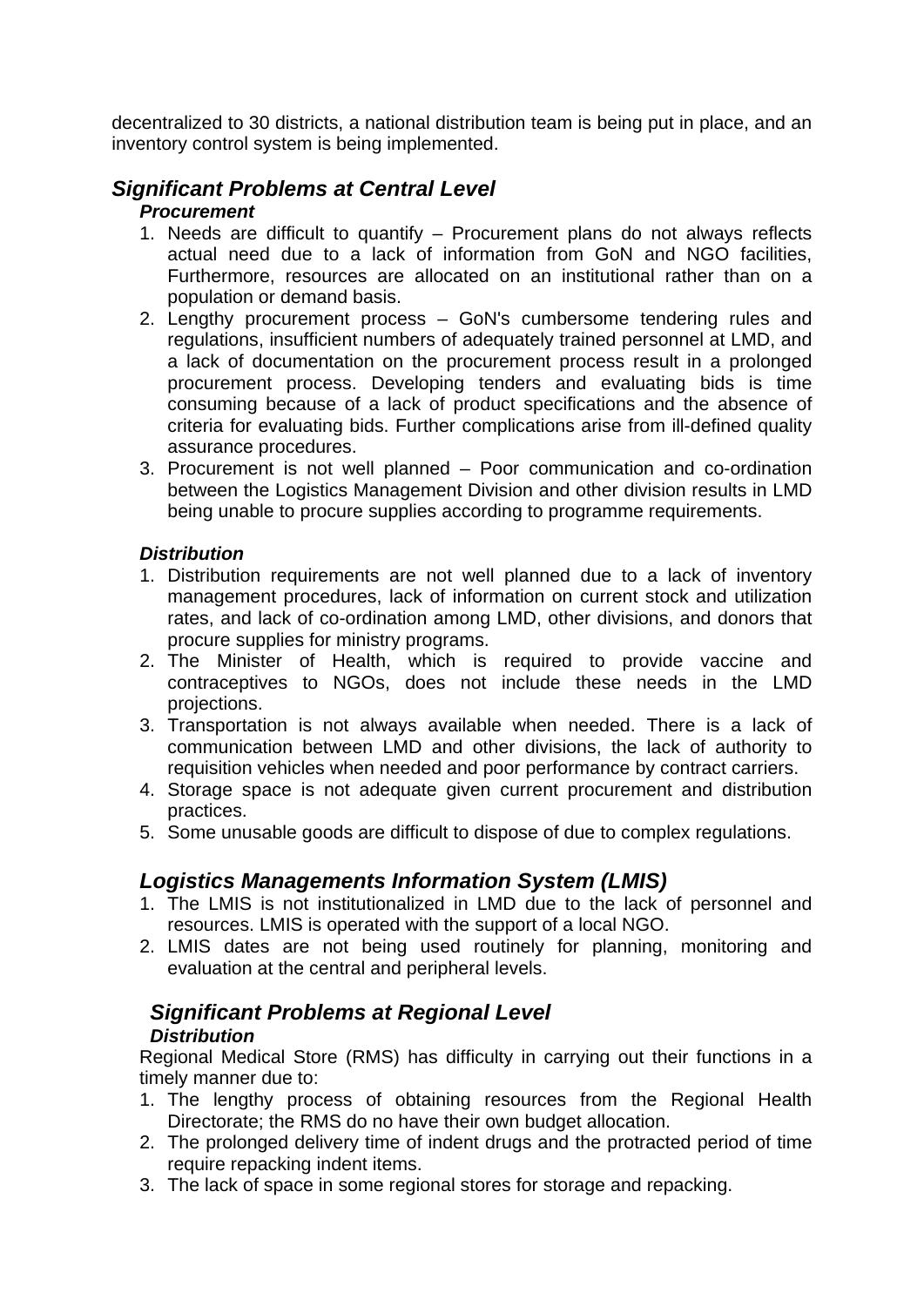decentralized to 30 districts, a national distribution team is being put in place, and an inventory control system is being implemented.

## *Significant Problems at Central Level*

### *Procurement*

1. Needs are difficult to quantify – Procurement plans do not always reflects actual need due to a lack of information from GoN and NGO facilities, Furthermore, resources are allocated on an institutional rather than on a population or demand basis.
2. Lengthy procurement process – GoN's cumbersome tendering rules and regulations, insufficient numbers of adequately trained personnel at LMD, and a lack of documentation on the procurement process result in a prolonged procurement process. Developing tenders and evaluating bids is time consuming because of a lack of product specifications and the absence of criteria for evaluating bids. Further complications arise from ill-defined quality assurance procedures.
3. Procurement is not well planned – Poor communication and co-ordination between the Logistics Management Division and other division results in LMD being unable to procure supplies according to programme requirements.

### *Distribution*

1. Distribution requirements are not well planned due to a lack of inventory management procedures, lack of information on current stock and utilization rates, and lack of co-ordination among LMD, other divisions, and donors that procure supplies for ministry programs.
2. The Minister of Health, which is required to provide vaccine and contraceptives to NGOs, does not include these needs in the LMD projections.
3. Transportation is not always available when needed. There is a lack of communication between LMD and other divisions, the lack of authority to requisition vehicles when needed and poor performance by contract carriers.
4. Storage space is not adequate given current procurement and distribution practices.
5. Some unusable goods are difficult to dispose of due to complex regulations.

## *Logistics Managements Information System (LMIS)*

1. The LMIS is not institutionalized in LMD due to the lack of personnel and resources. LMIS is operated with the support of a local NGO.
2. LMIS dates are not being used routinely for planning, monitoring and evaluation at the central and peripheral levels.

## *Significant Problems at Regional Level*

### *Distribution*

Regional Medical Store (RMS) has difficulty in carrying out their functions in a timely manner due to:

1. The lengthy process of obtaining resources from the Regional Health Directorate; the RMS do no have their own budget allocation.
2. The prolonged delivery time of indent drugs and the protracted period of time require repacking indent items.
3. The lack of space in some regional stores for storage and repacking.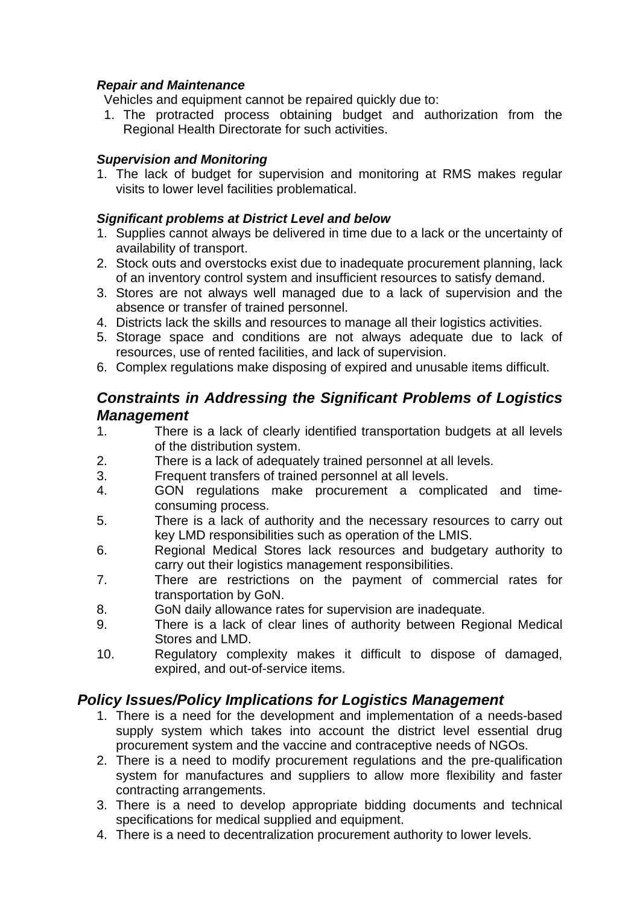***Repair and Maintenance***

Vehicles and equipment cannot be repaired quickly due to:

1. The protracted process obtaining budget and authorization from the Regional Health Directorate for such activities.

***Supervision and Monitoring***

1. The lack of budget for supervision and monitoring at RMS makes regular visits to lower level facilities problematical.

***Significant problems at District Level and below***

1. Supplies cannot always be delivered in time due to a lack or the uncertainty of availability of transport.
2. Stock outs and overstocks exist due to inadequate procurement planning, lack of an inventory control system and insufficient resources to satisfy demand.
3. Stores are not always well managed due to a lack of supervision and the absence or transfer of trained personnel.
4. Districts lack the skills and resources to manage all their logistics activities.
5. Storage space and conditions are not always adequate due to lack of resources, use of rented facilities, and lack of supervision.
6. Complex regulations make disposing of expired and unusable items difficult.

## *Constraints in Addressing the Significant Problems of Logistics Management*

1. There is a lack of clearly identified transportation budgets at all levels of the distribution system.
2. There is a lack of adequately trained personnel at all levels.
3. Frequent transfers of trained personnel at all levels.
4. GON regulations make procurement a complicated and time-consuming process.
5. There is a lack of authority and the necessary resources to carry out key LMD responsibilities such as operation of the LMIS.
6. Regional Medical Stores lack resources and budgetary authority to carry out their logistics management responsibilities.
7. There are restrictions on the payment of commercial rates for transportation by GoN.
8. GoN daily allowance rates for supervision are inadequate.
9. There is a lack of clear lines of authority between Regional Medical Stores and LMD.
10. Regulatory complexity makes it difficult to dispose of damaged, expired, and out-of-service items.

## *Policy Issues/Policy Implications for Logistics Management*

1. There is a need for the development and implementation of a needs-based supply system which takes into account the district level essential drug procurement system and the vaccine and contraceptive needs of NGOs.
2. There is a need to modify procurement regulations and the pre-qualification system for manufactures and suppliers to allow more flexibility and faster contracting arrangements.
3. There is a need to develop appropriate bidding documents and technical specifications for medical supplied and equipment.
4. There is a need to decentralization procurement authority to lower levels.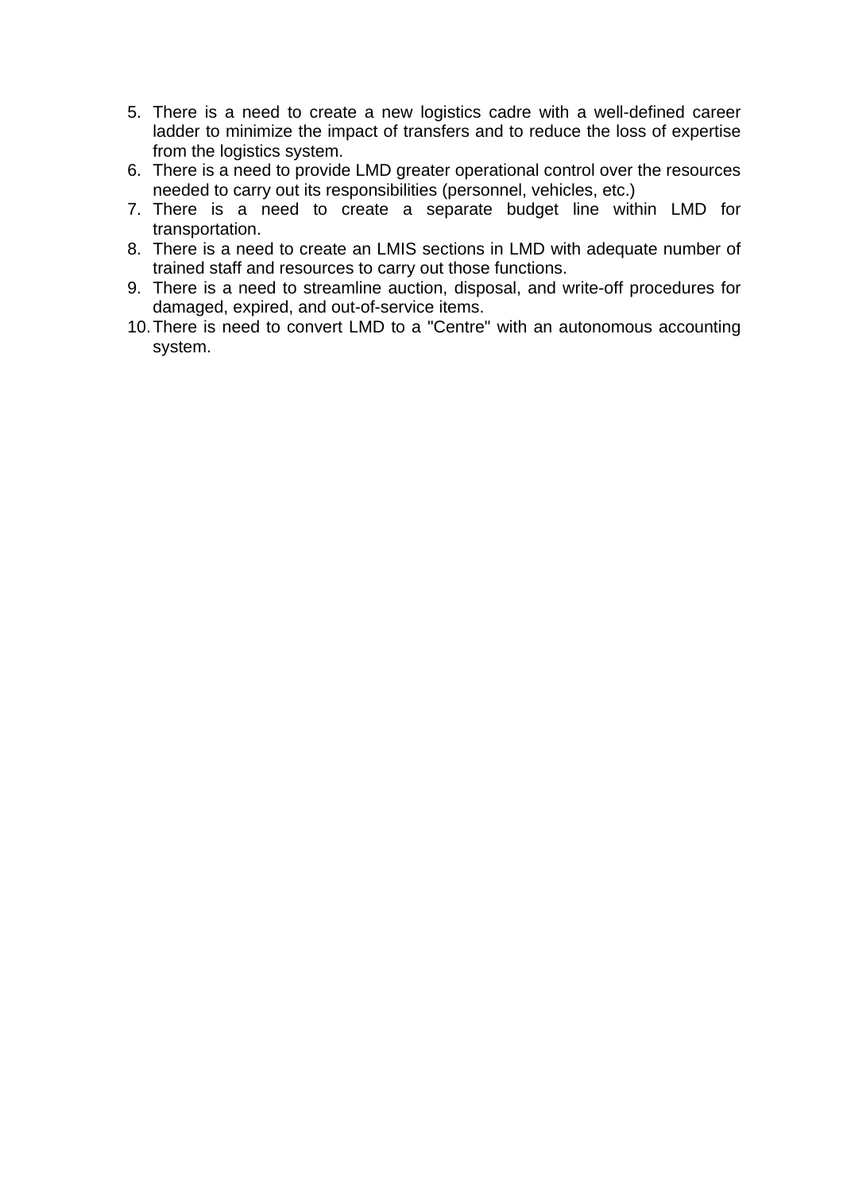5. There is a need to create a new logistics cadre with a well-defined career ladder to minimize the impact of transfers and to reduce the loss of expertise from the logistics system.
6. There is a need to provide LMD greater operational control over the resources needed to carry out its responsibilities (personnel, vehicles, etc.)
7. There is a need to create a separate budget line within LMD for transportation.
8. There is a need to create an LMIS sections in LMD with adequate number of trained staff and resources to carry out those functions.
9. There is a need to streamline auction, disposal, and write-off procedures for damaged, expired, and out-of-service items.
10. There is need to convert LMD to a "Centre" with an autonomous accounting system.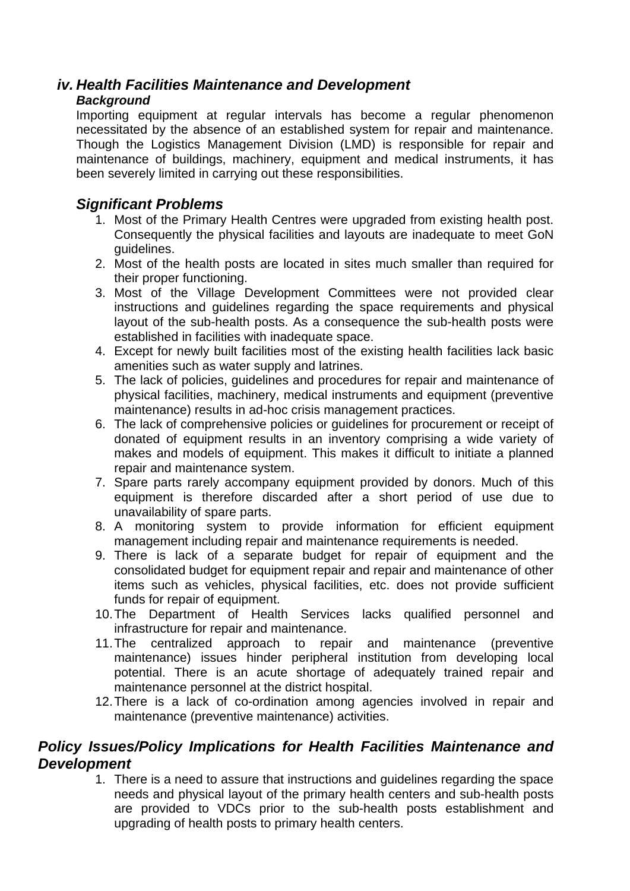### iv. Health Facilities Maintenance and Development

**Background**

Importing equipment at regular intervals has become a regular phenomenon necessitated by the absence of an established system for repair and maintenance. Though the Logistics Management Division (LMD) is responsible for repair and maintenance of buildings, machinery, equipment and medical instruments, it has been severely limited in carrying out these responsibilities.

### Significant Problems

1. Most of the Primary Health Centres were upgraded from existing health post. Consequently the physical facilities and layouts are inadequate to meet GoN guidelines.
2. Most of the health posts are located in sites much smaller than required for their proper functioning.
3. Most of the Village Development Committees were not provided clear instructions and guidelines regarding the space requirements and physical layout of the sub-health posts. As a consequence the sub-health posts were established in facilities with inadequate space.
4. Except for newly built facilities most of the existing health facilities lack basic amenities such as water supply and latrines.
5. The lack of policies, guidelines and procedures for repair and maintenance of physical facilities, machinery, medical instruments and equipment (preventive maintenance) results in ad-hoc crisis management practices.
6. The lack of comprehensive policies or guidelines for procurement or receipt of donated of equipment results in an inventory comprising a wide variety of makes and models of equipment. This makes it difficult to initiate a planned repair and maintenance system.
7. Spare parts rarely accompany equipment provided by donors. Much of this equipment is therefore discarded after a short period of use due to unavailability of spare parts.
8. A monitoring system to provide information for efficient equipment management including repair and maintenance requirements is needed.
9. There is lack of a separate budget for repair of equipment and the consolidated budget for equipment repair and repair and maintenance of other items such as vehicles, physical facilities, etc. does not provide sufficient funds for repair of equipment.
10. The Department of Health Services lacks qualified personnel and infrastructure for repair and maintenance.
11. The centralized approach to repair and maintenance (preventive maintenance) issues hinder peripheral institution from developing local potential. There is an acute shortage of adequately trained repair and maintenance personnel at the district hospital.
12. There is a lack of co-ordination among agencies involved in repair and maintenance (preventive maintenance) activities.

### Policy Issues/Policy Implications for Health Facilities Maintenance and Development

1. There is a need to assure that instructions and guidelines regarding the space needs and physical layout of the primary health centers and sub-health posts are provided to VDCs prior to the sub-health posts establishment and upgrading of health posts to primary health centers.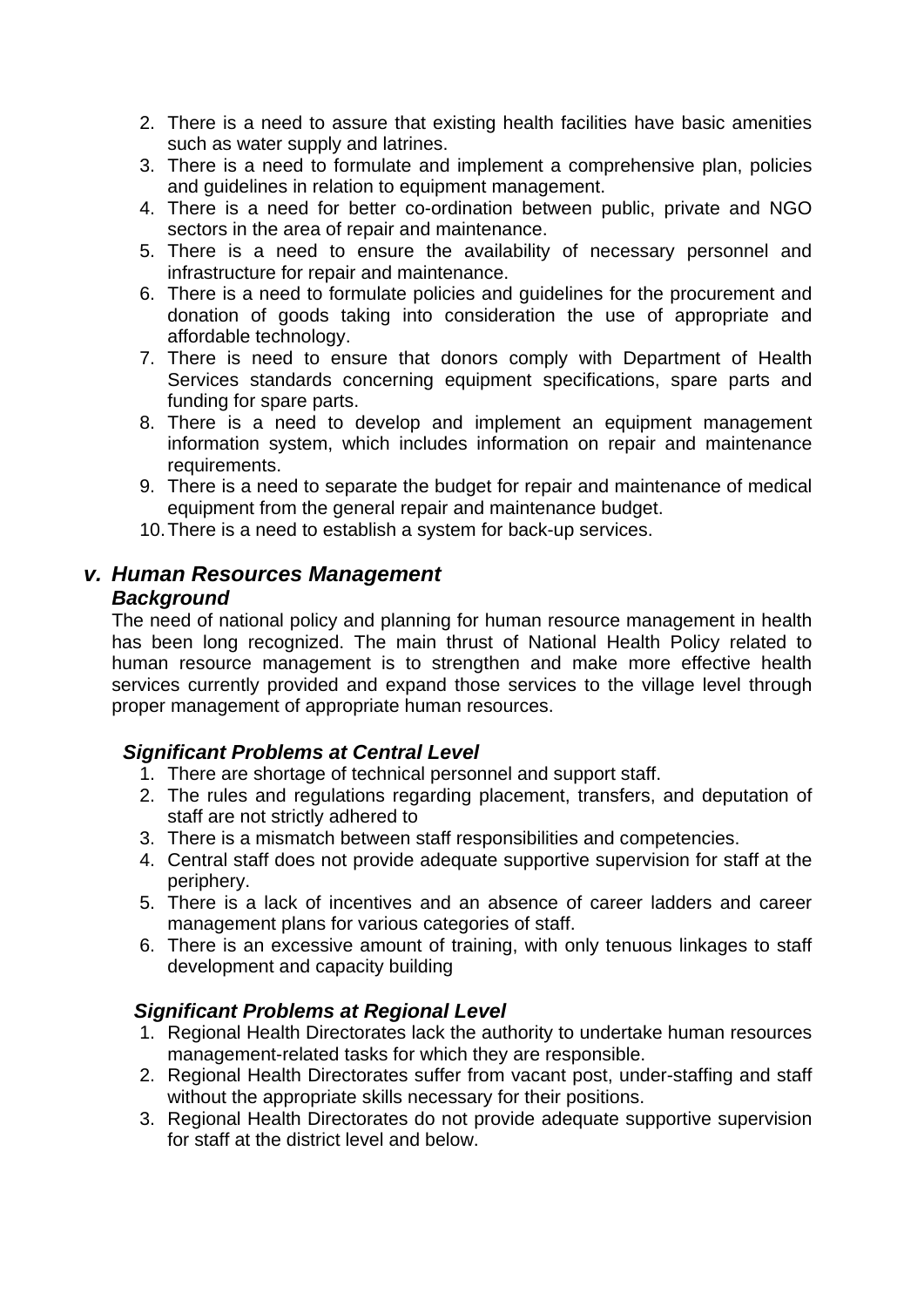2. There is a need to assure that existing health facilities have basic amenities such as water supply and latrines.
3. There is a need to formulate and implement a comprehensive plan, policies and guidelines in relation to equipment management.
4. There is a need for better co-ordination between public, private and NGO sectors in the area of repair and maintenance.
5. There is a need to ensure the availability of necessary personnel and infrastructure for repair and maintenance.
6. There is a need to formulate policies and guidelines for the procurement and donation of goods taking into consideration the use of appropriate and affordable technology.
7. There is need to ensure that donors comply with Department of Health Services standards concerning equipment specifications, spare parts and funding for spare parts.
8. There is a need to develop and implement an equipment management information system, which includes information on repair and maintenance requirements.
9. There is a need to separate the budget for repair and maintenance of medical equipment from the general repair and maintenance budget.
10. There is a need to establish a system for back-up services.

### *v. Human Resources Management*

#### *Background*

The need of national policy and planning for human resource management in health has been long recognized. The main thrust of National Health Policy related to human resource management is to strengthen and make more effective health services currently provided and expand those services to the village level through proper management of appropriate human resources.

#### *Significant Problems at Central Level*

1. There are shortage of technical personnel and support staff.
2. The rules and regulations regarding placement, transfers, and deputation of staff are not strictly adhered to
3. There is a mismatch between staff responsibilities and competencies.
4. Central staff does not provide adequate supportive supervision for staff at the periphery.
5. There is a lack of incentives and an absence of career ladders and career management plans for various categories of staff.
6. There is an excessive amount of training, with only tenuous linkages to staff development and capacity building

#### *Significant Problems at Regional Level*

1. Regional Health Directorates lack the authority to undertake human resources management-related tasks for which they are responsible.
2. Regional Health Directorates suffer from vacant post, under-staffing and staff without the appropriate skills necessary for their positions.
3. Regional Health Directorates do not provide adequate supportive supervision for staff at the district level and below.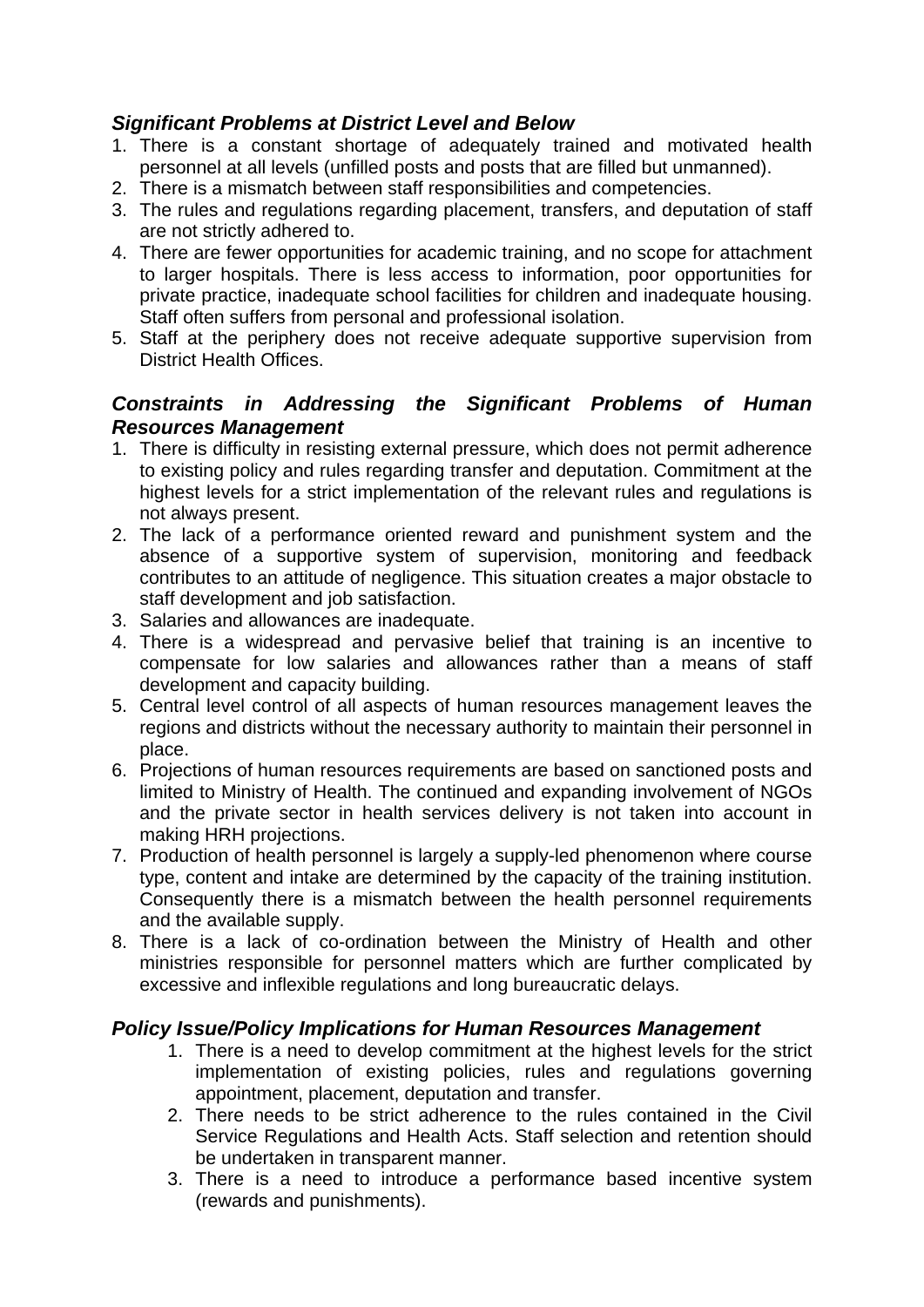### *Significant Problems at District Level and Below*

1. There is a constant shortage of adequately trained and motivated health personnel at all levels (unfilled posts and posts that are filled but unmanned).
2. There is a mismatch between staff responsibilities and competencies.
3. The rules and regulations regarding placement, transfers, and deputation of staff are not strictly adhered to.
4. There are fewer opportunities for academic training, and no scope for attachment to larger hospitals. There is less access to information, poor opportunities for private practice, inadequate school facilities for children and inadequate housing. Staff often suffers from personal and professional isolation.
5. Staff at the periphery does not receive adequate supportive supervision from District Health Offices.

### *Constraints in Addressing the Significant Problems of Human Resources Management*

1. There is difficulty in resisting external pressure, which does not permit adherence to existing policy and rules regarding transfer and deputation. Commitment at the highest levels for a strict implementation of the relevant rules and regulations is not always present.
2. The lack of a performance oriented reward and punishment system and the absence of a supportive system of supervision, monitoring and feedback contributes to an attitude of negligence. This situation creates a major obstacle to staff development and job satisfaction.
3. Salaries and allowances are inadequate.
4. There is a widespread and pervasive belief that training is an incentive to compensate for low salaries and allowances rather than a means of staff development and capacity building.
5. Central level control of all aspects of human resources management leaves the regions and districts without the necessary authority to maintain their personnel in place.
6. Projections of human resources requirements are based on sanctioned posts and limited to Ministry of Health. The continued and expanding involvement of NGOs and the private sector in health services delivery is not taken into account in making HRH projections.
7. Production of health personnel is largely a supply-led phenomenon where course type, content and intake are determined by the capacity of the training institution. Consequently there is a mismatch between the health personnel requirements and the available supply.
8. There is a lack of co-ordination between the Ministry of Health and other ministries responsible for personnel matters which are further complicated by excessive and inflexible regulations and long bureaucratic delays.

### *Policy Issue/Policy Implications for Human Resources Management*

1. There is a need to develop commitment at the highest levels for the strict implementation of existing policies, rules and regulations governing appointment, placement, deputation and transfer.
2. There needs to be strict adherence to the rules contained in the Civil Service Regulations and Health Acts. Staff selection and retention should be undertaken in transparent manner.
3. There is a need to introduce a performance based incentive system (rewards and punishments).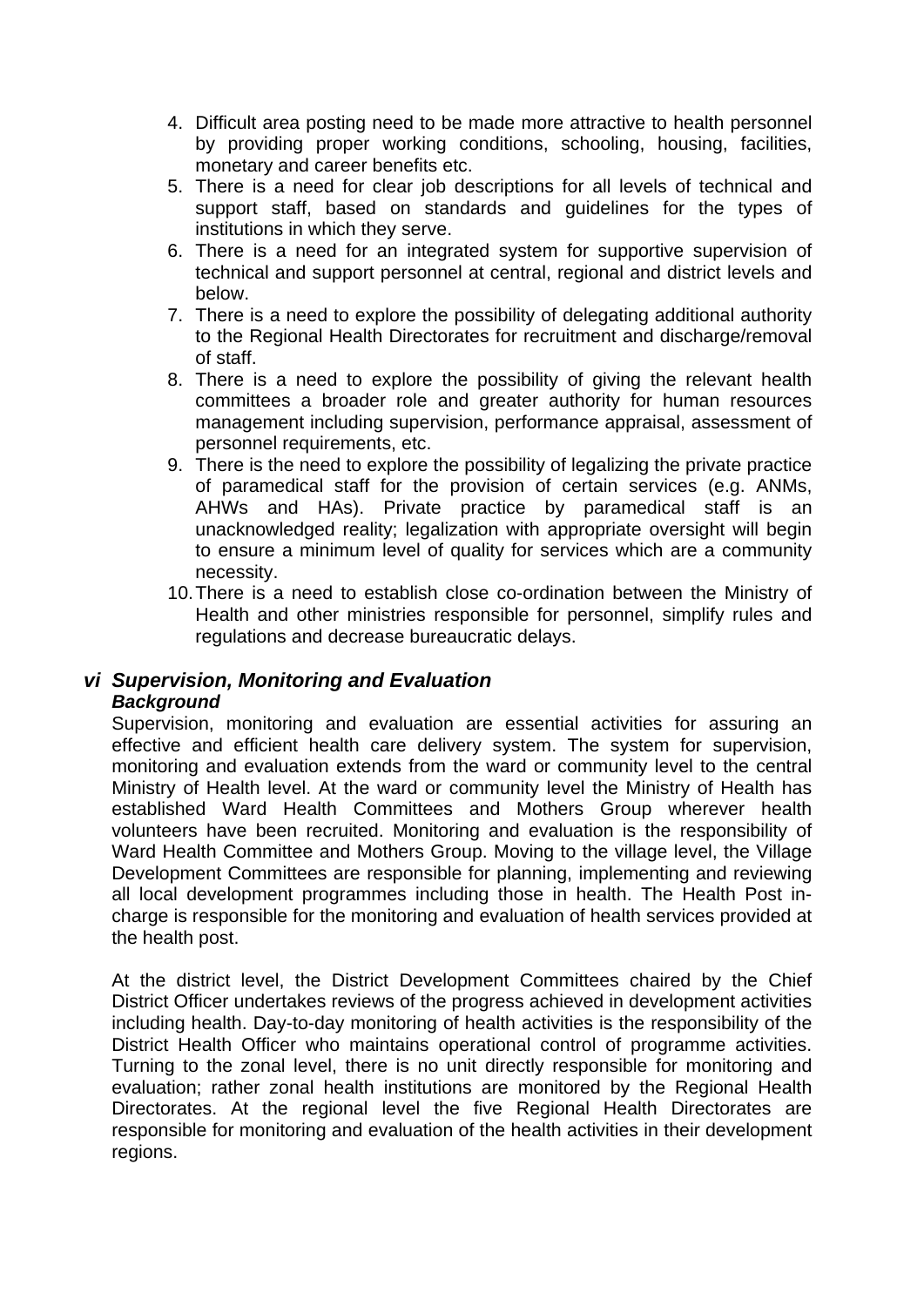4. Difficult area posting need to be made more attractive to health personnel by providing proper working conditions, schooling, housing, facilities, monetary and career benefits etc.
5. There is a need for clear job descriptions for all levels of technical and support staff, based on standards and guidelines for the types of institutions in which they serve.
6. There is a need for an integrated system for supportive supervision of technical and support personnel at central, regional and district levels and below.
7. There is a need to explore the possibility of delegating additional authority to the Regional Health Directorates for recruitment and discharge/removal of staff.
8. There is a need to explore the possibility of giving the relevant health committees a broader role and greater authority for human resources management including supervision, performance appraisal, assessment of personnel requirements, etc.
9. There is the need to explore the possibility of legalizing the private practice of paramedical staff for the provision of certain services (e.g. ANMs, AHWs and HAs). Private practice by paramedical staff is an unacknowledged reality; legalization with appropriate oversight will begin to ensure a minimum level of quality for services which are a community necessity.
10. There is a need to establish close co-ordination between the Ministry of Health and other ministries responsible for personnel, simplify rules and regulations and decrease bureaucratic delays.

### *vi Supervision, Monitoring and Evaluation*

***Background***

Supervision, monitoring and evaluation are essential activities for assuring an effective and efficient health care delivery system. The system for supervision, monitoring and evaluation extends from the ward or community level to the central Ministry of Health level. At the ward or community level the Ministry of Health has established Ward Health Committees and Mothers Group wherever health volunteers have been recruited. Monitoring and evaluation is the responsibility of Ward Health Committee and Mothers Group. Moving to the village level, the Village Development Committees are responsible for planning, implementing and reviewing all local development programmes including those in health. The Health Post in-charge is responsible for the monitoring and evaluation of health services provided at the health post.

At the district level, the District Development Committees chaired by the Chief District Officer undertakes reviews of the progress achieved in development activities including health. Day-to-day monitoring of health activities is the responsibility of the District Health Officer who maintains operational control of programme activities. Turning to the zonal level, there is no unit directly responsible for monitoring and evaluation; rather zonal health institutions are monitored by the Regional Health Directorates. At the regional level the five Regional Health Directorates are responsible for monitoring and evaluation of the health activities in their development regions.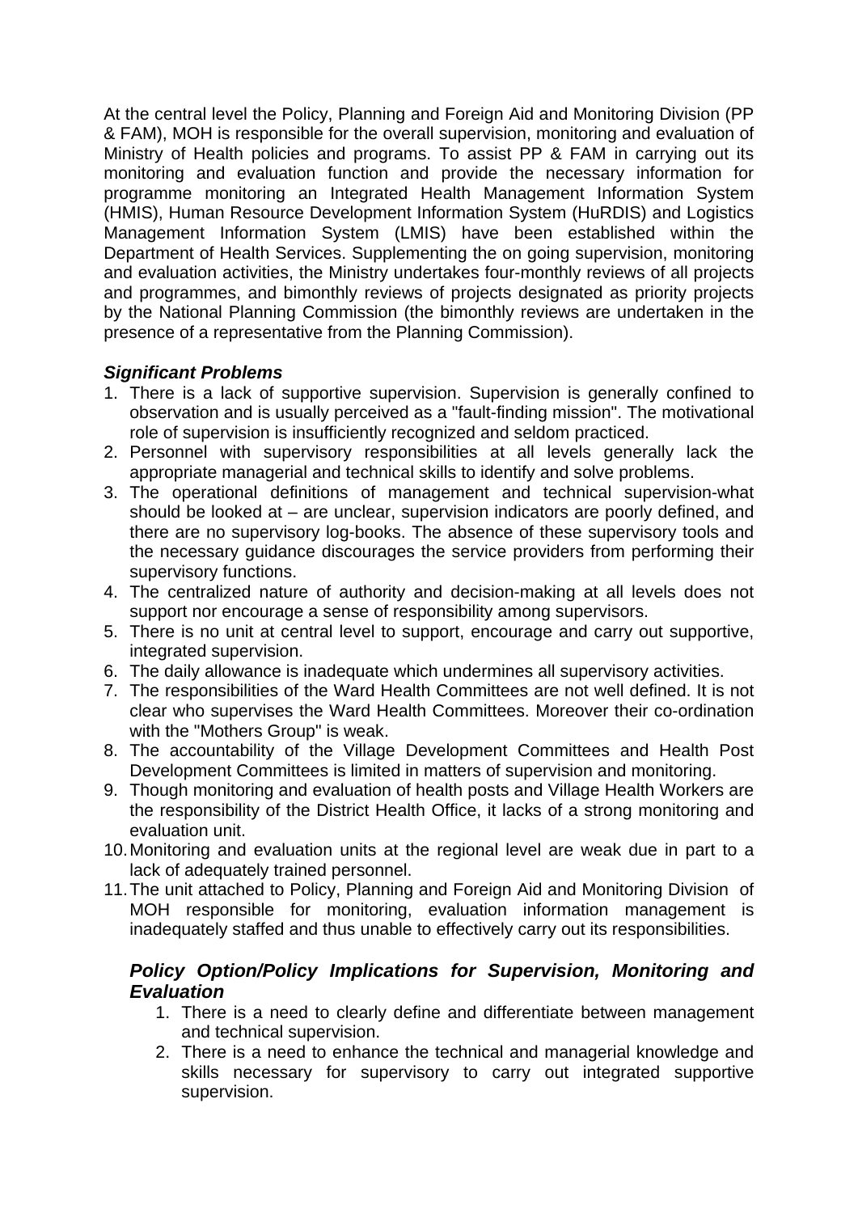At the central level the Policy, Planning and Foreign Aid and Monitoring Division (PP & FAM), MOH is responsible for the overall supervision, monitoring and evaluation of Ministry of Health policies and programs. To assist PP & FAM in carrying out its monitoring and evaluation function and provide the necessary information for programme monitoring an Integrated Health Management Information System (HMIS), Human Resource Development Information System (HuRDIS) and Logistics Management Information System (LMIS) have been established within the Department of Health Services. Supplementing the on going supervision, monitoring and evaluation activities, the Ministry undertakes four-monthly reviews of all projects and programmes, and bimonthly reviews of projects designated as priority projects by the National Planning Commission (the bimonthly reviews are undertaken in the presence of a representative from the Planning Commission).

***Significant Problems***

1. There is a lack of supportive supervision. Supervision is generally confined to observation and is usually perceived as a "fault-finding mission". The motivational role of supervision is insufficiently recognized and seldom practiced.
2. Personnel with supervisory responsibilities at all levels generally lack the appropriate managerial and technical skills to identify and solve problems.
3. The operational definitions of management and technical supervision-what should be looked at – are unclear, supervision indicators are poorly defined, and there are no supervisory log-books. The absence of these supervisory tools and the necessary guidance discourages the service providers from performing their supervisory functions.
4. The centralized nature of authority and decision-making at all levels does not support nor encourage a sense of responsibility among supervisors.
5. There is no unit at central level to support, encourage and carry out supportive, integrated supervision.
6. The daily allowance is inadequate which undermines all supervisory activities.
7. The responsibilities of the Ward Health Committees are not well defined. It is not clear who supervises the Ward Health Committees. Moreover their co-ordination with the "Mothers Group" is weak.
8. The accountability of the Village Development Committees and Health Post Development Committees is limited in matters of supervision and monitoring.
9. Though monitoring and evaluation of health posts and Village Health Workers are the responsibility of the District Health Office, it lacks of a strong monitoring and evaluation unit.
10. Monitoring and evaluation units at the regional level are weak due in part to a lack of adequately trained personnel.
11. The unit attached to Policy, Planning and Foreign Aid and Monitoring Division of MOH responsible for monitoring, evaluation information management is inadequately staffed and thus unable to effectively carry out its responsibilities.

***Policy Option/Policy Implications for Supervision, Monitoring and Evaluation***

1. There is a need to clearly define and differentiate between management and technical supervision.
2. There is a need to enhance the technical and managerial knowledge and skills necessary for supervisory to carry out integrated supportive supervision.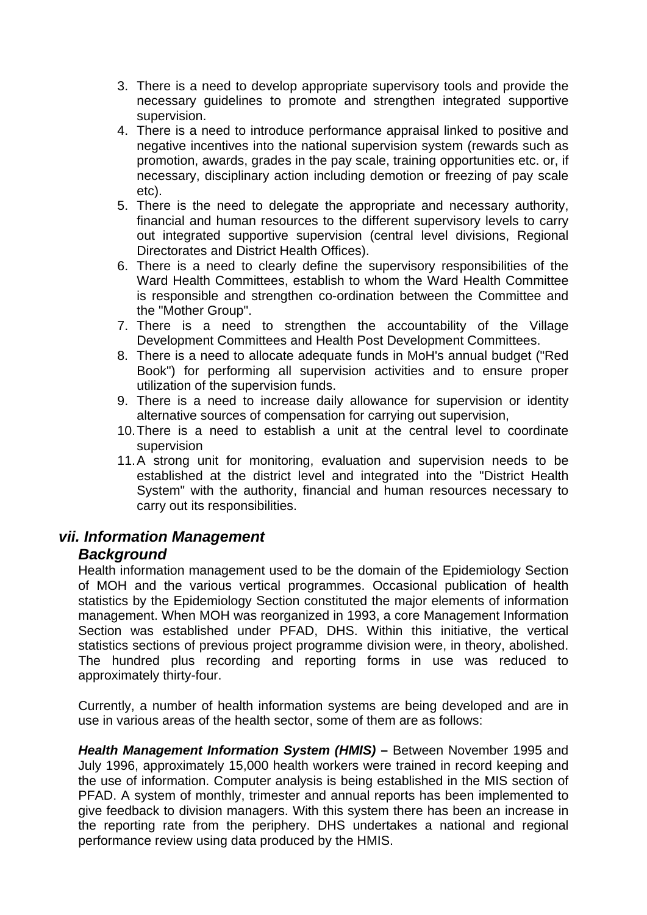3. There is a need to develop appropriate supervisory tools and provide the necessary guidelines to promote and strengthen integrated supportive supervision.
4. There is a need to introduce performance appraisal linked to positive and negative incentives into the national supervision system (rewards such as promotion, awards, grades in the pay scale, training opportunities etc. or, if necessary, disciplinary action including demotion or freezing of pay scale etc).
5. There is the need to delegate the appropriate and necessary authority, financial and human resources to the different supervisory levels to carry out integrated supportive supervision (central level divisions, Regional Directorates and District Health Offices).
6. There is a need to clearly define the supervisory responsibilities of the Ward Health Committees, establish to whom the Ward Health Committee is responsible and strengthen co-ordination between the Committee and the "Mother Group".
7. There is a need to strengthen the accountability of the Village Development Committees and Health Post Development Committees.
8. There is a need to allocate adequate funds in MoH's annual budget ("Red Book") for performing all supervision activities and to ensure proper utilization of the supervision funds.
9. There is a need to increase daily allowance for supervision or identity alternative sources of compensation for carrying out supervision,
10. There is a need to establish a unit at the central level to coordinate supervision
11. A strong unit for monitoring, evaluation and supervision needs to be established at the district level and integrated into the "District Health System" with the authority, financial and human resources necessary to carry out its responsibilities.

### *vii. Information Management*

#### *Background*

Health information management used to be the domain of the Epidemiology Section of MOH and the various vertical programmes. Occasional publication of health statistics by the Epidemiology Section constituted the major elements of information management. When MOH was reorganized in 1993, a core Management Information Section was established under PFAD, DHS. Within this initiative, the vertical statistics sections of previous project programme division were, in theory, abolished. The hundred plus recording and reporting forms in use was reduced to approximately thirty-four.

Currently, a number of health information systems are being developed and are in use in various areas of the health sector, some of them are as follows:

***Health Management Information System (HMIS) –*** Between November 1995 and July 1996, approximately 15,000 health workers were trained in record keeping and the use of information. Computer analysis is being established in the MIS section of PFAD. A system of monthly, trimester and annual reports has been implemented to give feedback to division managers. With this system there has been an increase in the reporting rate from the periphery. DHS undertakes a national and regional performance review using data produced by the HMIS.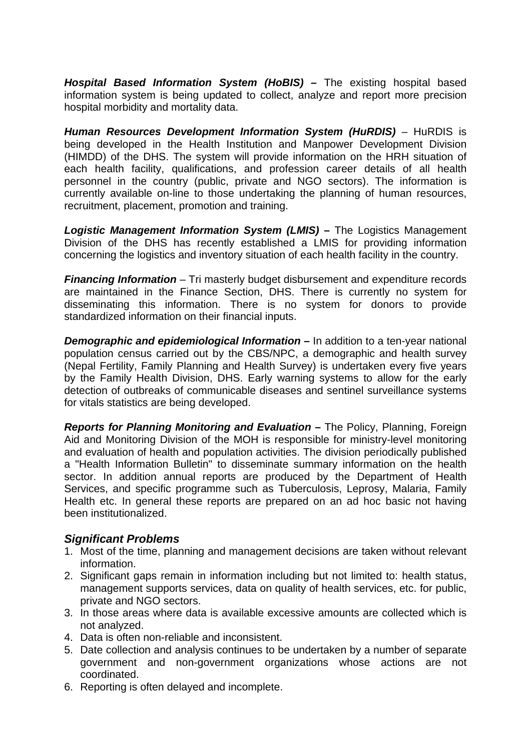***Hospital Based Information System (HoBIS) –*** The existing hospital based information system is being updated to collect, analyze and report more precision hospital morbidity and mortality data.

***Human Resources Development Information System (HuRDIS)*** – HuRDIS is being developed in the Health Institution and Manpower Development Division (HIMDD) of the DHS. The system will provide information on the HRH situation of each health facility, qualifications, and profession career details of all health personnel in the country (public, private and NGO sectors). The information is currently available on-line to those undertaking the planning of human resources, recruitment, placement, promotion and training.

***Logistic Management Information System (LMIS) –*** The Logistics Management Division of the DHS has recently established a LMIS for providing information concerning the logistics and inventory situation of each health facility in the country.

***Financing Information*** – Tri masterly budget disbursement and expenditure records are maintained in the Finance Section, DHS. There is currently no system for disseminating this information. There is no system for donors to provide standardized information on their financial inputs.

***Demographic and epidemiological Information –*** In addition to a ten-year national population census carried out by the CBS/NPC, a demographic and health survey (Nepal Fertility, Family Planning and Health Survey) is undertaken every five years by the Family Health Division, DHS. Early warning systems to allow for the early detection of outbreaks of communicable diseases and sentinel surveillance systems for vitals statistics are being developed.

***Reports for Planning Monitoring and Evaluation –*** The Policy, Planning, Foreign Aid and Monitoring Division of the MOH is responsible for ministry-level monitoring and evaluation of health and population activities. The division periodically published a "Health Information Bulletin" to disseminate summary information on the health sector. In addition annual reports are produced by the Department of Health Services, and specific programme such as Tuberculosis, Leprosy, Malaria, Family Health etc. In general these reports are prepared on an ad hoc basic not having been institutionalized.

### *Significant Problems*

1. Most of the time, planning and management decisions are taken without relevant information.
2. Significant gaps remain in information including but not limited to: health status, management supports services, data on quality of health services, etc. for public, private and NGO sectors.
3. In those areas where data is available excessive amounts are collected which is not analyzed.
4. Data is often non-reliable and inconsistent.
5. Date collection and analysis continues to be undertaken by a number of separate government and non-government organizations whose actions are not coordinated.
6. Reporting is often delayed and incomplete.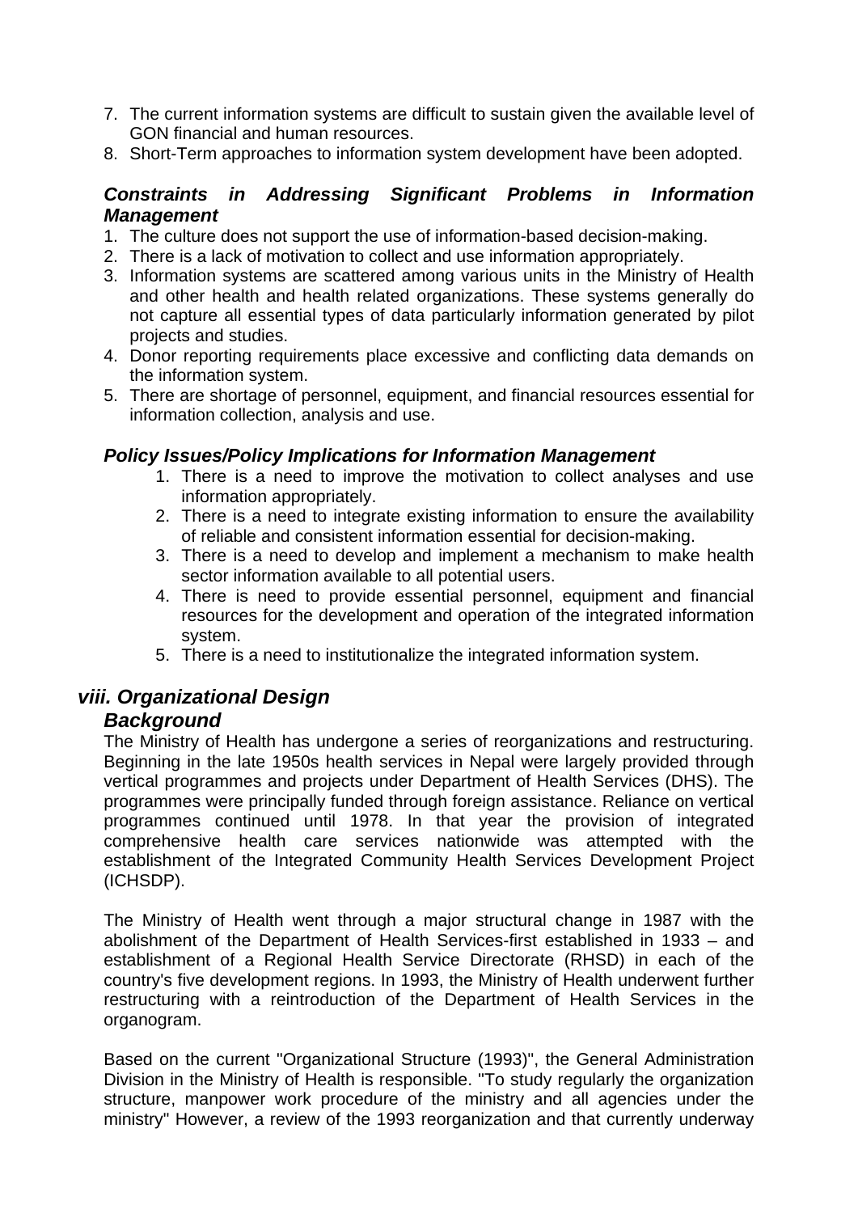7. The current information systems are difficult to sustain given the available level of GON financial and human resources.
8. Short-Term approaches to information system development have been adopted.

***Constraints in Addressing Significant Problems in Information Management***

1. The culture does not support the use of information-based decision-making.
2. There is a lack of motivation to collect and use information appropriately.
3. Information systems are scattered among various units in the Ministry of Health and other health and health related organizations. These systems generally do not capture all essential types of data particularly information generated by pilot projects and studies.
4. Donor reporting requirements place excessive and conflicting data demands on the information system.
5. There are shortage of personnel, equipment, and financial resources essential for information collection, analysis and use.

***Policy Issues/Policy Implications for Information Management***

1. There is a need to improve the motivation to collect analyses and use information appropriately.
2. There is a need to integrate existing information to ensure the availability of reliable and consistent information essential for decision-making.
3. There is a need to develop and implement a mechanism to make health sector information available to all potential users.
4. There is need to provide essential personnel, equipment and financial resources for the development and operation of the integrated information system.
5. There is a need to institutionalize the integrated information system.

## *viii. Organizational Design*

### *Background*

The Ministry of Health has undergone a series of reorganizations and restructuring. Beginning in the late 1950s health services in Nepal were largely provided through vertical programmes and projects under Department of Health Services (DHS). The programmes were principally funded through foreign assistance. Reliance on vertical programmes continued until 1978. In that year the provision of integrated comprehensive health care services nationwide was attempted with the establishment of the Integrated Community Health Services Development Project (ICHSDP).

The Ministry of Health went through a major structural change in 1987 with the abolishment of the Department of Health Services-first established in 1933 – and establishment of a Regional Health Service Directorate (RHSD) in each of the country's five development regions. In 1993, the Ministry of Health underwent further restructuring with a reintroduction of the Department of Health Services in the organogram.

Based on the current "Organizational Structure (1993)", the General Administration Division in the Ministry of Health is responsible. "To study regularly the organization structure, manpower work procedure of the ministry and all agencies under the ministry" However, a review of the 1993 reorganization and that currently underway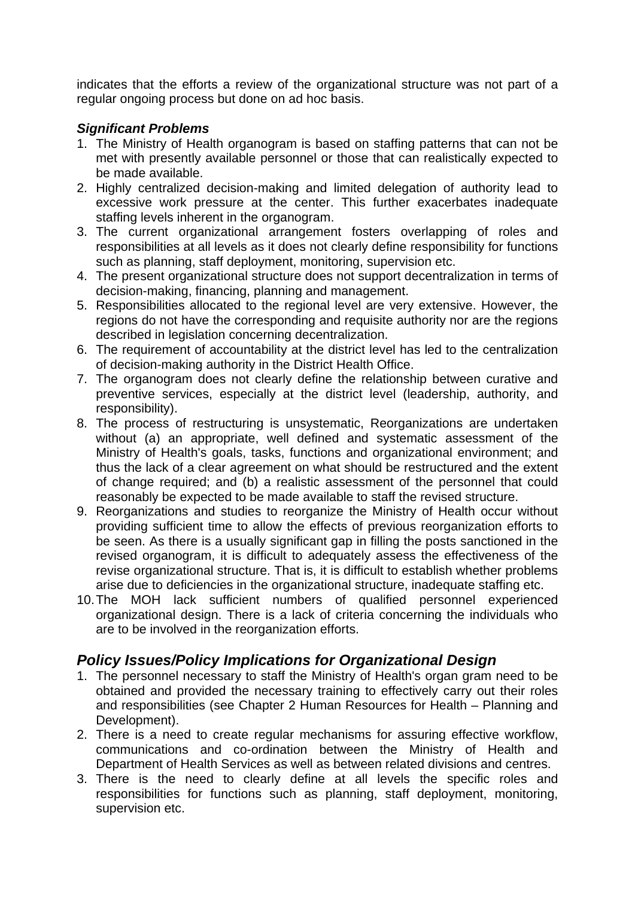indicates that the efforts a review of the organizational structure was not part of a regular ongoing process but done on ad hoc basis.

***Significant Problems***

1. The Ministry of Health organogram is based on staffing patterns that can not be met with presently available personnel or those that can realistically expected to be made available.
2. Highly centralized decision-making and limited delegation of authority lead to excessive work pressure at the center. This further exacerbates inadequate staffing levels inherent in the organogram.
3. The current organizational arrangement fosters overlapping of roles and responsibilities at all levels as it does not clearly define responsibility for functions such as planning, staff deployment, monitoring, supervision etc.
4. The present organizational structure does not support decentralization in terms of decision-making, financing, planning and management.
5. Responsibilities allocated to the regional level are very extensive. However, the regions do not have the corresponding and requisite authority nor are the regions described in legislation concerning decentralization.
6. The requirement of accountability at the district level has led to the centralization of decision-making authority in the District Health Office.
7. The organogram does not clearly define the relationship between curative and preventive services, especially at the district level (leadership, authority, and responsibility).
8. The process of restructuring is unsystematic, Reorganizations are undertaken without (a) an appropriate, well defined and systematic assessment of the Ministry of Health's goals, tasks, functions and organizational environment; and thus the lack of a clear agreement on what should be restructured and the extent of change required; and (b) a realistic assessment of the personnel that could reasonably be expected to be made available to staff the revised structure.
9. Reorganizations and studies to reorganize the Ministry of Health occur without providing sufficient time to allow the effects of previous reorganization efforts to be seen. As there is a usually significant gap in filling the posts sanctioned in the revised organogram, it is difficult to adequately assess the effectiveness of the revise organizational structure. That is, it is difficult to establish whether problems arise due to deficiencies in the organizational structure, inadequate staffing etc.
10. The MOH lack sufficient numbers of qualified personnel experienced organizational design. There is a lack of criteria concerning the individuals who are to be involved in the reorganization efforts.

## *Policy Issues/Policy Implications for Organizational Design*

1. The personnel necessary to staff the Ministry of Health's organ gram need to be obtained and provided the necessary training to effectively carry out their roles and responsibilities (see Chapter 2 Human Resources for Health – Planning and Development).
2. There is a need to create regular mechanisms for assuring effective workflow, communications and co-ordination between the Ministry of Health and Department of Health Services as well as between related divisions and centres.
3. There is the need to clearly define at all levels the specific roles and responsibilities for functions such as planning, staff deployment, monitoring, supervision etc.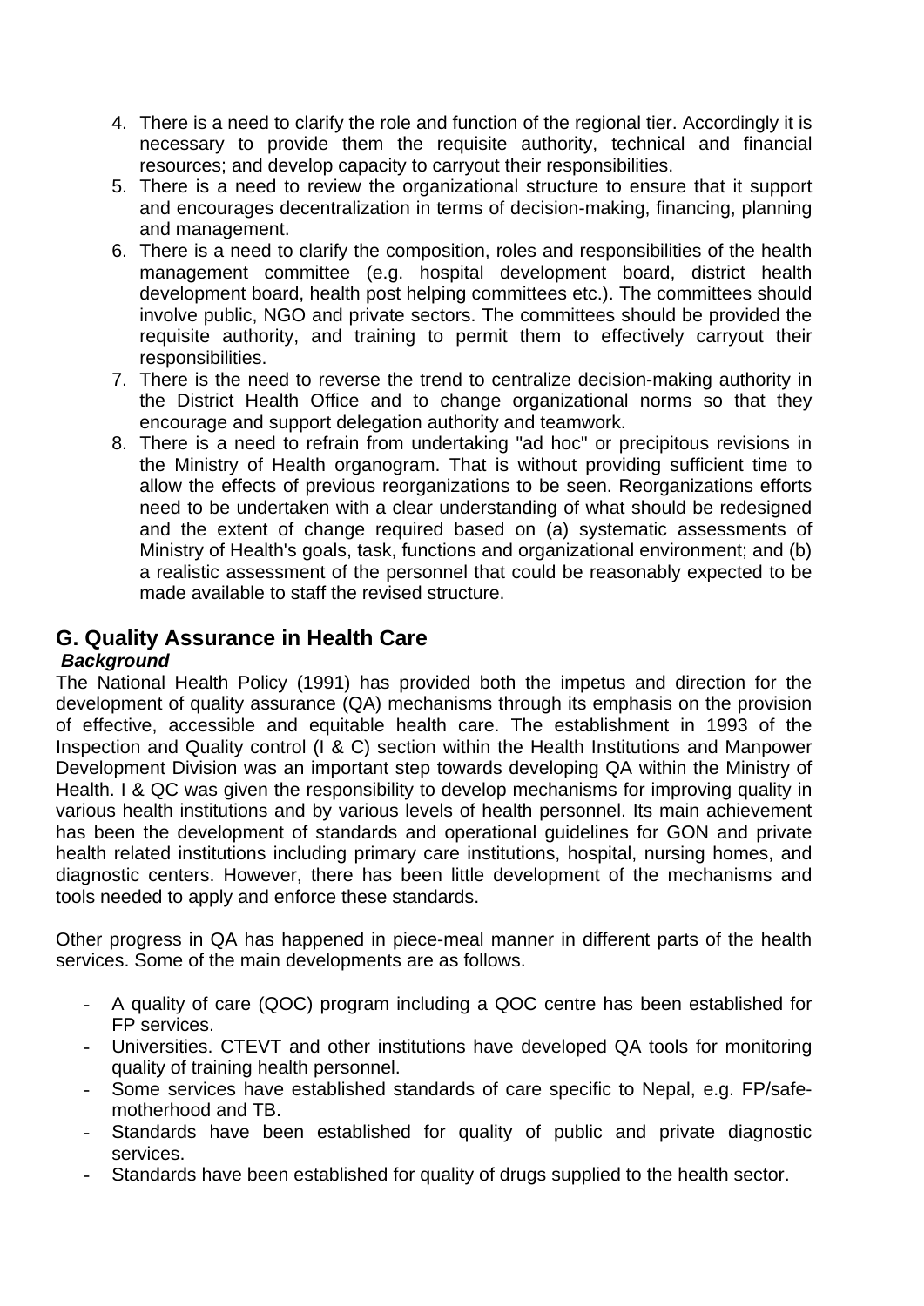4. There is a need to clarify the role and function of the regional tier. Accordingly it is necessary to provide them the requisite authority, technical and financial resources; and develop capacity to carryout their responsibilities.
5. There is a need to review the organizational structure to ensure that it support and encourages decentralization in terms of decision-making, financing, planning and management.
6. There is a need to clarify the composition, roles and responsibilities of the health management committee (e.g. hospital development board, district health development board, health post helping committees etc.). The committees should involve public, NGO and private sectors. The committees should be provided the requisite authority, and training to permit them to effectively carryout their responsibilities.
7. There is the need to reverse the trend to centralize decision-making authority in the District Health Office and to change organizational norms so that they encourage and support delegation authority and teamwork.
8. There is a need to refrain from undertaking "ad hoc" or precipitous revisions in the Ministry of Health organogram. That is without providing sufficient time to allow the effects of previous reorganizations to be seen. Reorganizations efforts need to be undertaken with a clear understanding of what should be redesigned and the extent of change required based on (a) systematic assessments of Ministry of Health's goals, task, functions and organizational environment; and (b) a realistic assessment of the personnel that could be reasonably expected to be made available to staff the revised structure.

## G. Quality Assurance in Health Care

***Background***

The National Health Policy (1991) has provided both the impetus and direction for the development of quality assurance (QA) mechanisms through its emphasis on the provision of effective, accessible and equitable health care. The establishment in 1993 of the Inspection and Quality control (I & C) section within the Health Institutions and Manpower Development Division was an important step towards developing QA within the Ministry of Health. I & QC was given the responsibility to develop mechanisms for improving quality in various health institutions and by various levels of health personnel. Its main achievement has been the development of standards and operational guidelines for GON and private health related institutions including primary care institutions, hospital, nursing homes, and diagnostic centers. However, there has been little development of the mechanisms and tools needed to apply and enforce these standards.

Other progress in QA has happened in piece-meal manner in different parts of the health services. Some of the main developments are as follows.

- A quality of care (QOC) program including a QOC centre has been established for FP services.
- Universities. CTEVT and other institutions have developed QA tools for monitoring quality of training health personnel.
- Some services have established standards of care specific to Nepal, e.g. FP/safe-motherhood and TB.
- Standards have been established for quality of public and private diagnostic services.
- Standards have been established for quality of drugs supplied to the health sector.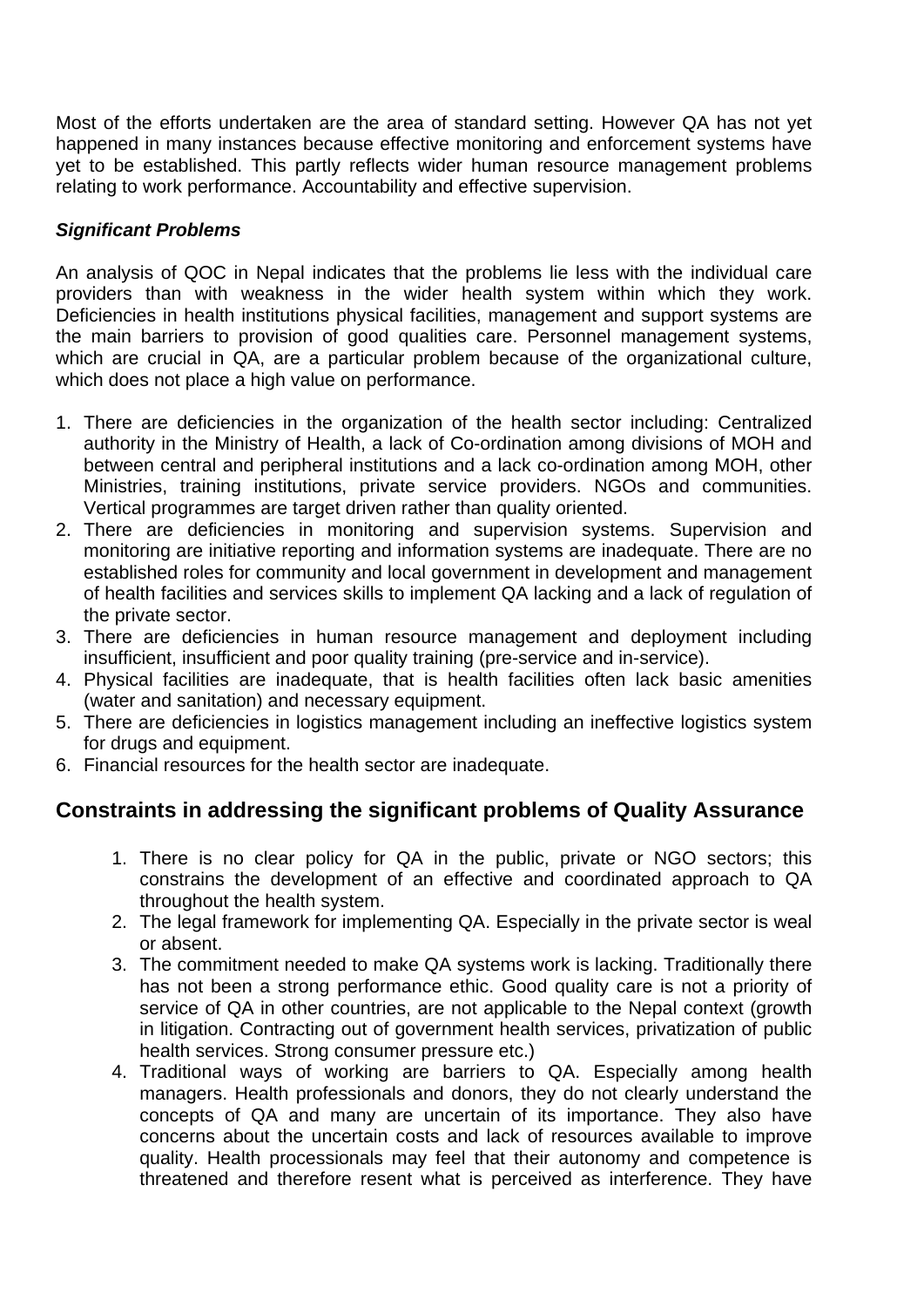Most of the efforts undertaken are the area of standard setting. However QA has not yet happened in many instances because effective monitoring and enforcement systems have yet to be established. This partly reflects wider human resource management problems relating to work performance. Accountability and effective supervision.

***Significant Problems***

An analysis of QOC in Nepal indicates that the problems lie less with the individual care providers than with weakness in the wider health system within which they work. Deficiencies in health institutions physical facilities, management and support systems are the main barriers to provision of good qualities care. Personnel management systems, which are crucial in QA, are a particular problem because of the organizational culture, which does not place a high value on performance.

1. There are deficiencies in the organization of the health sector including: Centralized authority in the Ministry of Health, a lack of Co-ordination among divisions of MOH and between central and peripheral institutions and a lack co-ordination among MOH, other Ministries, training institutions, private service providers. NGOs and communities. Vertical programmes are target driven rather than quality oriented.
2. There are deficiencies in monitoring and supervision systems. Supervision and monitoring are initiative reporting and information systems are inadequate. There are no established roles for community and local government in development and management of health facilities and services skills to implement QA lacking and a lack of regulation of the private sector.
3. There are deficiencies in human resource management and deployment including insufficient, insufficient and poor quality training (pre-service and in-service).
4. Physical facilities are inadequate, that is health facilities often lack basic amenities (water and sanitation) and necessary equipment.
5. There are deficiencies in logistics management including an ineffective logistics system for drugs and equipment.
6. Financial resources for the health sector are inadequate.

## Constraints in addressing the significant problems of Quality Assurance

1. There is no clear policy for QA in the public, private or NGO sectors; this constrains the development of an effective and coordinated approach to QA throughout the health system.
2. The legal framework for implementing QA. Especially in the private sector is weal or absent.
3. The commitment needed to make QA systems work is lacking. Traditionally there has not been a strong performance ethic. Good quality care is not a priority of service of QA in other countries, are not applicable to the Nepal context (growth in litigation. Contracting out of government health services, privatization of public health services. Strong consumer pressure etc.)
4. Traditional ways of working are barriers to QA. Especially among health managers. Health professionals and donors, they do not clearly understand the concepts of QA and many are uncertain of its importance. They also have concerns about the uncertain costs and lack of resources available to improve quality. Health processionals may feel that their autonomy and competence is threatened and therefore resent what is perceived as interference. They have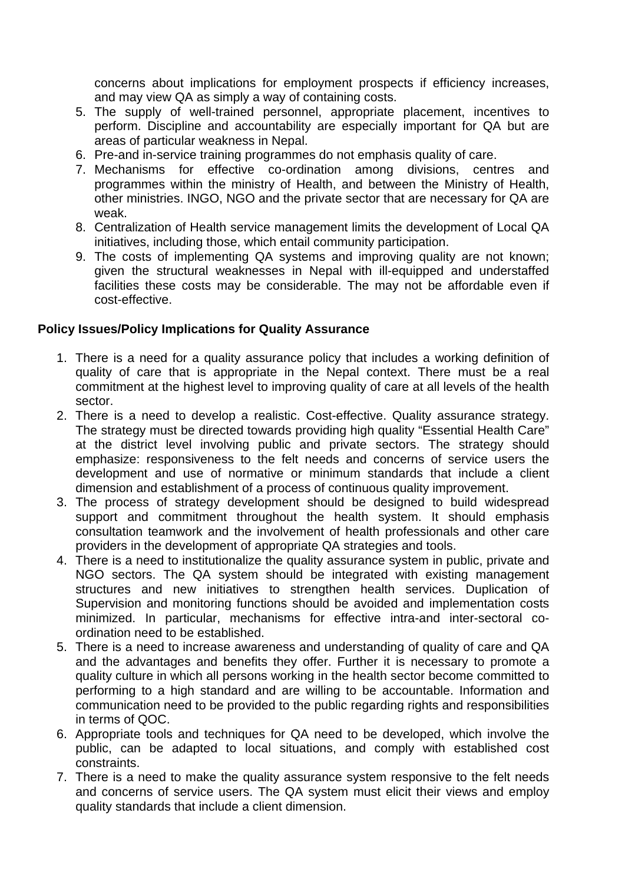concerns about implications for employment prospects if efficiency increases, and may view QA as simply a way of containing costs.

5. The supply of well-trained personnel, appropriate placement, incentives to perform. Discipline and accountability are especially important for QA but are areas of particular weakness in Nepal.
6. Pre-and in-service training programmes do not emphasis quality of care.
7. Mechanisms for effective co-ordination among divisions, centres and programmes within the ministry of Health, and between the Ministry of Health, other ministries. INGO, NGO and the private sector that are necessary for QA are weak.
8. Centralization of Health service management limits the development of Local QA initiatives, including those, which entail community participation.
9. The costs of implementing QA systems and improving quality are not known; given the structural weaknesses in Nepal with ill-equipped and understaffed facilities these costs may be considerable. The may not be affordable even if cost-effective.

**Policy Issues/Policy Implications for Quality Assurance**

1. There is a need for a quality assurance policy that includes a working definition of quality of care that is appropriate in the Nepal context. There must be a real commitment at the highest level to improving quality of care at all levels of the health sector.
2. There is a need to develop a realistic. Cost-effective. Quality assurance strategy. The strategy must be directed towards providing high quality "Essential Health Care" at the district level involving public and private sectors. The strategy should emphasize: responsiveness to the felt needs and concerns of service users the development and use of normative or minimum standards that include a client dimension and establishment of a process of continuous quality improvement.
3. The process of strategy development should be designed to build widespread support and commitment throughout the health system. It should emphasis consultation teamwork and the involvement of health professionals and other care providers in the development of appropriate QA strategies and tools.
4. There is a need to institutionalize the quality assurance system in public, private and NGO sectors. The QA system should be integrated with existing management structures and new initiatives to strengthen health services. Duplication of Supervision and monitoring functions should be avoided and implementation costs minimized. In particular, mechanisms for effective intra-and inter-sectoral co-ordination need to be established.
5. There is a need to increase awareness and understanding of quality of care and QA and the advantages and benefits they offer. Further it is necessary to promote a quality culture in which all persons working in the health sector become committed to performing to a high standard and are willing to be accountable. Information and communication need to be provided to the public regarding rights and responsibilities in terms of QOC.
6. Appropriate tools and techniques for QA need to be developed, which involve the public, can be adapted to local situations, and comply with established cost constraints.
7. There is a need to make the quality assurance system responsive to the felt needs and concerns of service users. The QA system must elicit their views and employ quality standards that include a client dimension.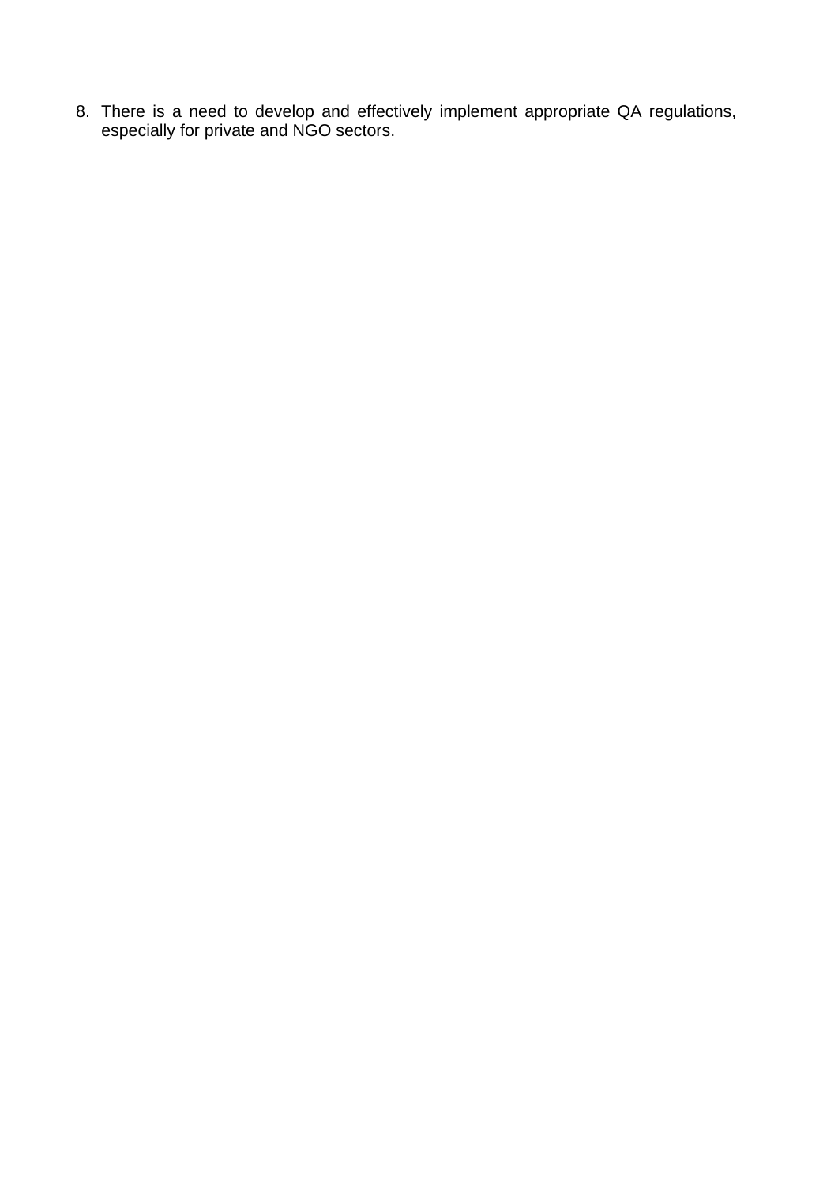8. There is a need to develop and effectively implement appropriate QA regulations, especially for private and NGO sectors.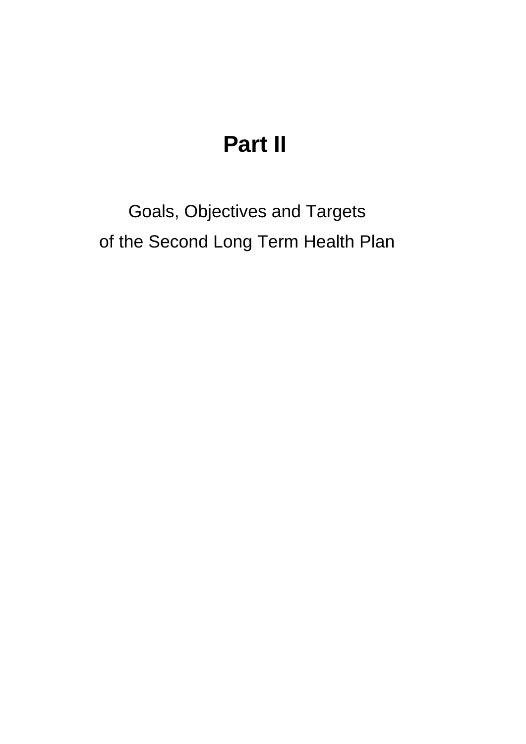# Part II

Goals, Objectives and Targets
of the Second Long Term Health Plan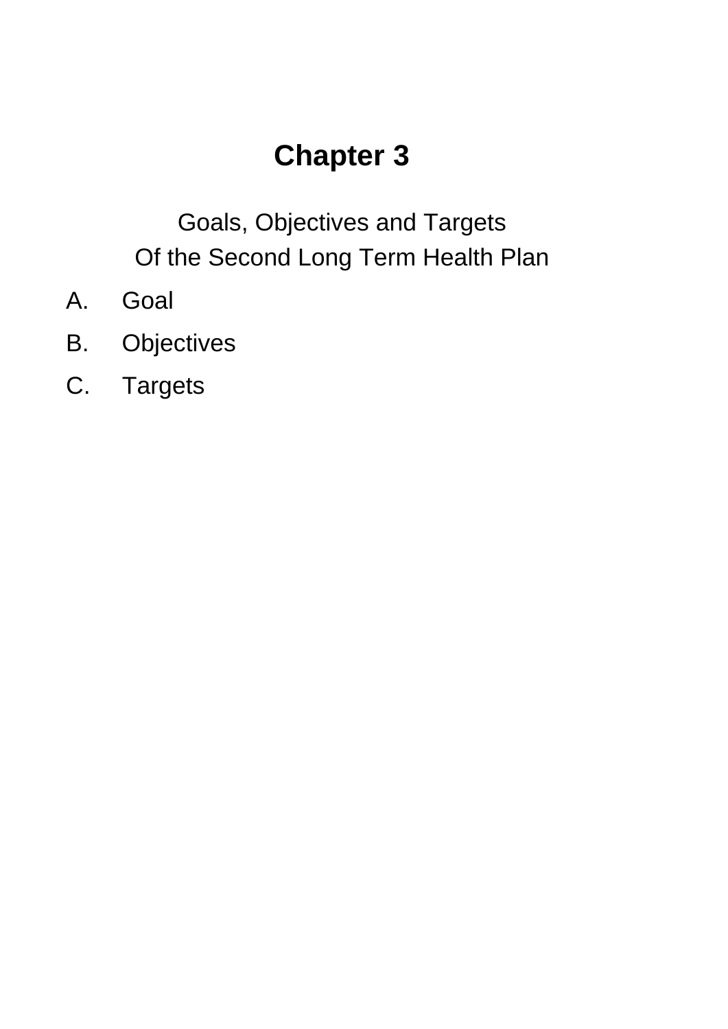# Chapter 3

Goals, Objectives and Targets
Of the Second Long Term Health Plan

A. Goal

B. Objectives

C. Targets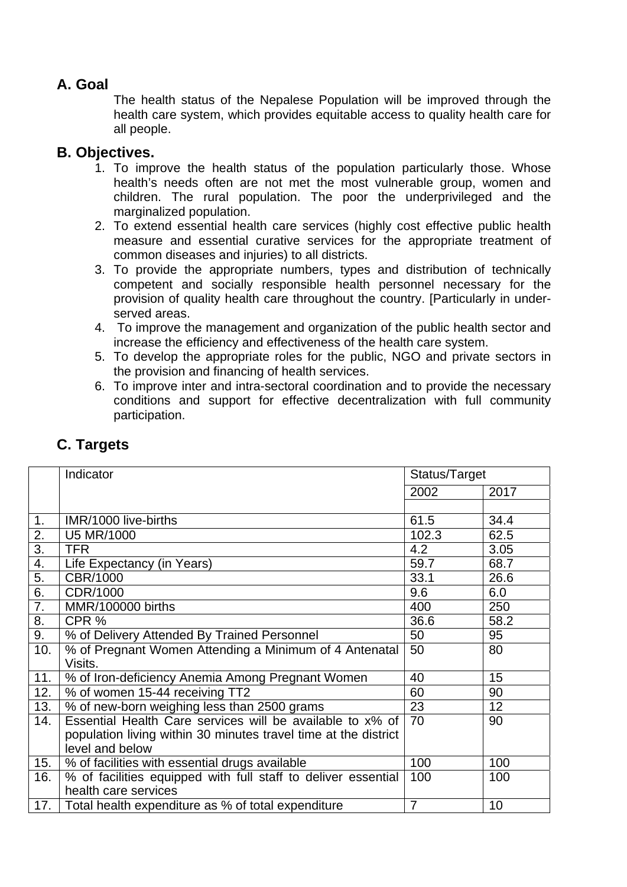## A. Goal

The health status of the Nepalese Population will be improved through the health care system, which provides equitable access to quality health care for all people.

## B. Objectives.

1. To improve the health status of the population particularly those. Whose health's needs often are not met the most vulnerable group, women and children. The rural population. The poor the underprivileged and the marginalized population.
2. To extend essential health care services (highly cost effective public health measure and essential curative services for the appropriate treatment of common diseases and injuries) to all districts.
3. To provide the appropriate numbers, types and distribution of technically competent and socially responsible health personnel necessary for the provision of quality health care throughout the country. [Particularly in under-served areas.
4. To improve the management and organization of the public health sector and increase the efficiency and effectiveness of the health care system.
5. To develop the appropriate roles for the public, NGO and private sectors in the provision and financing of health services.
6. To improve inter and intra-sectoral coordination and to provide the necessary conditions and support for effective decentralization with full community participation.

## C. Targets

| | Indicator | Status/Target | |
|---|---|---|---|
| | | 2002 | 2017 |
| | | | |
| 1. | IMR/1000 live-births | 61.5 | 34.4 |
| 2. | U5 MR/1000 | 102.3 | 62.5 |
| 3. | TFR | 4.2 | 3.05 |
| 4. | Life Expectancy (in Years) | 59.7 | 68.7 |
| 5. | CBR/1000 | 33.1 | 26.6 |
| 6. | CDR/1000 | 9.6 | 6.0 |
| 7. | MMR/100000 births | 400 | 250 |
| 8. | CPR % | 36.6 | 58.2 |
| 9. | % of Delivery Attended By Trained Personnel | 50 | 95 |
| 10. | % of Pregnant Women Attending a Minimum of 4 Antenatal Visits. | 50 | 80 |
| 11. | % of Iron-deficiency Anemia Among Pregnant Women | 40 | 15 |
| 12. | % of women 15-44 receiving TT2 | 60 | 90 |
| 13. | % of new-born weighing less than 2500 grams | 23 | 12 |
| 14. | Essential Health Care services will be available to x% of population living within 30 minutes travel time at the district level and below | 70 | 90 |
| 15. | % of facilities with essential drugs available | 100 | 100 |
| 16. | % of facilities equipped with full staff to deliver essential health care services | 100 | 100 |
| 17. | Total health expenditure as % of total expenditure | 7 | 10 |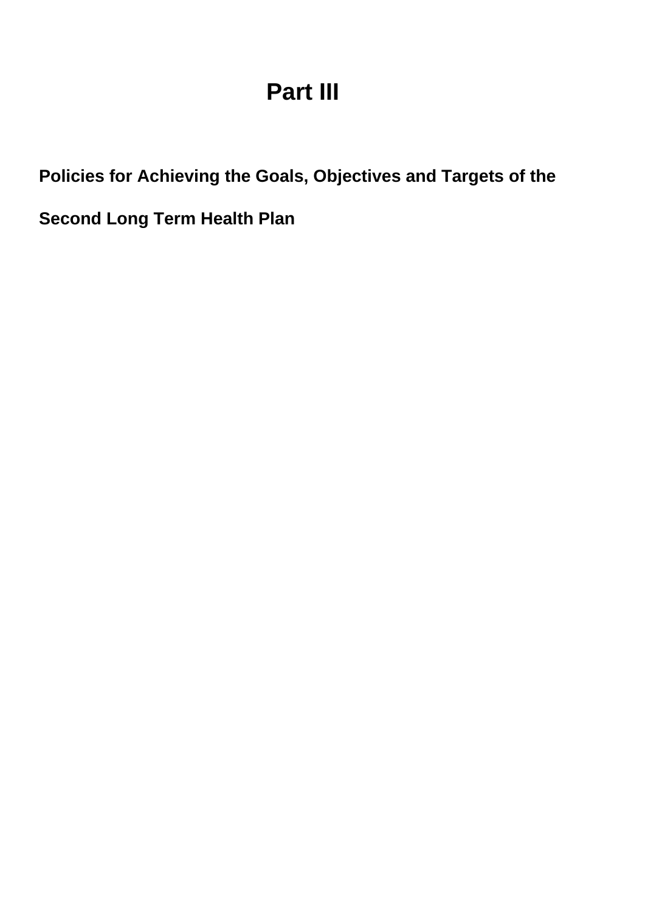# Part III

## Policies for Achieving the Goals, Objectives and Targets of the Second Long Term Health Plan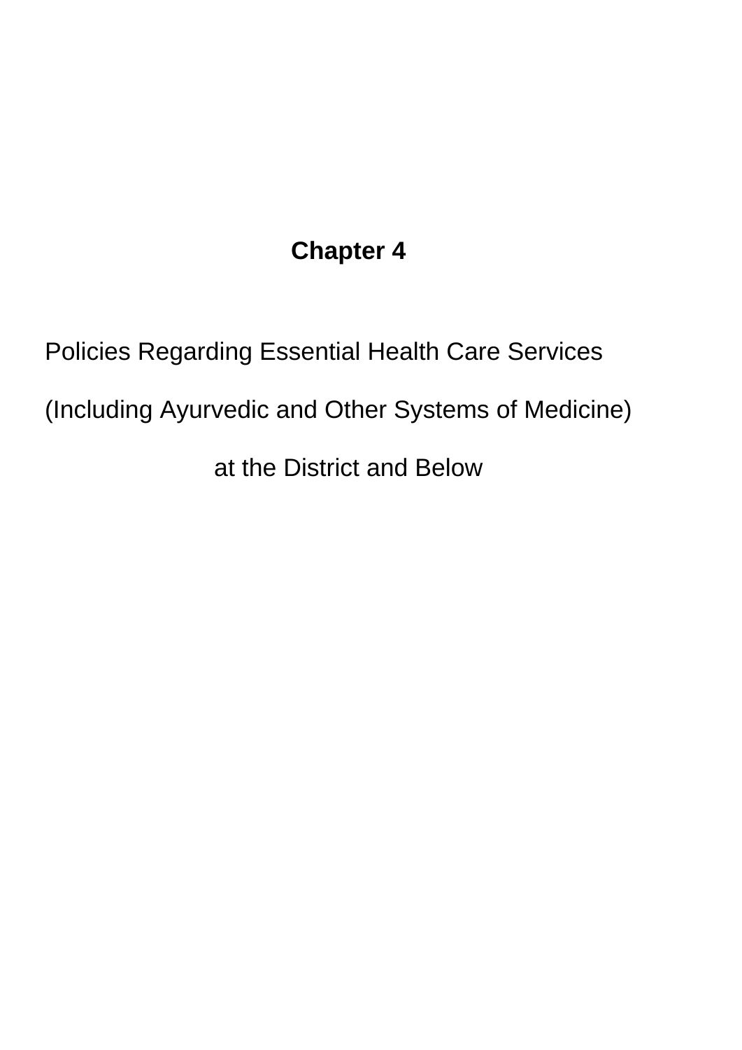# Chapter 4

## Policies Regarding Essential Health Care Services

## (Including Ayurvedic and Other Systems of Medicine)

## at the District and Below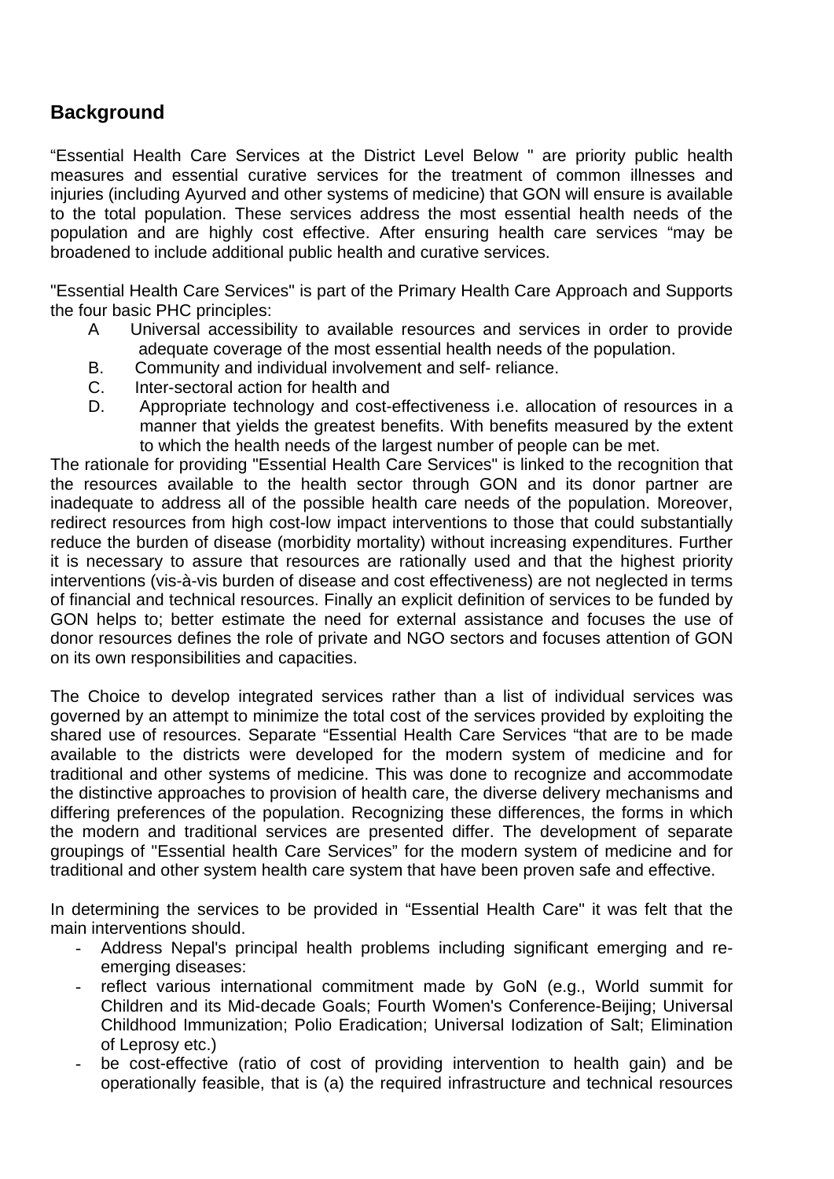## Background

“Essential Health Care Services at the District Level Below " are priority public health measures and essential curative services for the treatment of common illnesses and injuries (including Ayurved and other systems of medicine) that GON will ensure is available to the total population. These services address the most essential health needs of the population and are highly cost effective. After ensuring health care services “may be broadened to include additional public health and curative services.

"Essential Health Care Services" is part of the Primary Health Care Approach and Supports the four basic PHC principles:

A Universal accessibility to available resources and services in order to provide adequate coverage of the most essential health needs of the population.

B. Community and individual involvement and self- reliance.

C. Inter-sectoral action for health and

D. Appropriate technology and cost-effectiveness i.e. allocation of resources in a manner that yields the greatest benefits. With benefits measured by the extent to which the health needs of the largest number of people can be met.

The rationale for providing "Essential Health Care Services" is linked to the recognition that the resources available to the health sector through GON and its donor partner are inadequate to address all of the possible health care needs of the population. Moreover, redirect resources from high cost-low impact interventions to those that could substantially reduce the burden of disease (morbidity mortality) without increasing expenditures. Further it is necessary to assure that resources are rationally used and that the highest priority interventions (vis-à-vis burden of disease and cost effectiveness) are not neglected in terms of financial and technical resources. Finally an explicit definition of services to be funded by GON helps to; better estimate the need for external assistance and focuses the use of donor resources defines the role of private and NGO sectors and focuses attention of GON on its own responsibilities and capacities.

The Choice to develop integrated services rather than a list of individual services was governed by an attempt to minimize the total cost of the services provided by exploiting the shared use of resources. Separate “Essential Health Care Services “that are to be made available to the districts were developed for the modern system of medicine and for traditional and other systems of medicine. This was done to recognize and accommodate the distinctive approaches to provision of health care, the diverse delivery mechanisms and differing preferences of the population. Recognizing these differences, the forms in which the modern and traditional services are presented differ. The development of separate groupings of "Essential health Care Services” for the modern system of medicine and for traditional and other system health care system that have been proven safe and effective.

In determining the services to be provided in “Essential Health Care" it was felt that the main interventions should.

- Address Nepal's principal health problems including significant emerging and re-emerging diseases:
- reflect various international commitment made by GoN (e.g., World summit for Children and its Mid-decade Goals; Fourth Women's Conference-Beijing; Universal Childhood Immunization; Polio Eradication; Universal Iodization of Salt; Elimination of Leprosy etc.)
- be cost-effective (ratio of cost of providing intervention to health gain) and be operationally feasible, that is (a) the required infrastructure and technical resources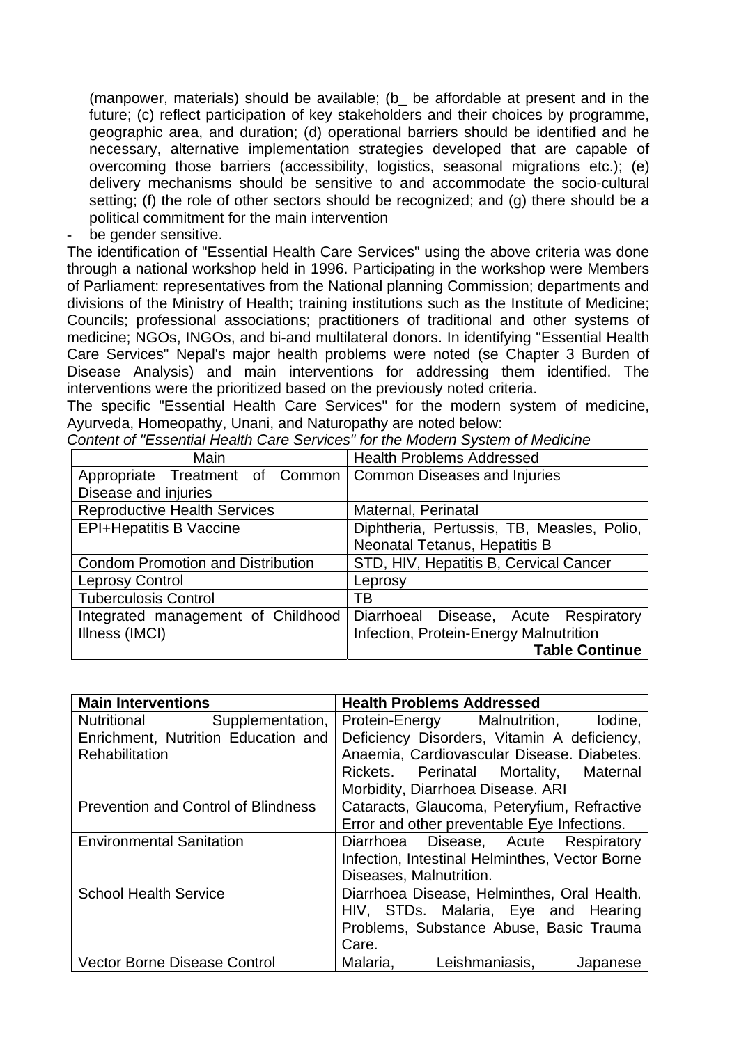(manpower, materials) should be available; (b_ be affordable at present and in the future; (c) reflect participation of key stakeholders and their choices by programme, geographic area, and duration; (d) operational barriers should be identified and he necessary, alternative implementation strategies developed that are capable of overcoming those barriers (accessibility, logistics, seasonal migrations etc.); (e) delivery mechanisms should be sensitive to and accommodate the socio-cultural setting; (f) the role of other sectors should be recognized; and (g) there should be a political commitment for the main intervention

- be gender sensitive.

The identification of "Essential Health Care Services" using the above criteria was done through a national workshop held in 1996. Participating in the workshop were Members of Parliament: representatives from the National planning Commission; departments and divisions of the Ministry of Health; training institutions such as the Institute of Medicine; Councils; professional associations; practitioners of traditional and other systems of medicine; NGOs, INGOs, and bi-and multilateral donors. In identifying "Essential Health Care Services" Nepal's major health problems were noted (se Chapter 3 Burden of Disease Analysis) and main interventions for addressing them identified. The interventions were the prioritized based on the previously noted criteria.

The specific "Essential Health Care Services" for the modern system of medicine, Ayurveda, Homeopathy, Unani, and Naturopathy are noted below:

*Content of "Essential Health Care Services" for the Modern System of Medicine*

| Main | Health Problems Addressed |
|---|---|
| Appropriate Treatment of Common Disease and injuries | Common Diseases and Injuries |
| Reproductive Health Services | Maternal, Perinatal |
| EPI+Hepatitis B Vaccine | Diphtheria, Pertussis, TB, Measles, Polio, Neonatal Tetanus, Hepatitis B |
| Condom Promotion and Distribution | STD, HIV, Hepatitis B, Cervical Cancer |
| Leprosy Control | Leprosy |
| Tuberculosis Control | TB |
| Integrated management of Childhood Illness (IMCI) | Diarrhoeal Disease, Acute Respiratory Infection, Protein-Energy Malnutrition |

**Table Continue**

| **Main Interventions** | **Health Problems Addressed** |
|---|---|
| Nutritional Supplementation, Enrichment, Nutrition Education and Rehabilitation | Protein-Energy Malnutrition, Iodine, Deficiency Disorders, Vitamin A deficiency, Anaemia, Cardiovascular Disease. Diabetes. Rickets. Perinatal Mortality, Maternal Morbidity, Diarrhoea Disease. ARI |
| Prevention and Control of Blindness | Cataracts, Glaucoma, Peteryfium, Refractive Error and other preventable Eye Infections. |
| Environmental Sanitation | Diarrhoea Disease, Acute Respiratory Infection, Intestinal Helminthes, Vector Borne Diseases, Malnutrition. |
| School Health Service | Diarrhoea Disease, Helminthes, Oral Health. HIV, STDs. Malaria, Eye and Hearing Problems, Substance Abuse, Basic Trauma Care. |
| Vector Borne Disease Control | Malaria, Leishmaniasis, Japanese |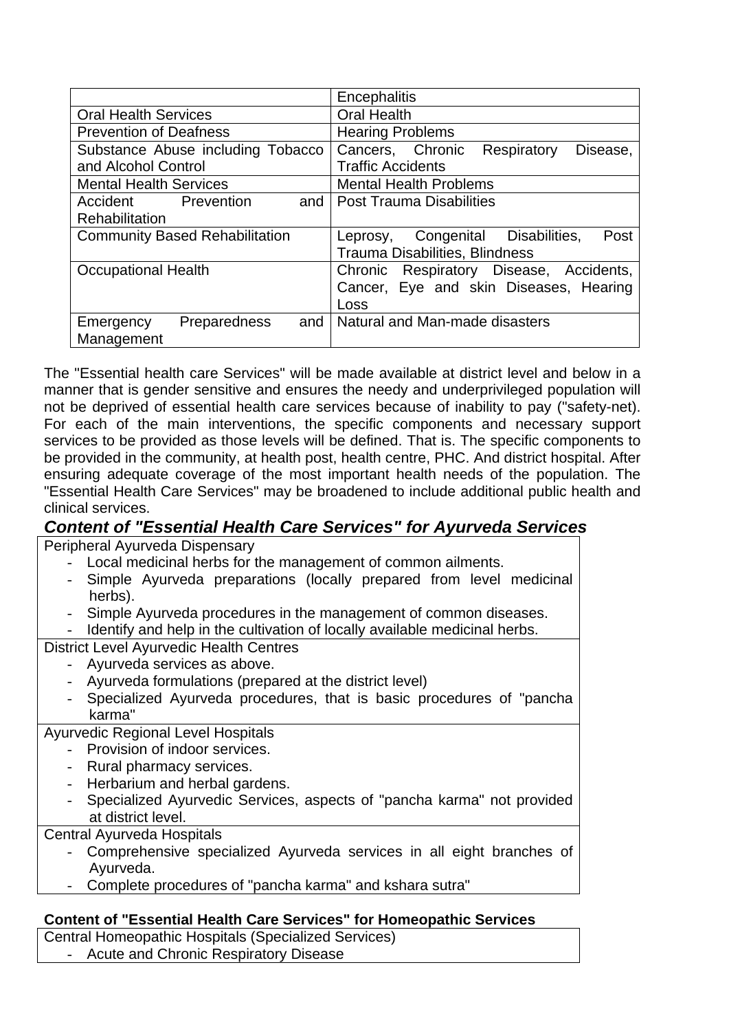|  | Encephalitis |
| --- | --- |
| Oral Health Services | Oral Health |
| Prevention of Deafness | Hearing Problems |
| Substance Abuse including Tobacco and Alcohol Control | Cancers, Chronic Respiratory Disease, Traffic Accidents |
| Mental Health Services | Mental Health Problems |
| Accident Prevention and Rehabilitation | Post Trauma Disabilities |
| Community Based Rehabilitation | Leprosy, Congenital Disabilities, Post Trauma Disabilities, Blindness |
| Occupational Health | Chronic Respiratory Disease, Accidents, Cancer, Eye and skin Diseases, Hearing Loss |
| Emergency Preparedness and Management | Natural and Man-made disasters |

The "Essential health care Services" will be made available at district level and below in a manner that is gender sensitive and ensures the needy and underprivileged population will not be deprived of essential health care services because of inability to pay ("safety-net). For each of the main interventions, the specific components and necessary support services to be provided as those levels will be defined. That is. The specific components to be provided in the community, at health post, health centre, PHC. And district hospital. After ensuring adequate coverage of the most important health needs of the population. The "Essential Health Care Services" may be broadened to include additional public health and clinical services.

### *Content of "Essential Health Care Services" for Ayurveda Services*

Peripheral Ayurveda Dispensary

- Local medicinal herbs for the management of common ailments.
- Simple Ayurveda preparations (locally prepared from level medicinal herbs).
- Simple Ayurveda procedures in the management of common diseases.
- Identify and help in the cultivation of locally available medicinal herbs.

District Level Ayurvedic Health Centres

- Ayurveda services as above.
- Ayurveda formulations (prepared at the district level)
- Specialized Ayurveda procedures, that is basic procedures of "pancha karma"

Ayurvedic Regional Level Hospitals

- Provision of indoor services.
- Rural pharmacy services.
- Herbarium and herbal gardens.
- Specialized Ayurvedic Services, aspects of "pancha karma" not provided at district level.

Central Ayurveda Hospitals

- Comprehensive specialized Ayurveda services in all eight branches of Ayurveda.
- Complete procedures of "pancha karma" and kshara sutra"

### Content of "Essential Health Care Services" for Homeopathic Services

Central Homeopathic Hospitals (Specialized Services)

- Acute and Chronic Respiratory Disease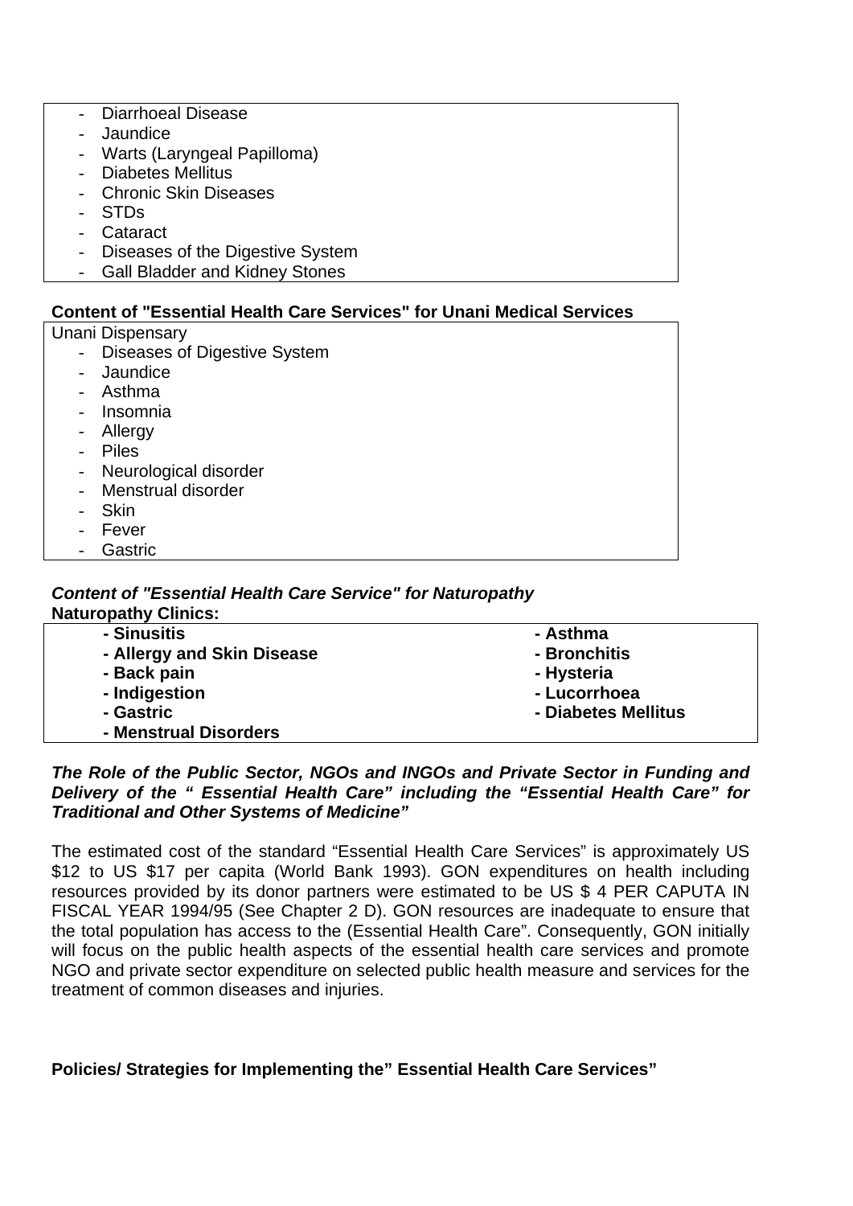- Diarrhoeal Disease
- Jaundice
- Warts (Laryngeal Papilloma)
- Diabetes Mellitus
- Chronic Skin Diseases
- STDs
- Cataract
- Diseases of the Digestive System
- Gall Bladder and Kidney Stones

**Content of "Essential Health Care Services" for Unani Medical Services**

Unani Dispensary

- Diseases of Digestive System
- Jaundice
- Asthma
- Insomnia
- Allergy
- Piles
- Neurological disorder
- Menstrual disorder
- Skin
- Fever
- Gastric

***Content of "Essential Health Care Service" for Naturopathy***

**Naturopathy Clinics:**

| | |
|---|---|
| **- Sinusitis** | **- Asthma** |
| **- Allergy and Skin Disease** | **- Bronchitis** |
| **- Back pain** | **- Hysteria** |
| **- Indigestion** | **- Lucorrhoea** |
| **- Gastric** | **- Diabetes Mellitus** |
| **- Menstrual Disorders** | |

***The Role of the Public Sector, NGOs and INGOs and Private Sector in Funding and Delivery of the " Essential Health Care" including the "Essential Health Care" for Traditional and Other Systems of Medicine"***

The estimated cost of the standard "Essential Health Care Services" is approximately US $12 to US $17 per capita (World Bank 1993). GON expenditures on health including resources provided by its donor partners were estimated to be US $ 4 PER CAPUTA IN FISCAL YEAR 1994/95 (See Chapter 2 D). GON resources are inadequate to ensure that the total population has access to the (Essential Health Care". Consequently, GON initially will focus on the public health aspects of the essential health care services and promote NGO and private sector expenditure on selected public health measure and services for the treatment of common diseases and injuries.

**Policies/ Strategies for Implementing the" Essential Health Care Services"**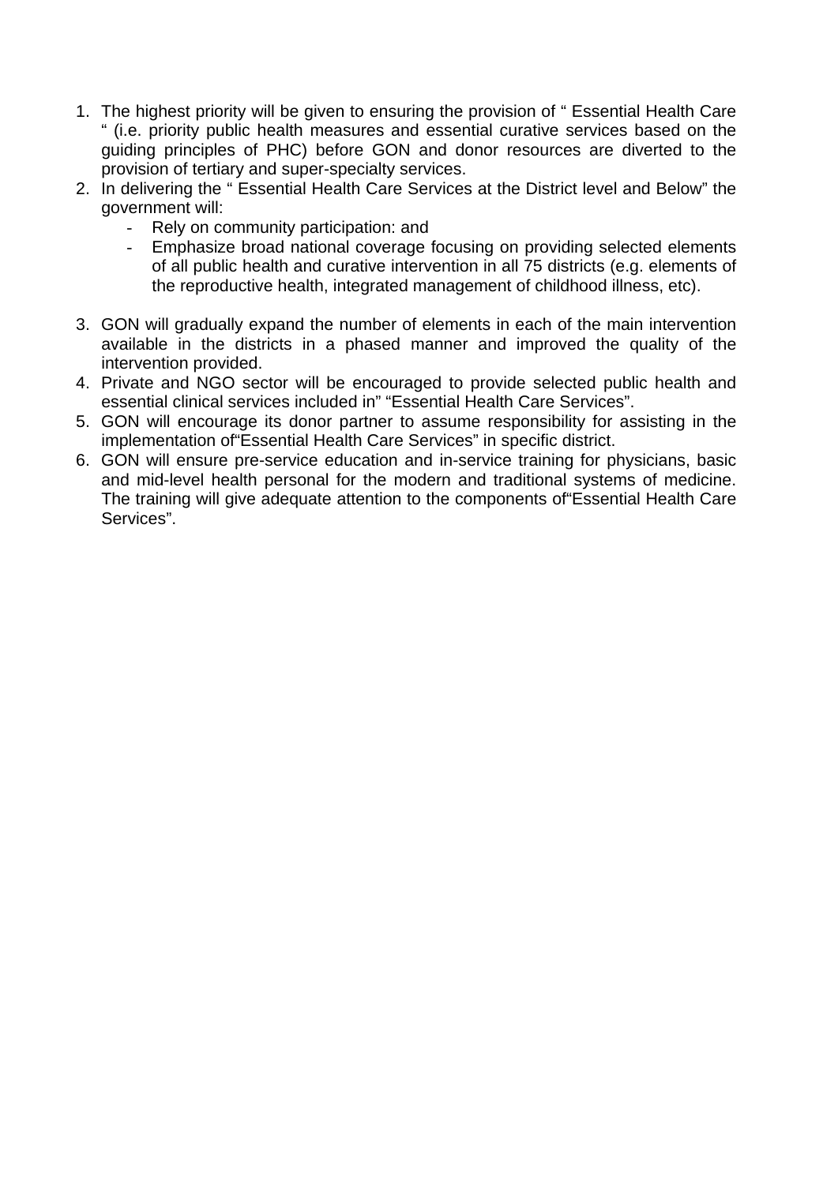1. The highest priority will be given to ensuring the provision of " Essential Health Care " (i.e. priority public health measures and essential curative services based on the guiding principles of PHC) before GON and donor resources are diverted to the provision of tertiary and super-specialty services.
2. In delivering the " Essential Health Care Services at the District level and Below" the government will:
   - Rely on community participation: and
   - Emphasize broad national coverage focusing on providing selected elements of all public health and curative intervention in all 75 districts (e.g. elements of the reproductive health, integrated management of childhood illness, etc).

3. GON will gradually expand the number of elements in each of the main intervention available in the districts in a phased manner and improved the quality of the intervention provided.
4. Private and NGO sector will be encouraged to provide selected public health and essential clinical services included in" "Essential Health Care Services".
5. GON will encourage its donor partner to assume responsibility for assisting in the implementation of"Essential Health Care Services" in specific district.
6. GON will ensure pre-service education and in-service training for physicians, basic and mid-level health personal for the modern and traditional systems of medicine. The training will give adequate attention to the components of"Essential Health Care Services".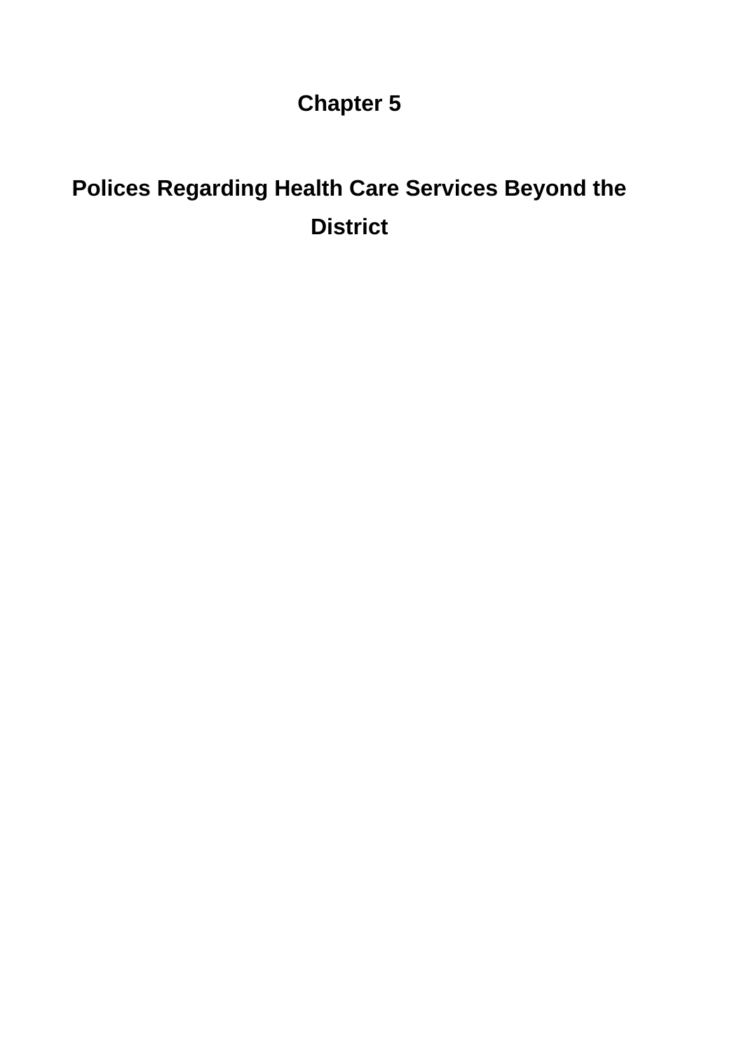# Chapter 5

## Polices Regarding Health Care Services Beyond the District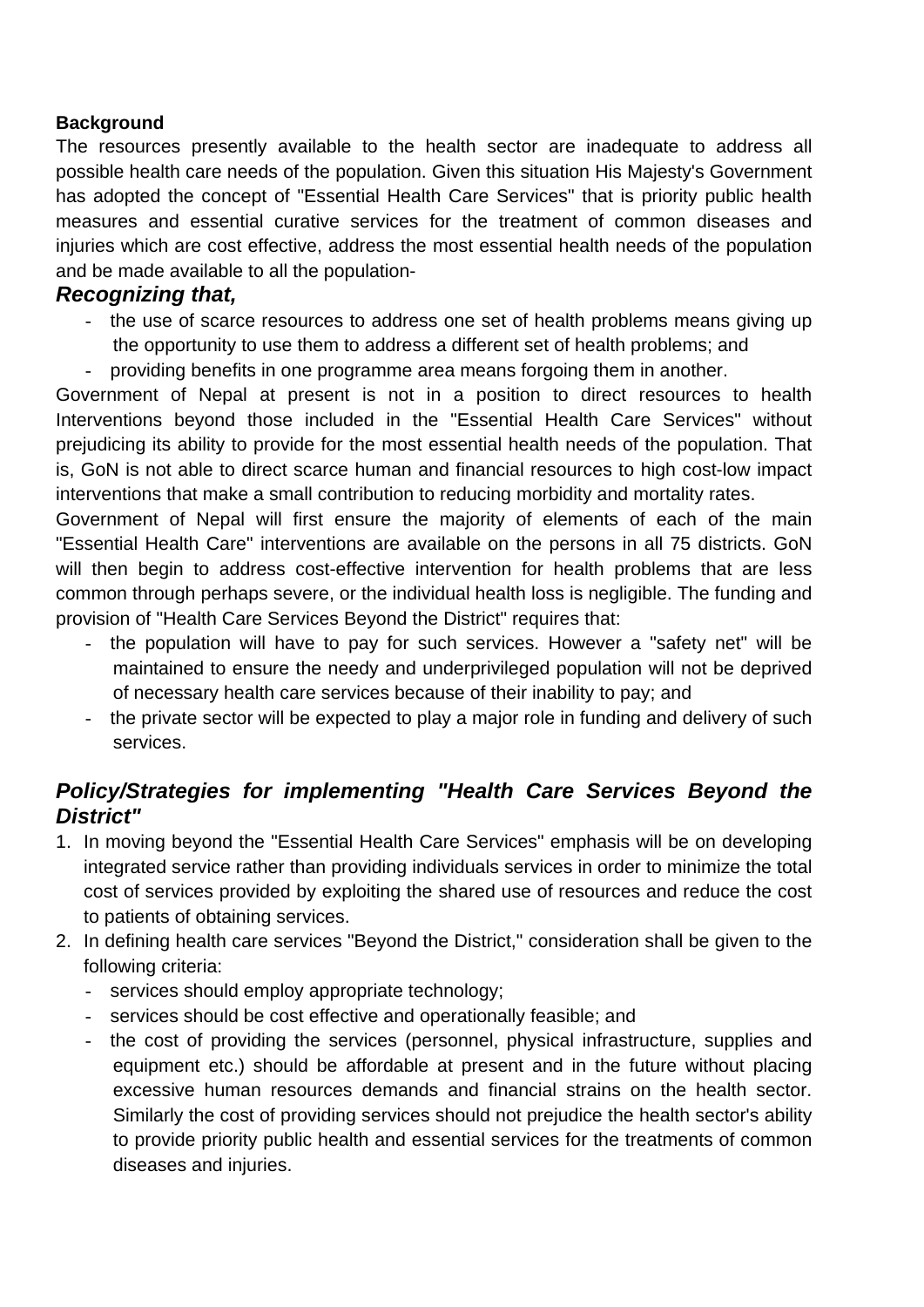**Background**

The resources presently available to the health sector are inadequate to address all possible health care needs of the population. Given this situation His Majesty's Government has adopted the concept of "Essential Health Care Services" that is priority public health measures and essential curative services for the treatment of common diseases and injuries which are cost effective, address the most essential health needs of the population and be made available to all the population-

### *Recognizing that,*

- the use of scarce resources to address one set of health problems means giving up the opportunity to use them to address a different set of health problems; and
- providing benefits in one programme area means forgoing them in another.

Government of Nepal at present is not in a position to direct resources to health Interventions beyond those included in the "Essential Health Care Services" without prejudicing its ability to provide for the most essential health needs of the population. That is, GoN is not able to direct scarce human and financial resources to high cost-low impact interventions that make a small contribution to reducing morbidity and mortality rates.

Government of Nepal will first ensure the majority of elements of each of the main "Essential Health Care" interventions are available on the persons in all 75 districts. GoN will then begin to address cost-effective intervention for health problems that are less common through perhaps severe, or the individual health loss is negligible. The funding and provision of "Health Care Services Beyond the District" requires that:

- the population will have to pay for such services. However a "safety net" will be maintained to ensure the needy and underprivileged population will not be deprived of necessary health care services because of their inability to pay; and
- the private sector will be expected to play a major role in funding and delivery of such services.

### *Policy/Strategies for implementing "Health Care Services Beyond the District"*

1. In moving beyond the "Essential Health Care Services" emphasis will be on developing integrated service rather than providing individuals services in order to minimize the total cost of services provided by exploiting the shared use of resources and reduce the cost to patients of obtaining services.
2. In defining health care services "Beyond the District," consideration shall be given to the following criteria:
   - services should employ appropriate technology;
   - services should be cost effective and operationally feasible; and
   - the cost of providing the services (personnel, physical infrastructure, supplies and equipment etc.) should be affordable at present and in the future without placing excessive human resources demands and financial strains on the health sector. Similarly the cost of providing services should not prejudice the health sector's ability to provide priority public health and essential services for the treatments of common diseases and injuries.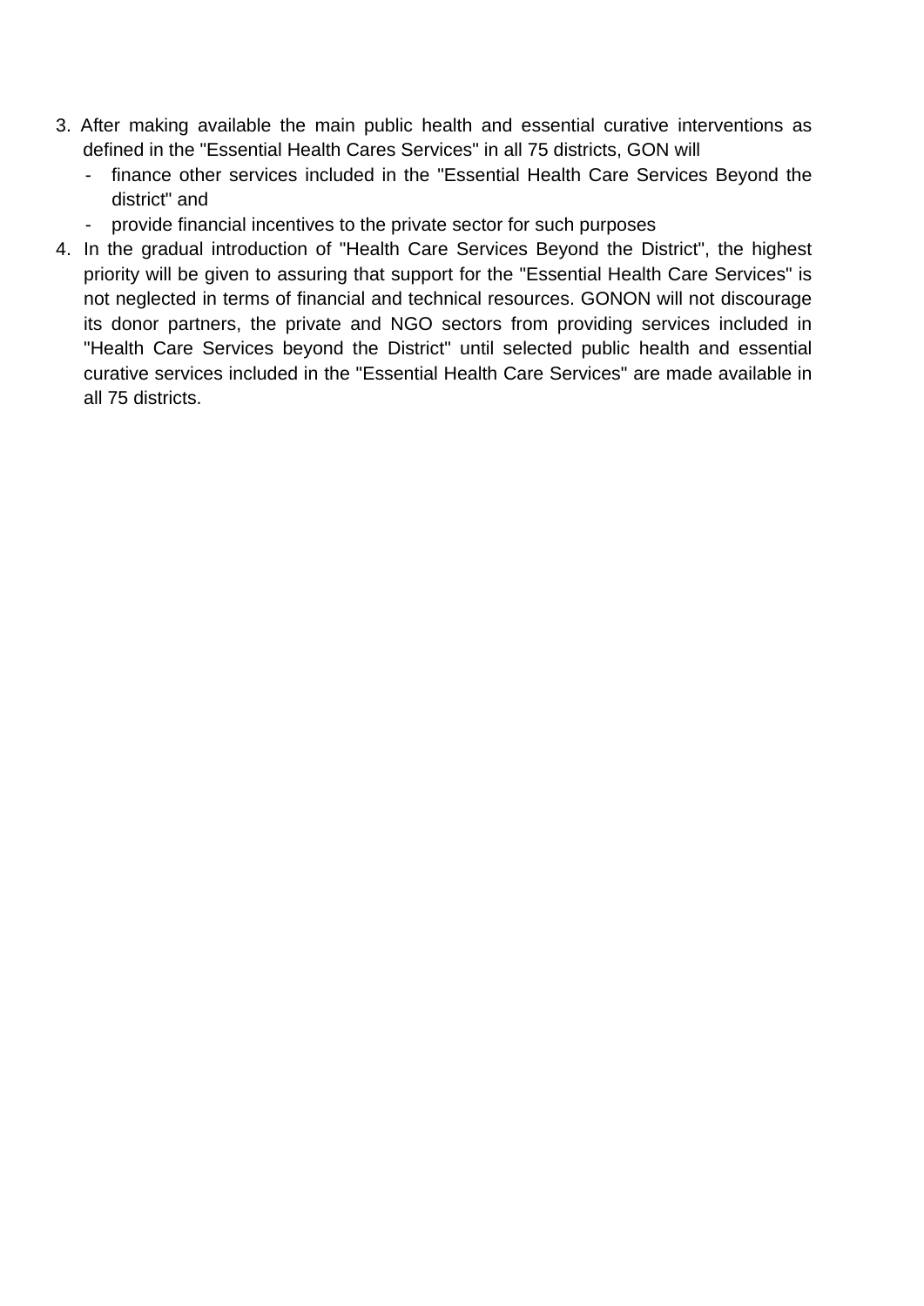3. After making available the main public health and essential curative interventions as defined in the "Essential Health Cares Services" in all 75 districts, GON will
   - finance other services included in the "Essential Health Care Services Beyond the district" and
   - provide financial incentives to the private sector for such purposes
4. In the gradual introduction of "Health Care Services Beyond the District", the highest priority will be given to assuring that support for the "Essential Health Care Services" is not neglected in terms of financial and technical resources. GONON will not discourage its donor partners, the private and NGO sectors from providing services included in "Health Care Services beyond the District" until selected public health and essential curative services included in the "Essential Health Care Services" are made available in all 75 districts.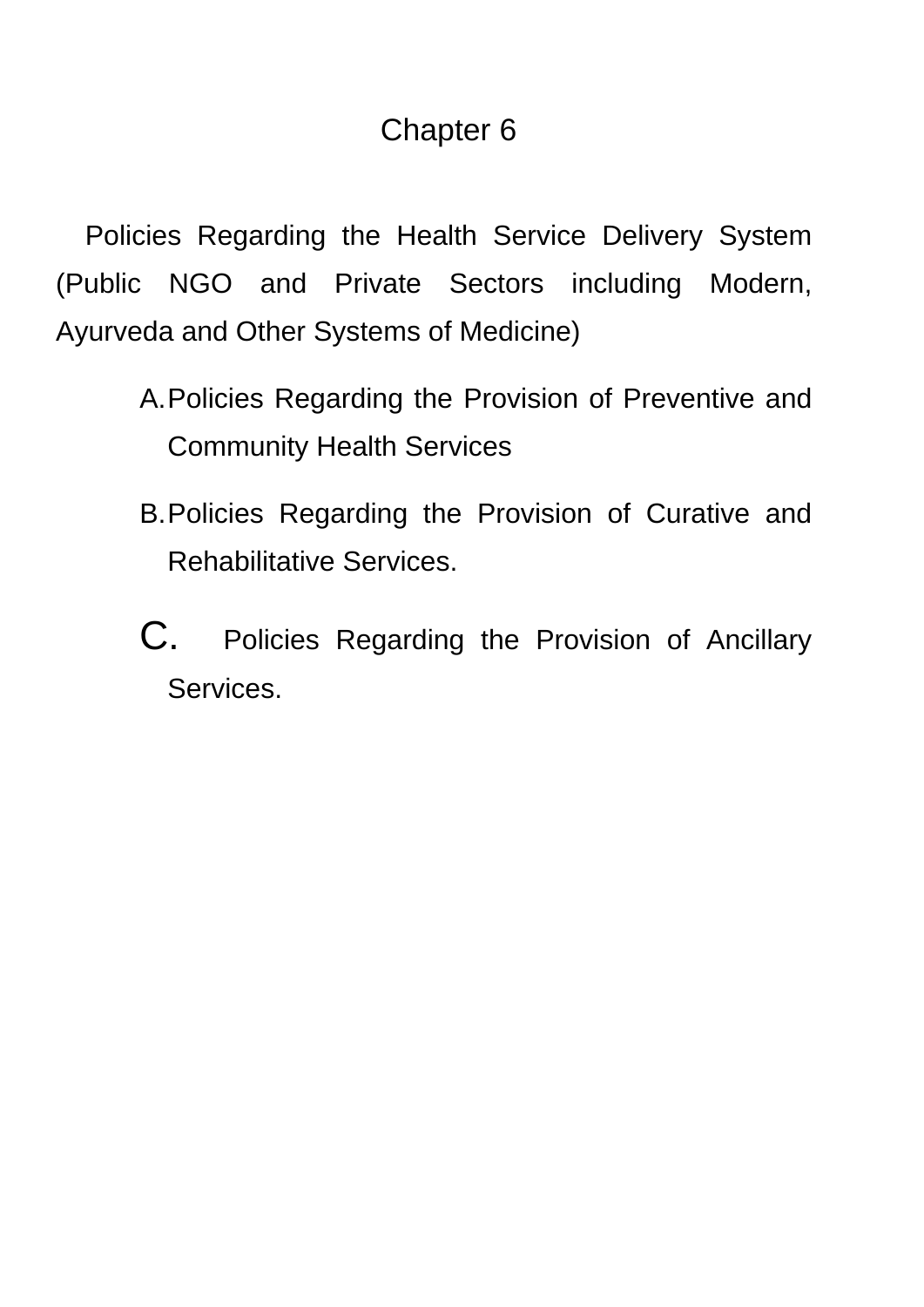# Chapter 6

## Policies Regarding the Health Service Delivery System (Public NGO and Private Sectors including Modern, Ayurveda and Other Systems of Medicine)

A. Policies Regarding the Provision of Preventive and Community Health Services

B. Policies Regarding the Provision of Curative and Rehabilitative Services.

C. Policies Regarding the Provision of Ancillary Services.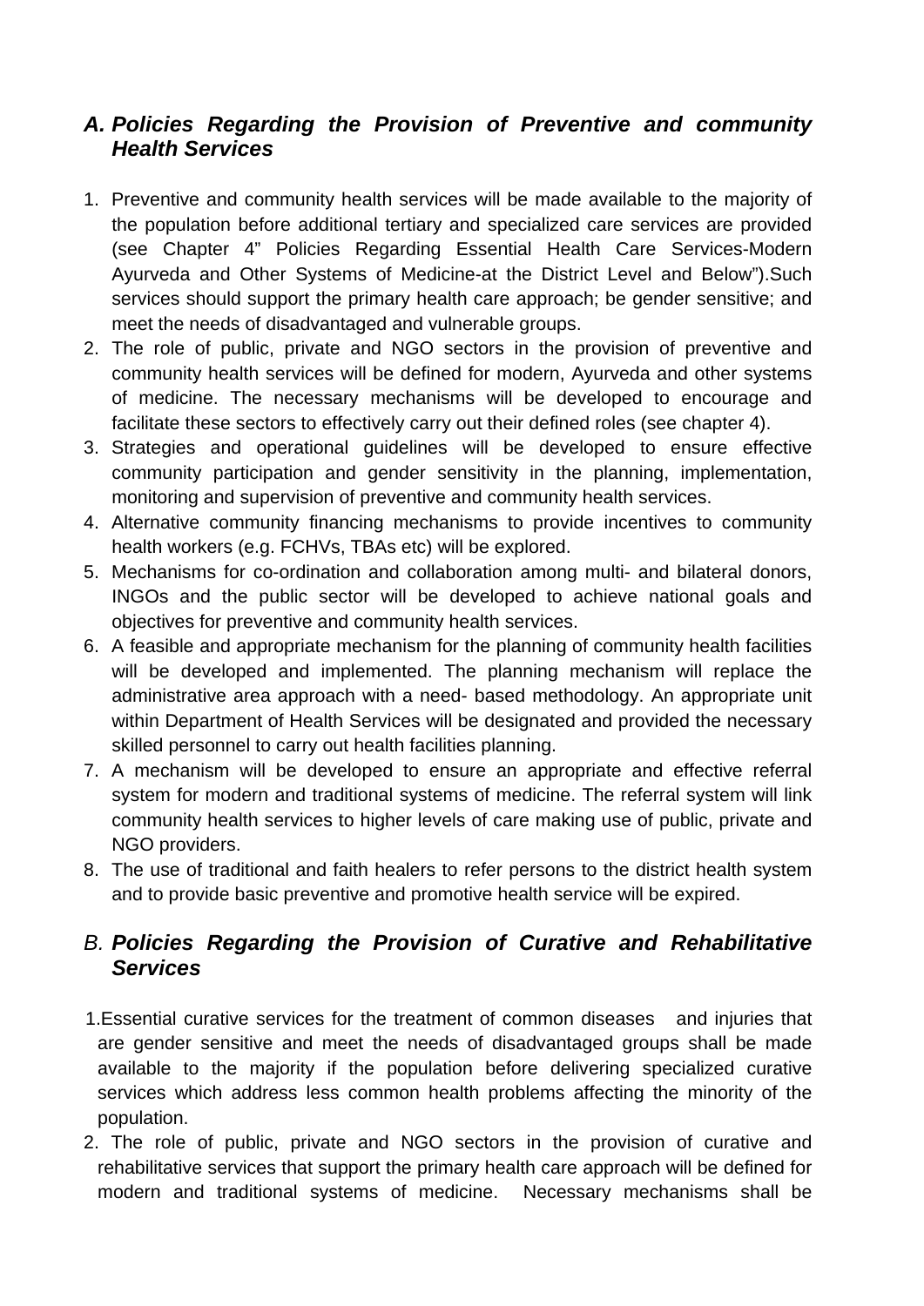## A. *Policies Regarding the Provision of Preventive and community Health Services*

1. Preventive and community health services will be made available to the majority of the population before additional tertiary and specialized care services are provided (see Chapter 4" Policies Regarding Essential Health Care Services-Modern Ayurveda and Other Systems of Medicine-at the District Level and Below").Such services should support the primary health care approach; be gender sensitive; and meet the needs of disadvantaged and vulnerable groups.
2. The role of public, private and NGO sectors in the provision of preventive and community health services will be defined for modern, Ayurveda and other systems of medicine. The necessary mechanisms will be developed to encourage and facilitate these sectors to effectively carry out their defined roles (see chapter 4).
3. Strategies and operational guidelines will be developed to ensure effective community participation and gender sensitivity in the planning, implementation, monitoring and supervision of preventive and community health services.
4. Alternative community financing mechanisms to provide incentives to community health workers (e.g. FCHVs, TBAs etc) will be explored.
5. Mechanisms for co-ordination and collaboration among multi- and bilateral donors, INGOs and the public sector will be developed to achieve national goals and objectives for preventive and community health services.
6. A feasible and appropriate mechanism for the planning of community health facilities will be developed and implemented. The planning mechanism will replace the administrative area approach with a need- based methodology. An appropriate unit within Department of Health Services will be designated and provided the necessary skilled personnel to carry out health facilities planning.
7. A mechanism will be developed to ensure an appropriate and effective referral system for modern and traditional systems of medicine. The referral system will link community health services to higher levels of care making use of public, private and NGO providers.
8. The use of traditional and faith healers to refer persons to the district health system and to provide basic preventive and promotive health service will be expired.

## B. *Policies Regarding the Provision of Curative and Rehabilitative Services*

1. Essential curative services for the treatment of common diseases and injuries that are gender sensitive and meet the needs of disadvantaged groups shall be made available to the majority if the population before delivering specialized curative services which address less common health problems affecting the minority of the population.
2. The role of public, private and NGO sectors in the provision of curative and rehabilitative services that support the primary health care approach will be defined for modern and traditional systems of medicine. Necessary mechanisms shall be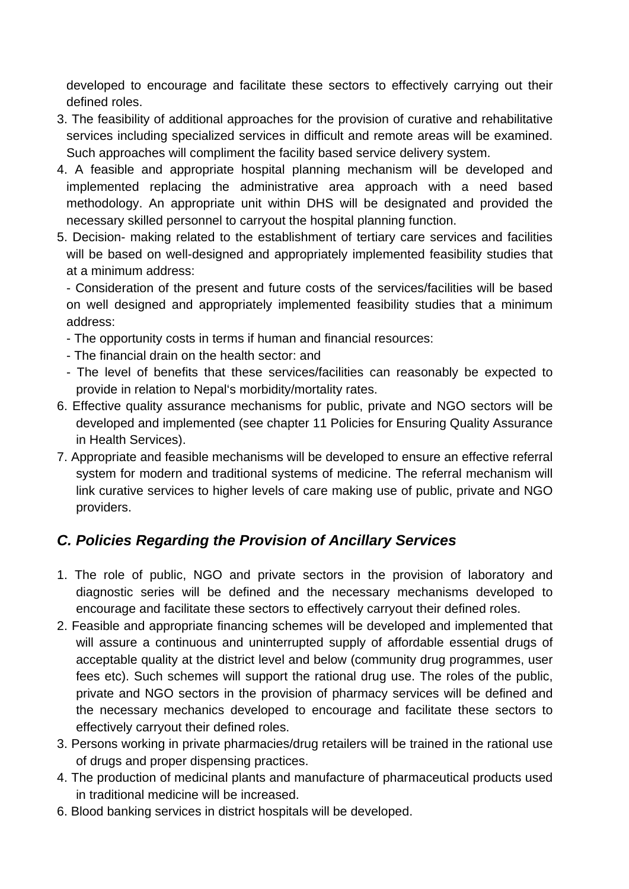developed to encourage and facilitate these sectors to effectively carrying out their defined roles.

3. The feasibility of additional approaches for the provision of curative and rehabilitative services including specialized services in difficult and remote areas will be examined. Such approaches will compliment the facility based service delivery system.
4. A feasible and appropriate hospital planning mechanism will be developed and implemented replacing the administrative area approach with a need based methodology. An appropriate unit within DHS will be designated and provided the necessary skilled personnel to carryout the hospital planning function.
5. Decision- making related to the establishment of tertiary care services and facilities will be based on well-designed and appropriately implemented feasibility studies that at a minimum address:

   - Consideration of the present and future costs of the services/facilities will be based on well designed and appropriately implemented feasibility studies that a minimum address:
   - The opportunity costs in terms if human and financial resources:
   - The financial drain on the health sector: and
   - The level of benefits that these services/facilities can reasonably be expected to provide in relation to Nepal‘s morbidity/mortality rates.
6. Effective quality assurance mechanisms for public, private and NGO sectors will be developed and implemented (see chapter 11 Policies for Ensuring Quality Assurance in Health Services).
7. Appropriate and feasible mechanisms will be developed to ensure an effective referral system for modern and traditional systems of medicine. The referral mechanism will link curative services to higher levels of care making use of public, private and NGO providers.

## *C. Policies Regarding the Provision of Ancillary Services*

1. The role of public, NGO and private sectors in the provision of laboratory and diagnostic series will be defined and the necessary mechanisms developed to encourage and facilitate these sectors to effectively carryout their defined roles.
2. Feasible and appropriate financing schemes will be developed and implemented that will assure a continuous and uninterrupted supply of affordable essential drugs of acceptable quality at the district level and below (community drug programmes, user fees etc). Such schemes will support the rational drug use. The roles of the public, private and NGO sectors in the provision of pharmacy services will be defined and the necessary mechanics developed to encourage and facilitate these sectors to effectively carryout their defined roles.
3. Persons working in private pharmacies/drug retailers will be trained in the rational use of drugs and proper dispensing practices.
4. The production of medicinal plants and manufacture of pharmaceutical products used in traditional medicine will be increased.
6. Blood banking services in district hospitals will be developed.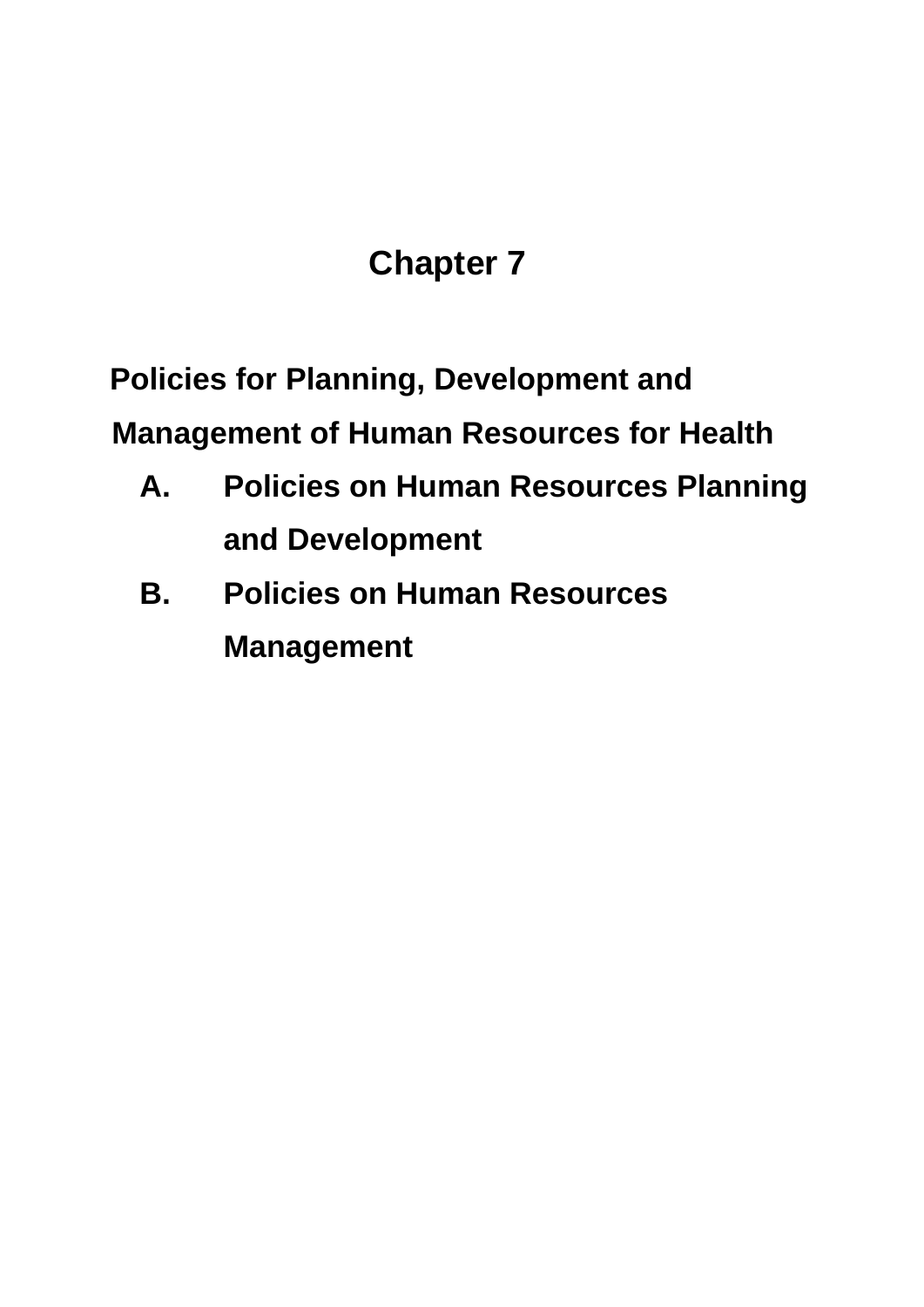# Chapter 7

## Policies for Planning, Development and Management of Human Resources for Health

A. Policies on Human Resources Planning and Development

B. Policies on Human Resources Management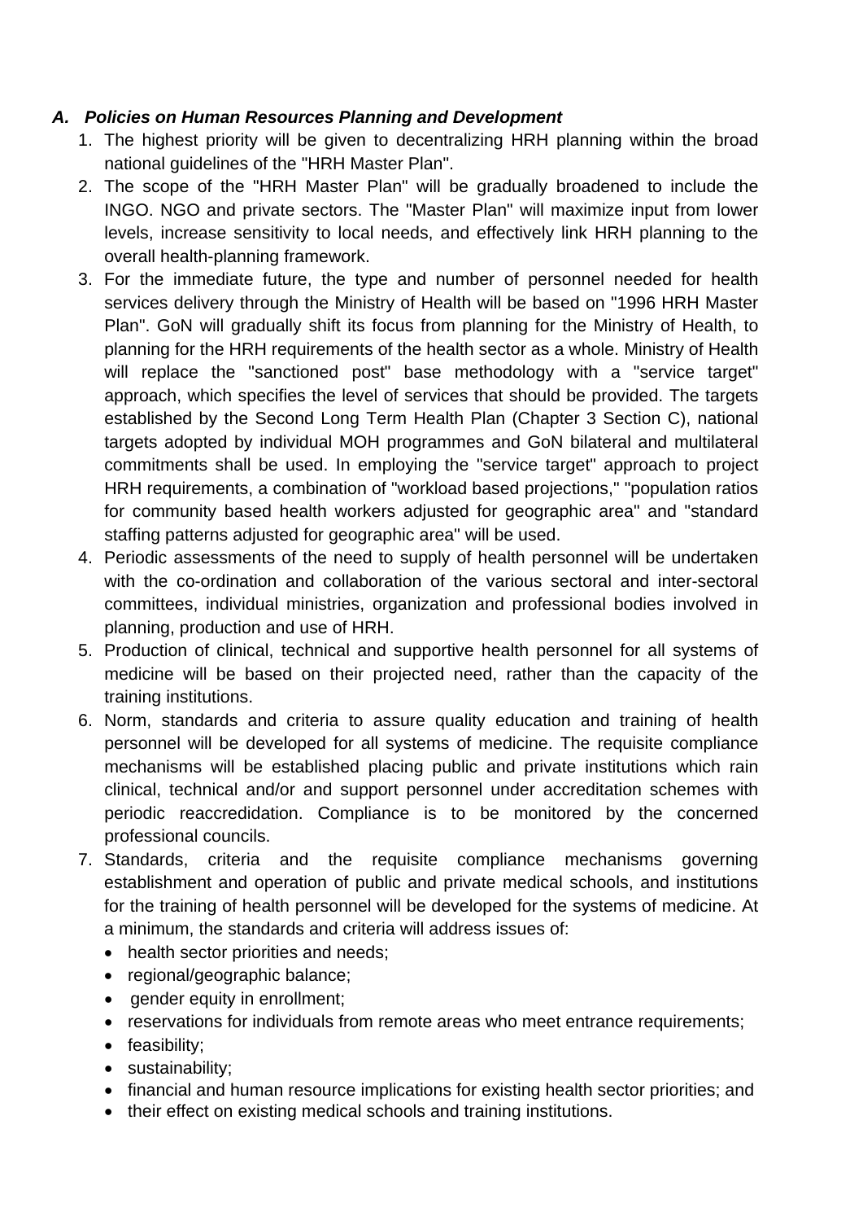### *A. Policies on Human Resources Planning and Development*

1. The highest priority will be given to decentralizing HRH planning within the broad national guidelines of the "HRH Master Plan".
2. The scope of the "HRH Master Plan" will be gradually broadened to include the INGO. NGO and private sectors. The "Master Plan" will maximize input from lower levels, increase sensitivity to local needs, and effectively link HRH planning to the overall health-planning framework.
3. For the immediate future, the type and number of personnel needed for health services delivery through the Ministry of Health will be based on "1996 HRH Master Plan". GoN will gradually shift its focus from planning for the Ministry of Health, to planning for the HRH requirements of the health sector as a whole. Ministry of Health will replace the "sanctioned post" base methodology with a "service target" approach, which specifies the level of services that should be provided. The targets established by the Second Long Term Health Plan (Chapter 3 Section C), national targets adopted by individual MOH programmes and GoN bilateral and multilateral commitments shall be used. In employing the "service target" approach to project HRH requirements, a combination of "workload based projections," "population ratios for community based health workers adjusted for geographic area" and "standard staffing patterns adjusted for geographic area" will be used.
4. Periodic assessments of the need to supply of health personnel will be undertaken with the co-ordination and collaboration of the various sectoral and inter-sectoral committees, individual ministries, organization and professional bodies involved in planning, production and use of HRH.
5. Production of clinical, technical and supportive health personnel for all systems of medicine will be based on their projected need, rather than the capacity of the training institutions.
6. Norm, standards and criteria to assure quality education and training of health personnel will be developed for all systems of medicine. The requisite compliance mechanisms will be established placing public and private institutions which rain clinical, technical and/or and support personnel under accreditation schemes with periodic reaccredidation. Compliance is to be monitored by the concerned professional councils.
7. Standards, criteria and the requisite compliance mechanisms governing establishment and operation of public and private medical schools, and institutions for the training of health personnel will be developed for the systems of medicine. At a minimum, the standards and criteria will address issues of:
   - health sector priorities and needs;
   - regional/geographic balance;
   - gender equity in enrollment;
   - reservations for individuals from remote areas who meet entrance requirements;
   - feasibility;
   - sustainability;
   - financial and human resource implications for existing health sector priorities; and
   - their effect on existing medical schools and training institutions.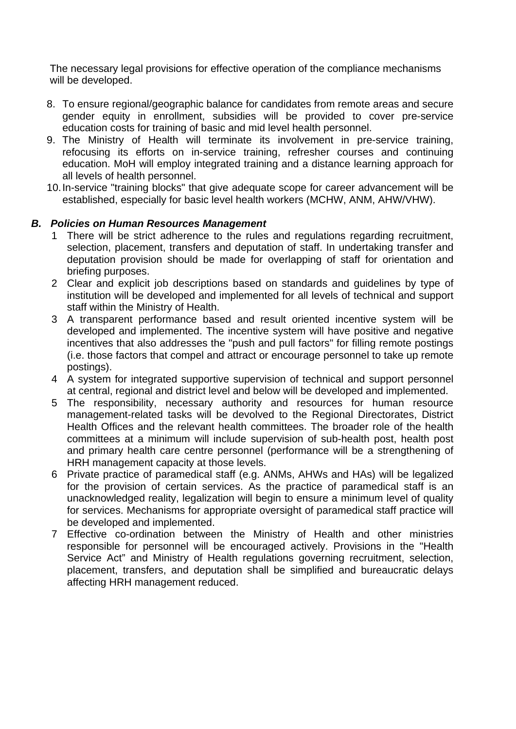The necessary legal provisions for effective operation of the compliance mechanisms will be developed.

8. To ensure regional/geographic balance for candidates from remote areas and secure gender equity in enrollment, subsidies will be provided to cover pre-service education costs for training of basic and mid level health personnel.
9. The Ministry of Health will terminate its involvement in pre-service training, refocusing its efforts on in-service training, refresher courses and continuing education. MoH will employ integrated training and a distance learning approach for all levels of health personnel.
10. In-service "training blocks" that give adequate scope for career advancement will be established, especially for basic level health workers (MCHW, ANM, AHW/VHW).

### *B. Policies on Human Resources Management*

1. There will be strict adherence to the rules and regulations regarding recruitment, selection, placement, transfers and deputation of staff. In undertaking transfer and deputation provision should be made for overlapping of staff for orientation and briefing purposes.
2. Clear and explicit job descriptions based on standards and guidelines by type of institution will be developed and implemented for all levels of technical and support staff within the Ministry of Health.
3. A transparent performance based and result oriented incentive system will be developed and implemented. The incentive system will have positive and negative incentives that also addresses the "push and pull factors" for filling remote postings (i.e. those factors that compel and attract or encourage personnel to take up remote postings).
4. A system for integrated supportive supervision of technical and support personnel at central, regional and district level and below will be developed and implemented.
5. The responsibility, necessary authority and resources for human resource management-related tasks will be devolved to the Regional Directorates, District Health Offices and the relevant health committees. The broader role of the health committees at a minimum will include supervision of sub-health post, health post and primary health care centre personnel (performance will be a strengthening of HRH management capacity at those levels.
6. Private practice of paramedical staff (e.g. ANMs, AHWs and HAs) will be legalized for the provision of certain services. As the practice of paramedical staff is an unacknowledged reality, legalization will begin to ensure a minimum level of quality for services. Mechanisms for appropriate oversight of paramedical staff practice will be developed and implemented.
7. Effective co-ordination between the Ministry of Health and other ministries responsible for personnel will be encouraged actively. Provisions in the "Health Service Act" and Ministry of Health regulations governing recruitment, selection, placement, transfers, and deputation shall be simplified and bureaucratic delays affecting HRH management reduced.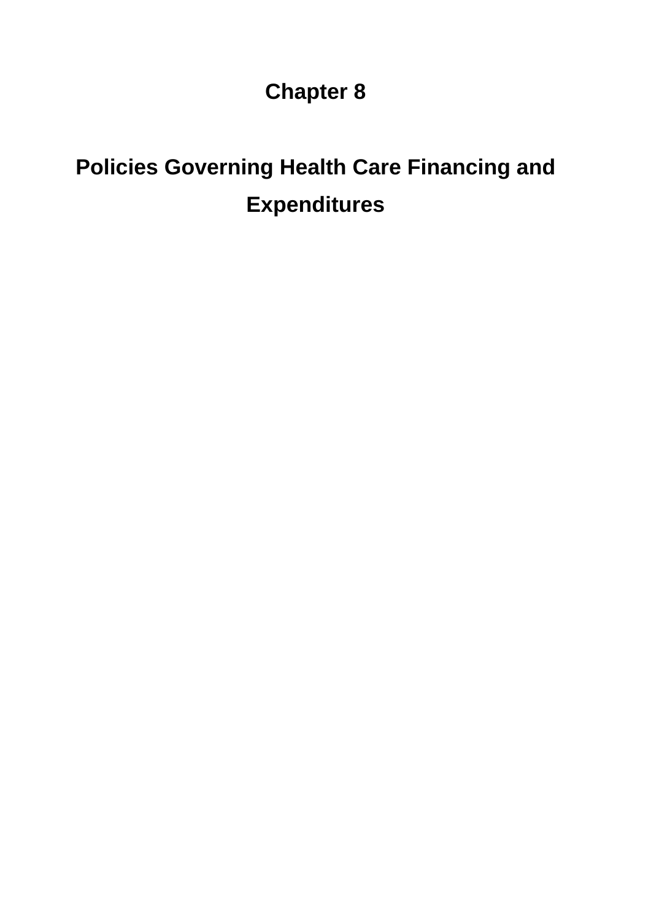# Chapter 8

# Policies Governing Health Care Financing and Expenditures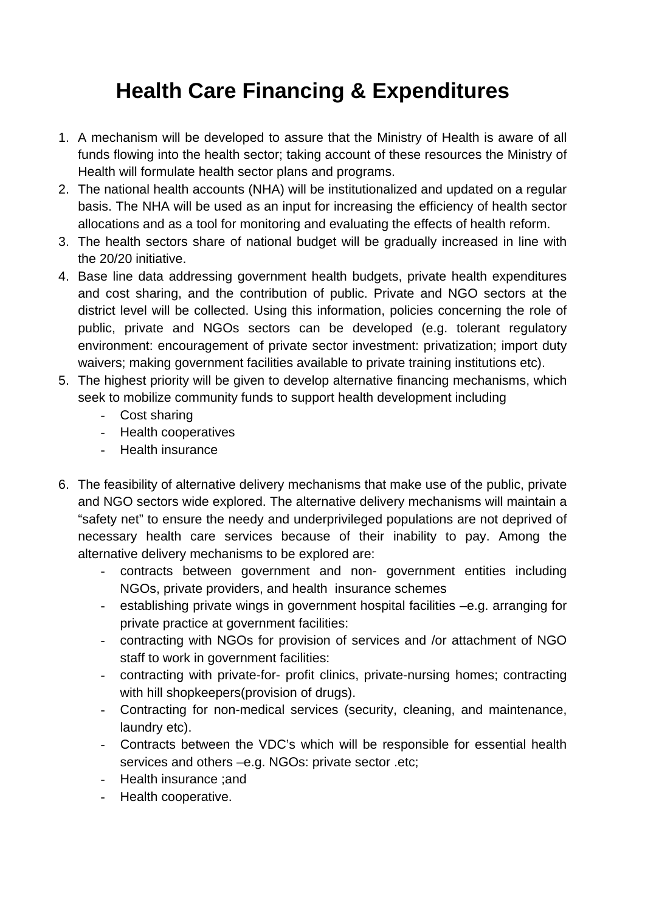# Health Care Financing & Expenditures

1. A mechanism will be developed to assure that the Ministry of Health is aware of all funds flowing into the health sector; taking account of these resources the Ministry of Health will formulate health sector plans and programs.
2. The national health accounts (NHA) will be institutionalized and updated on a regular basis. The NHA will be used as an input for increasing the efficiency of health sector allocations and as a tool for monitoring and evaluating the effects of health reform.
3. The health sectors share of national budget will be gradually increased in line with the 20/20 initiative.
4. Base line data addressing government health budgets, private health expenditures and cost sharing, and the contribution of public. Private and NGO sectors at the district level will be collected. Using this information, policies concerning the role of public, private and NGOs sectors can be developed (e.g. tolerant regulatory environment: encouragement of private sector investment: privatization; import duty waivers; making government facilities available to private training institutions etc).
5. The highest priority will be given to develop alternative financing mechanisms, which seek to mobilize community funds to support health development including
   - Cost sharing
   - Health cooperatives
   - Health insurance

6. The feasibility of alternative delivery mechanisms that make use of the public, private and NGO sectors wide explored. The alternative delivery mechanisms will maintain a "safety net" to ensure the needy and underprivileged populations are not deprived of necessary health care services because of their inability to pay. Among the alternative delivery mechanisms to be explored are:
   - contracts between government and non- government entities including NGOs, private providers, and health insurance schemes
   - establishing private wings in government hospital facilities –e.g. arranging for private practice at government facilities:
   - contracting with NGOs for provision of services and /or attachment of NGO staff to work in government facilities:
   - contracting with private-for- profit clinics, private-nursing homes; contracting with hill shopkeepers(provision of drugs).
   - Contracting for non-medical services (security, cleaning, and maintenance, laundry etc).
   - Contracts between the VDC's which will be responsible for essential health services and others –e.g. NGOs: private sector .etc;
   - Health insurance ;and
   - Health cooperative.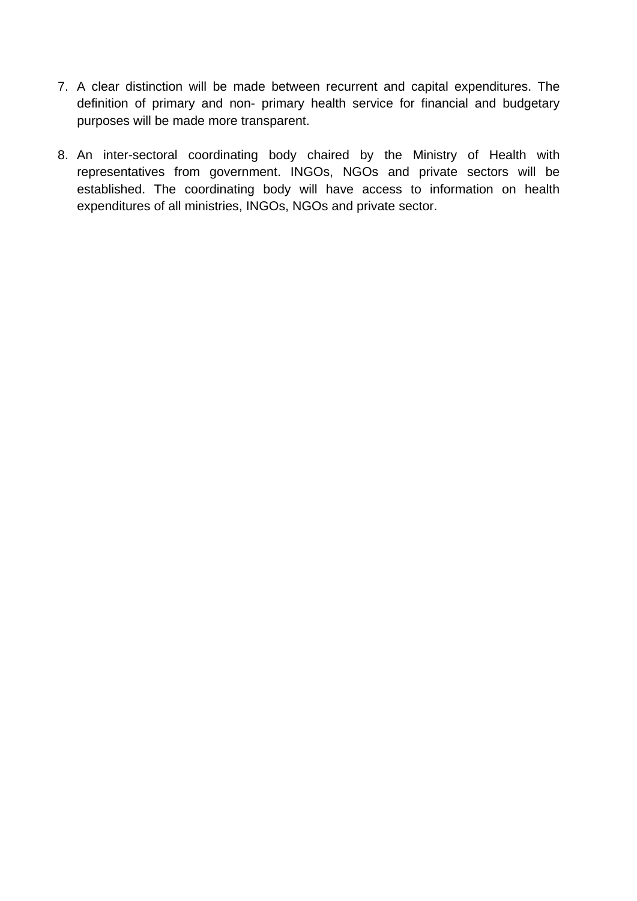7. A clear distinction will be made between recurrent and capital expenditures. The definition of primary and non- primary health service for financial and budgetary purposes will be made more transparent.

8. An inter-sectoral coordinating body chaired by the Ministry of Health with representatives from government. INGOs, NGOs and private sectors will be established. The coordinating body will have access to information on health expenditures of all ministries, INGOs, NGOs and private sector.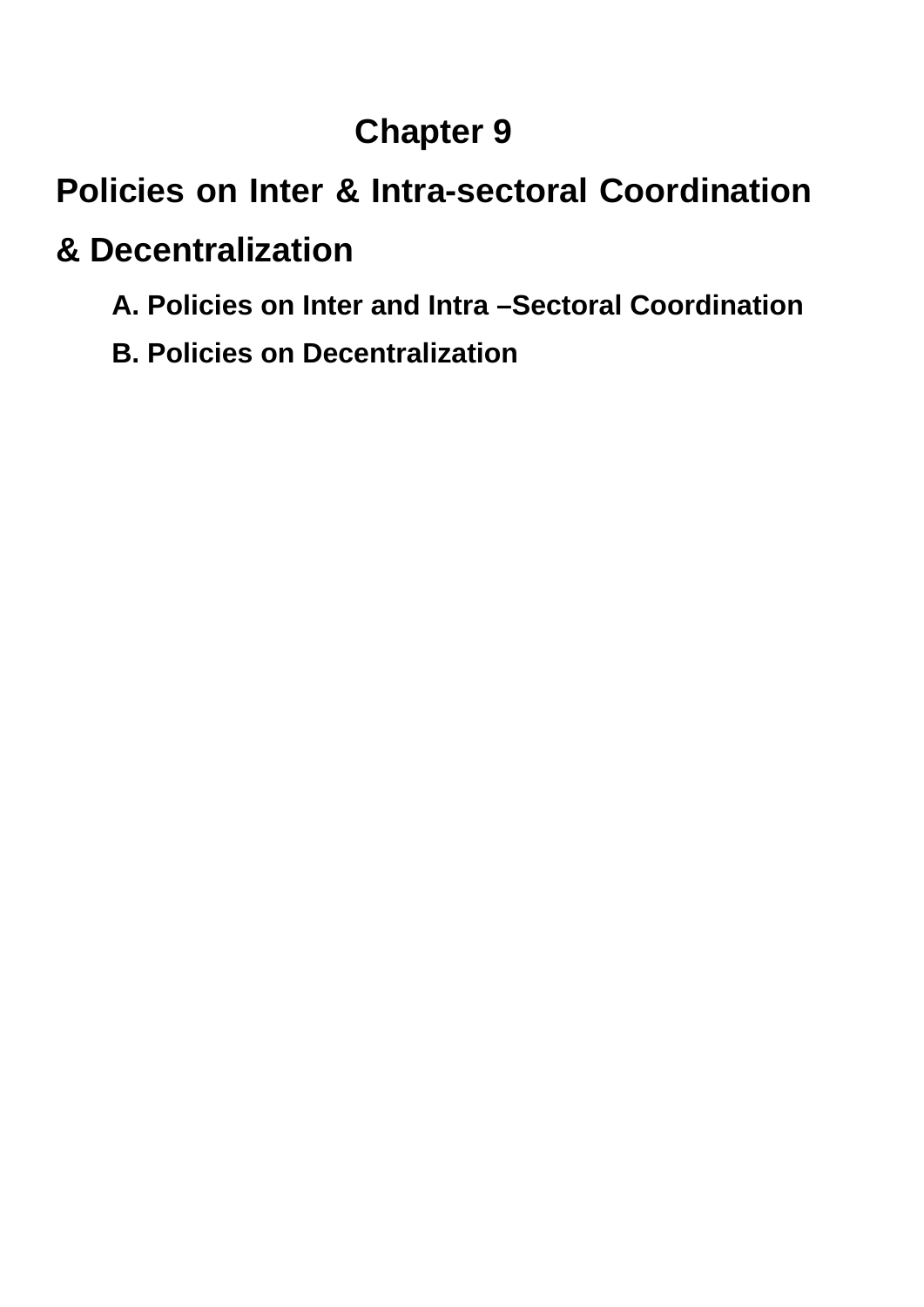# Chapter 9

## Policies on Inter & Intra-sectoral Coordination & Decentralization

**A. Policies on Inter and Intra –Sectoral Coordination**

**B. Policies on Decentralization**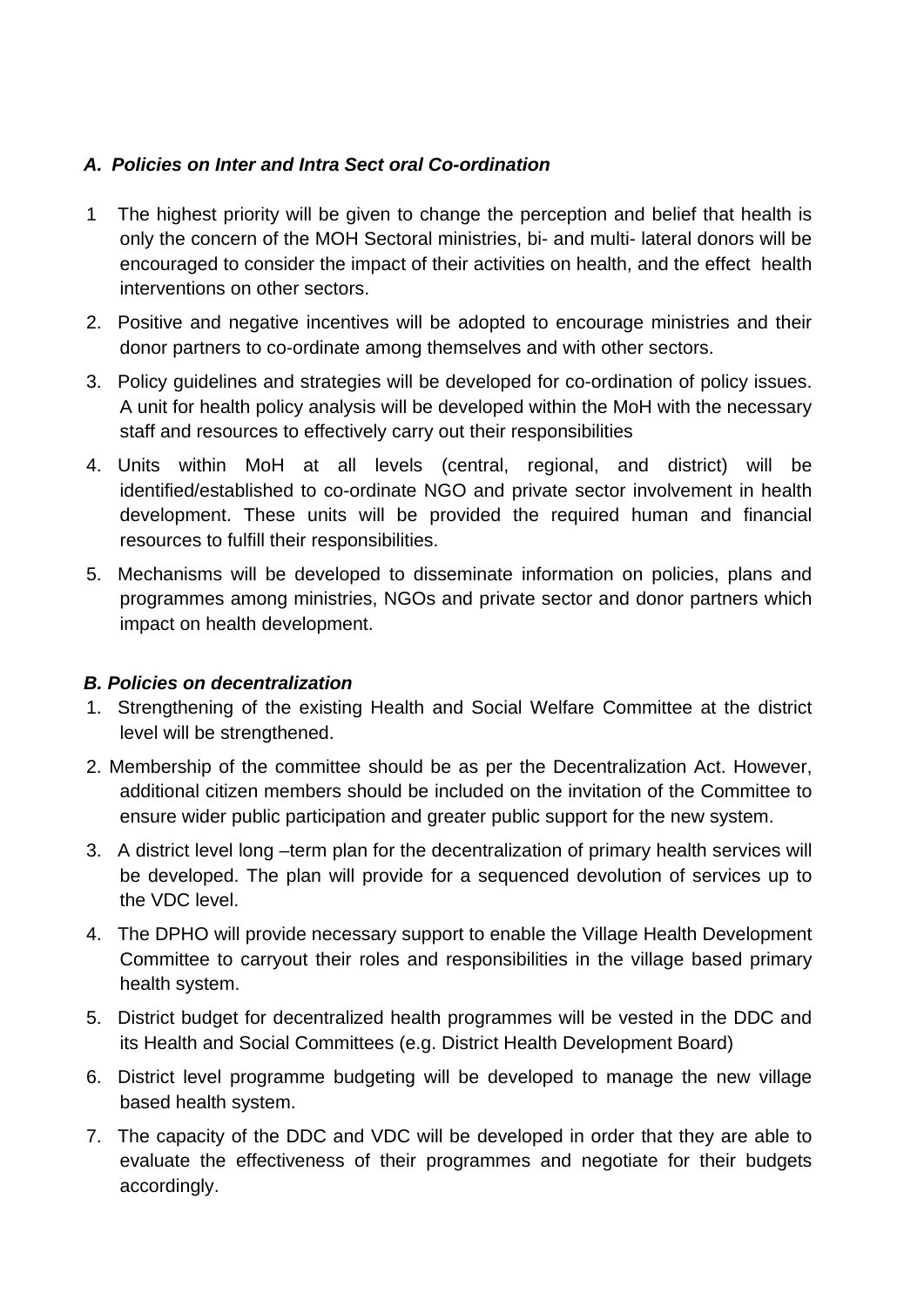### *A. Policies on Inter and Intra Sect oral Co-ordination*

1. The highest priority will be given to change the perception and belief that health is only the concern of the MOH Sectoral ministries, bi- and multi- lateral donors will be encouraged to consider the impact of their activities on health, and the effect health interventions on other sectors.
2. Positive and negative incentives will be adopted to encourage ministries and their donor partners to co-ordinate among themselves and with other sectors.
3. Policy guidelines and strategies will be developed for co-ordination of policy issues. A unit for health policy analysis will be developed within the MoH with the necessary staff and resources to effectively carry out their responsibilities
4. Units within MoH at all levels (central, regional, and district) will be identified/established to co-ordinate NGO and private sector involvement in health development. These units will be provided the required human and financial resources to fulfill their responsibilities.
5. Mechanisms will be developed to disseminate information on policies, plans and programmes among ministries, NGOs and private sector and donor partners which impact on health development.

### *B. Policies on decentralization*

1. Strengthening of the existing Health and Social Welfare Committee at the district level will be strengthened.
2. Membership of the committee should be as per the Decentralization Act. However, additional citizen members should be included on the invitation of the Committee to ensure wider public participation and greater public support for the new system.
3. A district level long –term plan for the decentralization of primary health services will be developed. The plan will provide for a sequenced devolution of services up to the VDC level.
4. The DPHO will provide necessary support to enable the Village Health Development Committee to carryout their roles and responsibilities in the village based primary health system.
5. District budget for decentralized health programmes will be vested in the DDC and its Health and Social Committees (e.g. District Health Development Board)
6. District level programme budgeting will be developed to manage the new village based health system.
7. The capacity of the DDC and VDC will be developed in order that they are able to evaluate the effectiveness of their programmes and negotiate for their budgets accordingly.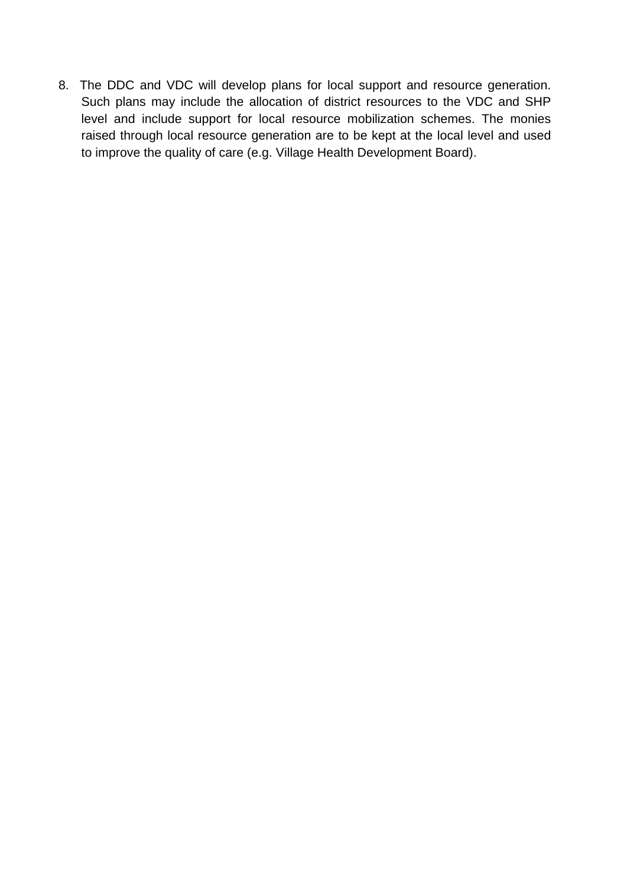8. The DDC and VDC will develop plans for local support and resource generation. Such plans may include the allocation of district resources to the VDC and SHP level and include support for local resource mobilization schemes. The monies raised through local resource generation are to be kept at the local level and used to improve the quality of care (e.g. Village Health Development Board).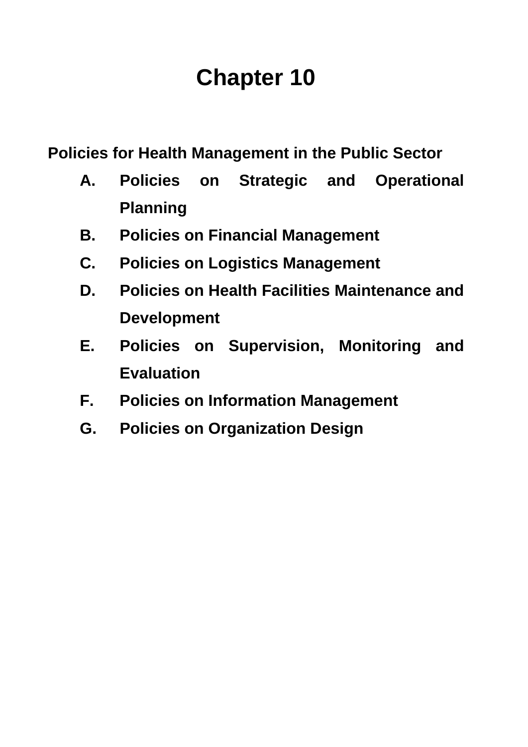# Chapter 10

**Policies for Health Management in the Public Sector**

A. **Policies on Strategic and Operational Planning**
B. **Policies on Financial Management**
C. **Policies on Logistics Management**
D. **Policies on Health Facilities Maintenance and Development**
E. **Policies on Supervision, Monitoring and Evaluation**
F. **Policies on Information Management**
G. **Policies on Organization Design**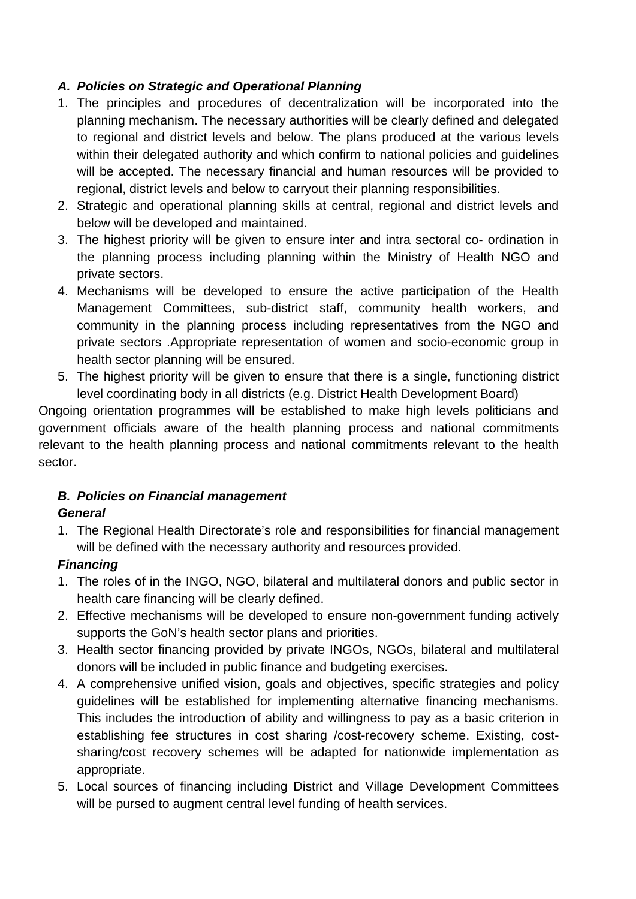***A. Policies on Strategic and Operational Planning***

1. The principles and procedures of decentralization will be incorporated into the planning mechanism. The necessary authorities will be clearly defined and delegated to regional and district levels and below. The plans produced at the various levels within their delegated authority and which confirm to national policies and guidelines will be accepted. The necessary financial and human resources will be provided to regional, district levels and below to carryout their planning responsibilities.
2. Strategic and operational planning skills at central, regional and district levels and below will be developed and maintained.
3. The highest priority will be given to ensure inter and intra sectoral co- ordination in the planning process including planning within the Ministry of Health NGO and private sectors.
4. Mechanisms will be developed to ensure the active participation of the Health Management Committees, sub-district staff, community health workers, and community in the planning process including representatives from the NGO and private sectors .Appropriate representation of women and socio-economic group in health sector planning will be ensured.
5. The highest priority will be given to ensure that there is a single, functioning district level coordinating body in all districts (e.g. District Health Development Board)

Ongoing orientation programmes will be established to make high levels politicians and government officials aware of the health planning process and national commitments relevant to the health planning process and national commitments relevant to the health sector.

***B. Policies on Financial management***

***General***

1. The Regional Health Directorate's role and responsibilities for financial management will be defined with the necessary authority and resources provided.

***Financing***

1. The roles of in the INGO, NGO, bilateral and multilateral donors and public sector in health care financing will be clearly defined.
2. Effective mechanisms will be developed to ensure non-government funding actively supports the GoN's health sector plans and priorities.
3. Health sector financing provided by private INGOs, NGOs, bilateral and multilateral donors will be included in public finance and budgeting exercises.
4. A comprehensive unified vision, goals and objectives, specific strategies and policy guidelines will be established for implementing alternative financing mechanisms. This includes the introduction of ability and willingness to pay as a basic criterion in establishing fee structures in cost sharing /cost-recovery scheme. Existing, cost-sharing/cost recovery schemes will be adapted for nationwide implementation as appropriate.
5. Local sources of financing including District and Village Development Committees will be pursed to augment central level funding of health services.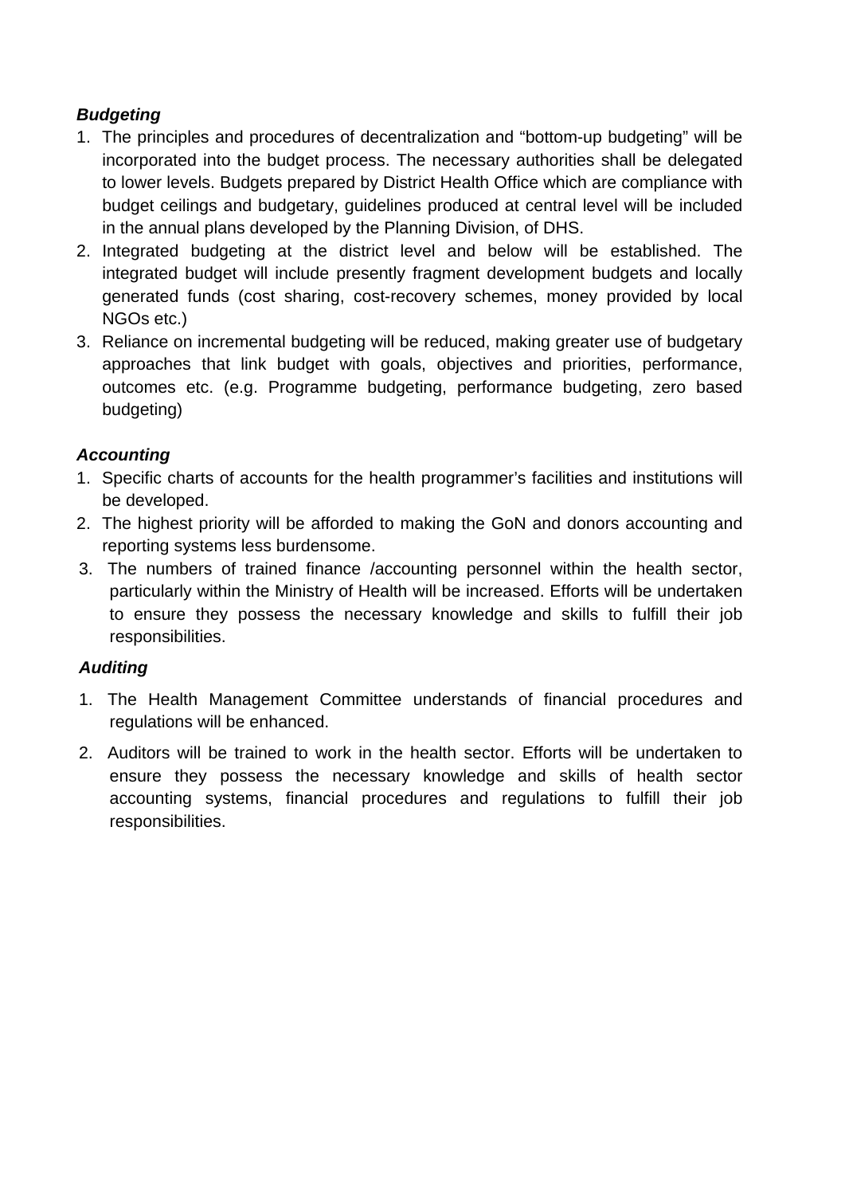***Budgeting***

1. The principles and procedures of decentralization and "bottom-up budgeting" will be incorporated into the budget process. The necessary authorities shall be delegated to lower levels. Budgets prepared by District Health Office which are compliance with budget ceilings and budgetary, guidelines produced at central level will be included in the annual plans developed by the Planning Division, of DHS.
2. Integrated budgeting at the district level and below will be established. The integrated budget will include presently fragment development budgets and locally generated funds (cost sharing, cost-recovery schemes, money provided by local NGOs etc.)
3. Reliance on incremental budgeting will be reduced, making greater use of budgetary approaches that link budget with goals, objectives and priorities, performance, outcomes etc. (e.g. Programme budgeting, performance budgeting, zero based budgeting)

***Accounting***

1. Specific charts of accounts for the health programmer's facilities and institutions will be developed.
2. The highest priority will be afforded to making the GoN and donors accounting and reporting systems less burdensome.
3. The numbers of trained finance /accounting personnel within the health sector, particularly within the Ministry of Health will be increased. Efforts will be undertaken to ensure they possess the necessary knowledge and skills to fulfill their job responsibilities.

***Auditing***

1. The Health Management Committee understands of financial procedures and regulations will be enhanced.
2. Auditors will be trained to work in the health sector. Efforts will be undertaken to ensure they possess the necessary knowledge and skills of health sector accounting systems, financial procedures and regulations to fulfill their job responsibilities.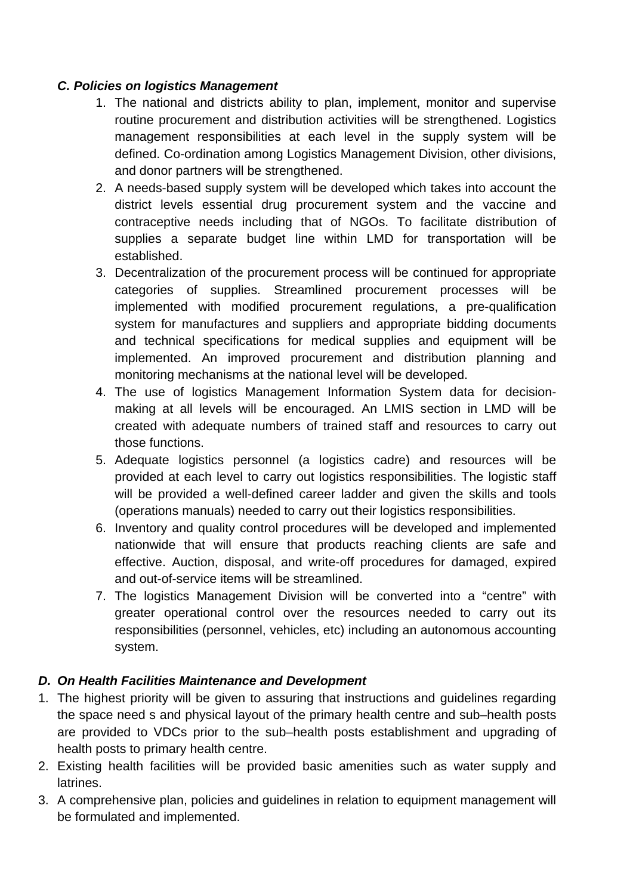***C. Policies on logistics Management***

1. The national and districts ability to plan, implement, monitor and supervise routine procurement and distribution activities will be strengthened. Logistics management responsibilities at each level in the supply system will be defined. Co-ordination among Logistics Management Division, other divisions, and donor partners will be strengthened.
2. A needs-based supply system will be developed which takes into account the district levels essential drug procurement system and the vaccine and contraceptive needs including that of NGOs. To facilitate distribution of supplies a separate budget line within LMD for transportation will be established.
3. Decentralization of the procurement process will be continued for appropriate categories of supplies. Streamlined procurement processes will be implemented with modified procurement regulations, a pre-qualification system for manufactures and suppliers and appropriate bidding documents and technical specifications for medical supplies and equipment will be implemented. An improved procurement and distribution planning and monitoring mechanisms at the national level will be developed.
4. The use of logistics Management Information System data for decision-making at all levels will be encouraged. An LMIS section in LMD will be created with adequate numbers of trained staff and resources to carry out those functions.
5. Adequate logistics personnel (a logistics cadre) and resources will be provided at each level to carry out logistics responsibilities. The logistic staff will be provided a well-defined career ladder and given the skills and tools (operations manuals) needed to carry out their logistics responsibilities.
6. Inventory and quality control procedures will be developed and implemented nationwide that will ensure that products reaching clients are safe and effective. Auction, disposal, and write-off procedures for damaged, expired and out-of-service items will be streamlined.
7. The logistics Management Division will be converted into a “centre” with greater operational control over the resources needed to carry out its responsibilities (personnel, vehicles, etc) including an autonomous accounting system.

***D. On Health Facilities Maintenance and Development***

1. The highest priority will be given to assuring that instructions and guidelines regarding the space need s and physical layout of the primary health centre and sub–health posts are provided to VDCs prior to the sub–health posts establishment and upgrading of health posts to primary health centre.
2. Existing health facilities will be provided basic amenities such as water supply and latrines.
3. A comprehensive plan, policies and guidelines in relation to equipment management will be formulated and implemented.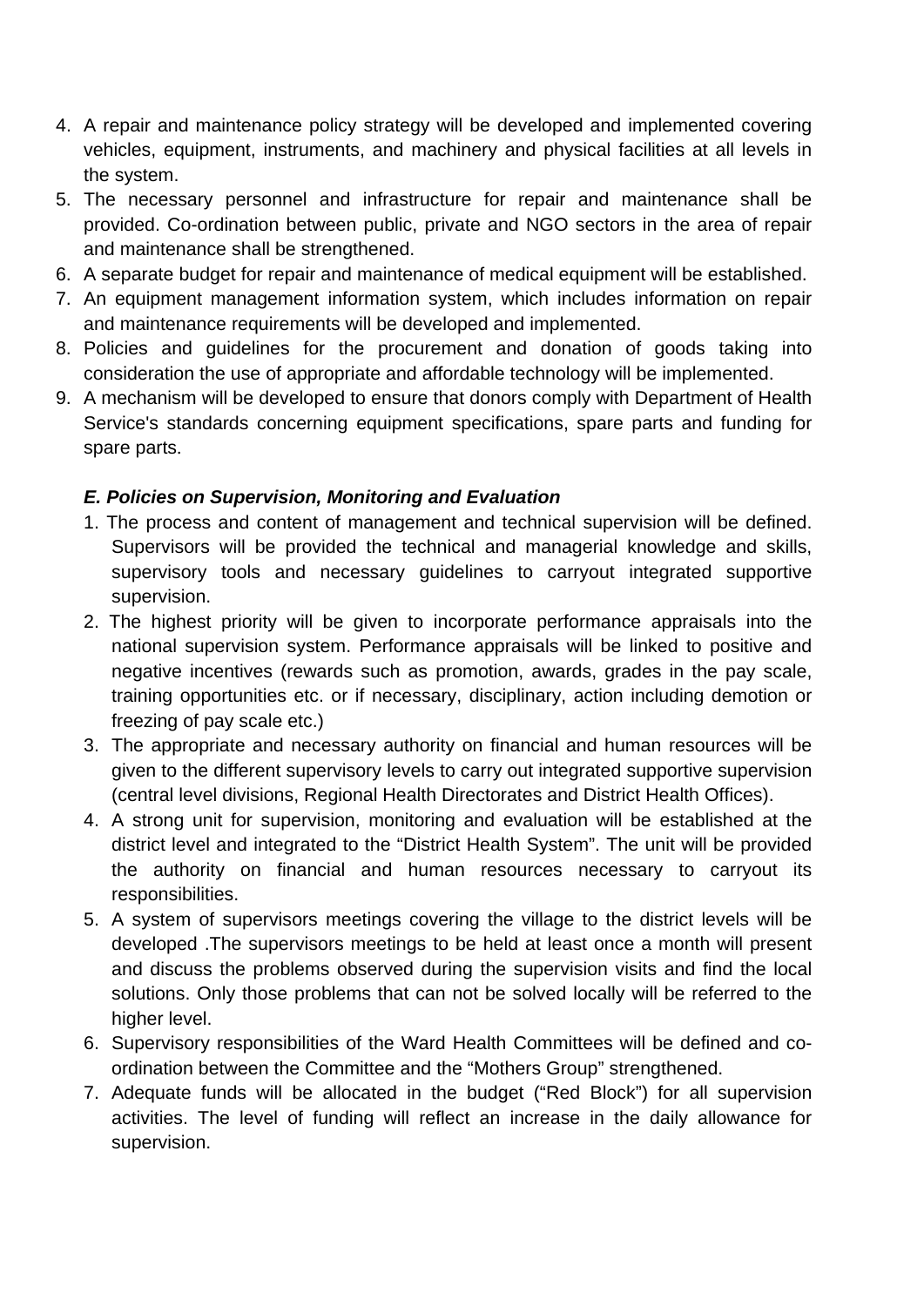4. A repair and maintenance policy strategy will be developed and implemented covering vehicles, equipment, instruments, and machinery and physical facilities at all levels in the system.
5. The necessary personnel and infrastructure for repair and maintenance shall be provided. Co-ordination between public, private and NGO sectors in the area of repair and maintenance shall be strengthened.
6. A separate budget for repair and maintenance of medical equipment will be established.
7. An equipment management information system, which includes information on repair and maintenance requirements will be developed and implemented.
8. Policies and guidelines for the procurement and donation of goods taking into consideration the use of appropriate and affordable technology will be implemented.
9. A mechanism will be developed to ensure that donors comply with Department of Health Service's standards concerning equipment specifications, spare parts and funding for spare parts.

***E. Policies on Supervision, Monitoring and Evaluation***

1. The process and content of management and technical supervision will be defined. Supervisors will be provided the technical and managerial knowledge and skills, supervisory tools and necessary guidelines to carryout integrated supportive supervision.
2. The highest priority will be given to incorporate performance appraisals into the national supervision system. Performance appraisals will be linked to positive and negative incentives (rewards such as promotion, awards, grades in the pay scale, training opportunities etc. or if necessary, disciplinary, action including demotion or freezing of pay scale etc.)
3. The appropriate and necessary authority on financial and human resources will be given to the different supervisory levels to carry out integrated supportive supervision (central level divisions, Regional Health Directorates and District Health Offices).
4. A strong unit for supervision, monitoring and evaluation will be established at the district level and integrated to the "District Health System". The unit will be provided the authority on financial and human resources necessary to carryout its responsibilities.
5. A system of supervisors meetings covering the village to the district levels will be developed .The supervisors meetings to be held at least once a month will present and discuss the problems observed during the supervision visits and find the local solutions. Only those problems that can not be solved locally will be referred to the higher level.
6. Supervisory responsibilities of the Ward Health Committees will be defined and co-ordination between the Committee and the "Mothers Group" strengthened.
7. Adequate funds will be allocated in the budget ("Red Block") for all supervision activities. The level of funding will reflect an increase in the daily allowance for supervision.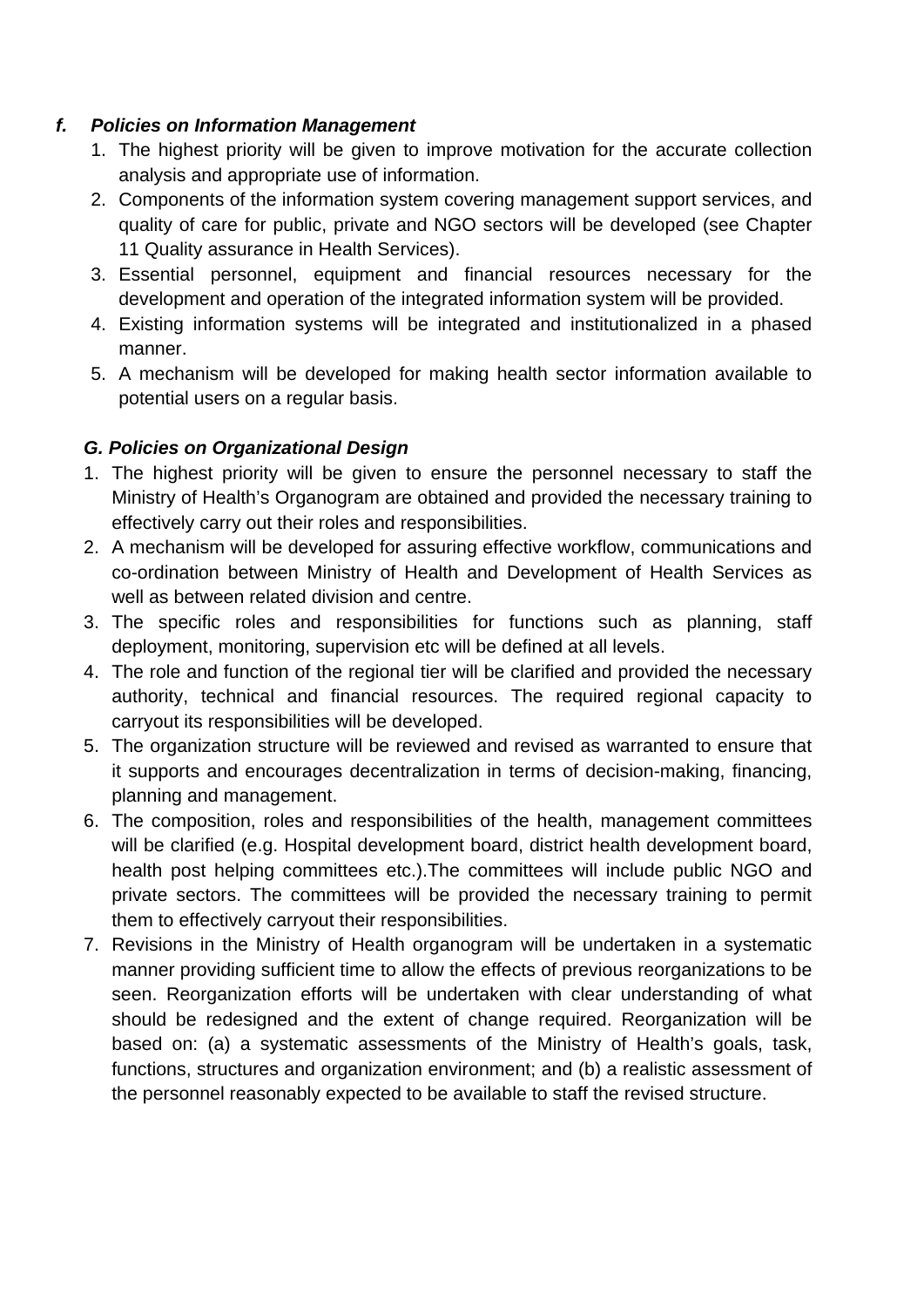### *f. Policies on Information Management*

1. The highest priority will be given to improve motivation for the accurate collection analysis and appropriate use of information.
2. Components of the information system covering management support services, and quality of care for public, private and NGO sectors will be developed (see Chapter 11 Quality assurance in Health Services).
3. Essential personnel, equipment and financial resources necessary for the development and operation of the integrated information system will be provided.
4. Existing information systems will be integrated and institutionalized in a phased manner.
5. A mechanism will be developed for making health sector information available to potential users on a regular basis.

### *G. Policies on Organizational Design*

1. The highest priority will be given to ensure the personnel necessary to staff the Ministry of Health's Organogram are obtained and provided the necessary training to effectively carry out their roles and responsibilities.
2. A mechanism will be developed for assuring effective workflow, communications and co-ordination between Ministry of Health and Development of Health Services as well as between related division and centre.
3. The specific roles and responsibilities for functions such as planning, staff deployment, monitoring, supervision etc will be defined at all levels.
4. The role and function of the regional tier will be clarified and provided the necessary authority, technical and financial resources. The required regional capacity to carryout its responsibilities will be developed.
5. The organization structure will be reviewed and revised as warranted to ensure that it supports and encourages decentralization in terms of decision-making, financing, planning and management.
6. The composition, roles and responsibilities of the health, management committees will be clarified (e.g. Hospital development board, district health development board, health post helping committees etc.).The committees will include public NGO and private sectors. The committees will be provided the necessary training to permit them to effectively carryout their responsibilities.
7. Revisions in the Ministry of Health organogram will be undertaken in a systematic manner providing sufficient time to allow the effects of previous reorganizations to be seen. Reorganization efforts will be undertaken with clear understanding of what should be redesigned and the extent of change required. Reorganization will be based on: (a) a systematic assessments of the Ministry of Health's goals, task, functions, structures and organization environment; and (b) a realistic assessment of the personnel reasonably expected to be available to staff the revised structure.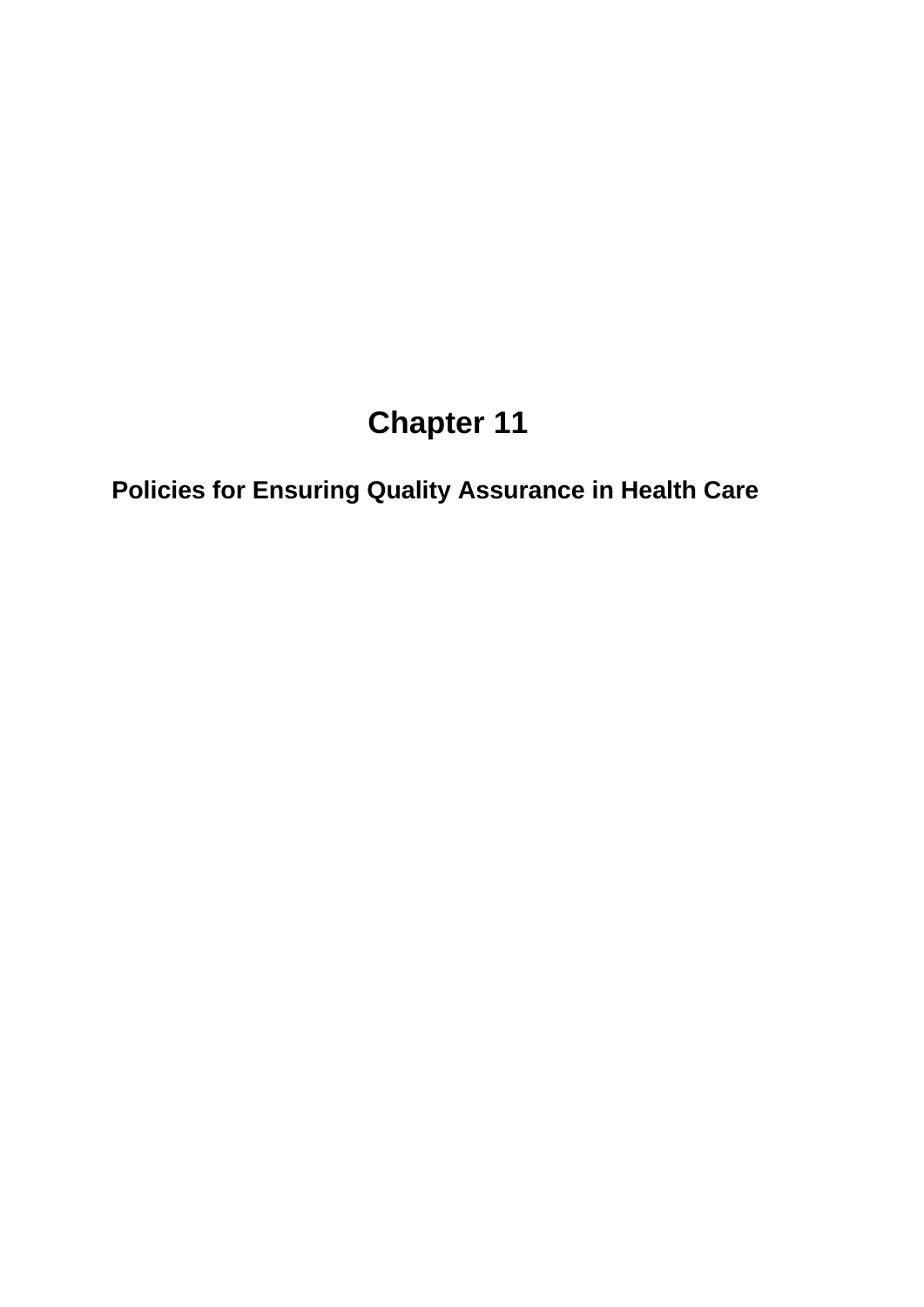# Chapter 11

## Policies for Ensuring Quality Assurance in Health Care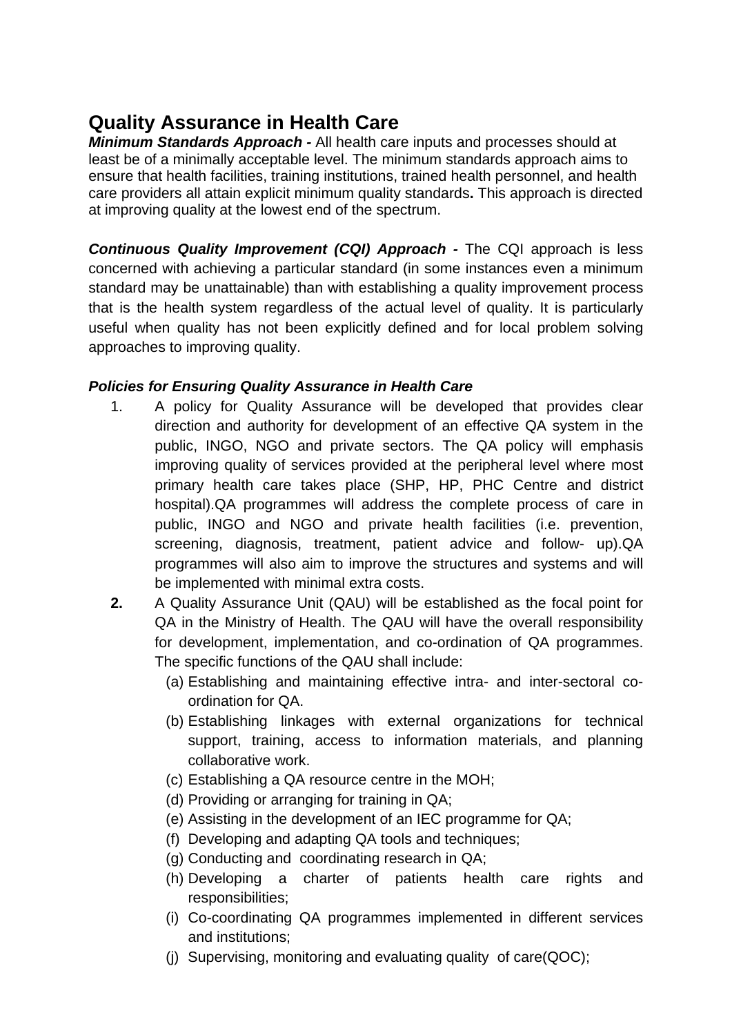# Quality Assurance in Health Care

***Minimum Standards Approach -*** All health care inputs and processes should at least be of a minimally acceptable level. The minimum standards approach aims to ensure that health facilities, training institutions, trained health personnel, and health care providers all attain explicit minimum quality standards**.** This approach is directed at improving quality at the lowest end of the spectrum.

***Continuous Quality Improvement (CQI) Approach -*** The CQI approach is less concerned with achieving a particular standard (in some instances even a minimum standard may be unattainable) than with establishing a quality improvement process that is the health system regardless of the actual level of quality. It is particularly useful when quality has not been explicitly defined and for local problem solving approaches to improving quality.

***Policies for Ensuring Quality Assurance in Health Care***

1. A policy for Quality Assurance will be developed that provides clear direction and authority for development of an effective QA system in the public, INGO, NGO and private sectors. The QA policy will emphasis improving quality of services provided at the peripheral level where most primary health care takes place (SHP, HP, PHC Centre and district hospital).QA programmes will address the complete process of care in public, INGO and NGO and private health facilities (i.e. prevention, screening, diagnosis, treatment, patient advice and follow- up).QA programmes will also aim to improve the structures and systems and will be implemented with minimal extra costs.
2. A Quality Assurance Unit (QAU) will be established as the focal point for QA in the Ministry of Health. The QAU will have the overall responsibility for development, implementation, and co-ordination of QA programmes. The specific functions of the QAU shall include:
   (a) Establishing and maintaining effective intra- and inter-sectoral co-ordination for QA.
   (b) Establishing linkages with external organizations for technical support, training, access to information materials, and planning collaborative work.
   (c) Establishing a QA resource centre in the MOH;
   (d) Providing or arranging for training in QA;
   (e) Assisting in the development of an IEC programme for QA;
   (f) Developing and adapting QA tools and techniques;
   (g) Conducting and coordinating research in QA;
   (h) Developing a charter of patients health care rights and responsibilities;
   (i) Co-coordinating QA programmes implemented in different services and institutions;
   (j) Supervising, monitoring and evaluating quality of care(QOC);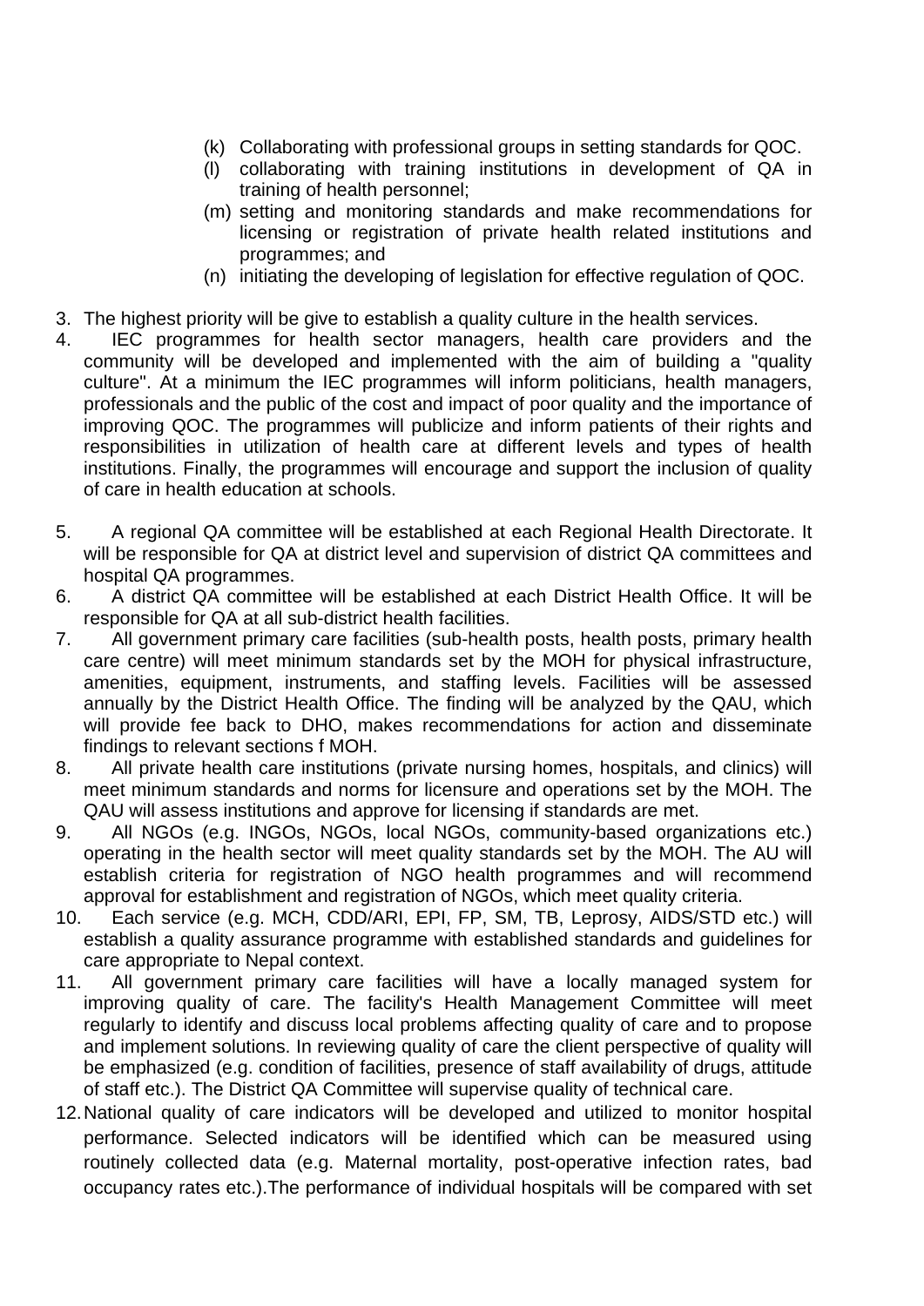(k) Collaborating with professional groups in setting standards for QOC.
(l) collaborating with training institutions in development of QA in training of health personnel;
(m) setting and monitoring standards and make recommendations for licensing or registration of private health related institutions and programmes; and
(n) initiating the developing of legislation for effective regulation of QOC.

3. The highest priority will be give to establish a quality culture in the health services.
4. IEC programmes for health sector managers, health care providers and the community will be developed and implemented with the aim of building a "quality culture". At a minimum the IEC programmes will inform politicians, health managers, professionals and the public of the cost and impact of poor quality and the importance of improving QOC. The programmes will publicize and inform patients of their rights and responsibilities in utilization of health care at different levels and types of health institutions. Finally, the programmes will encourage and support the inclusion of quality of care in health education at schools.

5. A regional QA committee will be established at each Regional Health Directorate. It will be responsible for QA at district level and supervision of district QA committees and hospital QA programmes.
6. A district QA committee will be established at each District Health Office. It will be responsible for QA at all sub-district health facilities.
7. All government primary care facilities (sub-health posts, health posts, primary health care centre) will meet minimum standards set by the MOH for physical infrastructure, amenities, equipment, instruments, and staffing levels. Facilities will be assessed annually by the District Health Office. The finding will be analyzed by the QAU, which will provide fee back to DHO, makes recommendations for action and disseminate findings to relevant sections f MOH.
8. All private health care institutions (private nursing homes, hospitals, and clinics) will meet minimum standards and norms for licensure and operations set by the MOH. The QAU will assess institutions and approve for licensing if standards are met.
9. All NGOs (e.g. INGOs, NGOs, local NGOs, community-based organizations etc.) operating in the health sector will meet quality standards set by the MOH. The AU will establish criteria for registration of NGO health programmes and will recommend approval for establishment and registration of NGOs, which meet quality criteria.
10. Each service (e.g. MCH, CDD/ARI, EPI, FP, SM, TB, Leprosy, AIDS/STD etc.) will establish a quality assurance programme with established standards and guidelines for care appropriate to Nepal context.
11. All government primary care facilities will have a locally managed system for improving quality of care. The facility's Health Management Committee will meet regularly to identify and discuss local problems affecting quality of care and to propose and implement solutions. In reviewing quality of care the client perspective of quality will be emphasized (e.g. condition of facilities, presence of staff availability of drugs, attitude of staff etc.). The District QA Committee will supervise quality of technical care.
12. National quality of care indicators will be developed and utilized to monitor hospital performance. Selected indicators will be identified which can be measured using routinely collected data (e.g. Maternal mortality, post-operative infection rates, bad occupancy rates etc.).The performance of individual hospitals will be compared with set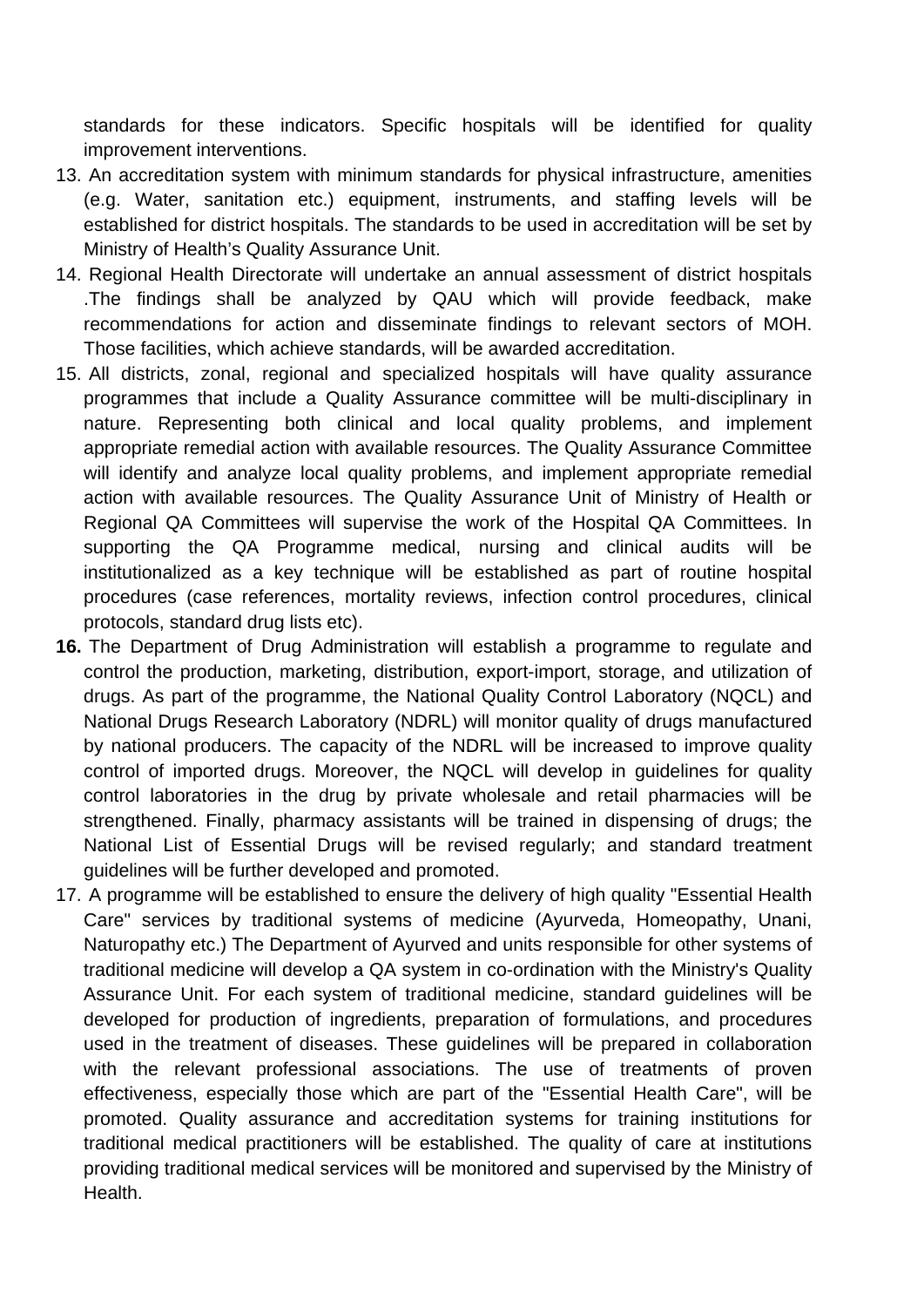standards for these indicators. Specific hospitals will be identified for quality improvement interventions.

13. An accreditation system with minimum standards for physical infrastructure, amenities (e.g. Water, sanitation etc.) equipment, instruments, and staffing levels will be established for district hospitals. The standards to be used in accreditation will be set by Ministry of Health's Quality Assurance Unit.
14. Regional Health Directorate will undertake an annual assessment of district hospitals .The findings shall be analyzed by QAU which will provide feedback, make recommendations for action and disseminate findings to relevant sectors of MOH. Those facilities, which achieve standards, will be awarded accreditation.
15. All districts, zonal, regional and specialized hospitals will have quality assurance programmes that include a Quality Assurance committee will be multi-disciplinary in nature. Representing both clinical and local quality problems, and implement appropriate remedial action with available resources. The Quality Assurance Committee will identify and analyze local quality problems, and implement appropriate remedial action with available resources. The Quality Assurance Unit of Ministry of Health or Regional QA Committees will supervise the work of the Hospital QA Committees. In supporting the QA Programme medical, nursing and clinical audits will be institutionalized as a key technique will be established as part of routine hospital procedures (case references, mortality reviews, infection control procedures, clinical protocols, standard drug lists etc).
16. The Department of Drug Administration will establish a programme to regulate and control the production, marketing, distribution, export-import, storage, and utilization of drugs. As part of the programme, the National Quality Control Laboratory (NQCL) and National Drugs Research Laboratory (NDRL) will monitor quality of drugs manufactured by national producers. The capacity of the NDRL will be increased to improve quality control of imported drugs. Moreover, the NQCL will develop in guidelines for quality control laboratories in the drug by private wholesale and retail pharmacies will be strengthened. Finally, pharmacy assistants will be trained in dispensing of drugs; the National List of Essential Drugs will be revised regularly; and standard treatment guidelines will be further developed and promoted.
17. A programme will be established to ensure the delivery of high quality "Essential Health Care" services by traditional systems of medicine (Ayurveda, Homeopathy, Unani, Naturopathy etc.) The Department of Ayurved and units responsible for other systems of traditional medicine will develop a QA system in co-ordination with the Ministry's Quality Assurance Unit. For each system of traditional medicine, standard guidelines will be developed for production of ingredients, preparation of formulations, and procedures used in the treatment of diseases. These guidelines will be prepared in collaboration with the relevant professional associations. The use of treatments of proven effectiveness, especially those which are part of the "Essential Health Care", will be promoted. Quality assurance and accreditation systems for training institutions for traditional medical practitioners will be established. The quality of care at institutions providing traditional medical services will be monitored and supervised by the Ministry of Health.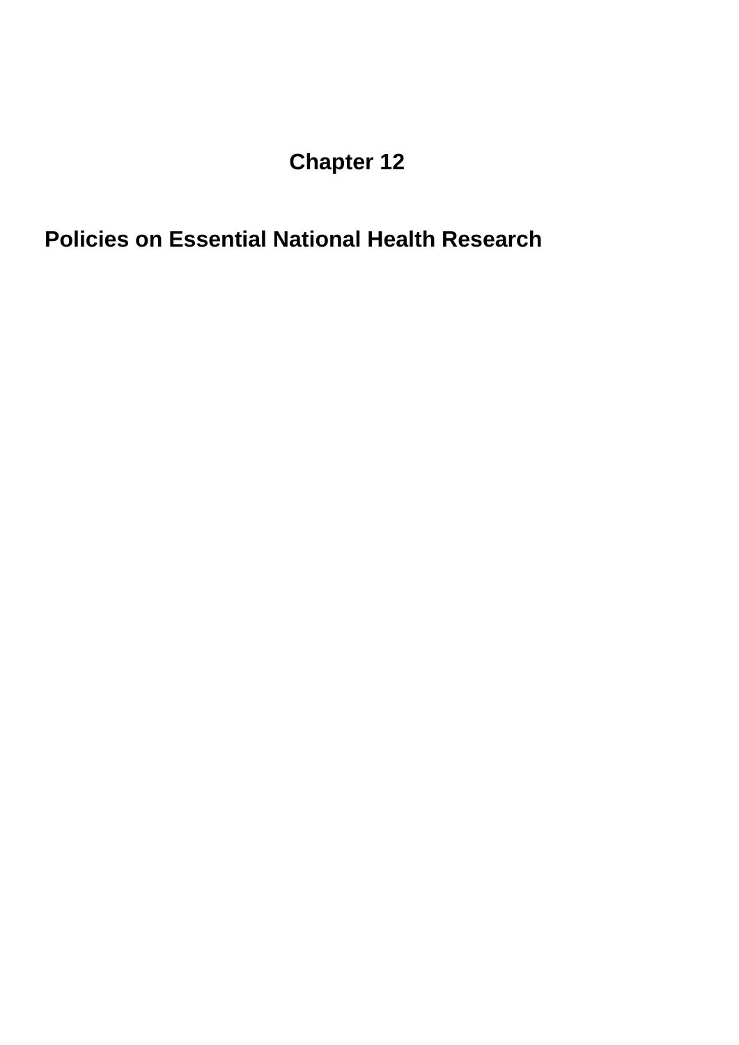# Chapter 12

## Policies on Essential National Health Research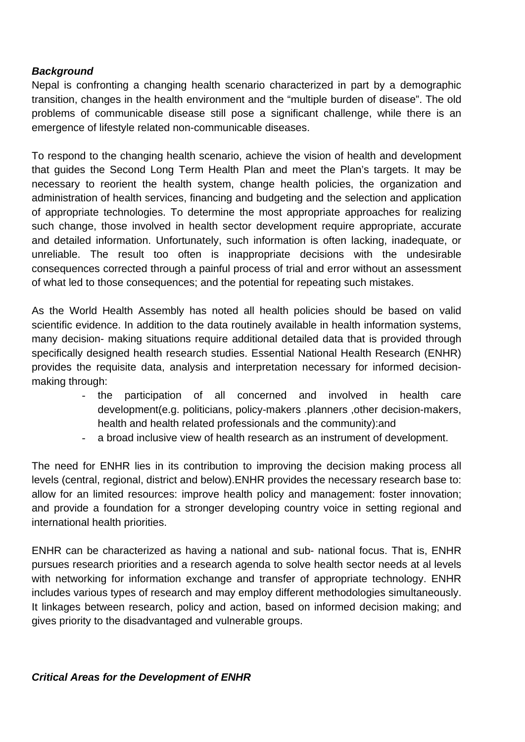***Background***

Nepal is confronting a changing health scenario characterized in part by a demographic transition, changes in the health environment and the "multiple burden of disease". The old problems of communicable disease still pose a significant challenge, while there is an emergence of lifestyle related non-communicable diseases.

To respond to the changing health scenario, achieve the vision of health and development that guides the Second Long Term Health Plan and meet the Plan's targets. It may be necessary to reorient the health system, change health policies, the organization and administration of health services, financing and budgeting and the selection and application of appropriate technologies. To determine the most appropriate approaches for realizing such change, those involved in health sector development require appropriate, accurate and detailed information. Unfortunately, such information is often lacking, inadequate, or unreliable. The result too often is inappropriate decisions with the undesirable consequences corrected through a painful process of trial and error without an assessment of what led to those consequences; and the potential for repeating such mistakes.

As the World Health Assembly has noted all health policies should be based on valid scientific evidence. In addition to the data routinely available in health information systems, many decision- making situations require additional detailed data that is provided through specifically designed health research studies. Essential National Health Research (ENHR) provides the requisite data, analysis and interpretation necessary for informed decision-making through:

- the participation of all concerned and involved in health care development(e.g. politicians, policy-makers .planners ,other decision-makers, health and health related professionals and the community):and
- a broad inclusive view of health research as an instrument of development.

The need for ENHR lies in its contribution to improving the decision making process all levels (central, regional, district and below).ENHR provides the necessary research base to: allow for an limited resources: improve health policy and management: foster innovation; and provide a foundation for a stronger developing country voice in setting regional and international health priorities.

ENHR can be characterized as having a national and sub- national focus. That is, ENHR pursues research priorities and a research agenda to solve health sector needs at al levels with networking for information exchange and transfer of appropriate technology. ENHR includes various types of research and may employ different methodologies simultaneously. It linkages between research, policy and action, based on informed decision making; and gives priority to the disadvantaged and vulnerable groups.

***Critical Areas for the Development of ENHR***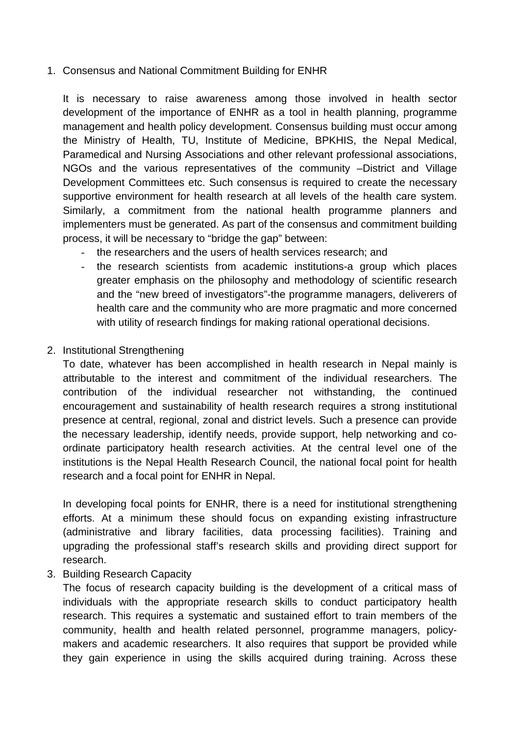1. Consensus and National Commitment Building for ENHR

   It is necessary to raise awareness among those involved in health sector development of the importance of ENHR as a tool in health planning, programme management and health policy development. Consensus building must occur among the Ministry of Health, TU, Institute of Medicine, BPKHIS, the Nepal Medical, Paramedical and Nursing Associations and other relevant professional associations, NGOs and the various representatives of the community –District and Village Development Committees etc. Such consensus is required to create the necessary supportive environment for health research at all levels of the health care system. Similarly, a commitment from the national health programme planners and implementers must be generated. As part of the consensus and commitment building process, it will be necessary to "bridge the gap" between:

   - the researchers and the users of health services research; and
   - the research scientists from academic institutions-a group which places greater emphasis on the philosophy and methodology of scientific research and the "new breed of investigators"-the programme managers, deliverers of health care and the community who are more pragmatic and more concerned with utility of research findings for making rational operational decisions.

2. Institutional Strengthening

   To date, whatever has been accomplished in health research in Nepal mainly is attributable to the interest and commitment of the individual researchers. The contribution of the individual researcher not withstanding, the continued encouragement and sustainability of health research requires a strong institutional presence at central, regional, zonal and district levels. Such a presence can provide the necessary leadership, identify needs, provide support, help networking and co-ordinate participatory health research activities. At the central level one of the institutions is the Nepal Health Research Council, the national focal point for health research and a focal point for ENHR in Nepal.

   In developing focal points for ENHR, there is a need for institutional strengthening efforts. At a minimum these should focus on expanding existing infrastructure (administrative and library facilities, data processing facilities). Training and upgrading the professional staff's research skills and providing direct support for research.

3. Building Research Capacity

   The focus of research capacity building is the development of a critical mass of individuals with the appropriate research skills to conduct participatory health research. This requires a systematic and sustained effort to train members of the community, health and health related personnel, programme managers, policy-makers and academic researchers. It also requires that support be provided while they gain experience in using the skills acquired during training. Across these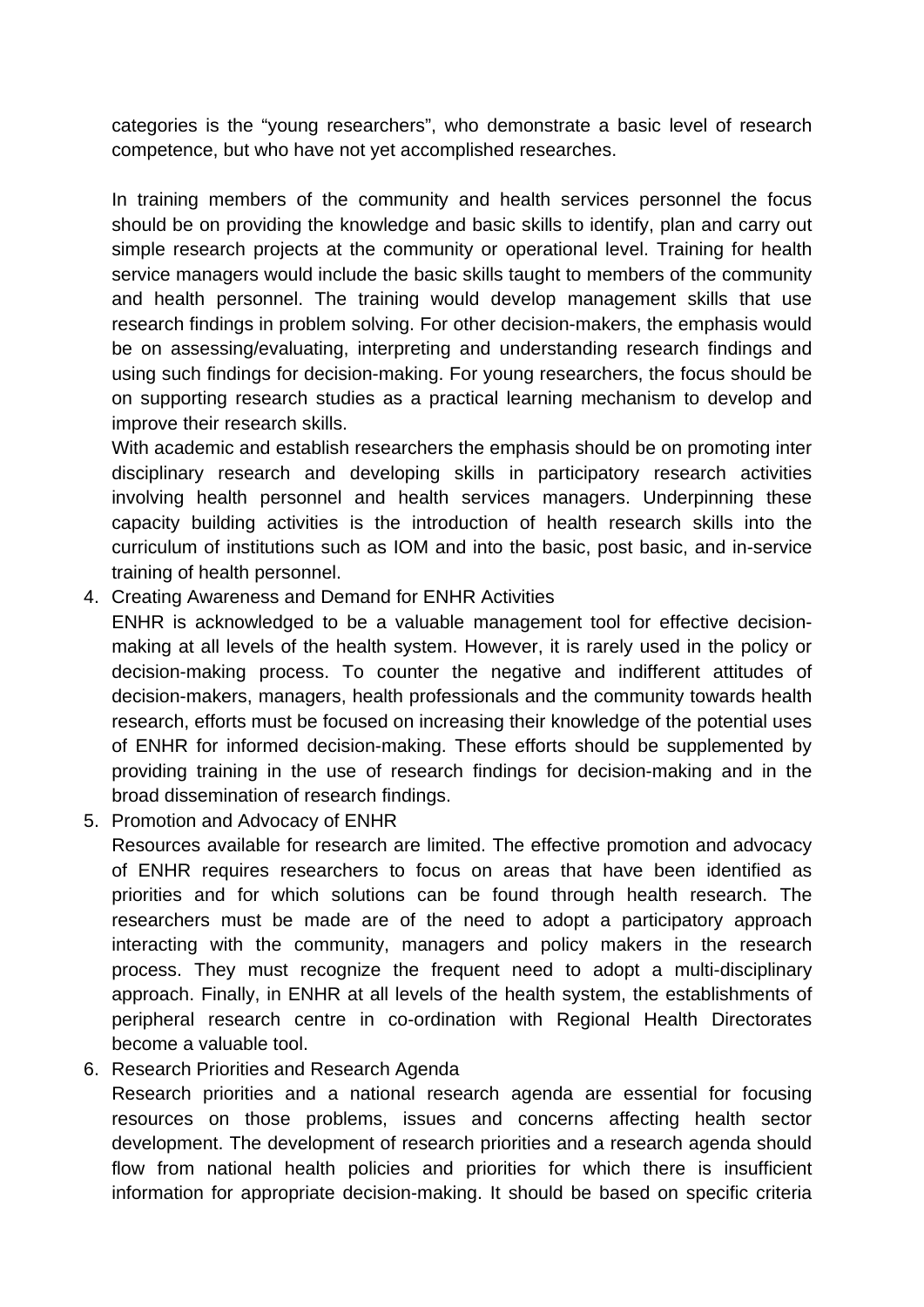categories is the "young researchers", who demonstrate a basic level of research competence, but who have not yet accomplished researches.

In training members of the community and health services personnel the focus should be on providing the knowledge and basic skills to identify, plan and carry out simple research projects at the community or operational level. Training for health service managers would include the basic skills taught to members of the community and health personnel. The training would develop management skills that use research findings in problem solving. For other decision-makers, the emphasis would be on assessing/evaluating, interpreting and understanding research findings and using such findings for decision-making. For young researchers, the focus should be on supporting research studies as a practical learning mechanism to develop and improve their research skills.

With academic and establish researchers the emphasis should be on promoting inter disciplinary research and developing skills in participatory research activities involving health personnel and health services managers. Underpinning these capacity building activities is the introduction of health research skills into the curriculum of institutions such as IOM and into the basic, post basic, and in-service training of health personnel.

4. Creating Awareness and Demand for ENHR Activities

   ENHR is acknowledged to be a valuable management tool for effective decision-making at all levels of the health system. However, it is rarely used in the policy or decision-making process. To counter the negative and indifferent attitudes of decision-makers, managers, health professionals and the community towards health research, efforts must be focused on increasing their knowledge of the potential uses of ENHR for informed decision-making. These efforts should be supplemented by providing training in the use of research findings for decision-making and in the broad dissemination of research findings.

5. Promotion and Advocacy of ENHR

   Resources available for research are limited. The effective promotion and advocacy of ENHR requires researchers to focus on areas that have been identified as priorities and for which solutions can be found through health research. The researchers must be made are of the need to adopt a participatory approach interacting with the community, managers and policy makers in the research process. They must recognize the frequent need to adopt a multi-disciplinary approach. Finally, in ENHR at all levels of the health system, the establishments of peripheral research centre in co-ordination with Regional Health Directorates become a valuable tool.

6. Research Priorities and Research Agenda

   Research priorities and a national research agenda are essential for focusing resources on those problems, issues and concerns affecting health sector development. The development of research priorities and a research agenda should flow from national health policies and priorities for which there is insufficient information for appropriate decision-making. It should be based on specific criteria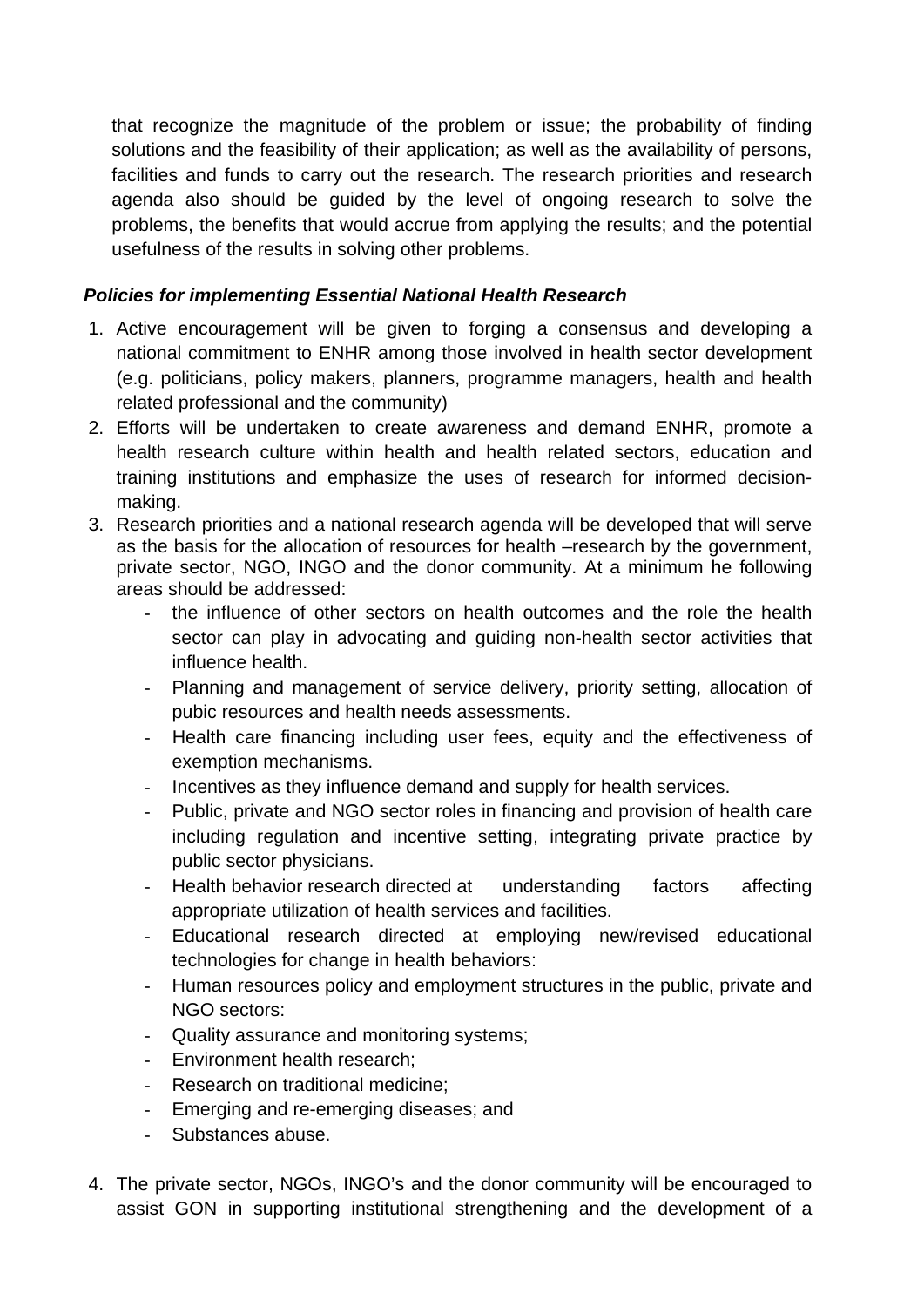that recognize the magnitude of the problem or issue; the probability of finding solutions and the feasibility of their application; as well as the availability of persons, facilities and funds to carry out the research. The research priorities and research agenda also should be guided by the level of ongoing research to solve the problems, the benefits that would accrue from applying the results; and the potential usefulness of the results in solving other problems.

***Policies for implementing Essential National Health Research***

1. Active encouragement will be given to forging a consensus and developing a national commitment to ENHR among those involved in health sector development (e.g. politicians, policy makers, planners, programme managers, health and health related professional and the community)
2. Efforts will be undertaken to create awareness and demand ENHR, promote a health research culture within health and health related sectors, education and training institutions and emphasize the uses of research for informed decision-making.
3. Research priorities and a national research agenda will be developed that will serve as the basis for the allocation of resources for health –research by the government, private sector, NGO, INGO and the donor community. At a minimum he following areas should be addressed:
    - the influence of other sectors on health outcomes and the role the health sector can play in advocating and guiding non-health sector activities that influence health.
    - Planning and management of service delivery, priority setting, allocation of pubic resources and health needs assessments.
    - Health care financing including user fees, equity and the effectiveness of exemption mechanisms.
    - Incentives as they influence demand and supply for health services.
    - Public, private and NGO sector roles in financing and provision of health care including regulation and incentive setting, integrating private practice by public sector physicians.
    - Health behavior research directed at understanding factors affecting appropriate utilization of health services and facilities.
    - Educational research directed at employing new/revised educational technologies for change in health behaviors:
    - Human resources policy and employment structures in the public, private and NGO sectors:
    - Quality assurance and monitoring systems;
    - Environment health research;
    - Research on traditional medicine;
    - Emerging and re-emerging diseases; and
    - Substances abuse.

4. The private sector, NGOs, INGO's and the donor community will be encouraged to assist GON in supporting institutional strengthening and the development of a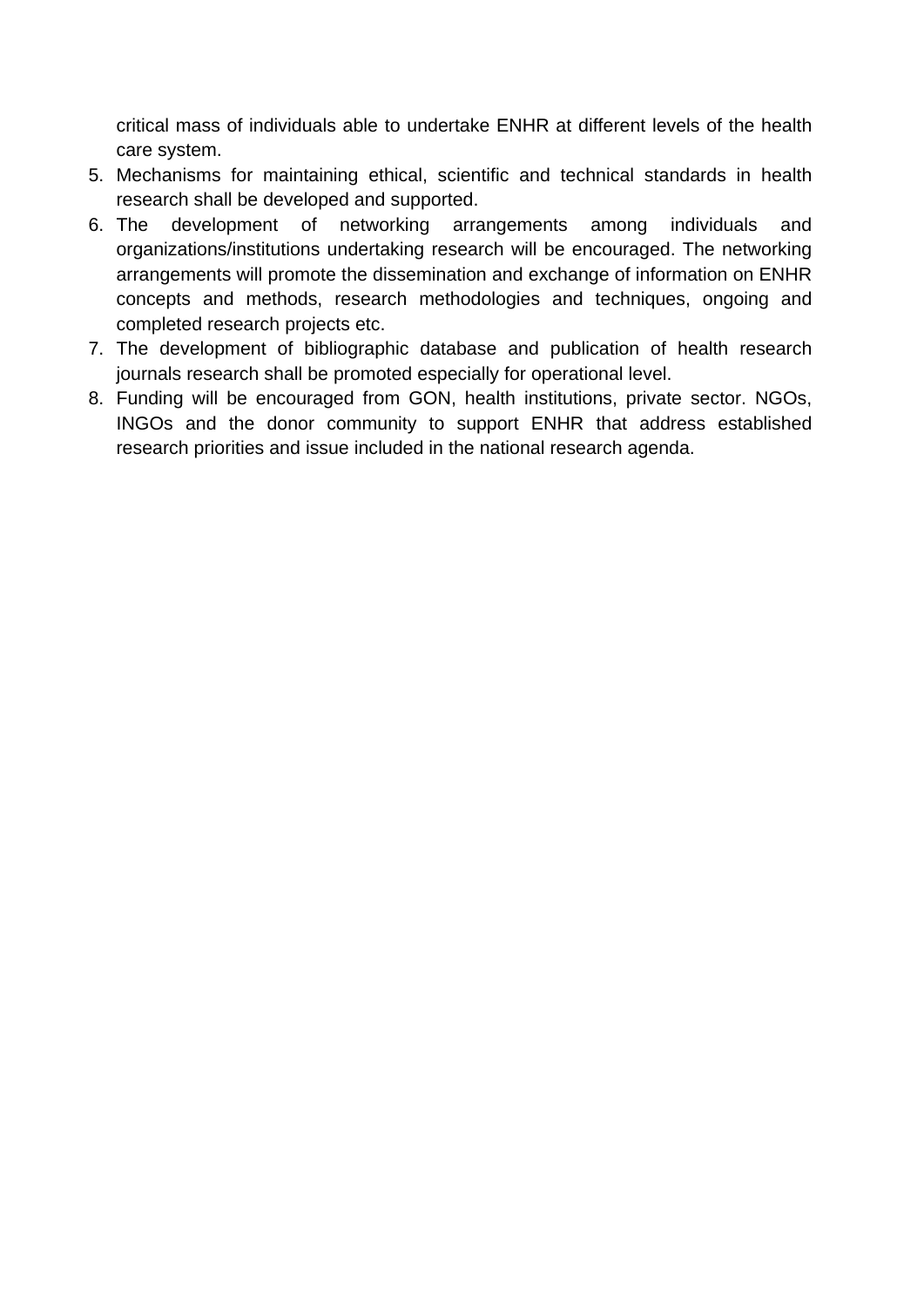critical mass of individuals able to undertake ENHR at different levels of the health care system.

5. Mechanisms for maintaining ethical, scientific and technical standards in health research shall be developed and supported.
6. The development of networking arrangements among individuals and organizations/institutions undertaking research will be encouraged. The networking arrangements will promote the dissemination and exchange of information on ENHR concepts and methods, research methodologies and techniques, ongoing and completed research projects etc.
7. The development of bibliographic database and publication of health research journals research shall be promoted especially for operational level.
8. Funding will be encouraged from GON, health institutions, private sector. NGOs, INGOs and the donor community to support ENHR that address established research priorities and issue included in the national research agenda.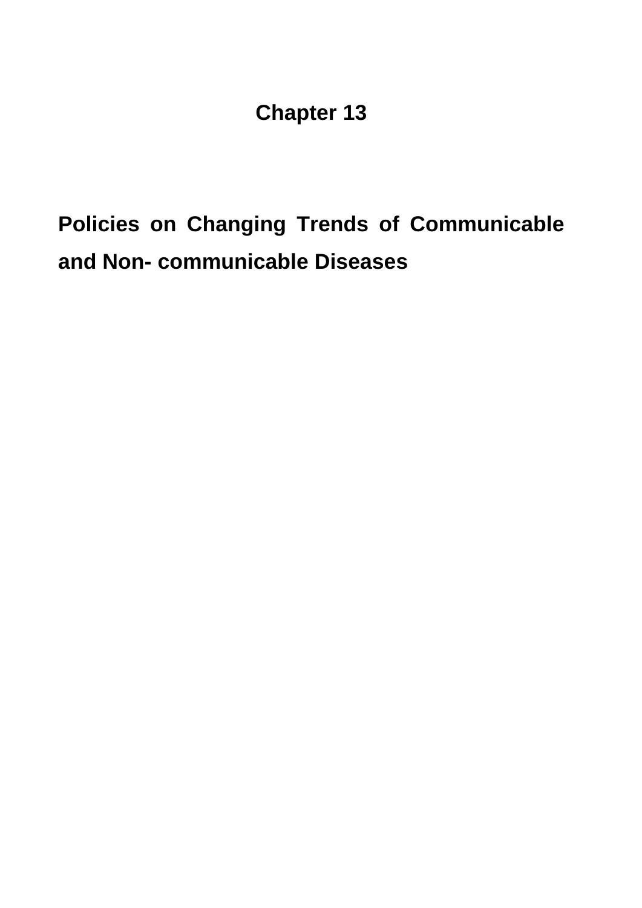# Chapter 13

## Policies on Changing Trends of Communicable and Non- communicable Diseases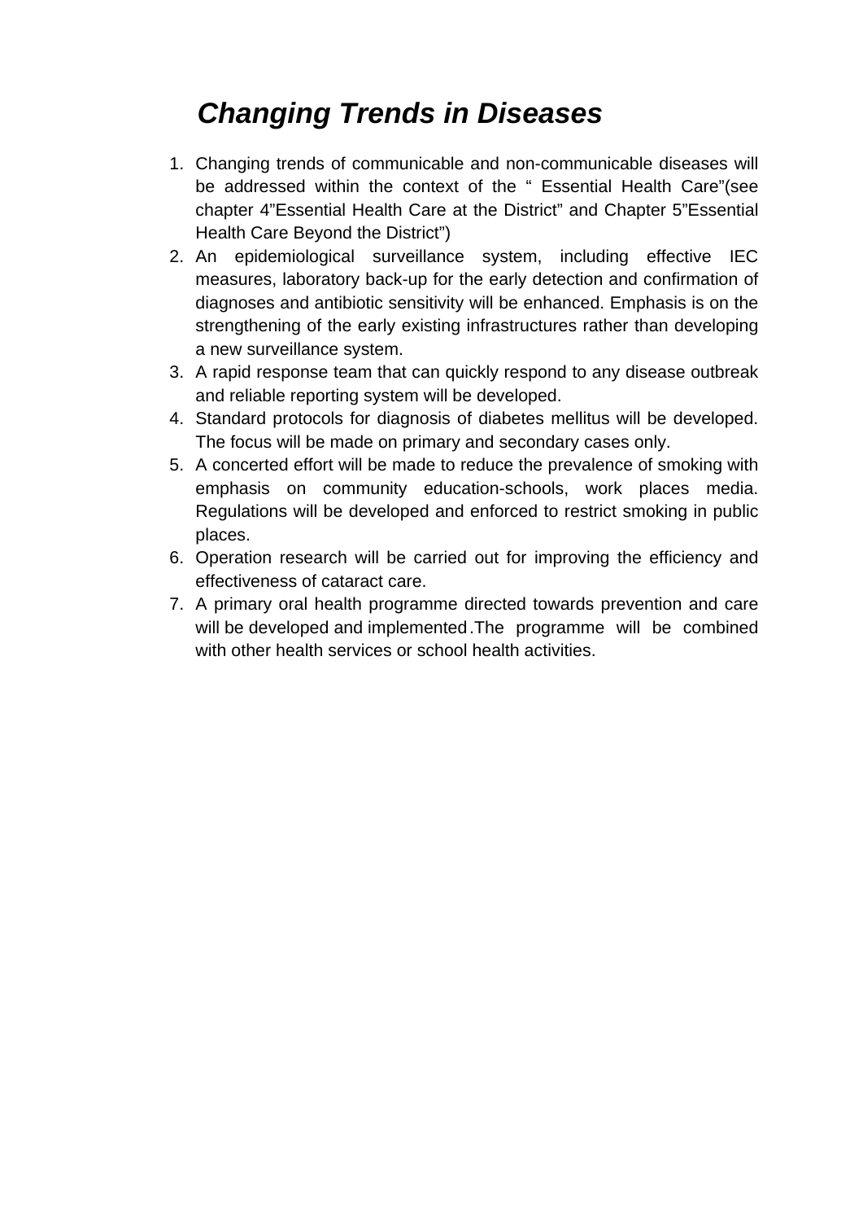## *Changing Trends in Diseases*

1. Changing trends of communicable and non-communicable diseases will be addressed within the context of the “ Essential Health Care”(see chapter 4”Essential Health Care at the District” and Chapter 5”Essential Health Care Beyond the District”)
2. An epidemiological surveillance system, including effective IEC measures, laboratory back-up for the early detection and confirmation of diagnoses and antibiotic sensitivity will be enhanced. Emphasis is on the strengthening of the early existing infrastructures rather than developing a new surveillance system.
3. A rapid response team that can quickly respond to any disease outbreak and reliable reporting system will be developed.
4. Standard protocols for diagnosis of diabetes mellitus will be developed. The focus will be made on primary and secondary cases only.
5. A concerted effort will be made to reduce the prevalence of smoking with emphasis on community education-schools, work places media. Regulations will be developed and enforced to restrict smoking in public places.
6. Operation research will be carried out for improving the efficiency and effectiveness of cataract care.
7. A primary oral health programme directed towards prevention and care will be developed and implemented.The programme will be combined with other health services or school health activities.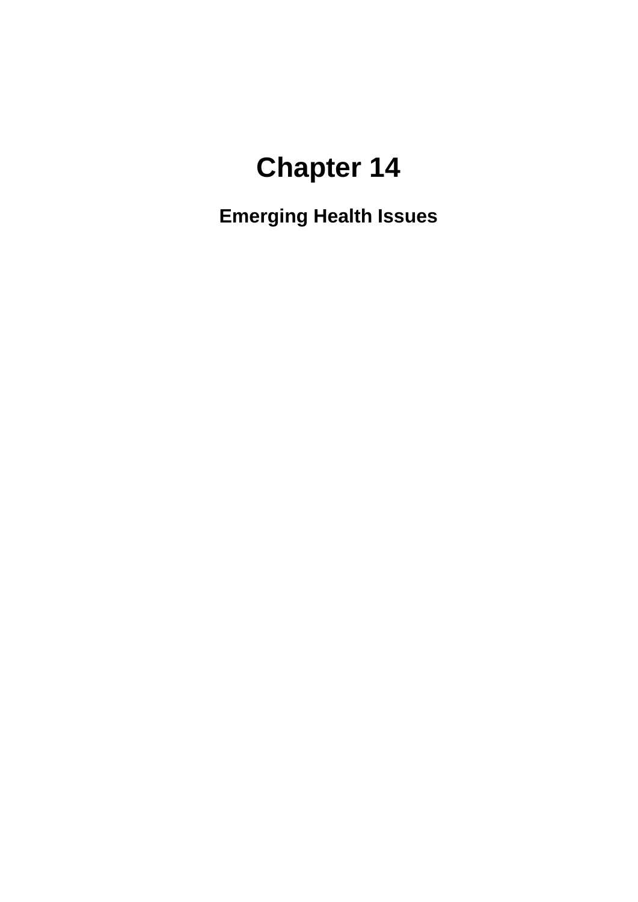# Chapter 14

## Emerging Health Issues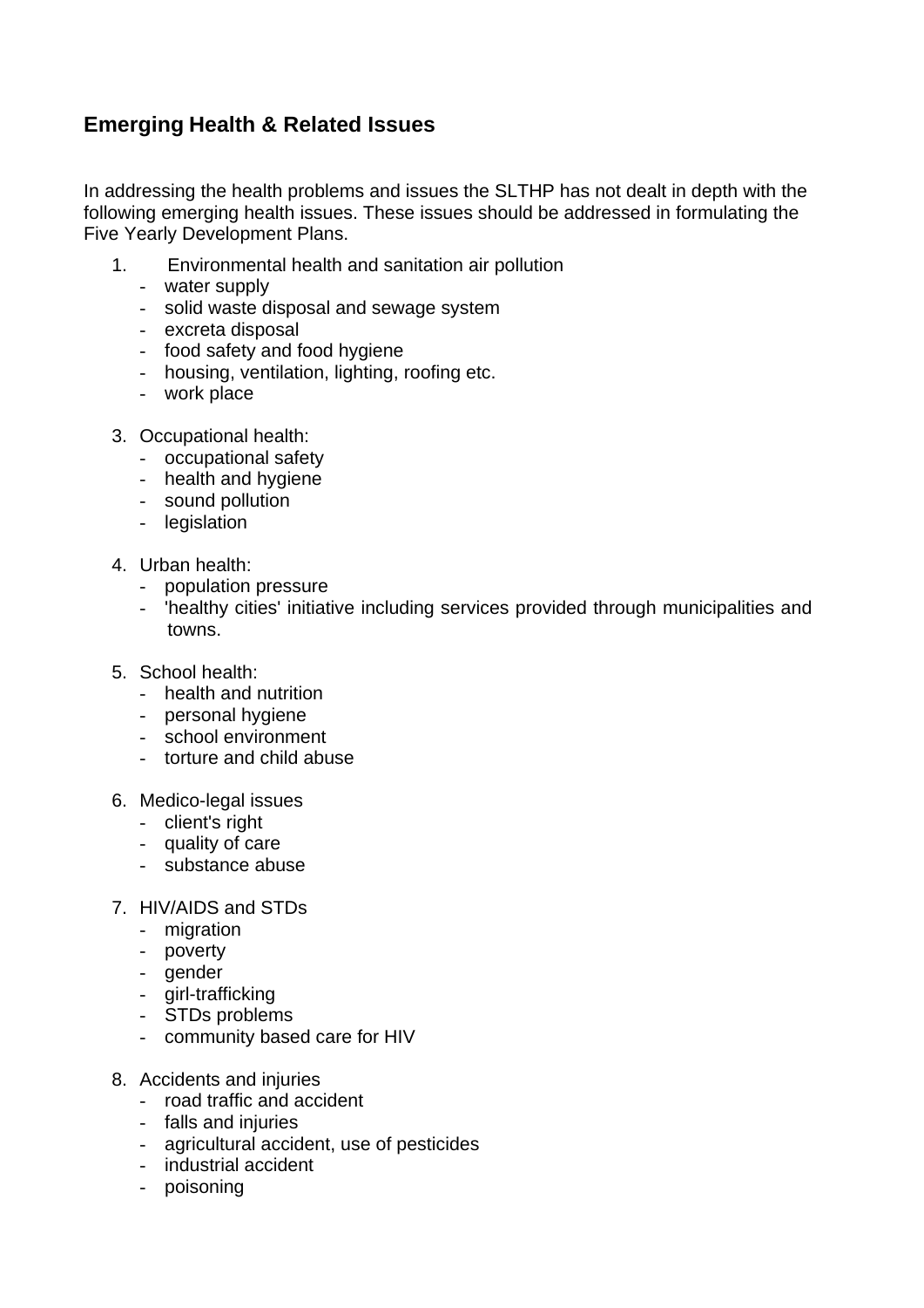## Emerging Health & Related Issues

In addressing the health problems and issues the SLTHP has not dealt in depth with the following emerging health issues. These issues should be addressed in formulating the Five Yearly Development Plans.

1. Environmental health and sanitation air pollution
   - water supply
   - solid waste disposal and sewage system
   - excreta disposal
   - food safety and food hygiene
   - housing, ventilation, lighting, roofing etc.
   - work place

3. Occupational health:
   - occupational safety
   - health and hygiene
   - sound pollution
   - legislation

4. Urban health:
   - population pressure
   - 'healthy cities' initiative including services provided through municipalities and towns.

5. School health:
   - health and nutrition
   - personal hygiene
   - school environment
   - torture and child abuse

6. Medico-legal issues
   - client's right
   - quality of care
   - substance abuse

7. HIV/AIDS and STDs
   - migration
   - poverty
   - gender
   - girl-trafficking
   - STDs problems
   - community based care for HIV

8. Accidents and injuries
   - road traffic and accident
   - falls and injuries
   - agricultural accident, use of pesticides
   - industrial accident
   - poisoning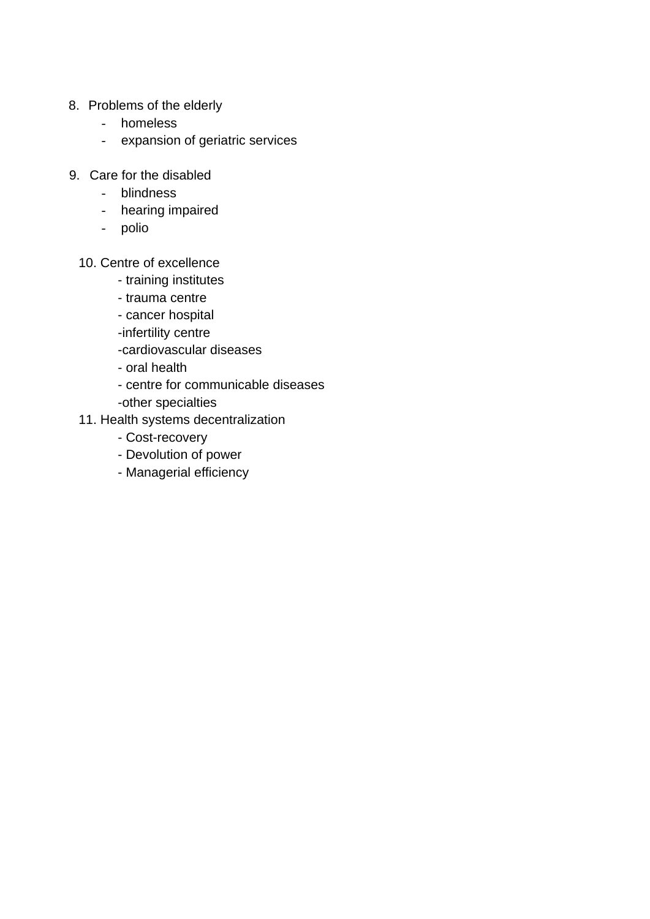8. Problems of the elderly
    - homeless
    - expansion of geriatric services

9. Care for the disabled
    - blindness
    - hearing impaired
    - polio

10. Centre of excellence
    - training institutes
    - trauma centre
    - cancer hospital
    - infertility centre
    - cardiovascular diseases
    - oral health
    - centre for communicable diseases
    - other specialties

11. Health systems decentralization
    - Cost-recovery
    - Devolution of power
    - Managerial efficiency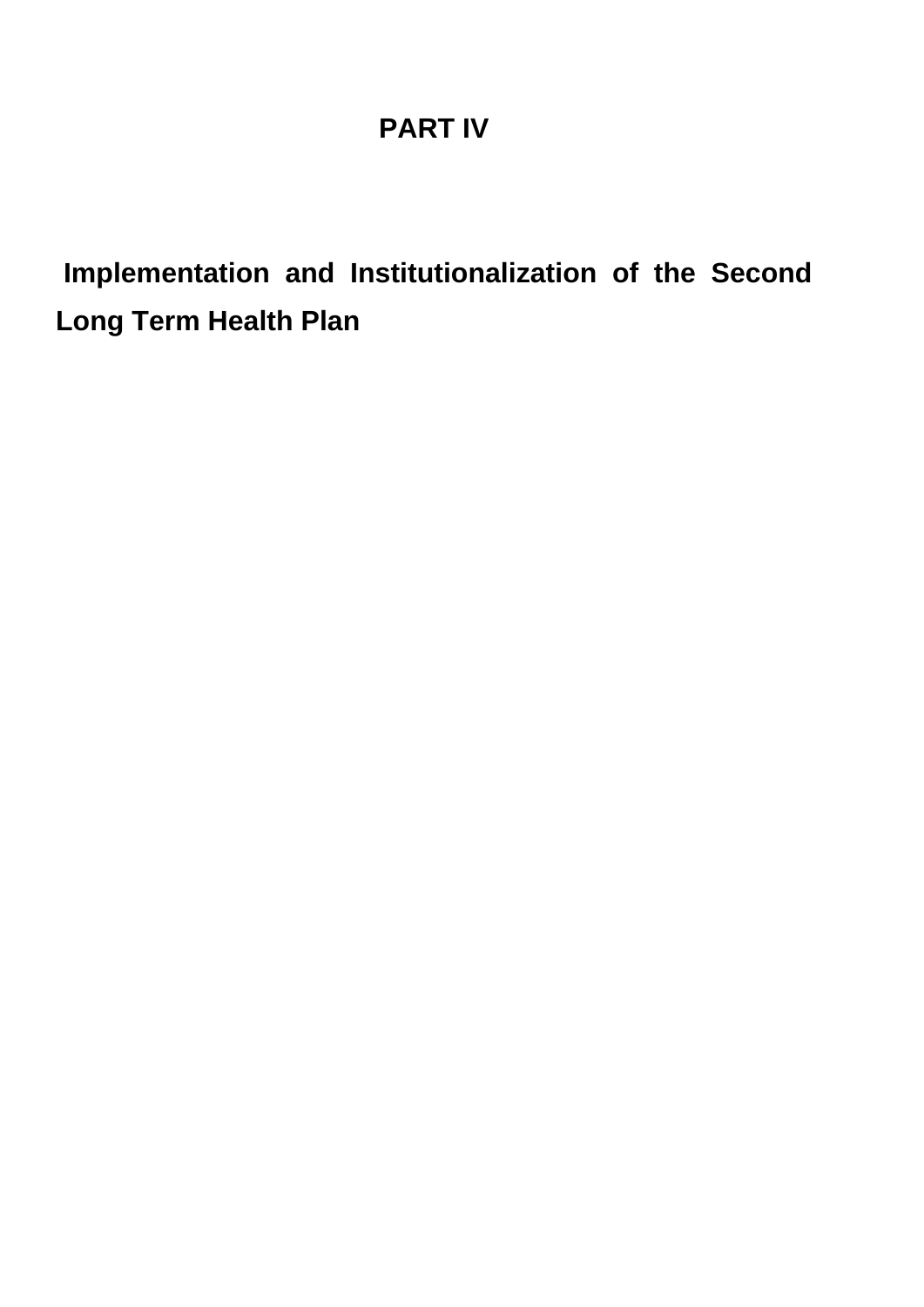# PART IV

## Implementation and Institutionalization of the Second Long Term Health Plan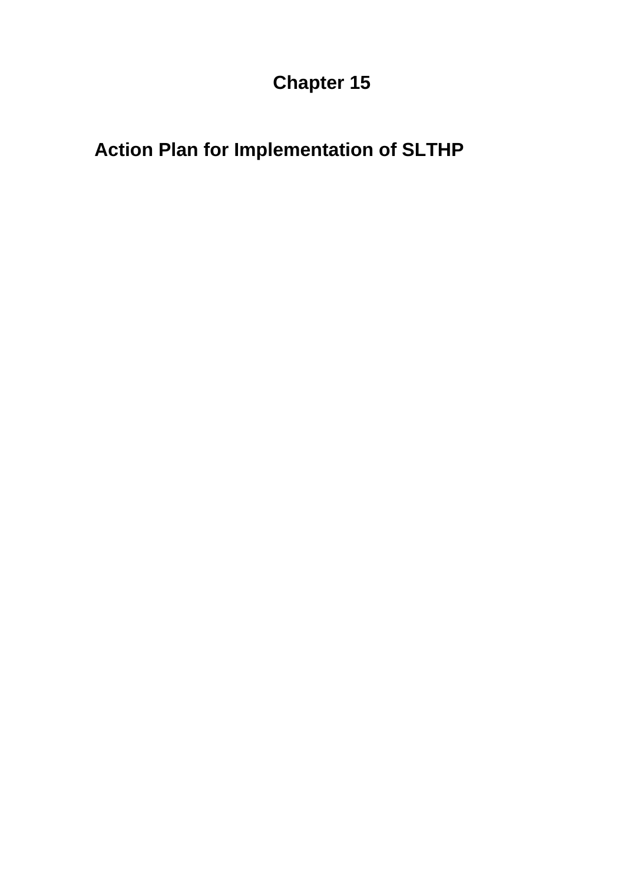# Chapter 15

## Action Plan for Implementation of SLTHP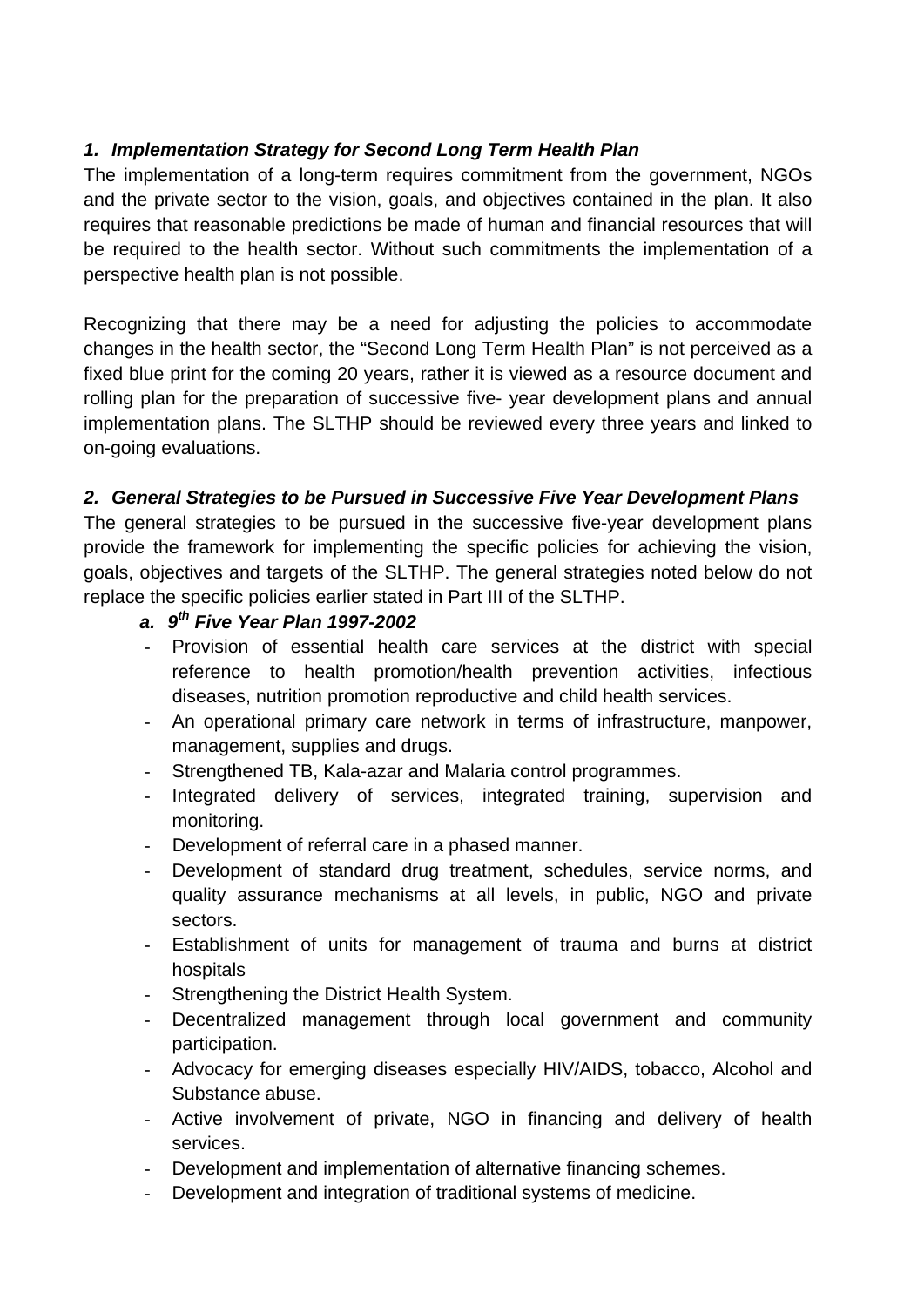### *1. Implementation Strategy for Second Long Term Health Plan*

The implementation of a long-term requires commitment from the government, NGOs and the private sector to the vision, goals, and objectives contained in the plan. It also requires that reasonable predictions be made of human and financial resources that will be required to the health sector. Without such commitments the implementation of a perspective health plan is not possible.

Recognizing that there may be a need for adjusting the policies to accommodate changes in the health sector, the "Second Long Term Health Plan" is not perceived as a fixed blue print for the coming 20 years, rather it is viewed as a resource document and rolling plan for the preparation of successive five- year development plans and annual implementation plans. The SLTHP should be reviewed every three years and linked to on-going evaluations.

### *2. General Strategies to be Pursued in Successive Five Year Development Plans*

The general strategies to be pursued in the successive five-year development plans provide the framework for implementing the specific policies for achieving the vision, goals, objectives and targets of the SLTHP. The general strategies noted below do not replace the specific policies earlier stated in Part III of the SLTHP.

#### *a. 9th Five Year Plan 1997-2002*

- Provision of essential health care services at the district with special reference to health promotion/health prevention activities, infectious diseases, nutrition promotion reproductive and child health services.
- An operational primary care network in terms of infrastructure, manpower, management, supplies and drugs.
- Strengthened TB, Kala-azar and Malaria control programmes.
- Integrated delivery of services, integrated training, supervision and monitoring.
- Development of referral care in a phased manner.
- Development of standard drug treatment, schedules, service norms, and quality assurance mechanisms at all levels, in public, NGO and private sectors.
- Establishment of units for management of trauma and burns at district hospitals
- Strengthening the District Health System.
- Decentralized management through local government and community participation.
- Advocacy for emerging diseases especially HIV/AIDS, tobacco, Alcohol and Substance abuse.
- Active involvement of private, NGO in financing and delivery of health services.
- Development and implementation of alternative financing schemes.
- Development and integration of traditional systems of medicine.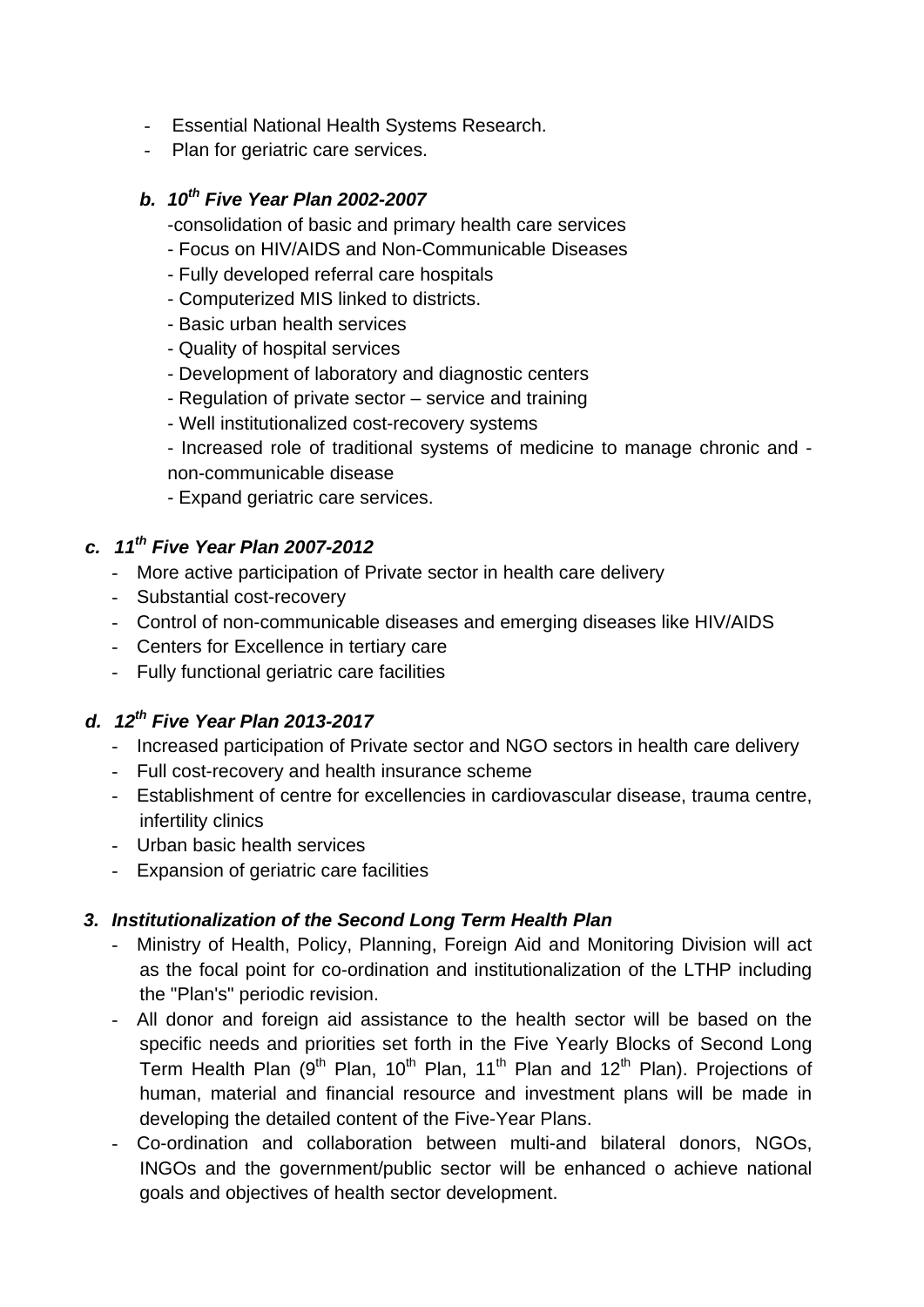- Essential National Health Systems Research.
- Plan for geriatric care services.

***b. 10th Five Year Plan 2002-2007***

-consolidation of basic and primary health care services
- Focus on HIV/AIDS and Non-Communicable Diseases
- Fully developed referral care hospitals
- Computerized MIS linked to districts.
- Basic urban health services
- Quality of hospital services
- Development of laboratory and diagnostic centers
- Regulation of private sector – service and training
- Well institutionalized cost-recovery systems
- Increased role of traditional systems of medicine to manage chronic and -non-communicable disease
- Expand geriatric care services.

***c. 11th Five Year Plan 2007-2012***

- More active participation of Private sector in health care delivery
- Substantial cost-recovery
- Control of non-communicable diseases and emerging diseases like HIV/AIDS
- Centers for Excellence in tertiary care
- Fully functional geriatric care facilities

***d. 12th Five Year Plan 2013-2017***

- Increased participation of Private sector and NGO sectors in health care delivery
- Full cost-recovery and health insurance scheme
- Establishment of centre for excellencies in cardiovascular disease, trauma centre, infertility clinics
- Urban basic health services
- Expansion of geriatric care facilities

***3. Institutionalization of the Second Long Term Health Plan***

- Ministry of Health, Policy, Planning, Foreign Aid and Monitoring Division will act as the focal point for co-ordination and institutionalization of the LTHP including the "Plan's" periodic revision.
- All donor and foreign aid assistance to the health sector will be based on the specific needs and priorities set forth in the Five Yearly Blocks of Second Long Term Health Plan (9th Plan, 10th Plan, 11th Plan and 12th Plan). Projections of human, material and financial resource and investment plans will be made in developing the detailed content of the Five-Year Plans.
- Co-ordination and collaboration between multi-and bilateral donors, NGOs, INGOs and the government/public sector will be enhanced o achieve national goals and objectives of health sector development.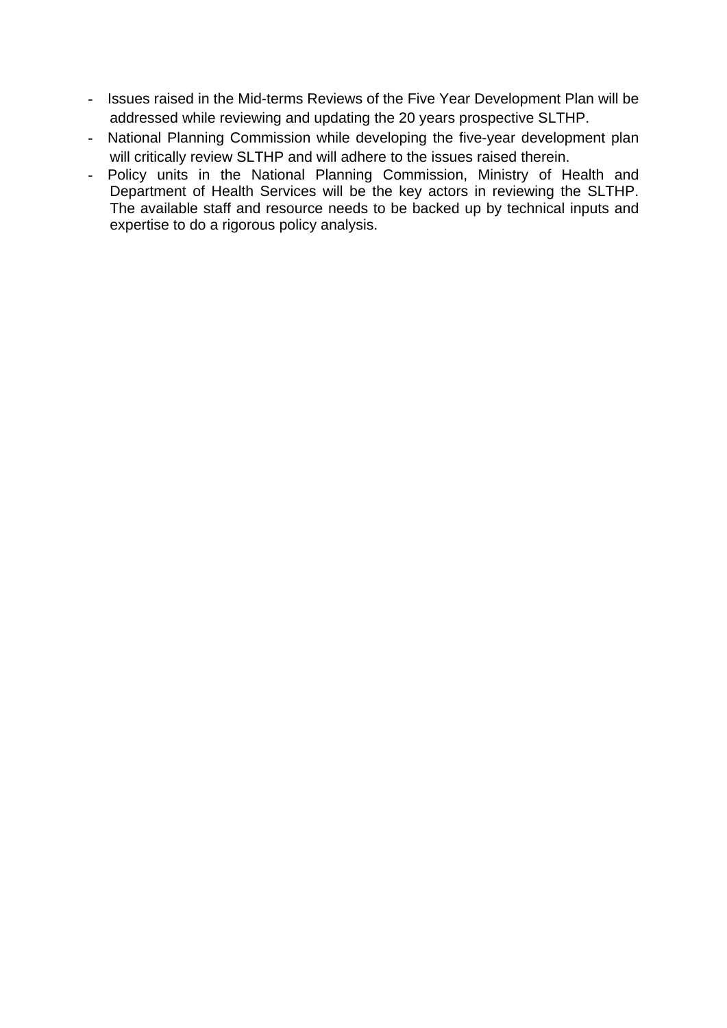- Issues raised in the Mid-terms Reviews of the Five Year Development Plan will be addressed while reviewing and updating the 20 years prospective SLTHP.
- National Planning Commission while developing the five-year development plan will critically review SLTHP and will adhere to the issues raised therein.
- Policy units in the National Planning Commission, Ministry of Health and Department of Health Services will be the key actors in reviewing the SLTHP. The available staff and resource needs to be backed up by technical inputs and expertise to do a rigorous policy analysis.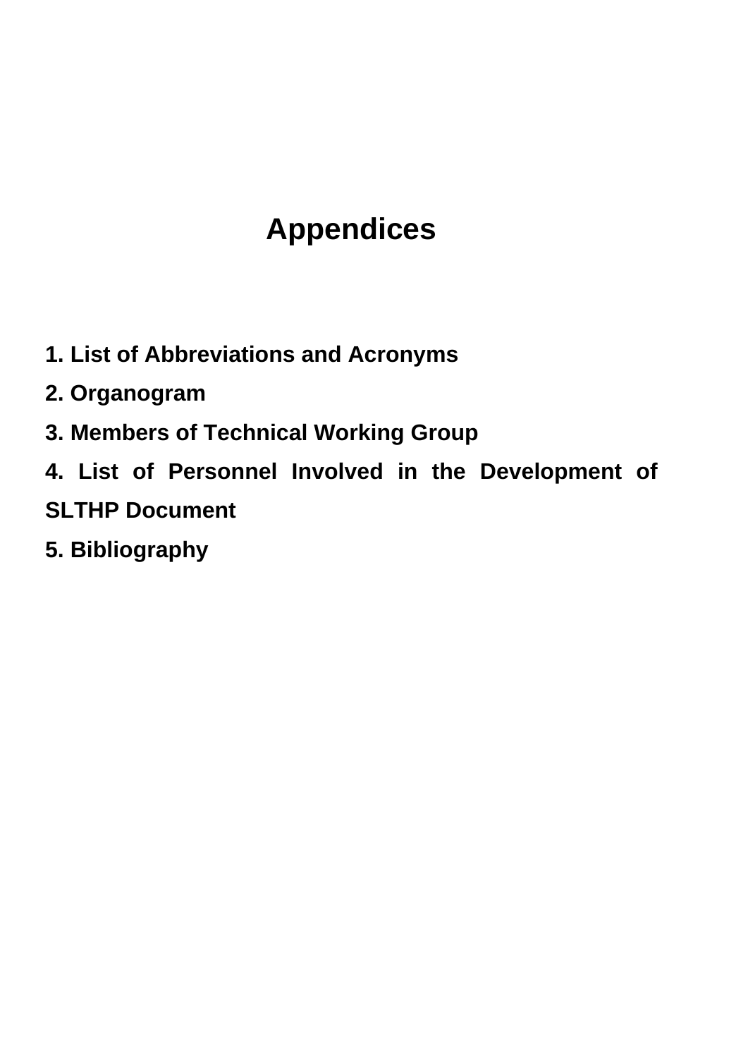# Appendices

**1. List of Abbreviations and Acronyms**

**2. Organogram**

**3. Members of Technical Working Group**

**4. List of Personnel Involved in the Development of SLTHP Document**

**5. Bibliography**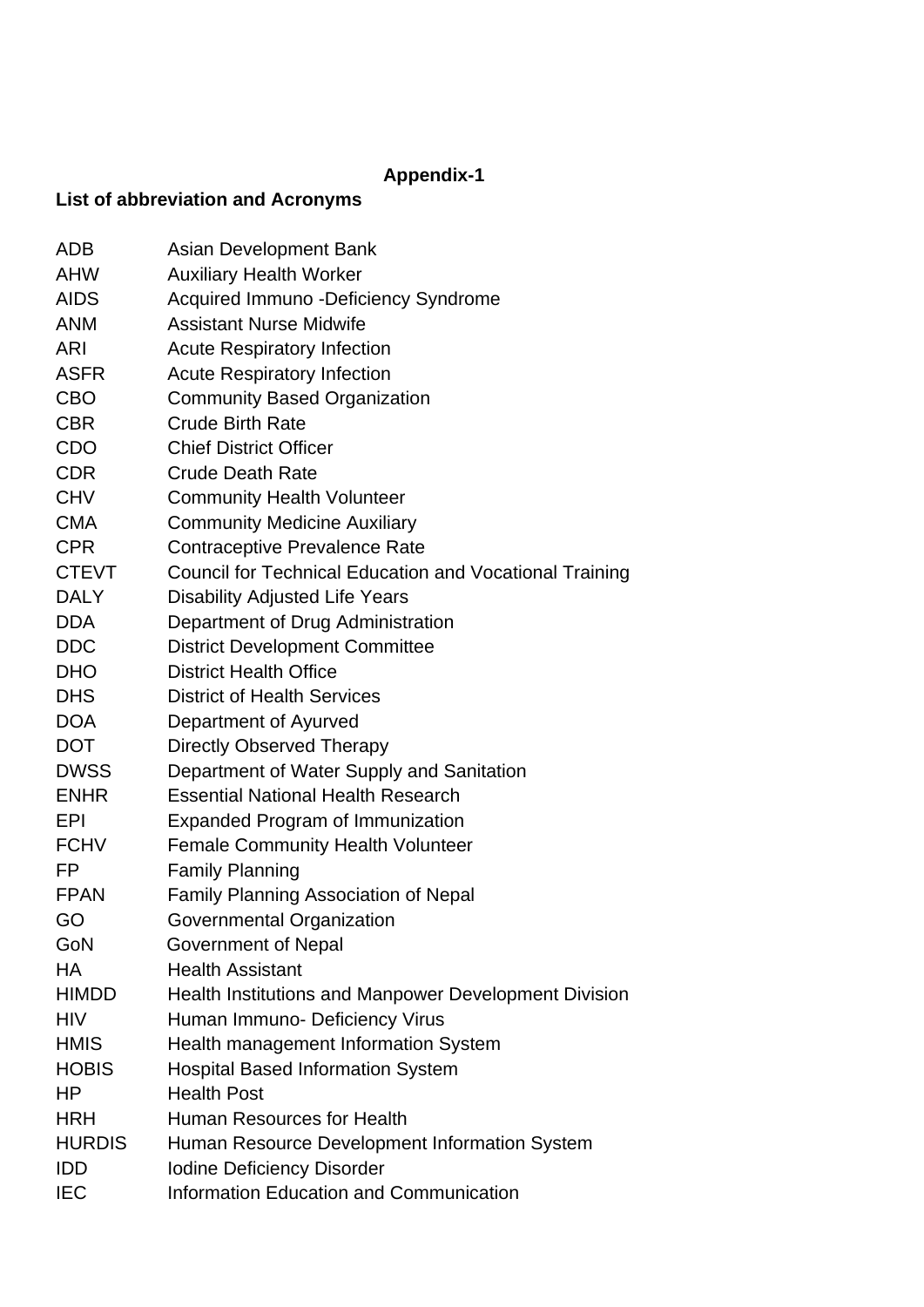**Appendix-1**

**List of abbreviation and Acronyms**

| | |
|---|---|
| ADB | Asian Development Bank |
| AHW | Auxiliary Health Worker |
| AIDS | Acquired Immuno -Deficiency Syndrome |
| ANM | Assistant Nurse Midwife |
| ARI | Acute Respiratory Infection |
| ASFR | Acute Respiratory Infection |
| CBO | Community Based Organization |
| CBR | Crude Birth Rate |
| CDO | Chief District Officer |
| CDR | Crude Death Rate |
| CHV | Community Health Volunteer |
| CMA | Community Medicine Auxiliary |
| CPR | Contraceptive Prevalence Rate |
| CTEVT | Council for Technical Education and Vocational Training |
| DALY | Disability Adjusted Life Years |
| DDA | Department of Drug Administration |
| DDC | District Development Committee |
| DHO | District Health Office |
| DHS | District of Health Services |
| DOA | Department of Ayurved |
| DOT | Directly Observed Therapy |
| DWSS | Department of Water Supply and Sanitation |
| ENHR | Essential National Health Research |
| EPI | Expanded Program of Immunization |
| FCHV | Female Community Health Volunteer |
| FP | Family Planning |
| FPAN | Family Planning Association of Nepal |
| GO | Governmental Organization |
| GoN | Government of Nepal |
| HA | Health Assistant |
| HIMDD | Health Institutions and Manpower Development Division |
| HIV | Human Immuno- Deficiency Virus |
| HMIS | Health management Information System |
| HOBIS | Hospital Based Information System |
| HP | Health Post |
| HRH | Human Resources for Health |
| HURDIS | Human Resource Development Information System |
| IDD | Iodine Deficiency Disorder |
| IEC | Information Education and Communication |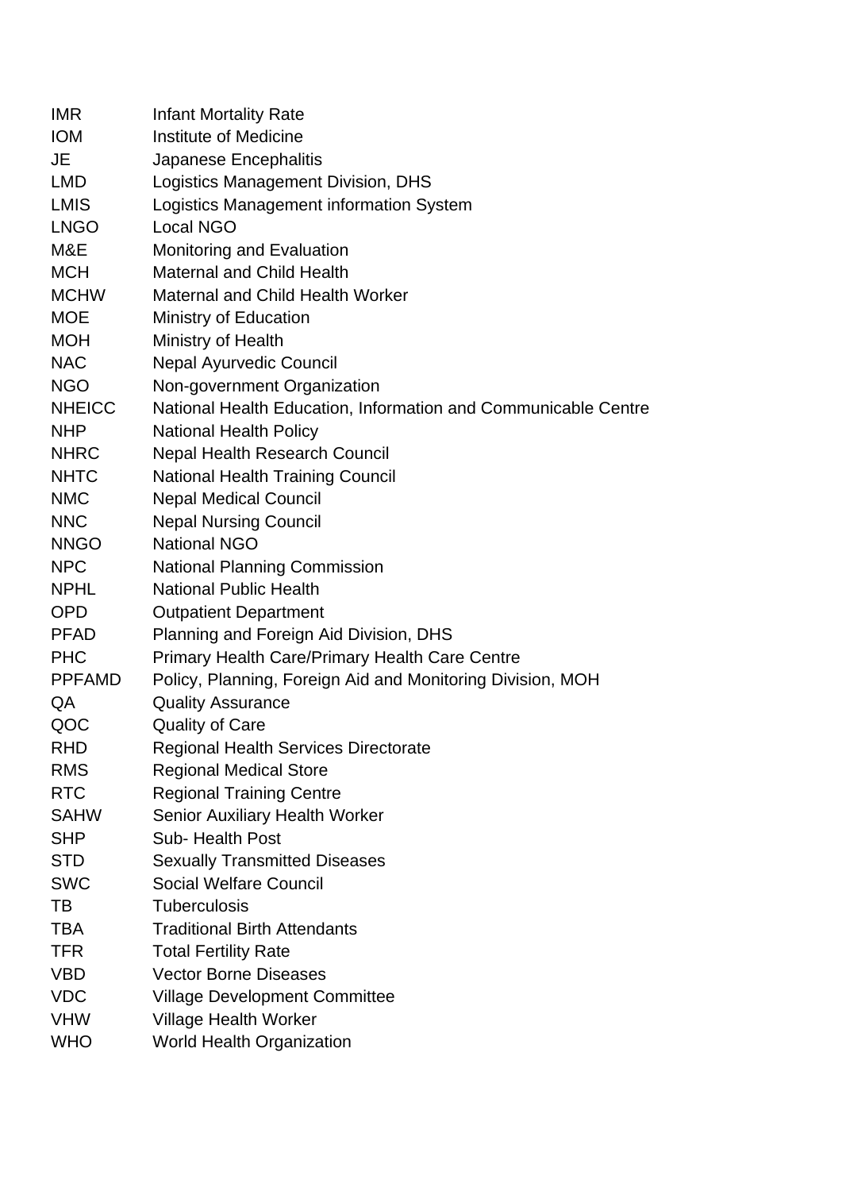| | |
|---|---|
| IMR | Infant Mortality Rate |
| IOM | Institute of Medicine |
| JE | Japanese Encephalitis |
| LMD | Logistics Management Division, DHS |
| LMIS | Logistics Management information System |
| LNGO | Local NGO |
| M&E | Monitoring and Evaluation |
| MCH | Maternal and Child Health |
| MCHW | Maternal and Child Health Worker |
| MOE | Ministry of Education |
| MOH | Ministry of Health |
| NAC | Nepal Ayurvedic Council |
| NGO | Non-government Organization |
| NHEICC | National Health Education, Information and Communicable Centre |
| NHP | National Health Policy |
| NHRC | Nepal Health Research Council |
| NHTC | National Health Training Council |
| NMC | Nepal Medical Council |
| NNC | Nepal Nursing Council |
| NNGO | National NGO |
| NPC | National Planning Commission |
| NPHL | National Public Health |
| OPD | Outpatient Department |
| PFAD | Planning and Foreign Aid Division, DHS |
| PHC | Primary Health Care/Primary Health Care Centre |
| PPFAMD | Policy, Planning, Foreign Aid and Monitoring Division, MOH |
| QA | Quality Assurance |
| QOC | Quality of Care |
| RHD | Regional Health Services Directorate |
| RMS | Regional Medical Store |
| RTC | Regional Training Centre |
| SAHW | Senior Auxiliary Health Worker |
| SHP | Sub- Health Post |
| STD | Sexually Transmitted Diseases |
| SWC | Social Welfare Council |
| TB | Tuberculosis |
| TBA | Traditional Birth Attendants |
| TFR | Total Fertility Rate |
| VBD | Vector Borne Diseases |
| VDC | Village Development Committee |
| VHW | Village Health Worker |
| WHO | World Health Organization |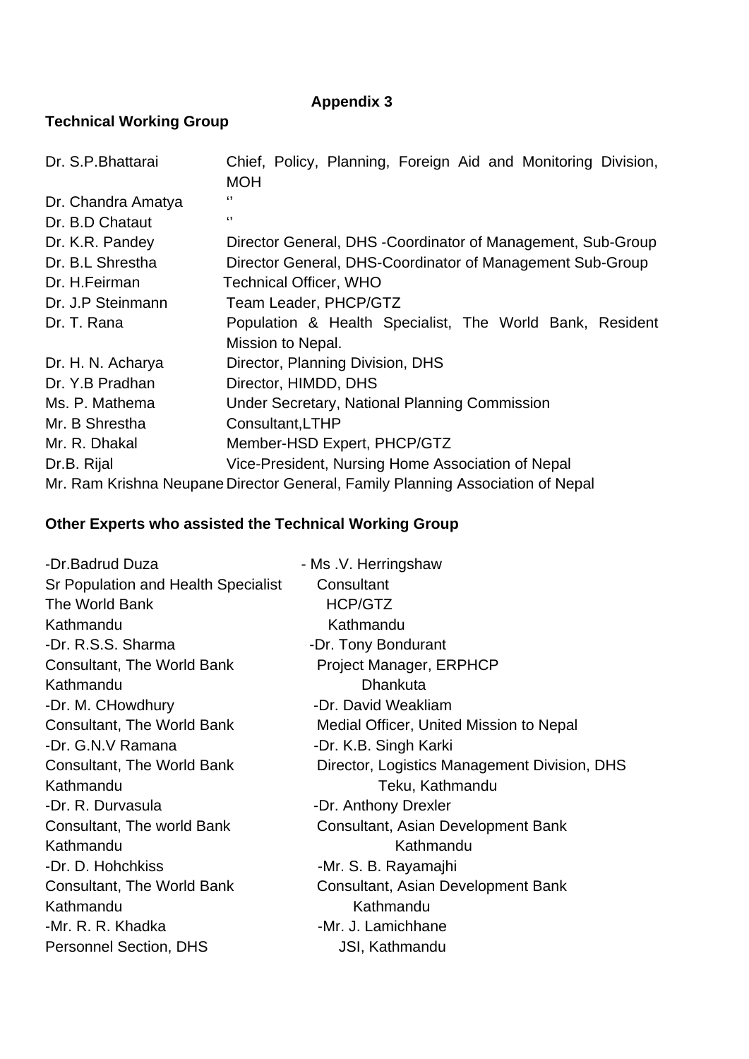**Appendix 3**

**Technical Working Group**

| | |
|---|---|
| Dr. S.P.Bhattarai | Chief, Policy, Planning, Foreign Aid and Monitoring Division, MOH |
| Dr. Chandra Amatya | ‘’ |
| Dr. B.D Chataut | ‘’ |
| Dr. K.R. Pandey | Director General, DHS -Coordinator of Management, Sub-Group |
| Dr. B.L Shrestha | Director General, DHS-Coordinator of Management Sub-Group |
| Dr. H.Feirman | Technical Officer, WHO |
| Dr. J.P Steinmann | Team Leader, PHCP/GTZ |
| Dr. T. Rana | Population & Health Specialist, The World Bank, Resident Mission to Nepal. |
| Dr. H. N. Acharya | Director, Planning Division, DHS |
| Dr. Y.B Pradhan | Director, HIMDD, DHS |
| Ms. P. Mathema | Under Secretary, National Planning Commission |
| Mr. B Shrestha | Consultant,LTHP |
| Mr. R. Dhakal | Member-HSD Expert, PHCP/GTZ |
| Dr.B. Rijal | Vice-President, Nursing Home Association of Nepal |
| Mr. Ram Krishna Neupane | Director General, Family Planning Association of Nepal |

**Other Experts who assisted the Technical Working Group**

-Dr.Badrud Duza
Sr Population and Health Specialist
The World Bank
Kathmandu

-Dr. R.S.S. Sharma
Consultant, The World Bank
Kathmandu

-Dr. M. CHowdhury
Consultant, The World Bank

-Dr. G.N.V Ramana
Consultant, The World Bank
Kathmandu

-Dr. R. Durvasula
Consultant, The world Bank
Kathmandu

-Dr. D. Hohchkiss
Consultant, The World Bank
Kathmandu

-Mr. R. R. Khadka
Personnel Section, DHS

- Ms .V. Herringshaw
Consultant
HCP/GTZ
Kathmandu

-Dr. Tony Bondurant
Project Manager, ERPHCP
Dhankuta

-Dr. David Weakliam
Medial Officer, United Mission to Nepal

-Dr. K.B. Singh Karki
Director, Logistics Management Division, DHS
Teku, Kathmandu

-Dr. Anthony Drexler
Consultant, Asian Development Bank
Kathmandu

-Mr. S. B. Rayamajhi
Consultant, Asian Development Bank
Kathmandu

-Mr. J. Lamichhane
JSI, Kathmandu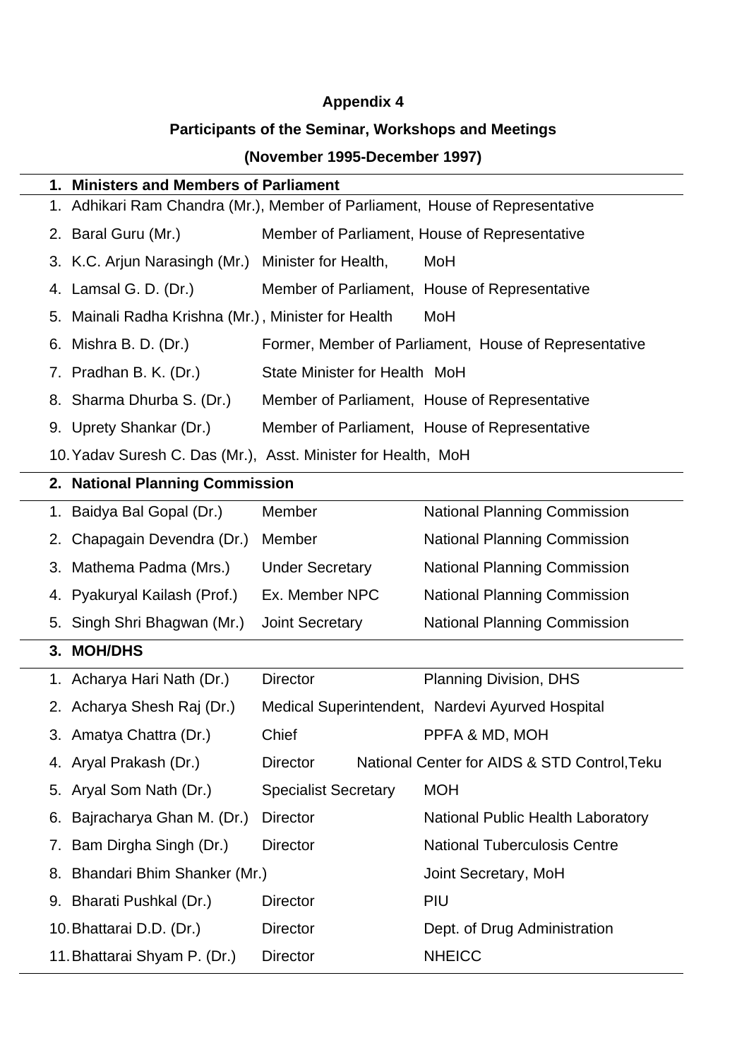# Appendix 4

## Participants of the Seminar, Workshops and Meetings

## (November 1995-December 1997)

### 1. Ministers and Members of Parliament

1. Adhikari Ram Chandra (Mr.), Member of Parliament, House of Representative
2. Baral Guru (Mr.) Member of Parliament, House of Representative
3. K.C. Arjun Narasingh (Mr.) Minister for Health, MoH
4. Lamsal G. D. (Dr.) Member of Parliament, House of Representative
5. Mainali Radha Krishna (Mr.) , Minister for Health MoH
6. Mishra B. D. (Dr.) Former, Member of Parliament, House of Representative
7. Pradhan B. K. (Dr.) State Minister for Health MoH
8. Sharma Dhurba S. (Dr.) Member of Parliament, House of Representative
9. Uprety Shankar (Dr.) Member of Parliament, House of Representative
10. Yadav Suresh C. Das (Mr.), Asst. Minister for Health, MoH

### 2. National Planning Commission

1. Baidya Bal Gopal (Dr.) Member National Planning Commission
2. Chapagain Devendra (Dr.) Member National Planning Commission
3. Mathema Padma (Mrs.) Under Secretary National Planning Commission
4. Pyakuryal Kailash (Prof.) Ex. Member NPC National Planning Commission
5. Singh Shri Bhagwan (Mr.) Joint Secretary National Planning Commission

### 3. MOH/DHS

1. Acharya Hari Nath (Dr.) Director Planning Division, DHS
2. Acharya Shesh Raj (Dr.) Medical Superintendent, Nardevi Ayurved Hospital
3. Amatya Chattra (Dr.) Chief PPFA & MD, MOH
4. Aryal Prakash (Dr.) Director National Center for AIDS & STD Control,Teku
5. Aryal Som Nath (Dr.) Specialist Secretary MOH
6. Bajracharya Ghan M. (Dr.) Director National Public Health Laboratory
7. Bam Dirgha Singh (Dr.) Director National Tuberculosis Centre
8. Bhandari Bhim Shanker (Mr.) Joint Secretary, MoH
9. Bharati Pushkal (Dr.) Director PIU
10. Bhattarai D.D. (Dr.) Director Dept. of Drug Administration
11. Bhattarai Shyam P. (Dr.) Director NHEICC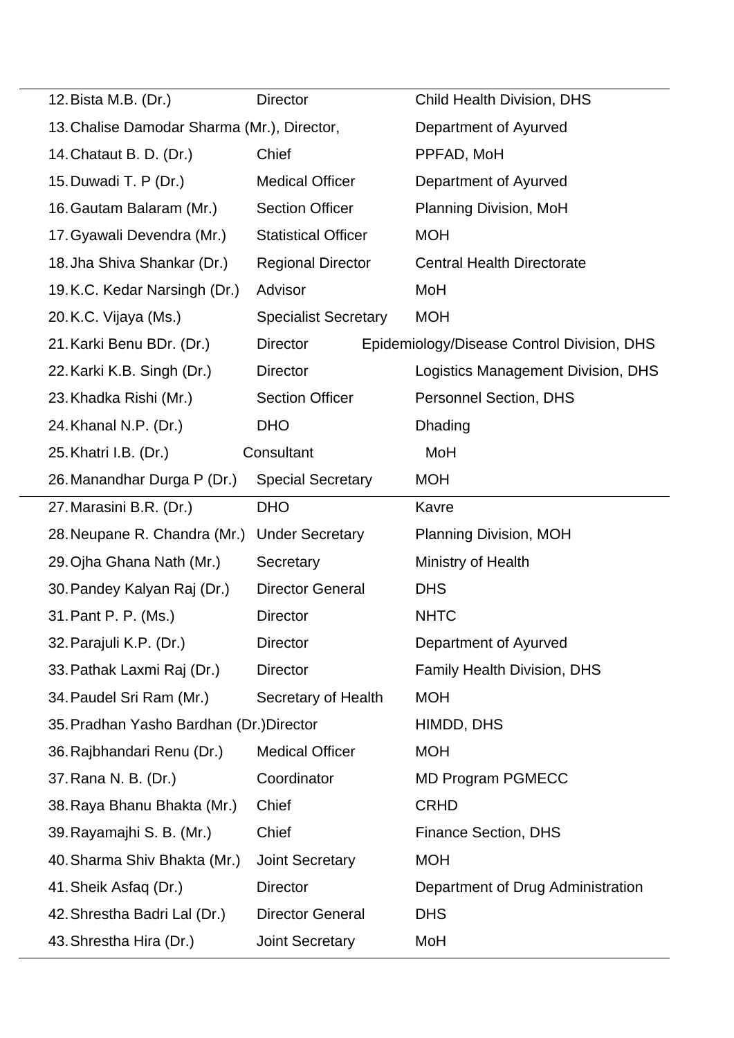12. Bista M.B. (Dr.) Director Child Health Division, DHS
13. Chalise Damodar Sharma (Mr.), Director, Department of Ayurved
14. Chataut B. D. (Dr.) Chief PPFAD, MoH
15. Duwadi T. P (Dr.) Medical Officer Department of Ayurved
16. Gautam Balaram (Mr.) Section Officer Planning Division, MoH
17. Gyawali Devendra (Mr.) Statistical Officer MOH
18. Jha Shiva Shankar (Dr.) Regional Director Central Health Directorate
19. K.C. Kedar Narsingh (Dr.) Advisor MoH
20. K.C. Vijaya (Ms.) Specialist Secretary MOH
21. Karki Benu BDr. (Dr.) Director Epidemiology/Disease Control Division, DHS
22. Karki K.B. Singh (Dr.) Director Logistics Management Division, DHS
23. Khadka Rishi (Mr.) Section Officer Personnel Section, DHS
24. Khanal N.P. (Dr.) DHO Dhading
25. Khatri I.B. (Dr.) Consultant MoH
26. Manandhar Durga P (Dr.) Special Secretary MOH
27. Marasini B.R. (Dr.) DHO Kavre
28. Neupane R. Chandra (Mr.) Under Secretary Planning Division, MOH
29. Ojha Ghana Nath (Mr.) Secretary Ministry of Health
30. Pandey Kalyan Raj (Dr.) Director General DHS
31. Pant P. P. (Ms.) Director NHTC
32. Parajuli K.P. (Dr.) Director Department of Ayurved
33. Pathak Laxmi Raj (Dr.) Director Family Health Division, DHS
34. Paudel Sri Ram (Mr.) Secretary of Health MOH
35. Pradhan Yasho Bardhan (Dr.) Director HIMDD, DHS
36. Rajbhandari Renu (Dr.) Medical Officer MOH
37. Rana N. B. (Dr.) Coordinator MD Program PGMECC
38. Raya Bhanu Bhakta (Mr.) Chief CRHD
39. Rayamajhi S. B. (Mr.) Chief Finance Section, DHS
40. Sharma Shiv Bhakta (Mr.) Joint Secretary MOH
41. Sheik Asfaq (Dr.) Director Department of Drug Administration
42. Shrestha Badri Lal (Dr.) Director General DHS
43. Shrestha Hira (Dr.) Joint Secretary MoH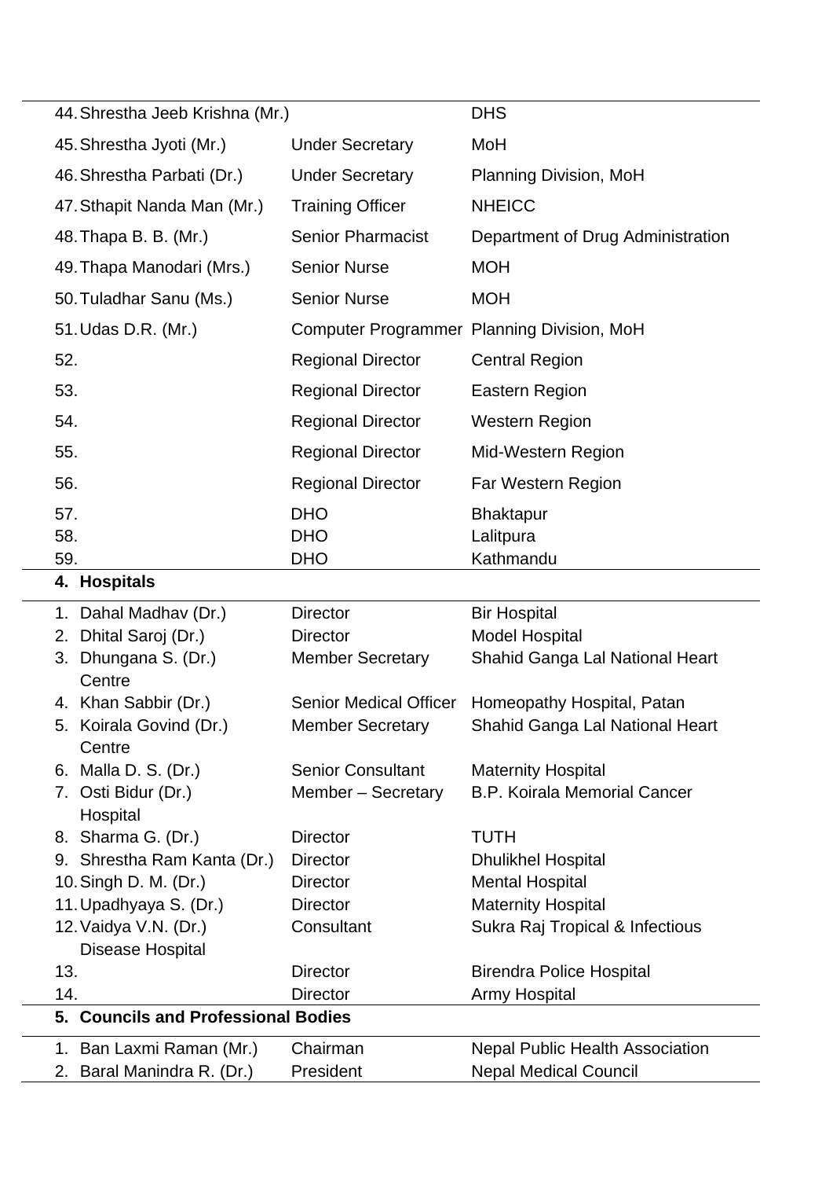| | | |
|---|---|---|
| 44. Shrestha Jeeb Krishna (Mr.) | | DHS |
| 45. Shrestha Jyoti (Mr.) | Under Secretary | MoH |
| 46. Shrestha Parbati (Dr.) | Under Secretary | Planning Division, MoH |
| 47. Sthapit Nanda Man (Mr.) | Training Officer | NHEICC |
| 48. Thapa B. B. (Mr.) | Senior Pharmacist | Department of Drug Administration |
| 49. Thapa Manodari (Mrs.) | Senior Nurse | MOH |
| 50. Tuladhar Sanu (Ms.) | Senior Nurse | MOH |
| 51. Udas D.R. (Mr.) | Computer Programmer | Planning Division, MoH |
| 52. | Regional Director | Central Region |
| 53. | Regional Director | Eastern Region |
| 54. | Regional Director | Western Region |
| 55. | Regional Director | Mid-Western Region |
| 56. | Regional Director | Far Western Region |
| 57. | DHO | Bhaktapur |
| 58. | DHO | Lalitpura |
| 59. | DHO | Kathmandu |

**4. Hospitals**

| | | |
|---|---|---|
| 1. Dahal Madhav (Dr.) | Director | Bir Hospital |
| 2. Dhital Saroj (Dr.) | Director | Model Hospital |
| 3. Dhungana S. (Dr.) | Member Secretary | Shahid Ganga Lal National Heart Centre |
| 4. Khan Sabbir (Dr.) | Senior Medical Officer | Homeopathy Hospital, Patan |
| 5. Koirala Govind (Dr.) | Member Secretary | Shahid Ganga Lal National Heart Centre |
| 6. Malla D. S. (Dr.) | Senior Consultant | Maternity Hospital |
| 7. Osti Bidur (Dr.) | Member – Secretary | B.P. Koirala Memorial Cancer Hospital |
| 8. Sharma G. (Dr.) | Director | TUTH |
| 9. Shrestha Ram Kanta (Dr.) | Director | Dhulikhel Hospital |
| 10. Singh D. M. (Dr.) | Director | Mental Hospital |
| 11. Upadhyaya S. (Dr.) | Director | Maternity Hospital |
| 12. Vaidya V.N. (Dr.) | Consultant | Sukra Raj Tropical & Infectious Disease Hospital |
| 13. | Director | Birendra Police Hospital |
| 14. | Director | Army Hospital |

**5. Councils and Professional Bodies**

| | | |
|---|---|---|
| 1. Ban Laxmi Raman (Mr.) | Chairman | Nepal Public Health Association |
| 2. Baral Manindra R. (Dr.) | President | Nepal Medical Council |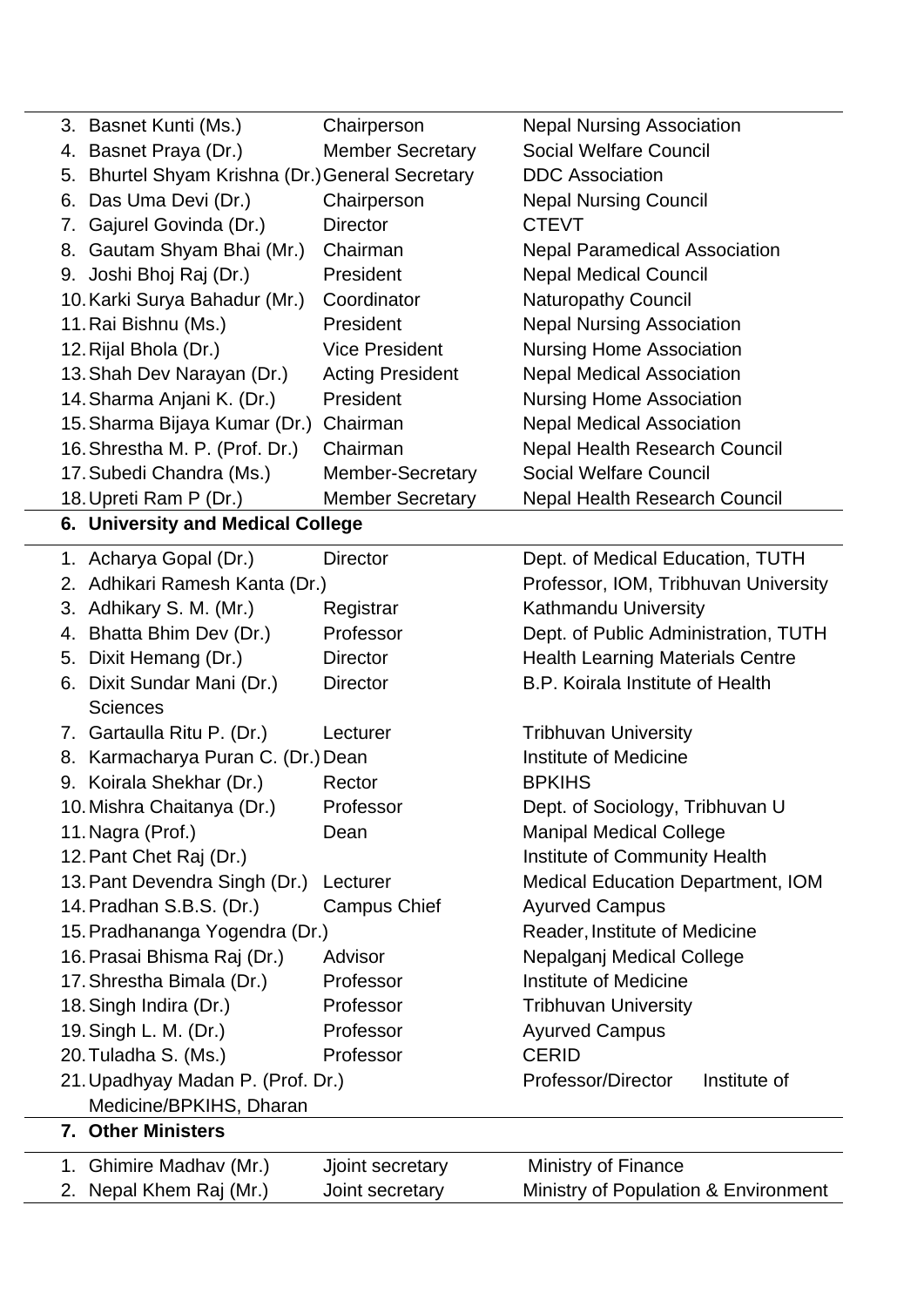| | | |
|---|---|---|
| 3. Basnet Kunti (Ms.) | Chairperson | Nepal Nursing Association |
| 4. Basnet Praya (Dr.) | Member Secretary | Social Welfare Council |
| 5. Bhurtel Shyam Krishna (Dr.) | General Secretary | DDC Association |
| 6. Das Uma Devi (Dr.) | Chairperson | Nepal Nursing Council |
| 7. Gajurel Govinda (Dr.) | Director | CTEVT |
| 8. Gautam Shyam Bhai (Mr.) | Chairman | Nepal Paramedical Association |
| 9. Joshi Bhoj Raj (Dr.) | President | Nepal Medical Council |
| 10. Karki Surya Bahadur (Mr.) | Coordinator | Naturopathy Council |
| 11. Rai Bishnu (Ms.) | President | Nepal Nursing Association |
| 12. Rijal Bhola (Dr.) | Vice President | Nursing Home Association |
| 13. Shah Dev Narayan (Dr.) | Acting President | Nepal Medical Association |
| 14. Sharma Anjani K. (Dr.) | President | Nursing Home Association |
| 15. Sharma Bijaya Kumar (Dr.) | Chairman | Nepal Medical Association |
| 16. Shrestha M. P. (Prof. Dr.) | Chairman | Nepal Health Research Council |
| 17. Subedi Chandra (Ms.) | Member-Secretary | Social Welfare Council |
| 18. Upreti Ram P (Dr.) | Member Secretary | Nepal Health Research Council |

**6. University and Medical College**

| | | |
|---|---|---|
| 1. Acharya Gopal (Dr.) | Director | Dept. of Medical Education, TUTH |
| 2. Adhikari Ramesh Kanta (Dr.) | | Professor, IOM, Tribhuvan University |
| 3. Adhikary S. M. (Mr.) | Registrar | Kathmandu University |
| 4. Bhatta Bhim Dev (Dr.) | Professor | Dept. of Public Administration, TUTH |
| 5. Dixit Hemang (Dr.) | Director | Health Learning Materials Centre |
| 6. Dixit Sundar Mani (Dr.) | Director | B.P. Koirala Institute of Health Sciences |
| 7. Gartaulla Ritu P. (Dr.) | Lecturer | Tribhuvan University |
| 8. Karmacharya Puran C. (Dr.) | Dean | Institute of Medicine |
| 9. Koirala Shekhar (Dr.) | Rector | BPKIHS |
| 10. Mishra Chaitanya (Dr.) | Professor | Dept. of Sociology, Tribhuvan U |
| 11. Nagra (Prof.) | Dean | Manipal Medical College |
| 12. Pant Chet Raj (Dr.) | | Institute of Community Health |
| 13. Pant Devendra Singh (Dr.) | Lecturer | Medical Education Department, IOM |
| 14. Pradhan S.B.S. (Dr.) | Campus Chief | Ayurved Campus |
| 15. Pradhananga Yogendra (Dr.) | | Reader, Institute of Medicine |
| 16. Prasai Bhisma Raj (Dr.) | Advisor | Nepalganj Medical College |
| 17. Shrestha Bimala (Dr.) | Professor | Institute of Medicine |
| 18. Singh Indira (Dr.) | Professor | Tribhuvan University |
| 19. Singh L. M. (Dr.) | Professor | Ayurved Campus |
| 20. Tuladha S. (Ms.) | Professor | CERID |
| 21. Upadhyay Madan P. (Prof. Dr.) | | Professor/Director Institute of Medicine/BPKIHS, Dharan |

**7. Other Ministers**

| | | |
|---|---|---|
| 1. Ghimire Madhav (Mr.) | Jjoint secretary | Ministry of Finance |
| 2. Nepal Khem Raj (Mr.) | Joint secretary | Ministry of Population & Environment |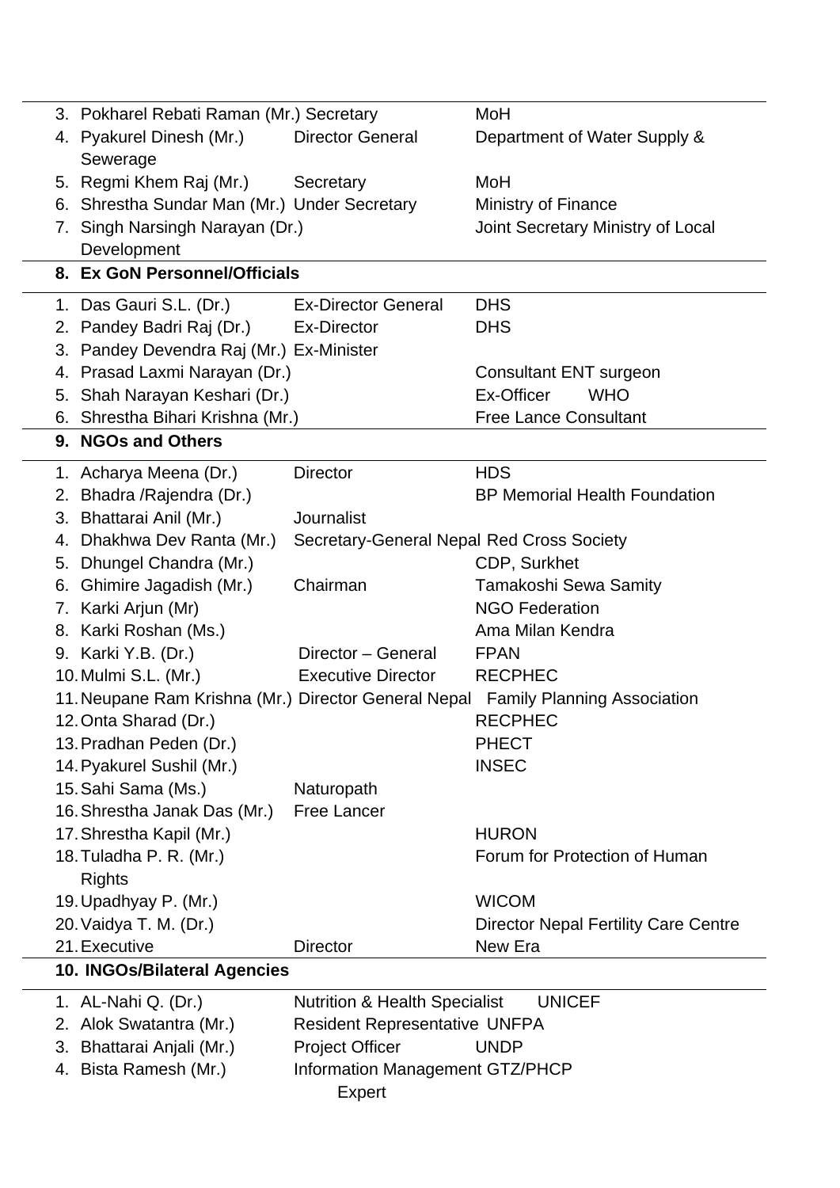3. Pokharel Rebati Raman (Mr.) Secretary MoH
4. Pyakurel Dinesh (Mr.) Director General Department of Water Supply & Sewerage
5. Regmi Khem Raj (Mr.) Secretary MoH
6. Shrestha Sundar Man (Mr.) Under Secretary Ministry of Finance
7. Singh Narsingh Narayan (Dr.) Joint Secretary Ministry of Local Development

**8. Ex GoN Personnel/Officials**

1. Das Gauri S.L. (Dr.) Ex-Director General DHS
2. Pandey Badri Raj (Dr.) Ex-Director DHS
3. Pandey Devendra Raj (Mr.) Ex-Minister
4. Prasad Laxmi Narayan (Dr.) Consultant ENT surgeon
5. Shah Narayan Keshari (Dr.) Ex-Officer WHO
6. Shrestha Bihari Krishna (Mr.) Free Lance Consultant

**9. NGOs and Others**

1. Acharya Meena (Dr.) Director HDS
2. Bhadra /Rajendra (Dr.) BP Memorial Health Foundation
3. Bhattarai Anil (Mr.) Journalist
4. Dhakhwa Dev Ranta (Mr.) Secretary-General Nepal Red Cross Society
5. Dhungel Chandra (Mr.) CDP, Surkhet
6. Ghimire Jagadish (Mr.) Chairman Tamakoshi Sewa Samity
7. Karki Arjun (Mr) NGO Federation
8. Karki Roshan (Ms.) Ama Milan Kendra
9. Karki Y.B. (Dr.) Director – General FPAN
10. Mulmi S.L. (Mr.) Executive Director RECPHEC
11. Neupane Ram Krishna (Mr.) Director General Nepal Family Planning Association
12. Onta Sharad (Dr.) RECPHEC
13. Pradhan Peden (Dr.) PHECT
14. Pyakurel Sushil (Mr.) INSEC
15. Sahi Sama (Ms.) Naturopath
16. Shrestha Janak Das (Mr.) Free Lancer
17. Shrestha Kapil (Mr.) HURON
18. Tuladha P. R. (Mr.) Forum for Protection of Human Rights
19. Upadhyay P. (Mr.) WICOM
20. Vaidya T. M. (Dr.) Director Nepal Fertility Care Centre
21. Executive Director New Era

**10. INGOs/Bilateral Agencies**

1. AL-Nahi Q. (Dr.) Nutrition & Health Specialist UNICEF
2. Alok Swatantra (Mr.) Resident Representative UNFPA
3. Bhattarai Anjali (Mr.) Project Officer UNDP
4. Bista Ramesh (Mr.) Information Management Expert GTZ/PHCP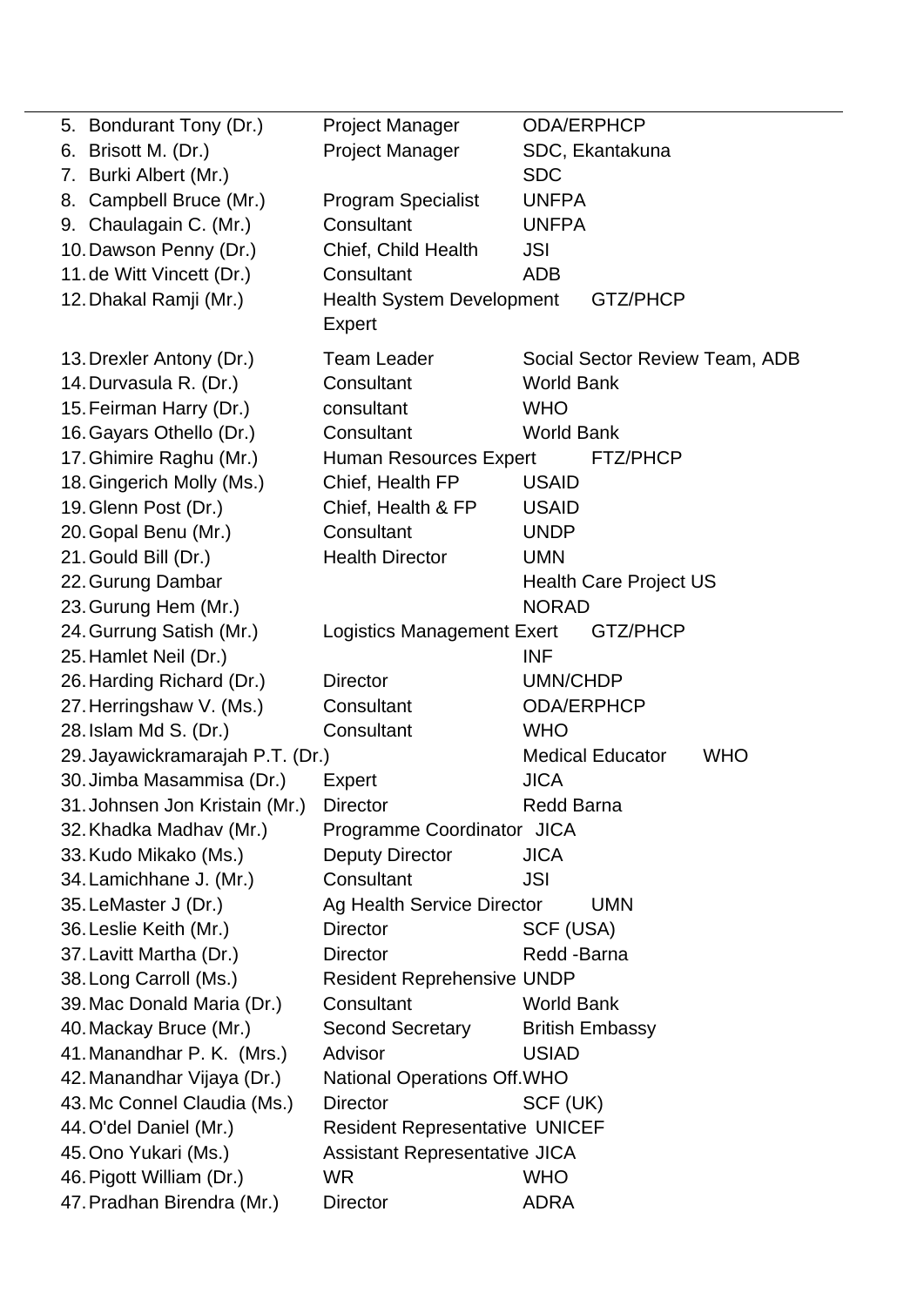| | | |
|---|---|---|
| 5. Bondurant Tony (Dr.) | Project Manager | ODA/ERPHCP |
| 6. Brisott M. (Dr.) | Project Manager | SDC, Ekantakuna |
| 7. Burki Albert (Mr.) | | SDC |
| 8. Campbell Bruce (Mr.) | Program Specialist | UNFPA |
| 9. Chaulagain C. (Mr.) | Consultant | UNFPA |
| 10. Dawson Penny (Dr.) | Chief, Child Health | JSI |
| 11. de Witt Vincett (Dr.) | Consultant | ADB |
| 12. Dhakal Ramji (Mr.) | Health System Development Expert | GTZ/PHCP |
| 13. Drexler Antony (Dr.) | Team Leader | Social Sector Review Team, ADB |
| 14. Durvasula R. (Dr.) | Consultant | World Bank |
| 15. Feirman Harry (Dr.) | consultant | WHO |
| 16. Gayars Othello (Dr.) | Consultant | World Bank |
| 17. Ghimire Raghu (Mr.) | Human Resources Expert | FTZ/PHCP |
| 18. Gingerich Molly (Ms.) | Chief, Health FP | USAID |
| 19. Glenn Post (Dr.) | Chief, Health & FP | USAID |
| 20. Gopal Benu (Mr.) | Consultant | UNDP |
| 21. Gould Bill (Dr.) | Health Director | UMN |
| 22. Gurung Dambar | | Health Care Project US |
| 23. Gurung Hem (Mr.) | | NORAD |
| 24. Gurrung Satish (Mr.) | Logistics Management Exert | GTZ/PHCP |
| 25. Hamlet Neil (Dr.) | | INF |
| 26. Harding Richard (Dr.) | Director | UMN/CHDP |
| 27. Herringshaw V. (Ms.) | Consultant | ODA/ERPHCP |
| 28. Islam Md S. (Dr.) | Consultant | WHO |
| 29. Jayawickramarajah P.T. (Dr.) | Medical Educator | WHO |
| 30. Jimba Masammisa (Dr.) | Expert | JICA |
| 31. Johnsen Jon Kristain (Mr.) | Director | Redd Barna |
| 32. Khadka Madhav (Mr.) | Programme Coordinator | JICA |
| 33. Kudo Mikako (Ms.) | Deputy Director | JICA |
| 34. Lamichhane J. (Mr.) | Consultant | JSI |
| 35. LeMaster J (Dr.) | Ag Health Service Director | UMN |
| 36. Leslie Keith (Mr.) | Director | SCF (USA) |
| 37. Lavitt Martha (Dr.) | Director | Redd -Barna |
| 38. Long Carroll (Ms.) | Resident Reprehensive | UNDP |
| 39. Mac Donald Maria (Dr.) | Consultant | World Bank |
| 40. Mackay Bruce (Mr.) | Second Secretary | British Embassy |
| 41. Manandhar P. K. (Mrs.) | Advisor | USIAD |
| 42. Manandhar Vijaya (Dr.) | National Operations Off. | WHO |
| 43. Mc Connel Claudia (Ms.) | Director | SCF (UK) |
| 44. O'del Daniel (Mr.) | Resident Representative | UNICEF |
| 45. Ono Yukari (Ms.) | Assistant Representative | JICA |
| 46. Pigott William (Dr.) | WR | WHO |
| 47. Pradhan Birendra (Mr.) | Director | ADRA |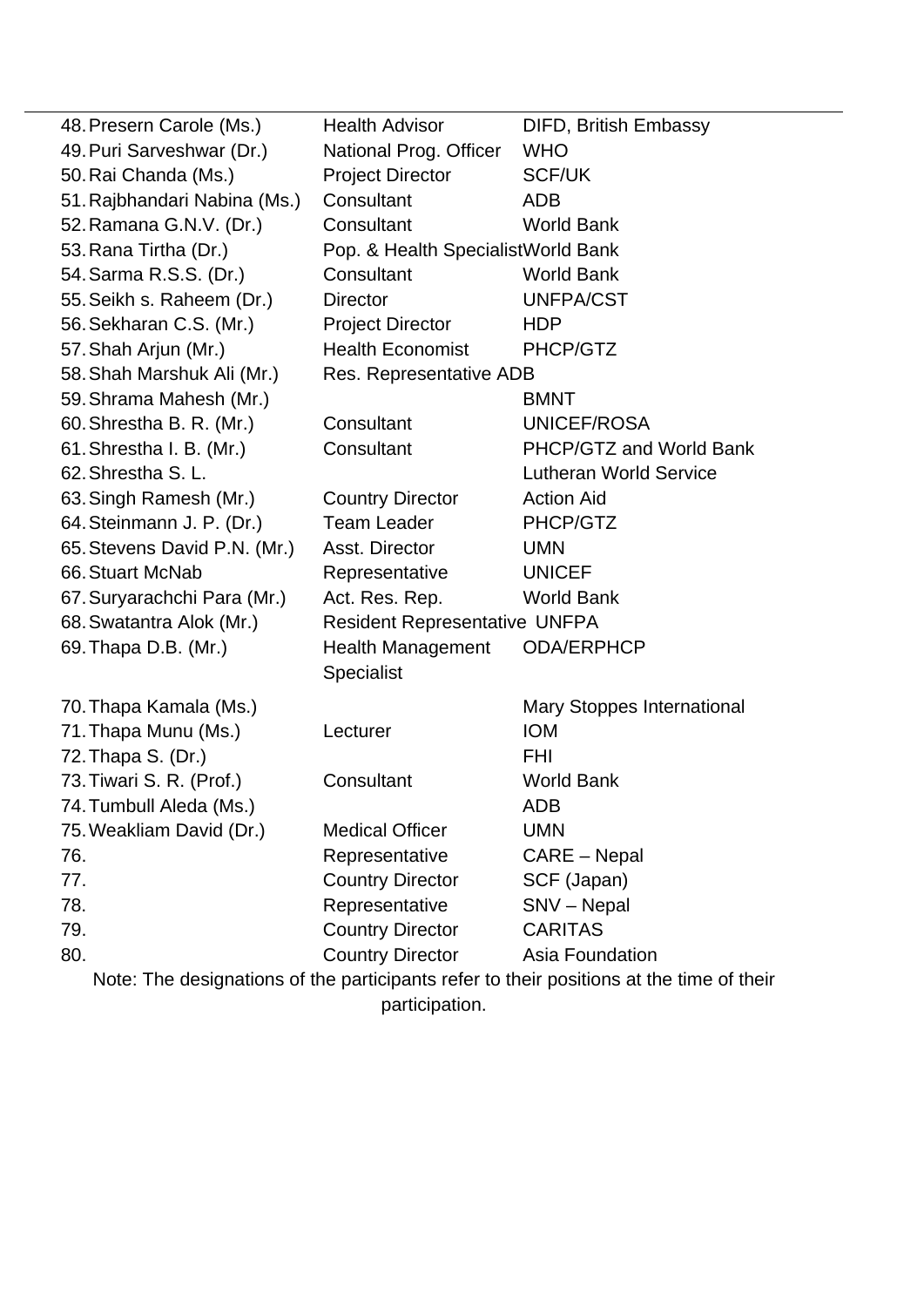| | | |
|---|---|---|
| 48. Presern Carole (Ms.) | Health Advisor | DIFD, British Embassy |
| 49. Puri Sarveshwar (Dr.) | National Prog. Officer | WHO |
| 50. Rai Chanda (Ms.) | Project Director | SCF/UK |
| 51. Rajbhandari Nabina (Ms.) | Consultant | ADB |
| 52. Ramana G.N.V. (Dr.) | Consultant | World Bank |
| 53. Rana Tirtha (Dr.) | Pop. & Health Specialist | World Bank |
| 54. Sarma R.S.S. (Dr.) | Consultant | World Bank |
| 55. Seikh s. Raheem (Dr.) | Director | UNFPA/CST |
| 56. Sekharan C.S. (Mr.) | Project Director | HDP |
| 57. Shah Arjun (Mr.) | Health Economist | PHCP/GTZ |
| 58. Shah Marshuk Ali (Mr.) | Res. Representative | ADB |
| 59. Shrama Mahesh (Mr.) | | BMNT |
| 60. Shrestha B. R. (Mr.) | Consultant | UNICEF/ROSA |
| 61. Shrestha I. B. (Mr.) | Consultant | PHCP/GTZ and World Bank |
| 62. Shrestha S. L. | | Lutheran World Service |
| 63. Singh Ramesh (Mr.) | Country Director | Action Aid |
| 64. Steinmann J. P. (Dr.) | Team Leader | PHCP/GTZ |
| 65. Stevens David P.N. (Mr.) | Asst. Director | UMN |
| 66. Stuart McNab | Representative | UNICEF |
| 67. Suryarachchi Para (Mr.) | Act. Res. Rep. | World Bank |
| 68. Swatantra Alok (Mr.) | Resident Representative | UNFPA |
| 69. Thapa D.B. (Mr.) | Health Management Specialist | ODA/ERPHCP |
| 70. Thapa Kamala (Ms.) | | Mary Stoppes International |
| 71. Thapa Munu (Ms.) | Lecturer | IOM |
| 72. Thapa S. (Dr.) | | FHI |
| 73. Tiwari S. R. (Prof.) | Consultant | World Bank |
| 74. Tumbull Aleda (Ms.) | | ADB |
| 75. Weakliam David (Dr.) | Medical Officer | UMN |
| 76. | Representative | CARE – Nepal |
| 77. | Country Director | SCF (Japan) |
| 78. | Representative | SNV – Nepal |
| 79. | Country Director | CARITAS |
| 80. | Country Director | Asia Foundation |

Note: The designations of the participants refer to their positions at the time of their participation.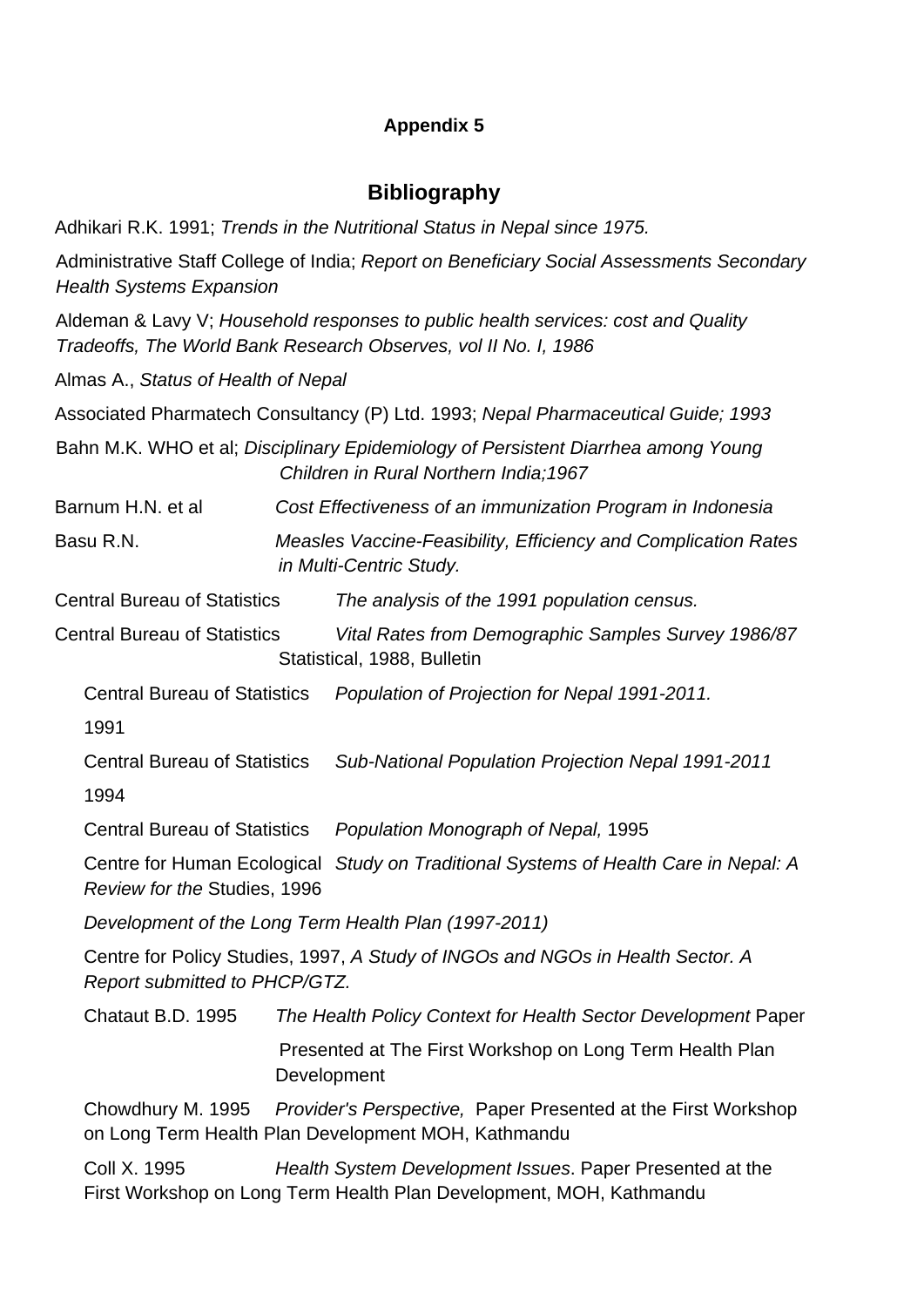**Appendix 5**

## Bibliography

Adhikari R.K. 1991; *Trends in the Nutritional Status in Nepal since 1975.*

Administrative Staff College of India; *Report on Beneficiary Social Assessments Secondary Health Systems Expansion*

Aldeman & Lavy V; *Household responses to public health services: cost and Quality Tradeoffs, The World Bank Research Observes, vol II No. I, 1986*

Almas A., *Status of Health of Nepal*

Associated Pharmatech Consultancy (P) Ltd. 1993; *Nepal Pharmaceutical Guide; 1993*

Bahn M.K. WHO et al; *Disciplinary Epidemiology of Persistent Diarrhea among Young Children in Rural Northern India;1967*

Barnum H.N. et al *Cost Effectiveness of an immunization Program in Indonesia*

Basu R.N. *Measles Vaccine-Feasibility, Efficiency and Complication Rates in Multi-Centric Study.*

Central Bureau of Statistics *The analysis of the 1991 population census.*

Central Bureau of Statistics *Vital Rates from Demographic Samples Survey 1986/87* Statistical, 1988, Bulletin

Central Bureau of Statistics *Population of Projection for Nepal 1991-2011.* 1991

Central Bureau of Statistics *Sub-National Population Projection Nepal 1991-2011* 1994

Central Bureau of Statistics *Population Monograph of Nepal,* 1995

Centre for Human Ecological *Study on Traditional Systems of Health Care in Nepal: A Review for the* Studies, 1996

*Development of the Long Term Health Plan (1997-2011)*

Centre for Policy Studies, 1997, *A Study of INGOs and NGOs in Health Sector. A Report submitted to PHCP/GTZ.*

Chataut B.D. 1995 *The Health Policy Context for Health Sector Development* Paper Presented at The First Workshop on Long Term Health Plan Development

Chowdhury M. 1995 *Provider's Perspective,* Paper Presented at the First Workshop on Long Term Health Plan Development MOH, Kathmandu

Coll X. 1995 *Health System Development Issues*. Paper Presented at the First Workshop on Long Term Health Plan Development, MOH, Kathmandu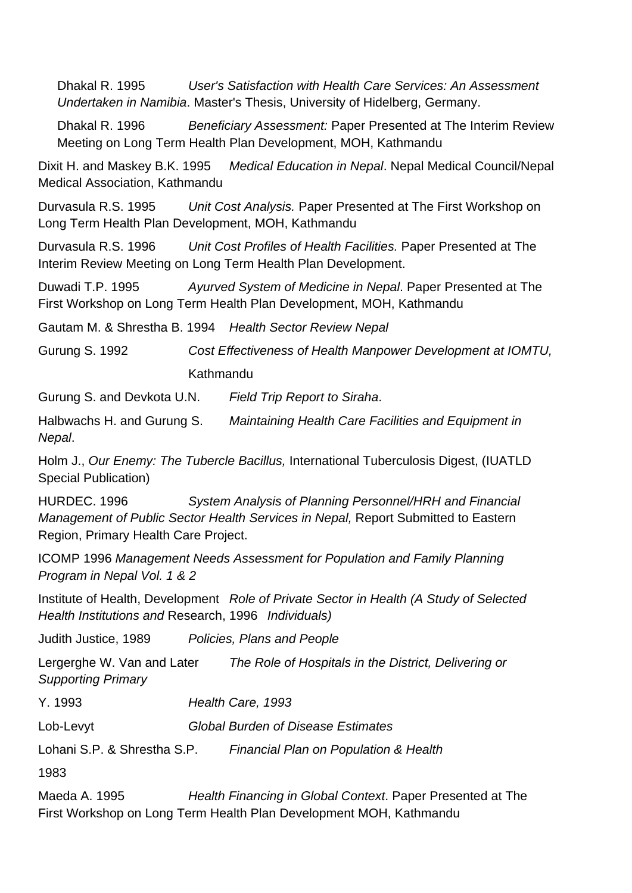Dhakal R. 1995 *User's Satisfaction with Health Care Services: An Assessment Undertaken in Namibia*. Master's Thesis, University of Hidelberg, Germany.

Dhakal R. 1996 *Beneficiary Assessment:* Paper Presented at The Interim Review Meeting on Long Term Health Plan Development, MOH, Kathmandu

Dixit H. and Maskey B.K. 1995 *Medical Education in Nepal*. Nepal Medical Council/Nepal Medical Association, Kathmandu

Durvasula R.S. 1995 *Unit Cost Analysis.* Paper Presented at The First Workshop on Long Term Health Plan Development, MOH, Kathmandu

Durvasula R.S. 1996 *Unit Cost Profiles of Health Facilities.* Paper Presented at The Interim Review Meeting on Long Term Health Plan Development.

Duwadi T.P. 1995 *Ayurved System of Medicine in Nepal*. Paper Presented at The First Workshop on Long Term Health Plan Development, MOH, Kathmandu

Gautam M. & Shrestha B. 1994 *Health Sector Review Nepal*

Gurung S. 1992 *Cost Effectiveness of Health Manpower Development at IOMTU,* Kathmandu

Gurung S. and Devkota U.N. *Field Trip Report to Siraha*.

Halbwachs H. and Gurung S. *Maintaining Health Care Facilities and Equipment in Nepal*.

Holm J., *Our Enemy: The Tubercle Bacillus,* International Tuberculosis Digest, (IUATLD Special Publication)

HURDEC. 1996 *System Analysis of Planning Personnel/HRH and Financial Management of Public Sector Health Services in Nepal,* Report Submitted to Eastern Region, Primary Health Care Project.

ICOMP 1996 *Management Needs Assessment for Population and Family Planning Program in Nepal Vol. 1 & 2*

Institute of Health, Development and Research, 1996 *Role of Private Sector in Health (A Study of Selected Health Institutions and Individuals)*

Judith Justice, 1989 *Policies, Plans and People*

Lergerghe W. Van and Later Y. 1993 *The Role of Hospitals in the District, Delivering or Supporting Primary Health Care, 1993*

Lob-Levyt *Global Burden of Disease Estimates*

Lohani S.P. & Shrestha S.P. 1983 *Financial Plan on Population & Health*

Maeda A. 1995 *Health Financing in Global Context*. Paper Presented at The First Workshop on Long Term Health Plan Development MOH, Kathmandu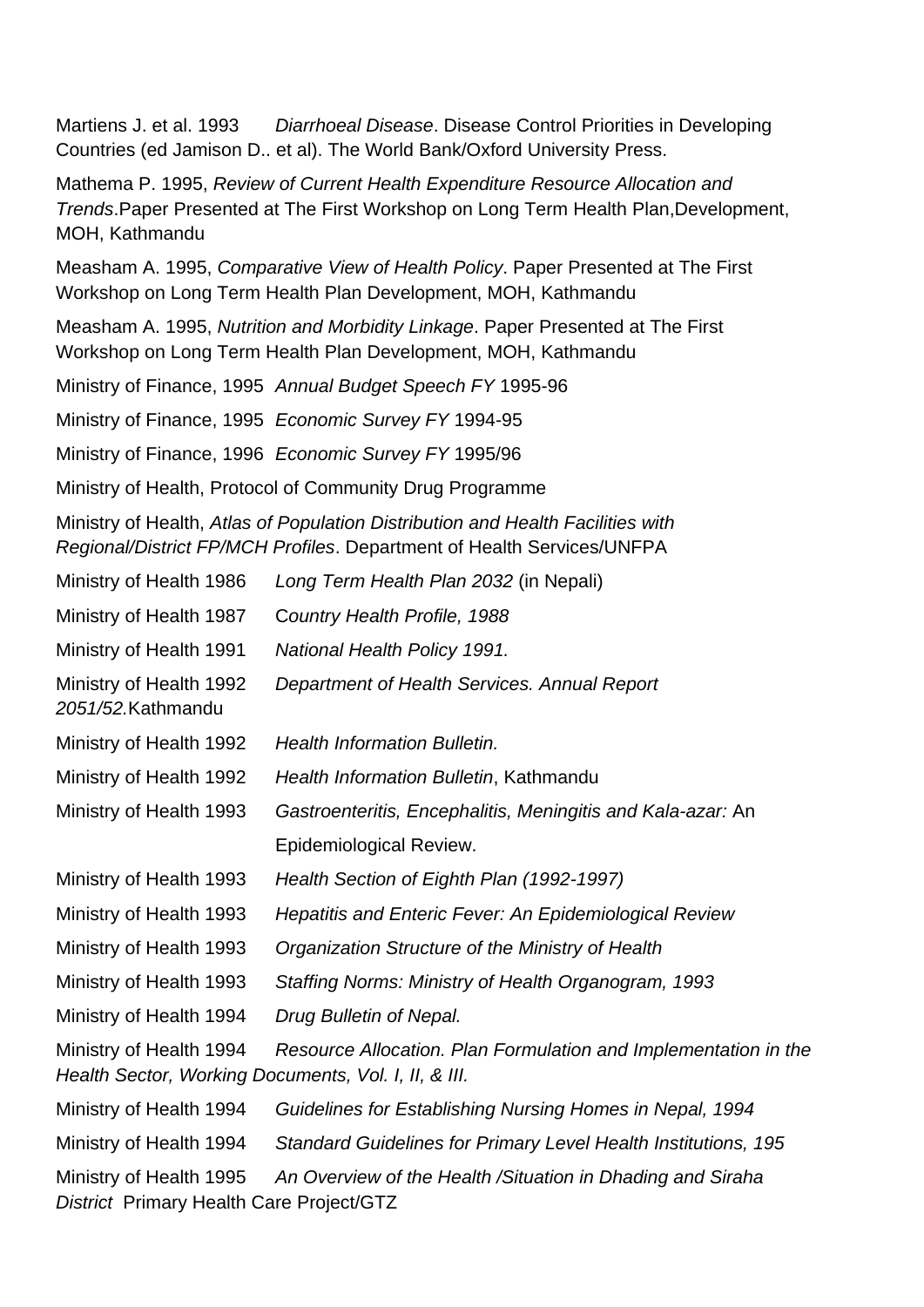Martiens J. et al. 1993 *Diarrhoeal Disease*. Disease Control Priorities in Developing Countries (ed Jamison D.. et al). The World Bank/Oxford University Press.

Mathema P. 1995, *Review of Current Health Expenditure Resource Allocation and Trends*.Paper Presented at The First Workshop on Long Term Health Plan,Development, MOH, Kathmandu

Measham A. 1995, *Comparative View of Health Policy*. Paper Presented at The First Workshop on Long Term Health Plan Development, MOH, Kathmandu

Measham A. 1995, *Nutrition and Morbidity Linkage*. Paper Presented at The First Workshop on Long Term Health Plan Development, MOH, Kathmandu

Ministry of Finance, 1995 *Annual Budget Speech FY* 1995-96

Ministry of Finance, 1995 *Economic Survey FY* 1994-95

Ministry of Finance, 1996 *Economic Survey FY* 1995/96

Ministry of Health, Protocol of Community Drug Programme

Ministry of Health, *Atlas of Population Distribution and Health Facilities with Regional/District FP/MCH Profiles*. Department of Health Services/UNFPA

Ministry of Health 1986 *Long Term Health Plan 2032* (in Nepali)

Ministry of Health 1987 *Country Health Profile, 1988*

Ministry of Health 1991 *National Health Policy 1991.*

Ministry of Health 1992 *Department of Health Services. Annual Report 2051/52.*Kathmandu

Ministry of Health 1992 *Health Information Bulletin.*

Ministry of Health 1992 *Health Information Bulletin*, Kathmandu

Ministry of Health 1993 *Gastroenteritis, Encephalitis, Meningitis and Kala-azar:* An Epidemiological Review.

Ministry of Health 1993 *Health Section of Eighth Plan (1992-1997)*

Ministry of Health 1993 *Hepatitis and Enteric Fever: An Epidemiological Review*

Ministry of Health 1993 *Organization Structure of the Ministry of Health*

Ministry of Health 1993 *Staffing Norms: Ministry of Health Organogram, 1993*

Ministry of Health 1994 *Drug Bulletin of Nepal.*

Ministry of Health 1994 *Resource Allocation. Plan Formulation and Implementation in the Health Sector, Working Documents, Vol. I, II, & III.*

Ministry of Health 1994 *Guidelines for Establishing Nursing Homes in Nepal, 1994*

Ministry of Health 1994 *Standard Guidelines for Primary Level Health Institutions, 195*

Ministry of Health 1995 *An Overview of the Health /Situation in Dhading and Siraha District* Primary Health Care Project/GTZ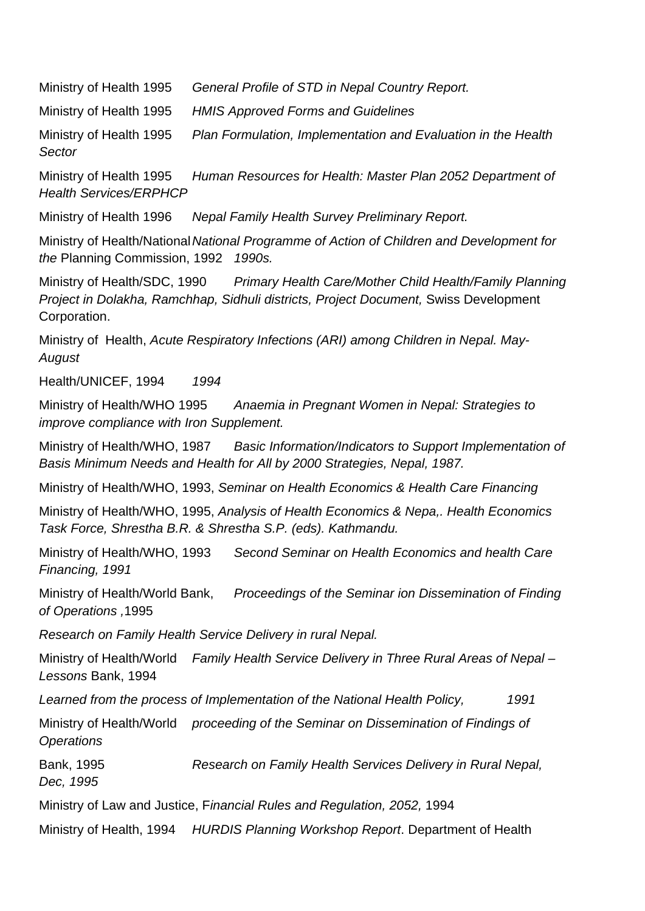Ministry of Health 1995 *General Profile of STD in Nepal Country Report.*

Ministry of Health 1995 *HMIS Approved Forms and Guidelines*

Ministry of Health 1995 *Plan Formulation, Implementation and Evaluation in the Health Sector*

Ministry of Health 1995 *Human Resources for Health: Master Plan 2052 Department of Health Services/ERPHCP*

Ministry of Health 1996 *Nepal Family Health Survey Preliminary Report.*

Ministry of Health/National *National Programme of Action of Children and Development for the* Planning Commission, 1992 *1990s.*

Ministry of Health/SDC, 1990 *Primary Health Care/Mother Child Health/Family Planning Project in Dolakha, Ramchhap, Sidhuli districts, Project Document,* Swiss Development Corporation.

Ministry of Health, *Acute Respiratory Infections (ARI) among Children in Nepal. May-August*

Health/UNICEF, 1994 *1994*

Ministry of Health/WHO 1995 *Anaemia in Pregnant Women in Nepal: Strategies to improve compliance with Iron Supplement.*

Ministry of Health/WHO, 1987 *Basic Information/Indicators to Support Implementation of Basis Minimum Needs and Health for All by 2000 Strategies, Nepal, 1987.*

Ministry of Health/WHO, 1993, *Seminar on Health Economics & Health Care Financing*

Ministry of Health/WHO, 1995, *Analysis of Health Economics & Nepa,. Health Economics Task Force, Shrestha B.R. & Shrestha S.P. (eds). Kathmandu.*

Ministry of Health/WHO, 1993 *Second Seminar on Health Economics and health Care Financing, 1991*

Ministry of Health/World Bank, *Proceedings of the Seminar ion Dissemination of Finding of Operations ,*1995

*Research on Family Health Service Delivery in rural Nepal.*

Ministry of Health/World *Family Health Service Delivery in Three Rural Areas of Nepal – Lessons* Bank, 1994

*Learned from the process of Implementation of the National Health Policy, 1991*

Ministry of Health/World *proceeding of the Seminar on Dissemination of Findings of Operations*

Bank, 1995 *Research on Family Health Services Delivery in Rural Nepal, Dec, 1995*

Ministry of Law and Justice, F*inancial Rules and Regulation, 2052,* 1994

Ministry of Health, 1994 *HURDIS Planning Workshop Report*. Department of Health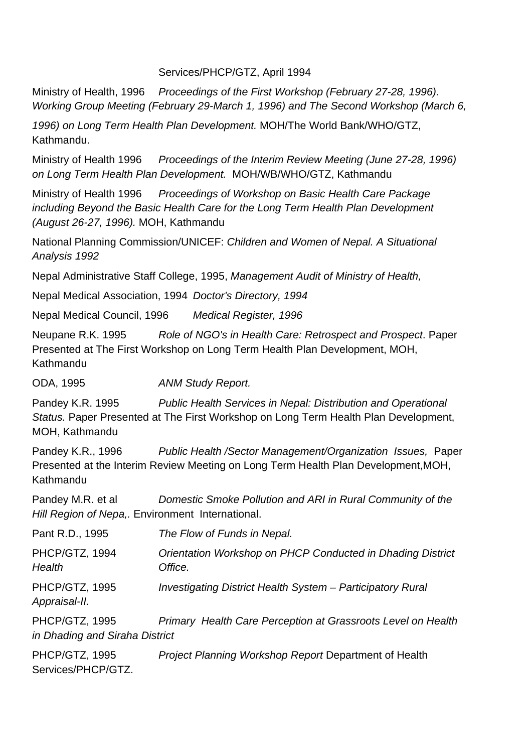Services/PHCP/GTZ, April 1994

Ministry of Health, 1996 *Proceedings of the First Workshop (February 27-28, 1996). Working Group Meeting (February 29-March 1, 1996) and The Second Workshop (March 6, 1996) on Long Term Health Plan Development.* MOH/The World Bank/WHO/GTZ, Kathmandu.

Ministry of Health 1996 *Proceedings of the Interim Review Meeting (June 27-28, 1996) on Long Term Health Plan Development.* MOH/WB/WHO/GTZ, Kathmandu

Ministry of Health 1996 *Proceedings of Workshop on Basic Health Care Package including Beyond the Basic Health Care for the Long Term Health Plan Development (August 26-27, 1996).* MOH, Kathmandu

National Planning Commission/UNICEF: *Children and Women of Nepal. A Situational Analysis 1992*

Nepal Administrative Staff College, 1995, *Management Audit of Ministry of Health,*

Nepal Medical Association, 1994 *Doctor's Directory, 1994*

Nepal Medical Council, 1996 *Medical Register, 1996*

Neupane R.K. 1995 *Role of NGO's in Health Care: Retrospect and Prospect*. Paper Presented at The First Workshop on Long Term Health Plan Development, MOH, Kathmandu

ODA, 1995 *ANM Study Report.*

Pandey K.R. 1995 *Public Health Services in Nepal: Distribution and Operational Status.* Paper Presented at The First Workshop on Long Term Health Plan Development, MOH, Kathmandu

Pandey K.R., 1996 *Public Health /Sector Management/Organization Issues,* Paper Presented at the Interim Review Meeting on Long Term Health Plan Development,MOH, Kathmandu

Pandey M.R. et al *Domestic Smoke Pollution and ARI in Rural Community of the Hill Region of Nepa,.* Environment International.

Pant R.D., 1995 *The Flow of Funds in Nepal.*

PHCP/GTZ, 1994 *Orientation Workshop on PHCP Conducted in Dhading District Health Office.*

PHCP/GTZ, 1995 *Investigating District Health System – Participatory Rural Appraisal-II.*

PHCP/GTZ, 1995 *Primary Health Care Perception at Grassroots Level on Health in Dhading and Siraha District*

PHCP/GTZ, 1995 *Project Planning Workshop Report* Department of Health Services/PHCP/GTZ.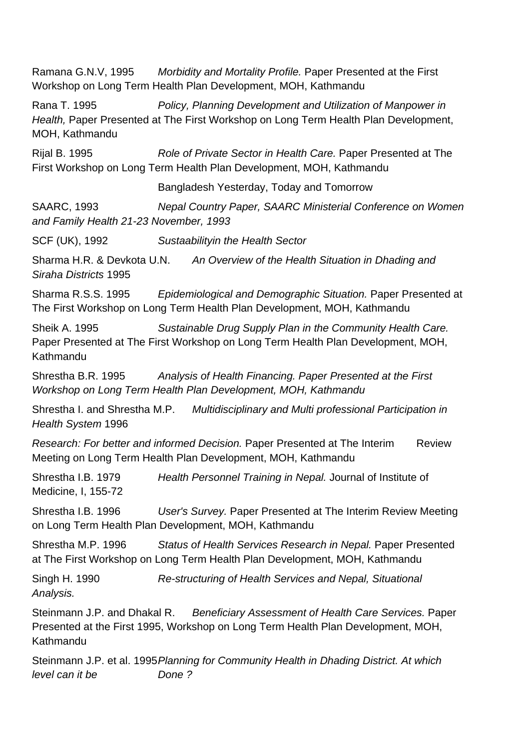Ramana G.N.V, 1995 *Morbidity and Mortality Profile.* Paper Presented at the First Workshop on Long Term Health Plan Development, MOH, Kathmandu

Rana T. 1995 *Policy, Planning Development and Utilization of Manpower in Health,* Paper Presented at The First Workshop on Long Term Health Plan Development, MOH, Kathmandu

Rijal B. 1995 *Role of Private Sector in Health Care.* Paper Presented at The First Workshop on Long Term Health Plan Development, MOH, Kathmandu

Bangladesh Yesterday, Today and Tomorrow

SAARC, 1993 *Nepal Country Paper, SAARC Ministerial Conference on Women and Family Health 21-23 November, 1993*

SCF (UK), 1992 *Sustaabilityin the Health Sector*

Sharma H.R. & Devkota U.N. *An Overview of the Health Situation in Dhading and Siraha Districts* 1995

Sharma R.S.S. 1995 *Epidemiological and Demographic Situation.* Paper Presented at The First Workshop on Long Term Health Plan Development, MOH, Kathmandu

Sheik A. 1995 *Sustainable Drug Supply Plan in the Community Health Care.* Paper Presented at The First Workshop on Long Term Health Plan Development, MOH, Kathmandu

Shrestha B.R. 1995 *Analysis of Health Financing. Paper Presented at the First Workshop on Long Term Health Plan Development, MOH, Kathmandu*

Shrestha I. and Shrestha M.P. *Multidisciplinary and Multi professional Participation in Health System* 1996

*Research: For better and informed Decision.* Paper Presented at The Interim Review Meeting on Long Term Health Plan Development, MOH, Kathmandu

Shrestha I.B. 1979 *Health Personnel Training in Nepal.* Journal of Institute of Medicine, I, 155-72

Shrestha I.B. 1996 *User's Survey.* Paper Presented at The Interim Review Meeting on Long Term Health Plan Development, MOH, Kathmandu

Shrestha M.P. 1996 *Status of Health Services Research in Nepal.* Paper Presented at The First Workshop on Long Term Health Plan Development, MOH, Kathmandu

Singh H. 1990 *Re-structuring of Health Services and Nepal, Situational Analysis.*

Steinmann J.P. and Dhakal R. *Beneficiary Assessment of Health Care Services.* Paper Presented at the First 1995, Workshop on Long Term Health Plan Development, MOH, Kathmandu

Steinmann J.P. et al. 1995 *Planning for Community Health in Dhading District. At which level can it be Done ?*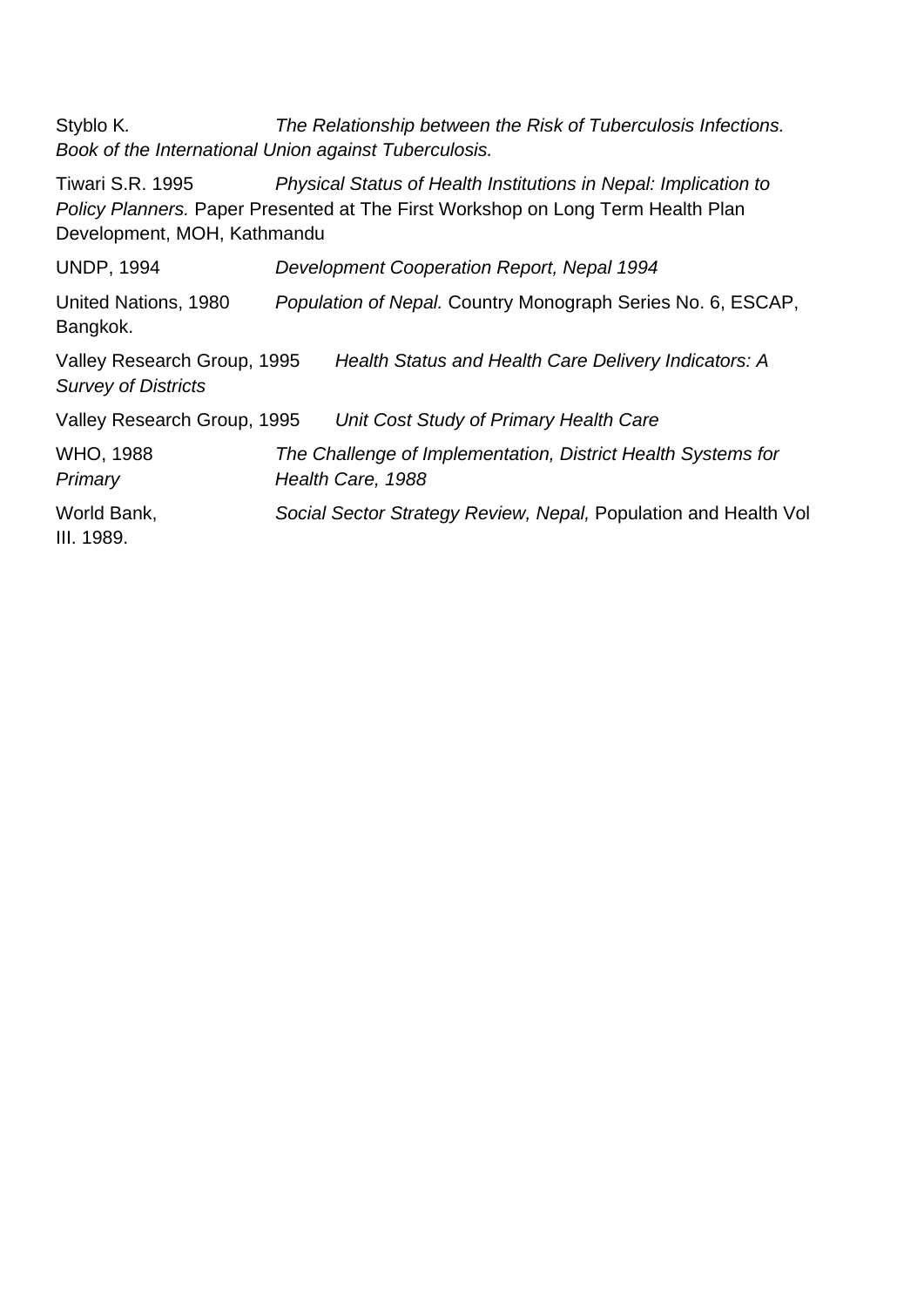Styblo K. *The Relationship between the Risk of Tuberculosis Infections. Book of the International Union against Tuberculosis.*

Tiwari S.R. 1995 *Physical Status of Health Institutions in Nepal: Implication to Policy Planners.* Paper Presented at The First Workshop on Long Term Health Plan Development, MOH, Kathmandu

UNDP, 1994 *Development Cooperation Report, Nepal 1994*

United Nations, 1980 *Population of Nepal.* Country Monograph Series No. 6, ESCAP, Bangkok.

Valley Research Group, 1995 *Health Status and Health Care Delivery Indicators: A Survey of Districts*

Valley Research Group, 1995 *Unit Cost Study of Primary Health Care*

WHO, 1988 *The Challenge of Implementation, District Health Systems for Primary Health Care, 1988*

World Bank, *Social Sector Strategy Review, Nepal,* Population and Health Vol III. 1989.